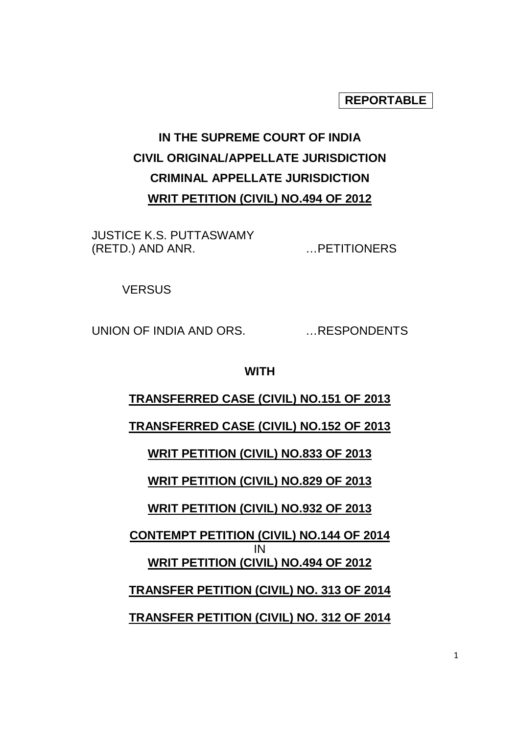**REPORTABLE**

**IN THE SUPREME COURT OF INDIA**
**CIVIL ORIGINAL/APPELLATE JURISDICTION**
**CRIMINAL APPELLATE JURISDICTION**
**WRIT PETITION (CIVIL) NO.494 OF 2012**

JUSTICE K.S. PUTTASWAMY (RETD.) AND ANR. …PETITIONERS

VERSUS

UNION OF INDIA AND ORS. …RESPONDENTS

**WITH**

**TRANSFERRED CASE (CIVIL) NO.151 OF 2013**

**TRANSFERRED CASE (CIVIL) NO.152 OF 2013**

**WRIT PETITION (CIVIL) NO.833 OF 2013**

**WRIT PETITION (CIVIL) NO.829 OF 2013**

**WRIT PETITION (CIVIL) NO.932 OF 2013**

**CONTEMPT PETITION (CIVIL) NO.144 OF 2014**
IN
**WRIT PETITION (CIVIL) NO.494 OF 2012**

**TRANSFER PETITION (CIVIL) NO. 313 OF 2014**

**TRANSFER PETITION (CIVIL) NO. 312 OF 2014**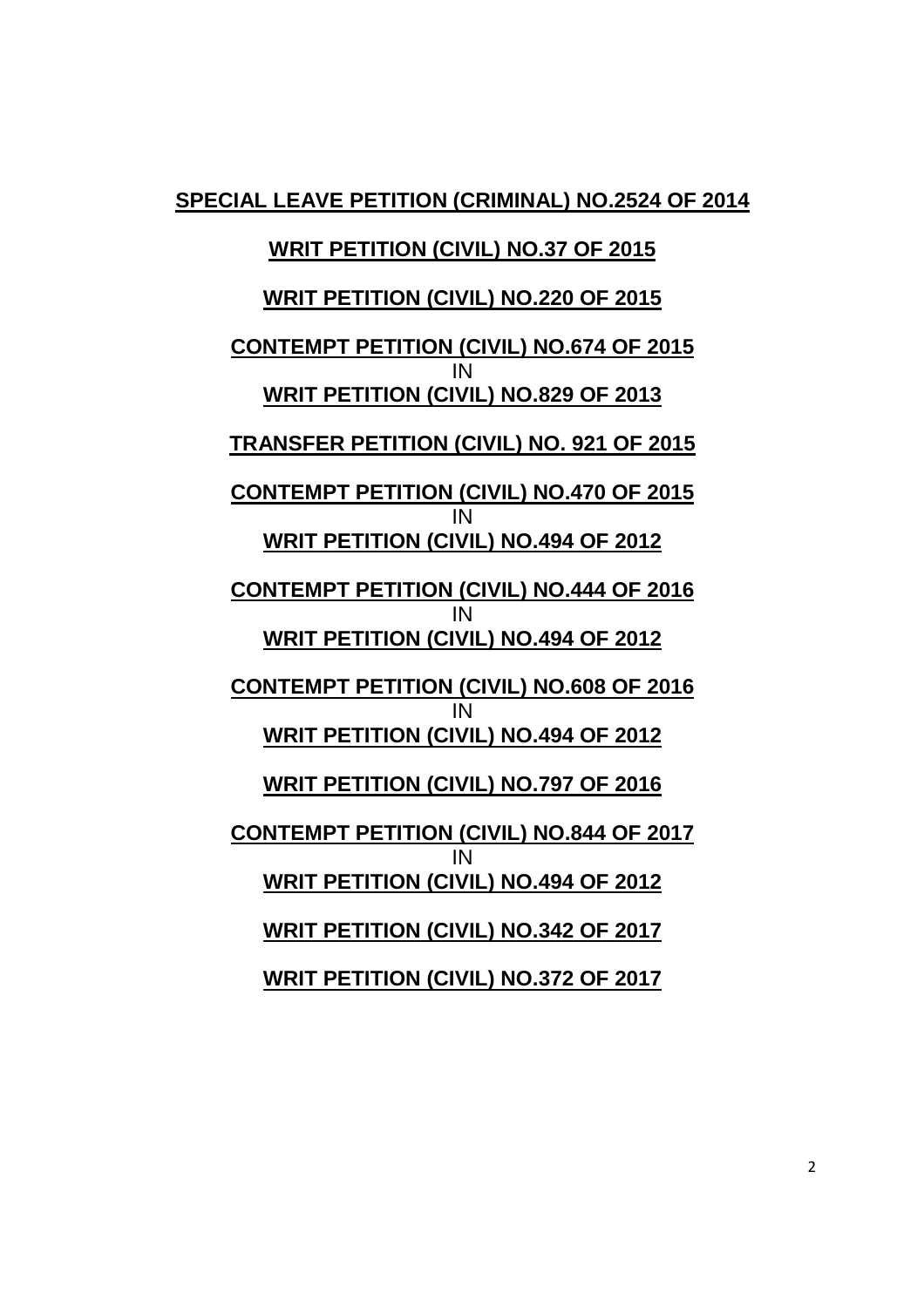**SPECIAL LEAVE PETITION (CRIMINAL) NO.2524 OF 2014**

**WRIT PETITION (CIVIL) NO.37 OF 2015**

**WRIT PETITION (CIVIL) NO.220 OF 2015**

**CONTEMPT PETITION (CIVIL) NO.674 OF 2015**
IN
**WRIT PETITION (CIVIL) NO.829 OF 2013**

**TRANSFER PETITION (CIVIL) NO. 921 OF 2015**

**CONTEMPT PETITION (CIVIL) NO.470 OF 2015**
IN
**WRIT PETITION (CIVIL) NO.494 OF 2012**

**CONTEMPT PETITION (CIVIL) NO.444 OF 2016**
IN
**WRIT PETITION (CIVIL) NO.494 OF 2012**

**CONTEMPT PETITION (CIVIL) NO.608 OF 2016**
IN
**WRIT PETITION (CIVIL) NO.494 OF 2012**

**WRIT PETITION (CIVIL) NO.797 OF 2016**

**CONTEMPT PETITION (CIVIL) NO.844 OF 2017**
IN
**WRIT PETITION (CIVIL) NO.494 OF 2012**

**WRIT PETITION (CIVIL) NO.342 OF 2017**

**WRIT PETITION (CIVIL) NO.372 OF 2017**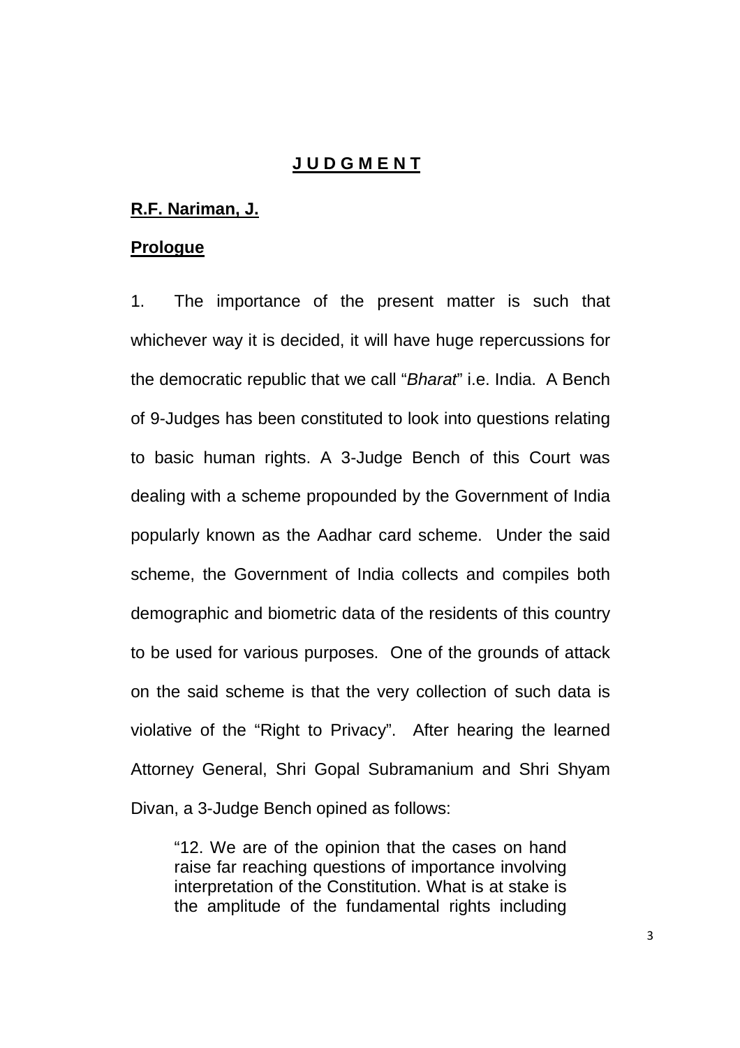## **J U D G M E N T**

**R.F. Nariman, J.**

**Prologue**

1. The importance of the present matter is such that whichever way it is decided, it will have huge repercussions for the democratic republic that we call "*Bharat*" i.e. India. A Bench of 9-Judges has been constituted to look into questions relating to basic human rights. A 3-Judge Bench of this Court was dealing with a scheme propounded by the Government of India popularly known as the Aadhar card scheme. Under the said scheme, the Government of India collects and compiles both demographic and biometric data of the residents of this country to be used for various purposes. One of the grounds of attack on the said scheme is that the very collection of such data is violative of the "Right to Privacy". After hearing the learned Attorney General, Shri Gopal Subramanium and Shri Shyam Divan, a 3-Judge Bench opined as follows:

> "12. We are of the opinion that the cases on hand raise far reaching questions of importance involving interpretation of the Constitution. What is at stake is the amplitude of the fundamental rights including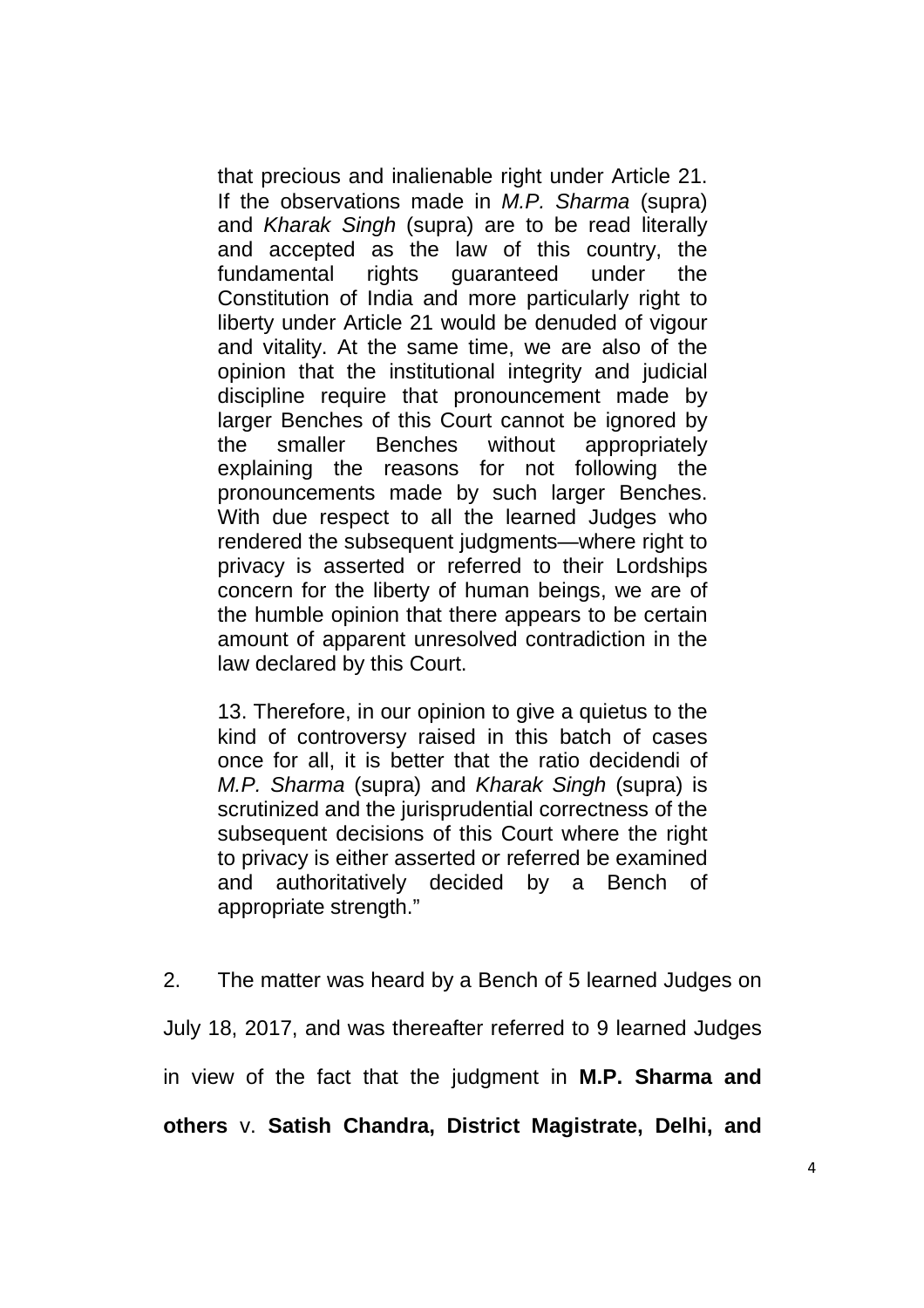> that precious and inalienable right under Article 21. If the observations made in *M.P. Sharma* (supra) and *Kharak Singh* (supra) are to be read literally and accepted as the law of this country, the fundamental rights guaranteed under the Constitution of India and more particularly right to liberty under Article 21 would be denuded of vigour and vitality. At the same time, we are also of the opinion that the institutional integrity and judicial discipline require that pronouncement made by larger Benches of this Court cannot be ignored by the smaller Benches without appropriately explaining the reasons for not following the pronouncements made by such larger Benches. With due respect to all the learned Judges who rendered the subsequent judgments—where right to privacy is asserted or referred to their Lordships concern for the liberty of human beings, we are of the humble opinion that there appears to be certain amount of apparent unresolved contradiction in the law declared by this Court.
>
> 13. Therefore, in our opinion to give a quietus to the kind of controversy raised in this batch of cases once for all, it is better that the ratio decidendi of *M.P. Sharma* (supra) and *Kharak Singh* (supra) is scrutinized and the jurisprudential correctness of the subsequent decisions of this Court where the right to privacy is either asserted or referred be examined and authoritatively decided by a Bench of appropriate strength."

2. The matter was heard by a Bench of 5 learned Judges on July 18, 2017, and was thereafter referred to 9 learned Judges in view of the fact that the judgment in **M.P. Sharma and others** v. **Satish Chandra, District Magistrate, Delhi, and**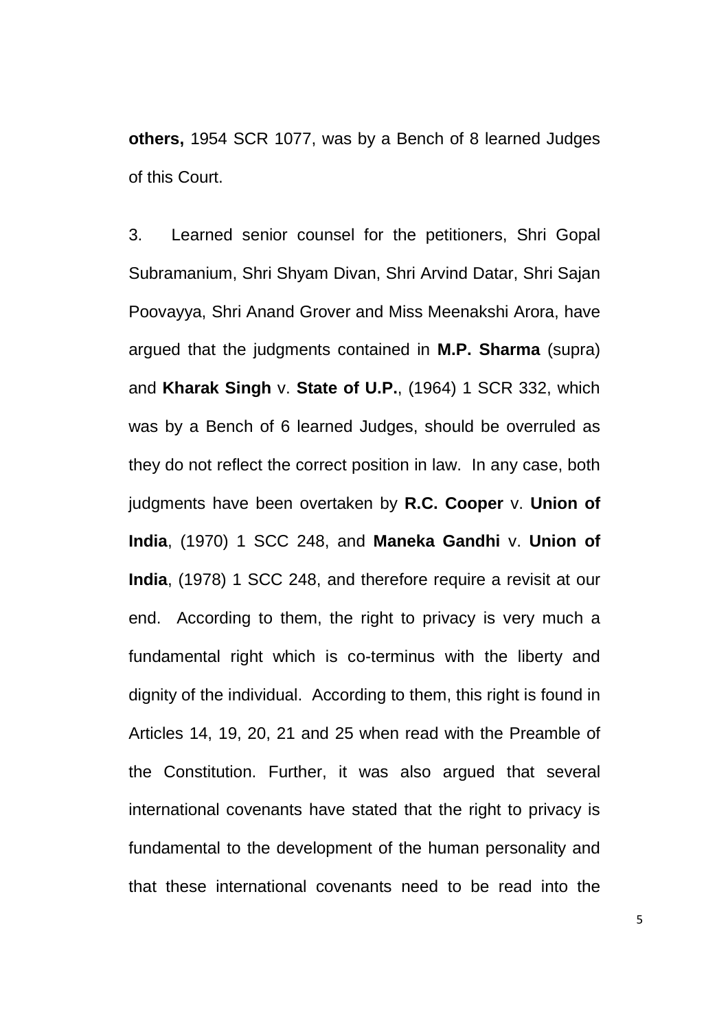**others,** 1954 SCR 1077, was by a Bench of 8 learned Judges of this Court.

3. Learned senior counsel for the petitioners, Shri Gopal Subramanium, Shri Shyam Divan, Shri Arvind Datar, Shri Sajan Poovayya, Shri Anand Grover and Miss Meenakshi Arora, have argued that the judgments contained in **M.P. Sharma** (supra) and **Kharak Singh** v. **State of U.P.**, (1964) 1 SCR 332, which was by a Bench of 6 learned Judges, should be overruled as they do not reflect the correct position in law. In any case, both judgments have been overtaken by **R.C. Cooper** v. **Union of India**, (1970) 1 SCC 248, and **Maneka Gandhi** v. **Union of India**, (1978) 1 SCC 248, and therefore require a revisit at our end. According to them, the right to privacy is very much a fundamental right which is co-terminus with the liberty and dignity of the individual. According to them, this right is found in Articles 14, 19, 20, 21 and 25 when read with the Preamble of the Constitution. Further, it was also argued that several international covenants have stated that the right to privacy is fundamental to the development of the human personality and that these international covenants need to be read into the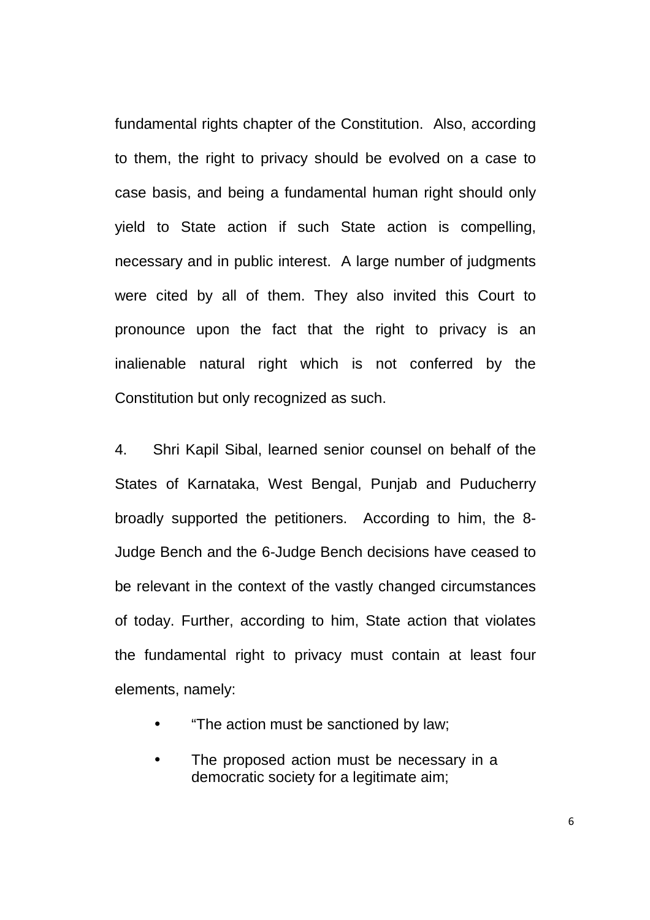fundamental rights chapter of the Constitution. Also, according to them, the right to privacy should be evolved on a case to case basis, and being a fundamental human right should only yield to State action if such State action is compelling, necessary and in public interest. A large number of judgments were cited by all of them. They also invited this Court to pronounce upon the fact that the right to privacy is an inalienable natural right which is not conferred by the Constitution but only recognized as such.

4. Shri Kapil Sibal, learned senior counsel on behalf of the States of Karnataka, West Bengal, Punjab and Puducherry broadly supported the petitioners. According to him, the 8-Judge Bench and the 6-Judge Bench decisions have ceased to be relevant in the context of the vastly changed circumstances of today. Further, according to him, State action that violates the fundamental right to privacy must contain at least four elements, namely:

- "The action must be sanctioned by law;
- The proposed action must be necessary in a democratic society for a legitimate aim;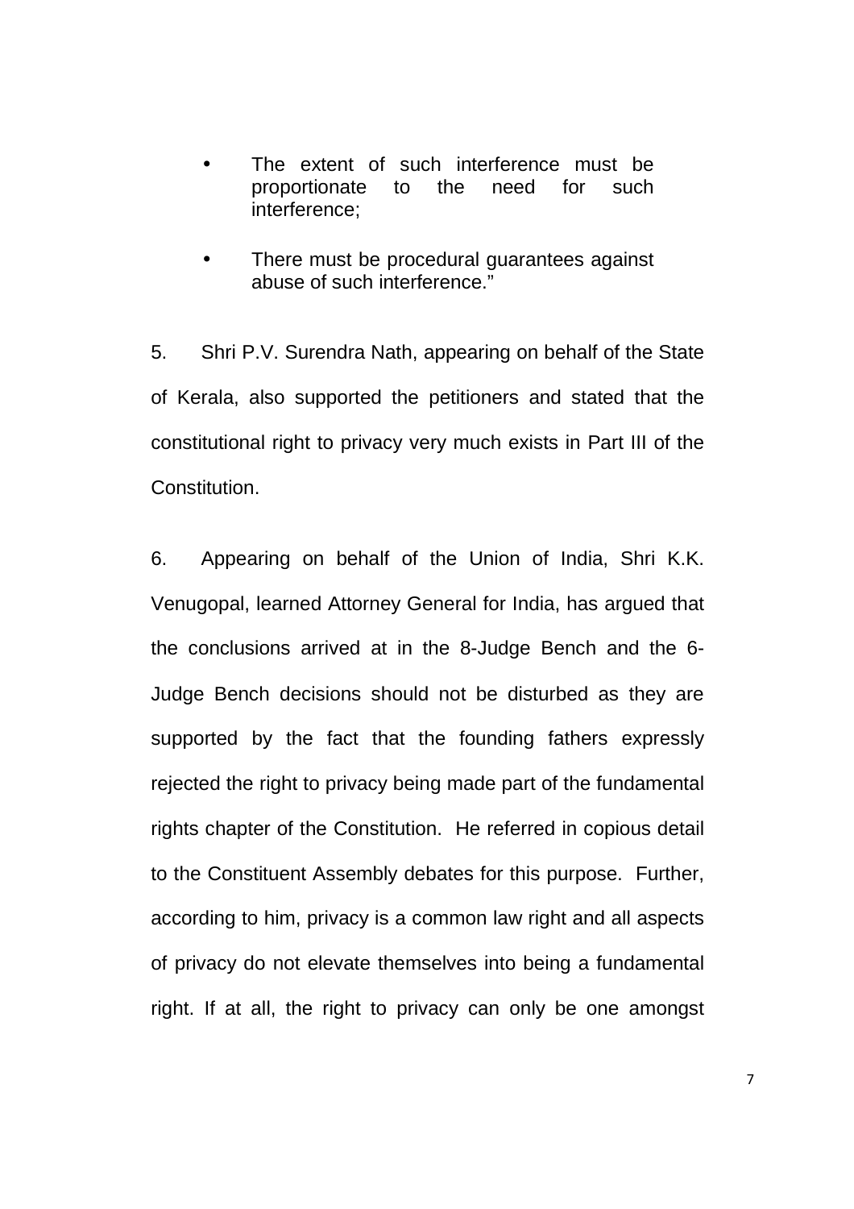- The extent of such interference must be proportionate to the need for such interference;

- There must be procedural guarantees against abuse of such interference."

5. Shri P.V. Surendra Nath, appearing on behalf of the State of Kerala, also supported the petitioners and stated that the constitutional right to privacy very much exists in Part III of the Constitution.

6. Appearing on behalf of the Union of India, Shri K.K. Venugopal, learned Attorney General for India, has argued that the conclusions arrived at in the 8-Judge Bench and the 6-Judge Bench decisions should not be disturbed as they are supported by the fact that the founding fathers expressly rejected the right to privacy being made part of the fundamental rights chapter of the Constitution. He referred in copious detail to the Constituent Assembly debates for this purpose. Further, according to him, privacy is a common law right and all aspects of privacy do not elevate themselves into being a fundamental right. If at all, the right to privacy can only be one amongst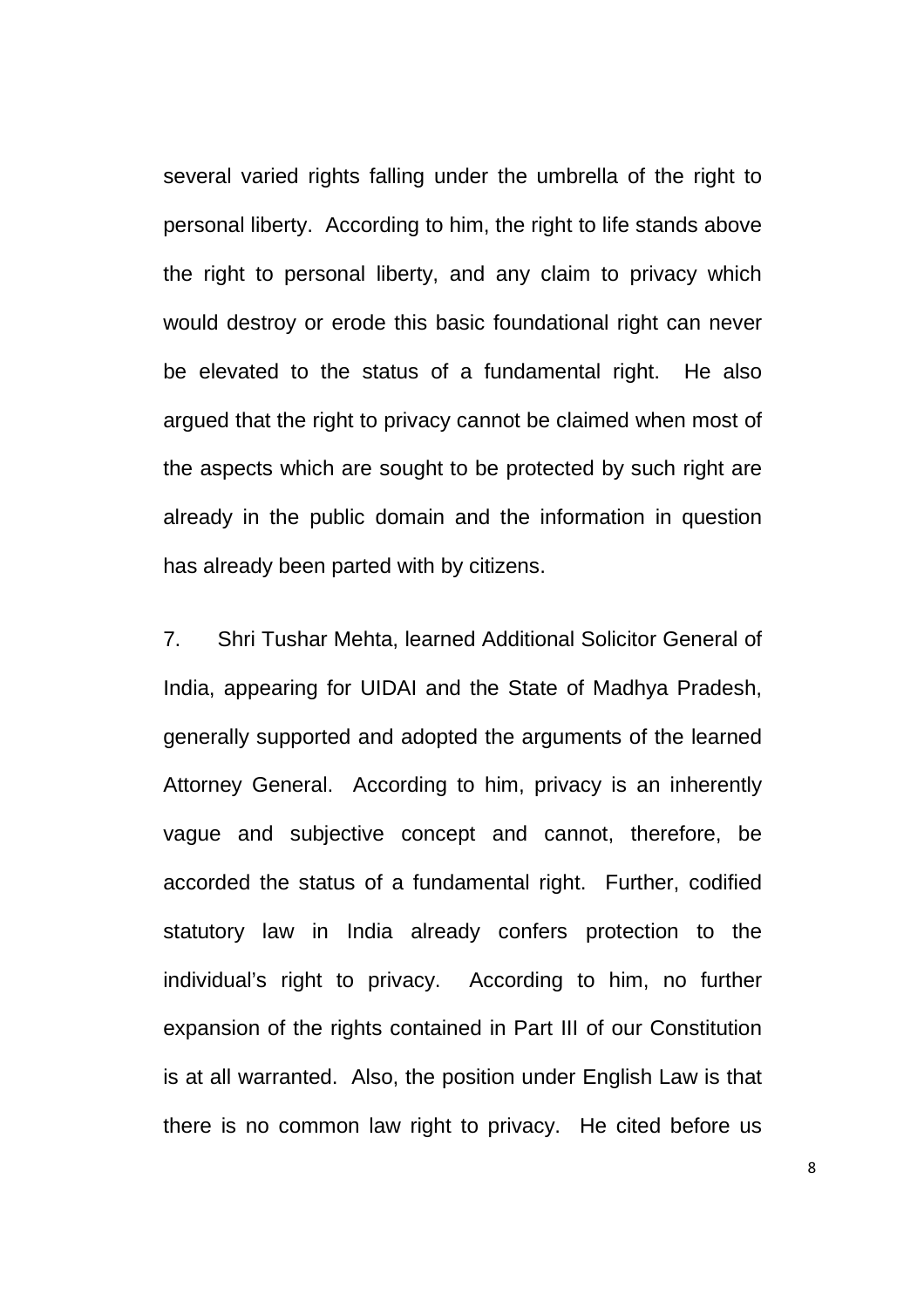several varied rights falling under the umbrella of the right to personal liberty. According to him, the right to life stands above the right to personal liberty, and any claim to privacy which would destroy or erode this basic foundational right can never be elevated to the status of a fundamental right. He also argued that the right to privacy cannot be claimed when most of the aspects which are sought to be protected by such right are already in the public domain and the information in question has already been parted with by citizens.

7. Shri Tushar Mehta, learned Additional Solicitor General of India, appearing for UIDAI and the State of Madhya Pradesh, generally supported and adopted the arguments of the learned Attorney General. According to him, privacy is an inherently vague and subjective concept and cannot, therefore, be accorded the status of a fundamental right. Further, codified statutory law in India already confers protection to the individual's right to privacy. According to him, no further expansion of the rights contained in Part III of our Constitution is at all warranted. Also, the position under English Law is that there is no common law right to privacy. He cited before us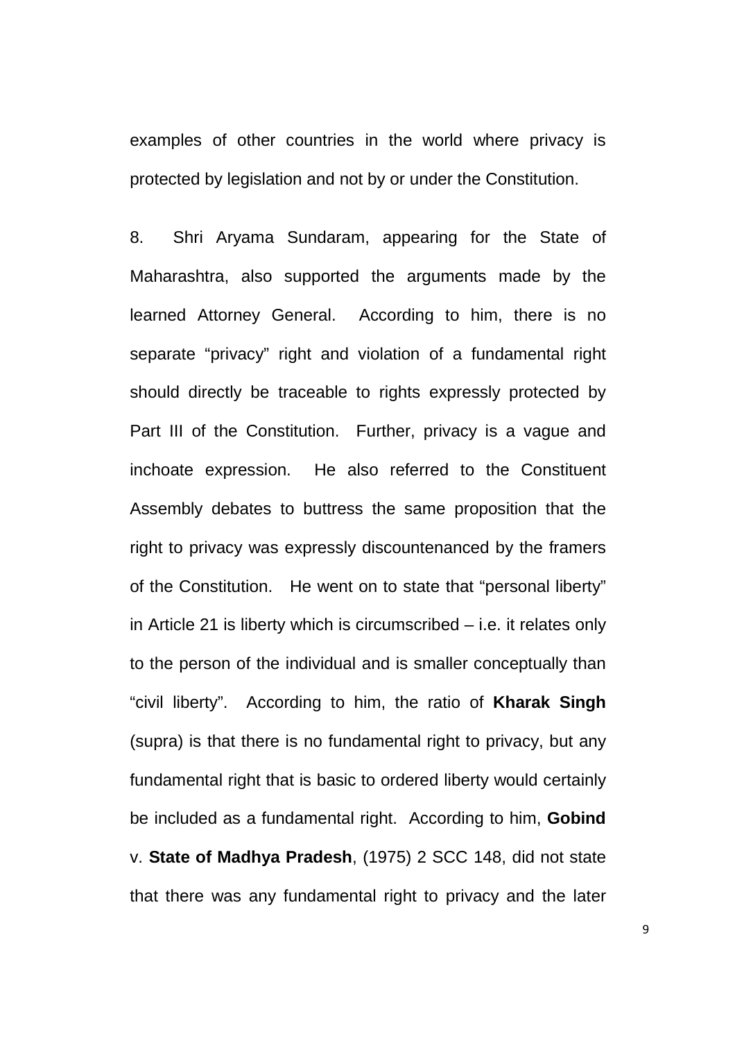examples of other countries in the world where privacy is protected by legislation and not by or under the Constitution.

8. Shri Aryama Sundaram, appearing for the State of Maharashtra, also supported the arguments made by the learned Attorney General. According to him, there is no separate "privacy" right and violation of a fundamental right should directly be traceable to rights expressly protected by Part III of the Constitution. Further, privacy is a vague and inchoate expression. He also referred to the Constituent Assembly debates to buttress the same proposition that the right to privacy was expressly discountenanced by the framers of the Constitution. He went on to state that "personal liberty" in Article 21 is liberty which is circumscribed – i.e. it relates only to the person of the individual and is smaller conceptually than "civil liberty". According to him, the ratio of **Kharak Singh** (supra) is that there is no fundamental right to privacy, but any fundamental right that is basic to ordered liberty would certainly be included as a fundamental right. According to him, **Gobind** v. **State of Madhya Pradesh**, (1975) 2 SCC 148, did not state that there was any fundamental right to privacy and the later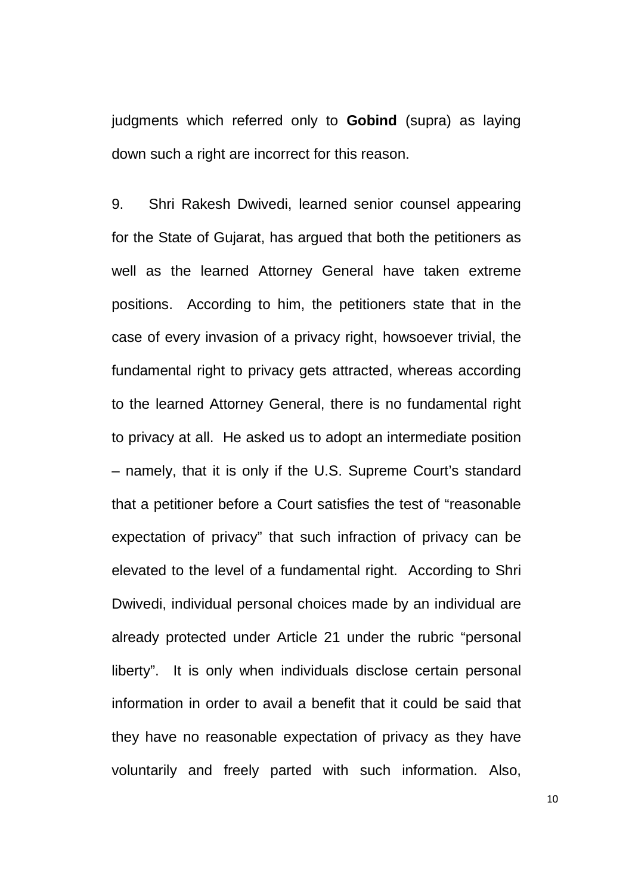judgments which referred only to **Gobind** (supra) as laying down such a right are incorrect for this reason.

9. Shri Rakesh Dwivedi, learned senior counsel appearing for the State of Gujarat, has argued that both the petitioners as well as the learned Attorney General have taken extreme positions. According to him, the petitioners state that in the case of every invasion of a privacy right, howsoever trivial, the fundamental right to privacy gets attracted, whereas according to the learned Attorney General, there is no fundamental right to privacy at all. He asked us to adopt an intermediate position – namely, that it is only if the U.S. Supreme Court's standard that a petitioner before a Court satisfies the test of "reasonable expectation of privacy" that such infraction of privacy can be elevated to the level of a fundamental right. According to Shri Dwivedi, individual personal choices made by an individual are already protected under Article 21 under the rubric "personal liberty". It is only when individuals disclose certain personal information in order to avail a benefit that it could be said that they have no reasonable expectation of privacy as they have voluntarily and freely parted with such information. Also,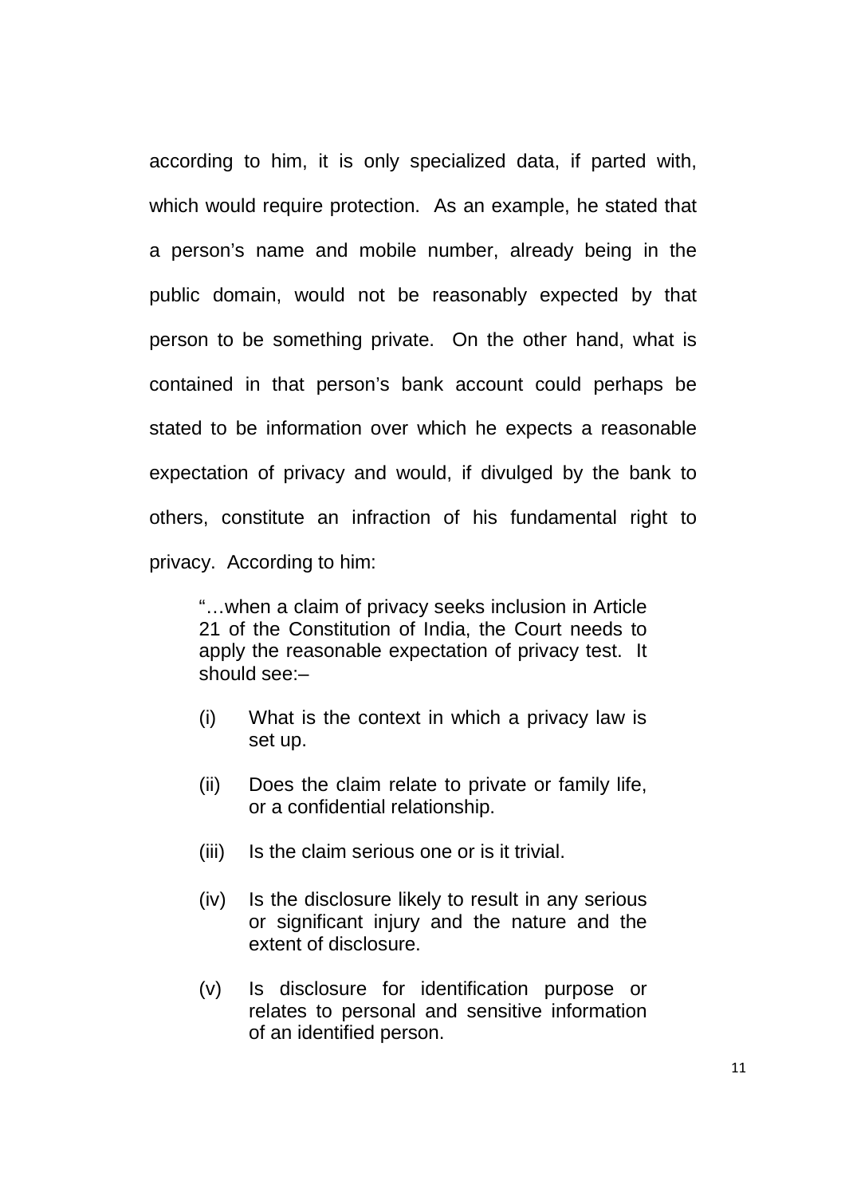according to him, it is only specialized data, if parted with, which would require protection. As an example, he stated that a person's name and mobile number, already being in the public domain, would not be reasonably expected by that person to be something private. On the other hand, what is contained in that person's bank account could perhaps be stated to be information over which he expects a reasonable expectation of privacy and would, if divulged by the bank to others, constitute an infraction of his fundamental right to privacy. According to him:

> "…when a claim of privacy seeks inclusion in Article 21 of the Constitution of India, the Court needs to apply the reasonable expectation of privacy test. It should see:–
>
> (i) What is the context in which a privacy law is set up.
>
> (ii) Does the claim relate to private or family life, or a confidential relationship.
>
> (iii) Is the claim serious one or is it trivial.
>
> (iv) Is the disclosure likely to result in any serious or significant injury and the nature and the extent of disclosure.
>
> (v) Is disclosure for identification purpose or relates to personal and sensitive information of an identified person.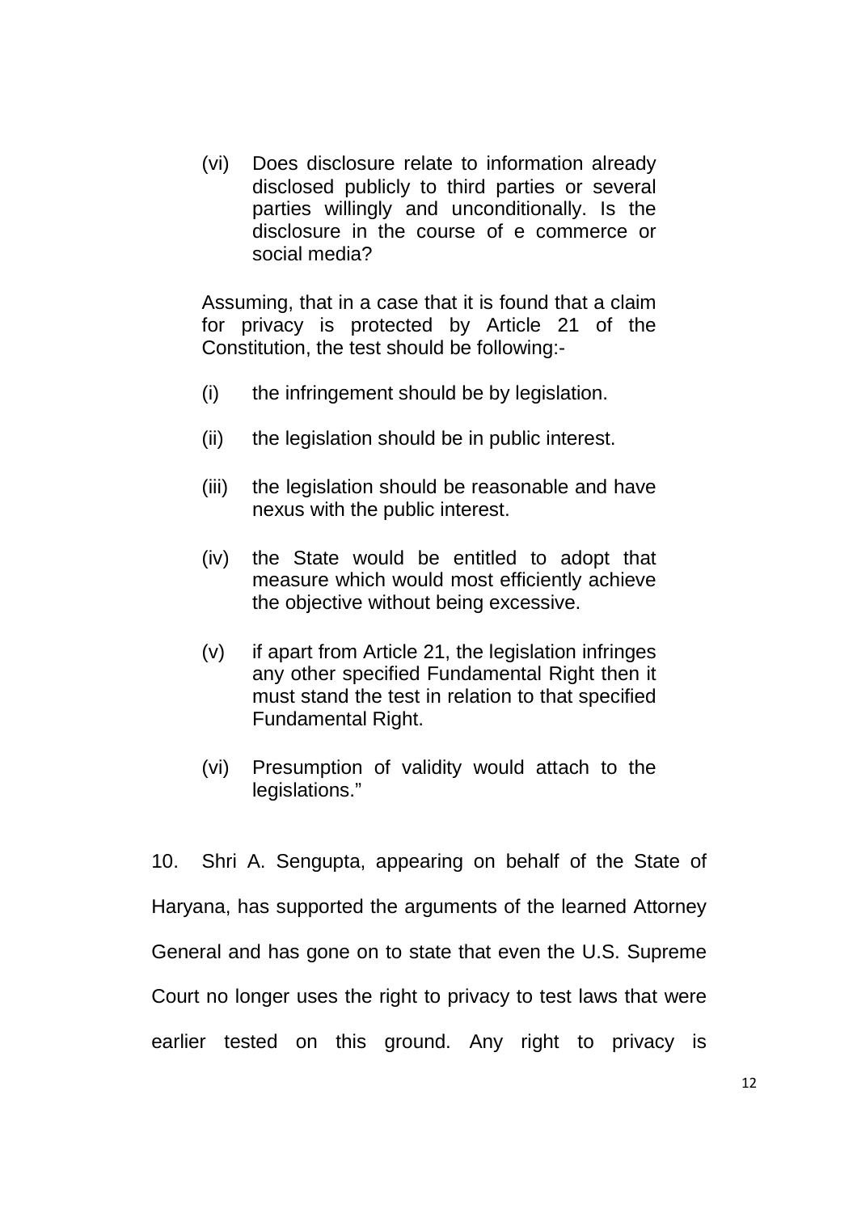(vi) Does disclosure relate to information already disclosed publicly to third parties or several parties willingly and unconditionally. Is the disclosure in the course of e commerce or social media?

Assuming, that in a case that it is found that a claim for privacy is protected by Article 21 of the Constitution, the test should be following:-

(i) the infringement should be by legislation.

(ii) the legislation should be in public interest.

(iii) the legislation should be reasonable and have nexus with the public interest.

(iv) the State would be entitled to adopt that measure which would most efficiently achieve the objective without being excessive.

(v) if apart from Article 21, the legislation infringes any other specified Fundamental Right then it must stand the test in relation to that specified Fundamental Right.

(vi) Presumption of validity would attach to the legislations."

10. Shri A. Sengupta, appearing on behalf of the State of Haryana, has supported the arguments of the learned Attorney General and has gone on to state that even the U.S. Supreme Court no longer uses the right to privacy to test laws that were earlier tested on this ground. Any right to privacy is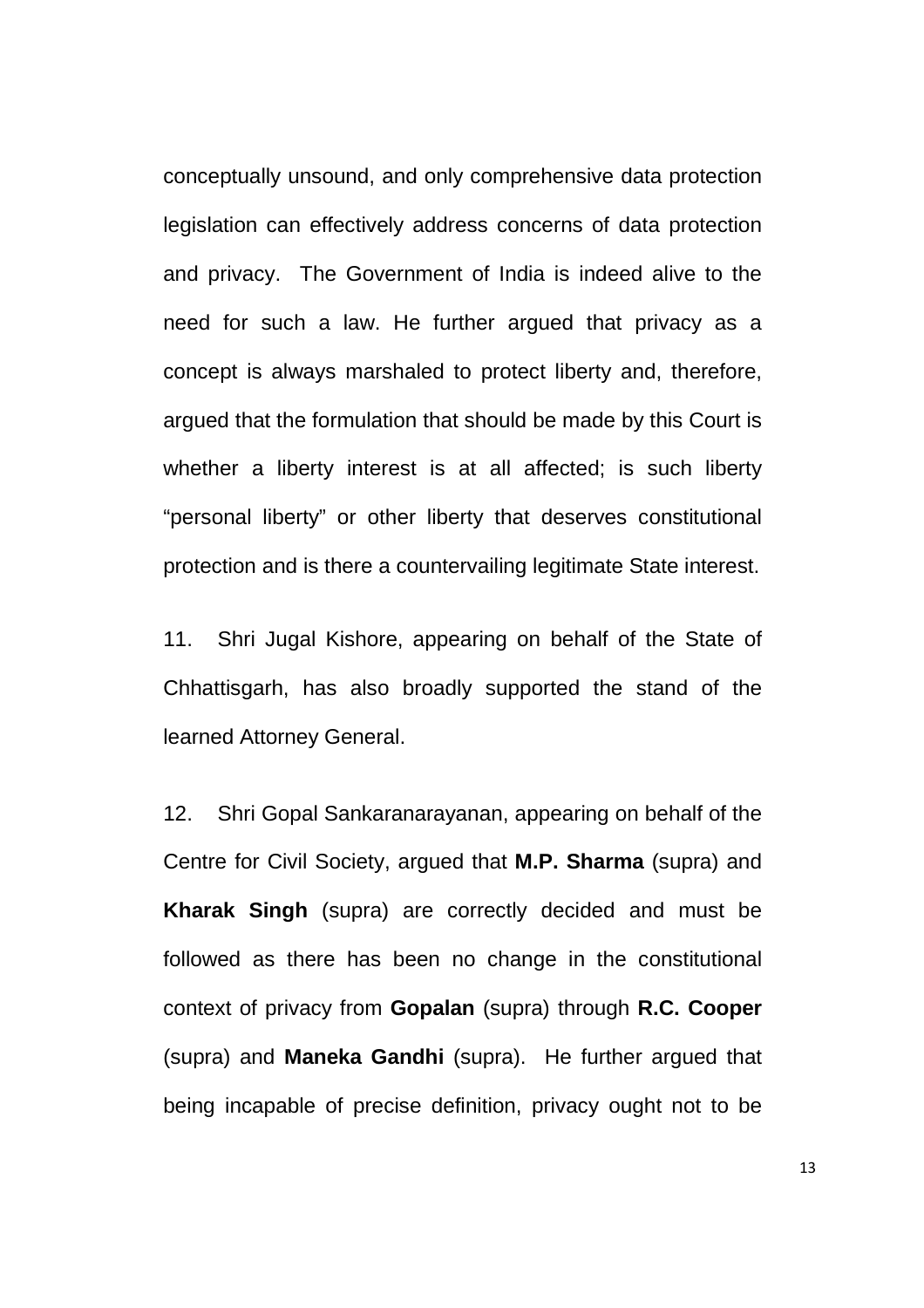conceptually unsound, and only comprehensive data protection legislation can effectively address concerns of data protection and privacy. The Government of India is indeed alive to the need for such a law. He further argued that privacy as a concept is always marshaled to protect liberty and, therefore, argued that the formulation that should be made by this Court is whether a liberty interest is at all affected; is such liberty "personal liberty" or other liberty that deserves constitutional protection and is there a countervailing legitimate State interest.

11. Shri Jugal Kishore, appearing on behalf of the State of Chhattisgarh, has also broadly supported the stand of the learned Attorney General.

12. Shri Gopal Sankaranarayanan, appearing on behalf of the Centre for Civil Society, argued that **M.P. Sharma** (supra) and **Kharak Singh** (supra) are correctly decided and must be followed as there has been no change in the constitutional context of privacy from **Gopalan** (supra) through **R.C. Cooper** (supra) and **Maneka Gandhi** (supra). He further argued that being incapable of precise definition, privacy ought not to be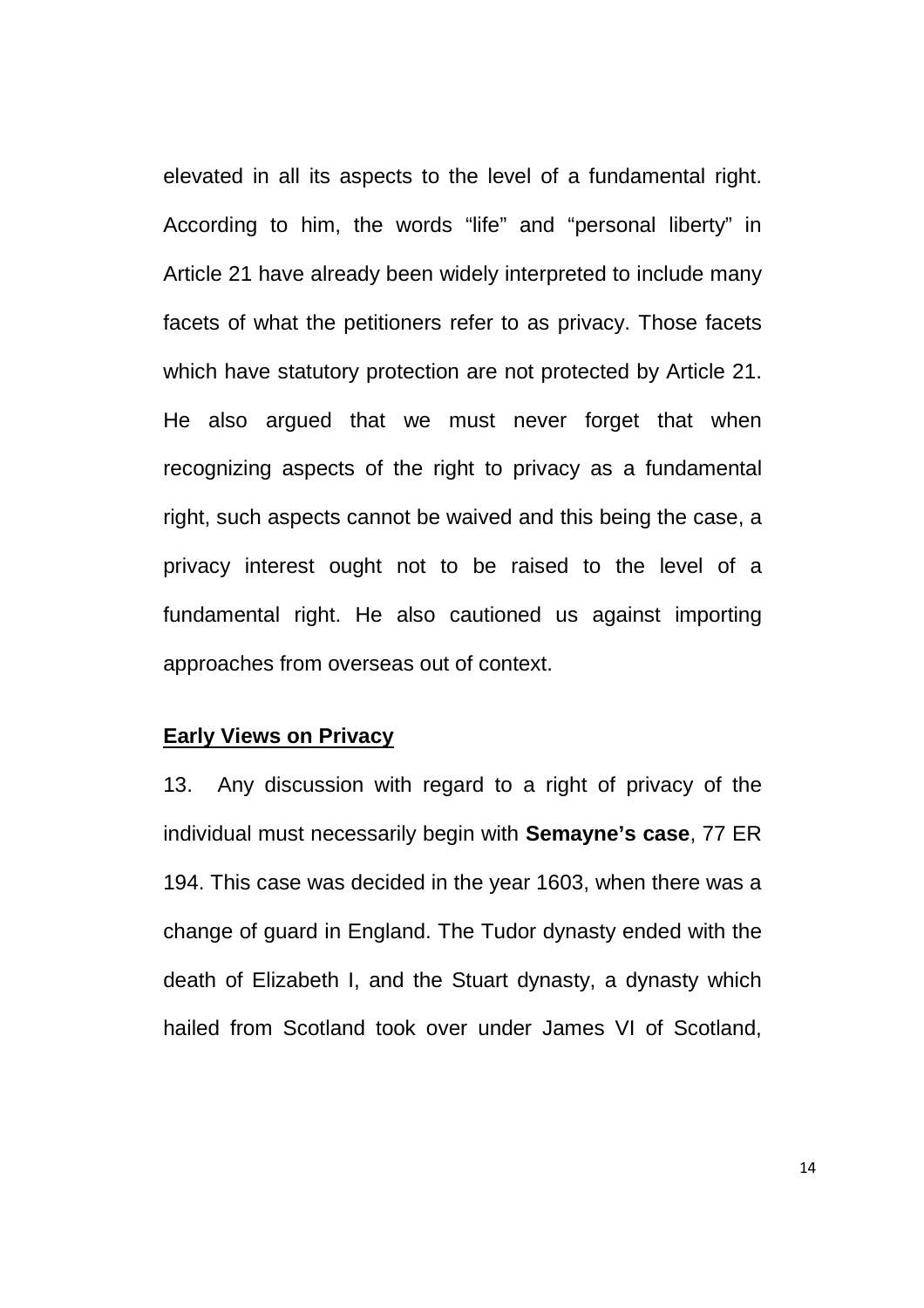elevated in all its aspects to the level of a fundamental right. According to him, the words "life" and "personal liberty" in Article 21 have already been widely interpreted to include many facets of what the petitioners refer to as privacy. Those facets which have statutory protection are not protected by Article 21. He also argued that we must never forget that when recognizing aspects of the right to privacy as a fundamental right, such aspects cannot be waived and this being the case, a privacy interest ought not to be raised to the level of a fundamental right. He also cautioned us against importing approaches from overseas out of context.

## Early Views on Privacy

13. Any discussion with regard to a right of privacy of the individual must necessarily begin with **Semayne's case**, 77 ER 194. This case was decided in the year 1603, when there was a change of guard in England. The Tudor dynasty ended with the death of Elizabeth I, and the Stuart dynasty, a dynasty which hailed from Scotland took over under James VI of Scotland,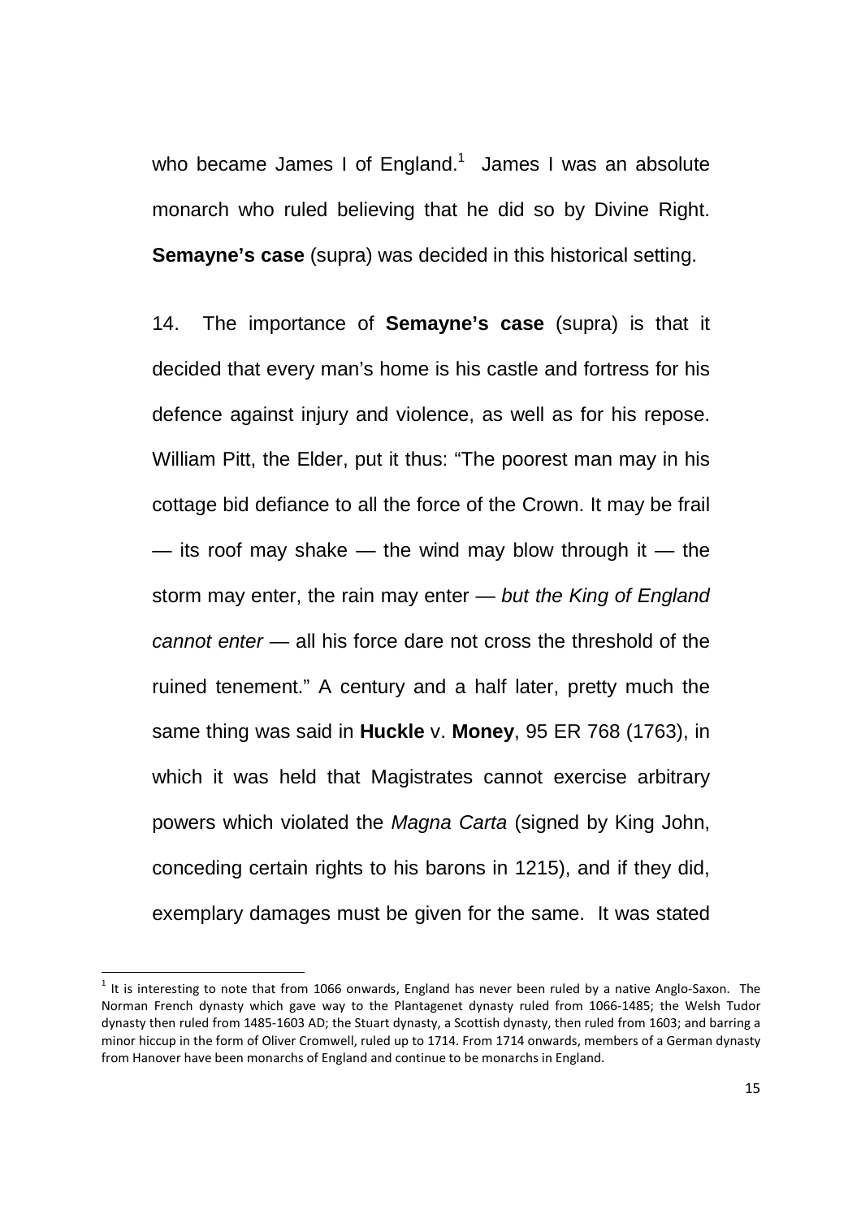who became James I of England.[1] James I was an absolute monarch who ruled believing that he did so by Divine Right. **Semayne's case** (supra) was decided in this historical setting.

14. The importance of **Semayne's case** (supra) is that it decided that every man's home is his castle and fortress for his defence against injury and violence, as well as for his repose. William Pitt, the Elder, put it thus: "The poorest man may in his cottage bid defiance to all the force of the Crown. It may be frail — its roof may shake — the wind may blow through it — the storm may enter, the rain may enter — *but the King of England cannot enter* — all his force dare not cross the threshold of the ruined tenement." A century and a half later, pretty much the same thing was said in **Huckle** v. **Money**, 95 ER 768 (1763), in which it was held that Magistrates cannot exercise arbitrary powers which violated the *Magna Carta* (signed by King John, conceding certain rights to his barons in 1215), and if they did, exemplary damages must be given for the same. It was stated

[1] It is interesting to note that from 1066 onwards, England has never been ruled by a native Anglo-Saxon. The Norman French dynasty which gave way to the Plantagenet dynasty ruled from 1066-1485; the Welsh Tudor dynasty then ruled from 1485-1603 AD; the Stuart dynasty, a Scottish dynasty, then ruled from 1603; and barring a minor hiccup in the form of Oliver Cromwell, ruled up to 1714. From 1714 onwards, members of a German dynasty from Hanover have been monarchs of England and continue to be monarchs in England.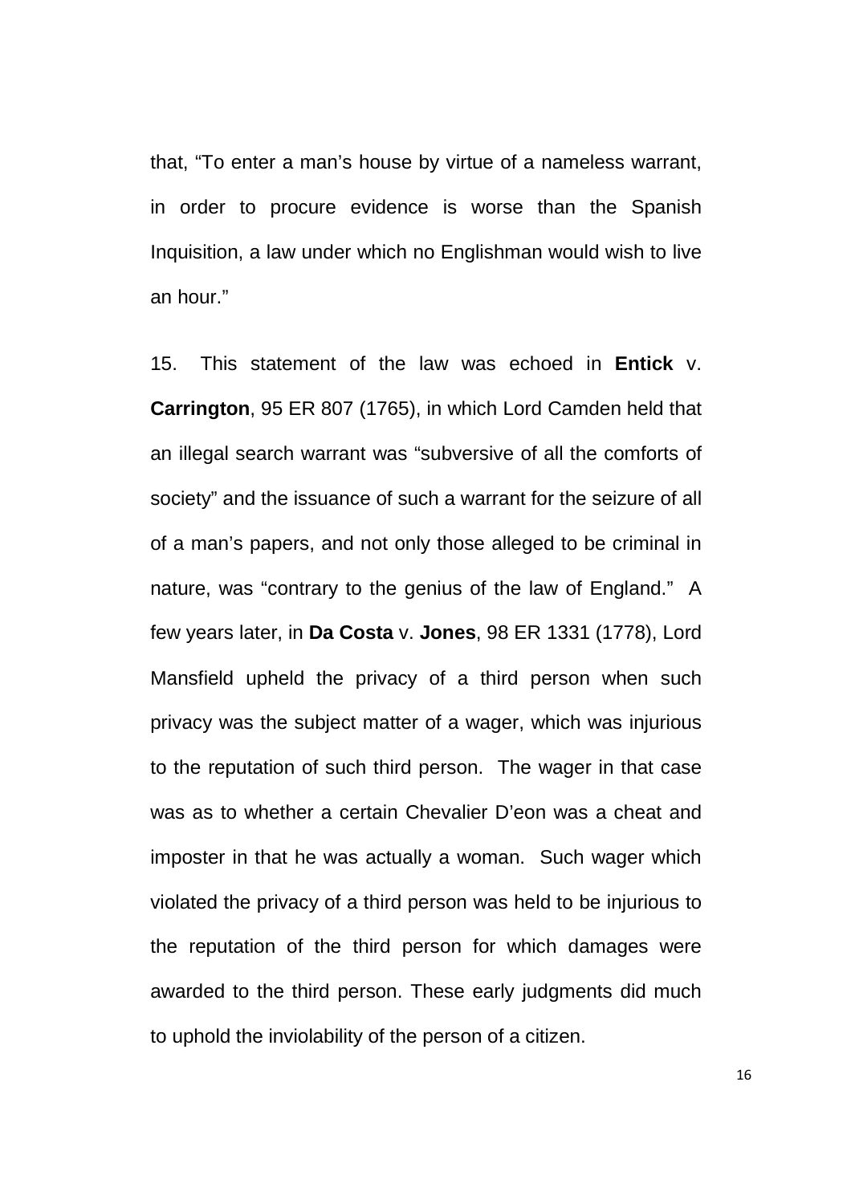that, "To enter a man's house by virtue of a nameless warrant, in order to procure evidence is worse than the Spanish Inquisition, a law under which no Englishman would wish to live an hour."

15. This statement of the law was echoed in **Entick** v. **Carrington**, 95 ER 807 (1765), in which Lord Camden held that an illegal search warrant was "subversive of all the comforts of society" and the issuance of such a warrant for the seizure of all of a man's papers, and not only those alleged to be criminal in nature, was "contrary to the genius of the law of England." A few years later, in **Da Costa** v. **Jones**, 98 ER 1331 (1778), Lord Mansfield upheld the privacy of a third person when such privacy was the subject matter of a wager, which was injurious to the reputation of such third person. The wager in that case was as to whether a certain Chevalier D'eon was a cheat and imposter in that he was actually a woman. Such wager which violated the privacy of a third person was held to be injurious to the reputation of the third person for which damages were awarded to the third person. These early judgments did much to uphold the inviolability of the person of a citizen.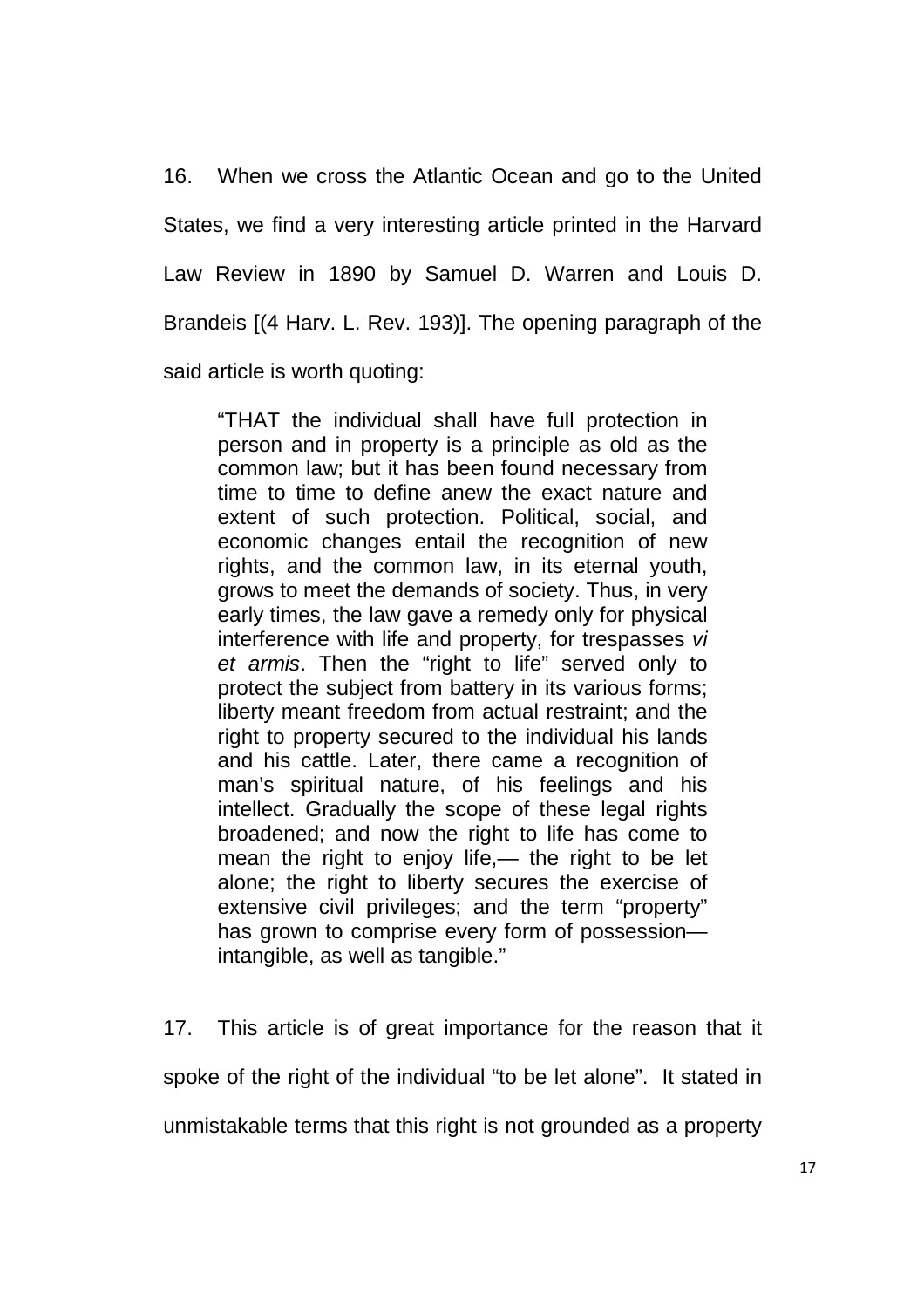16. When we cross the Atlantic Ocean and go to the United States, we find a very interesting article printed in the Harvard Law Review in 1890 by Samuel D. Warren and Louis D. Brandeis [(4 Harv. L. Rev. 193)]. The opening paragraph of the said article is worth quoting:

> "THAT the individual shall have full protection in person and in property is a principle as old as the common law; but it has been found necessary from time to time to define anew the exact nature and extent of such protection. Political, social, and economic changes entail the recognition of new rights, and the common law, in its eternal youth, grows to meet the demands of society. Thus, in very early times, the law gave a remedy only for physical interference with life and property, for trespasses *vi et armis*. Then the "right to life" served only to protect the subject from battery in its various forms; liberty meant freedom from actual restraint; and the right to property secured to the individual his lands and his cattle. Later, there came a recognition of man's spiritual nature, of his feelings and his intellect. Gradually the scope of these legal rights broadened; and now the right to life has come to mean the right to enjoy life,— the right to be let alone; the right to liberty secures the exercise of extensive civil privileges; and the term "property" has grown to comprise every form of possession— intangible, as well as tangible."

17. This article is of great importance for the reason that it spoke of the right of the individual "to be let alone". It stated in unmistakable terms that this right is not grounded as a property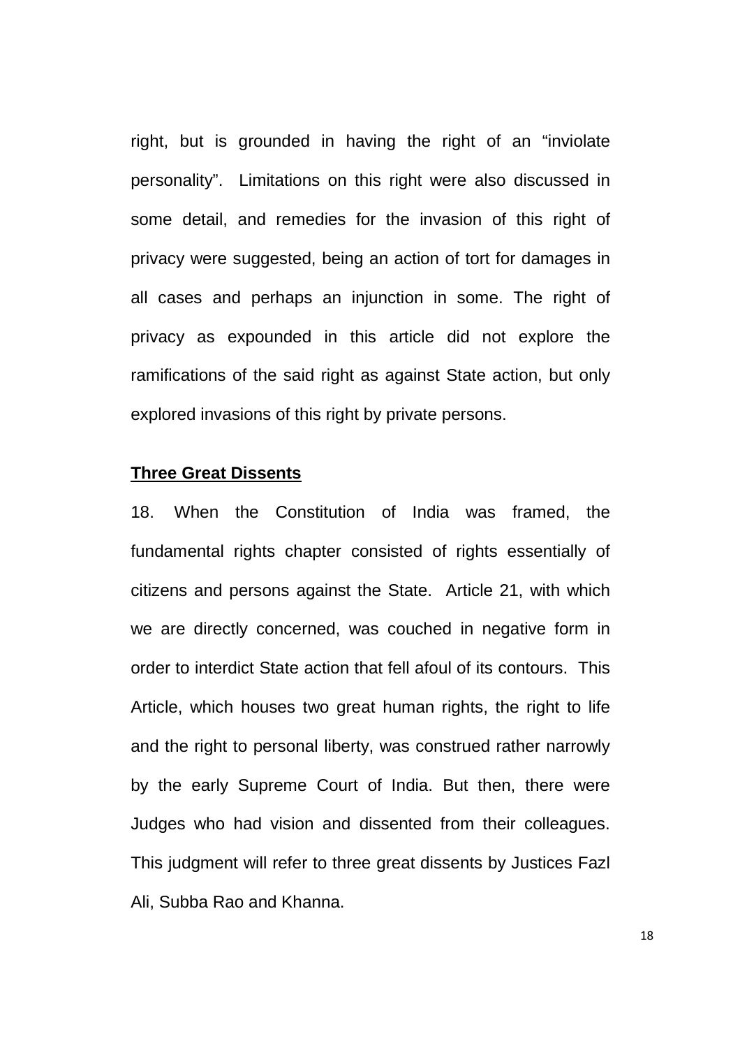right, but is grounded in having the right of an "inviolate personality". Limitations on this right were also discussed in some detail, and remedies for the invasion of this right of privacy were suggested, being an action of tort for damages in all cases and perhaps an injunction in some. The right of privacy as expounded in this article did not explore the ramifications of the said right as against State action, but only explored invasions of this right by private persons.

**<u>Three Great Dissents</u>**

18. When the Constitution of India was framed, the fundamental rights chapter consisted of rights essentially of citizens and persons against the State. Article 21, with which we are directly concerned, was couched in negative form in order to interdict State action that fell afoul of its contours. This Article, which houses two great human rights, the right to life and the right to personal liberty, was construed rather narrowly by the early Supreme Court of India. But then, there were Judges who had vision and dissented from their colleagues. This judgment will refer to three great dissents by Justices Fazl Ali, Subba Rao and Khanna.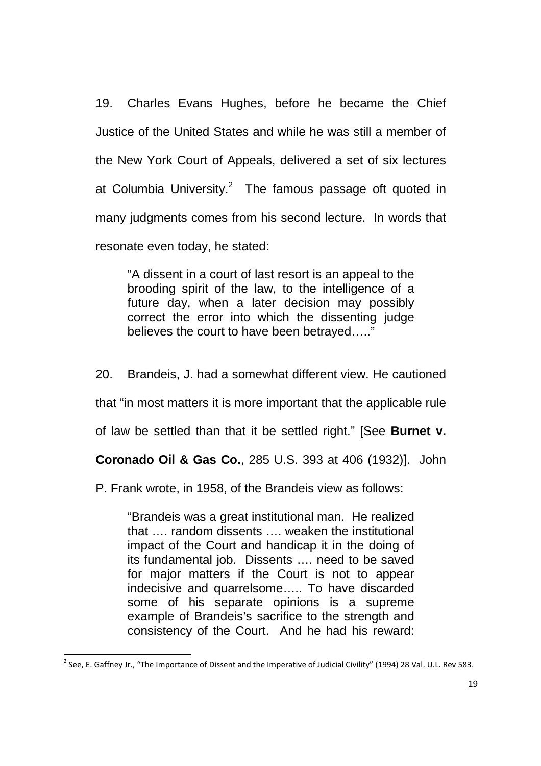19. Charles Evans Hughes, before he became the Chief Justice of the United States and while he was still a member of the New York Court of Appeals, delivered a set of six lectures at Columbia University.[2] The famous passage oft quoted in many judgments comes from his second lecture. In words that resonate even today, he stated:

> "A dissent in a court of last resort is an appeal to the brooding spirit of the law, to the intelligence of a future day, when a later decision may possibly correct the error into which the dissenting judge believes the court to have been betrayed….."

20. Brandeis, J. had a somewhat different view. He cautioned that "in most matters it is more important that the applicable rule of law be settled than that it be settled right." [See **Burnet v. Coronado Oil & Gas Co.**, 285 U.S. 393 at 406 (1932)]. John P. Frank wrote, in 1958, of the Brandeis view as follows:

> "Brandeis was a great institutional man. He realized that …. random dissents …. weaken the institutional impact of the Court and handicap it in the doing of its fundamental job. Dissents …. need to be saved for major matters if the Court is not to appear indecisive and quarrelsome….. To have discarded some of his separate opinions is a supreme example of Brandeis's sacrifice to the strength and consistency of the Court. And he had his reward:

[2] See, E. Gaffney Jr., "The Importance of Dissent and the Imperative of Judicial Civility" (1994) 28 Val. U.L. Rev 583.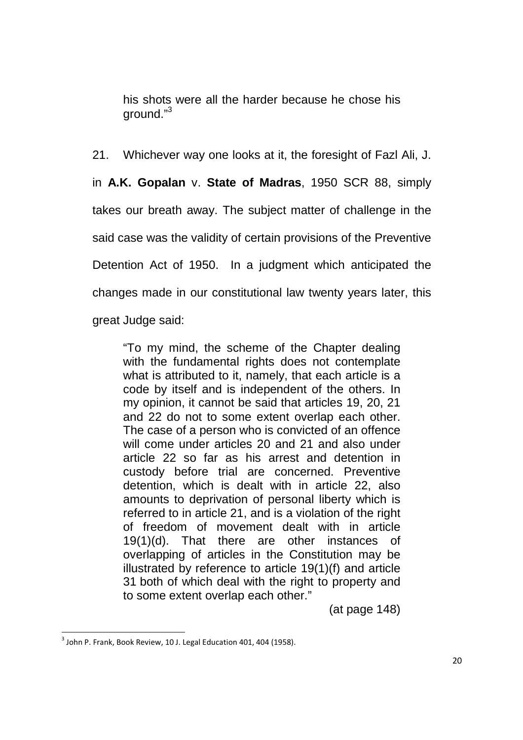> his shots were all the harder because he chose his ground."[3]

21. Whichever way one looks at it, the foresight of Fazl Ali, J. in **A.K. Gopalan** v. **State of Madras**, 1950 SCR 88, simply takes our breath away. The subject matter of challenge in the said case was the validity of certain provisions of the Preventive Detention Act of 1950. In a judgment which anticipated the changes made in our constitutional law twenty years later, this great Judge said:

> "To my mind, the scheme of the Chapter dealing with the fundamental rights does not contemplate what is attributed to it, namely, that each article is a code by itself and is independent of the others. In my opinion, it cannot be said that articles 19, 20, 21 and 22 do not to some extent overlap each other. The case of a person who is convicted of an offence will come under articles 20 and 21 and also under article 22 so far as his arrest and detention in custody before trial are concerned. Preventive detention, which is dealt with in article 22, also amounts to deprivation of personal liberty which is referred to in article 21, and is a violation of the right of freedom of movement dealt with in article 19(1)(d). That there are other instances of overlapping of articles in the Constitution may be illustrated by reference to article 19(1)(f) and article 31 both of which deal with the right to property and to some extent overlap each other."
>
> (at page 148)

---

[3] John P. Frank, Book Review, 10 J. Legal Education 401, 404 (1958).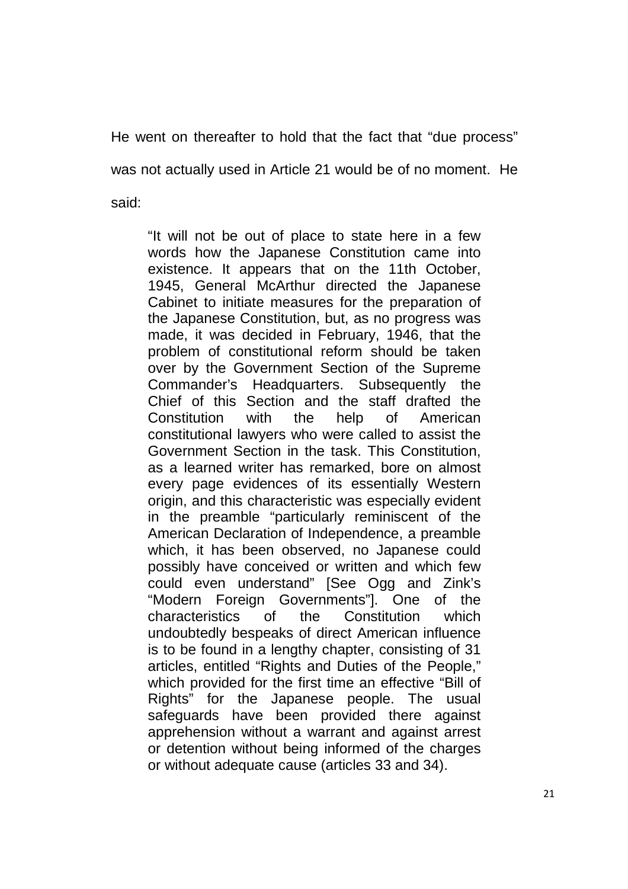He went on thereafter to hold that the fact that "due process" was not actually used in Article 21 would be of no moment. He said:

> "It will not be out of place to state here in a few words how the Japanese Constitution came into existence. It appears that on the 11th October, 1945, General McArthur directed the Japanese Cabinet to initiate measures for the preparation of the Japanese Constitution, but, as no progress was made, it was decided in February, 1946, that the problem of constitutional reform should be taken over by the Government Section of the Supreme Commander's Headquarters. Subsequently the Chief of this Section and the staff drafted the Constitution with the help of American constitutional lawyers who were called to assist the Government Section in the task. This Constitution, as a learned writer has remarked, bore on almost every page evidences of its essentially Western origin, and this characteristic was especially evident in the preamble "particularly reminiscent of the American Declaration of Independence, a preamble which, it has been observed, no Japanese could possibly have conceived or written and which few could even understand" [See Ogg and Zink's "Modern Foreign Governments"]. One of the characteristics of the Constitution which undoubtedly bespeaks of direct American influence is to be found in a lengthy chapter, consisting of 31 articles, entitled "Rights and Duties of the People," which provided for the first time an effective "Bill of Rights" for the Japanese people. The usual safeguards have been provided there against apprehension without a warrant and against arrest or detention without being informed of the charges or without adequate cause (articles 33 and 34).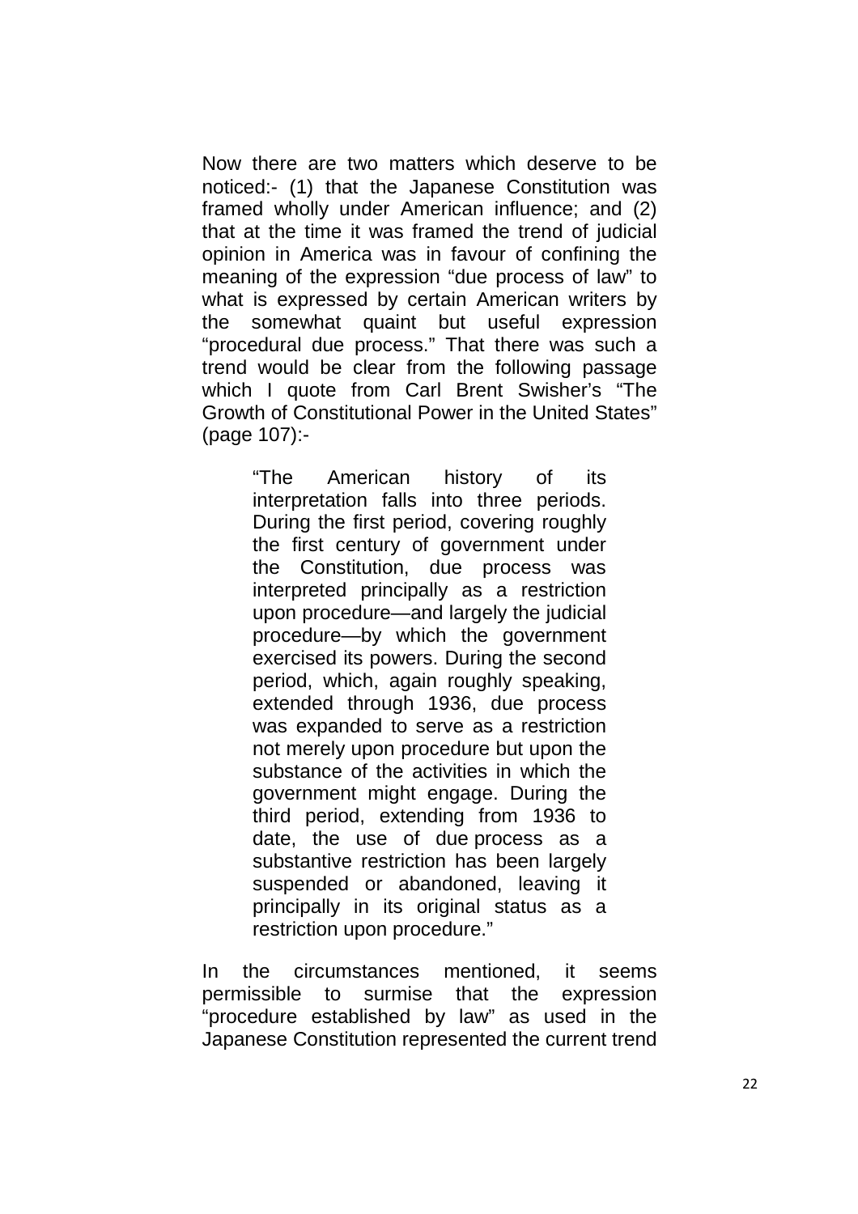Now there are two matters which deserve to be noticed:- (1) that the Japanese Constitution was framed wholly under American influence; and (2) that at the time it was framed the trend of judicial opinion in America was in favour of confining the meaning of the expression "due process of law" to what is expressed by certain American writers by the somewhat quaint but useful expression "procedural due process." That there was such a trend would be clear from the following passage which I quote from Carl Brent Swisher's "The Growth of Constitutional Power in the United States" (page 107):-

> "The American history of its interpretation falls into three periods. During the first period, covering roughly the first century of government under the Constitution, due process was interpreted principally as a restriction upon procedure—and largely the judicial procedure—by which the government exercised its powers. During the second period, which, again roughly speaking, extended through 1936, due process was expanded to serve as a restriction not merely upon procedure but upon the substance of the activities in which the government might engage. During the third period, extending from 1936 to date, the use of due process as a substantive restriction has been largely suspended or abandoned, leaving it principally in its original status as a restriction upon procedure."

In the circumstances mentioned, it seems permissible to surmise that the expression "procedure established by law" as used in the Japanese Constitution represented the current trend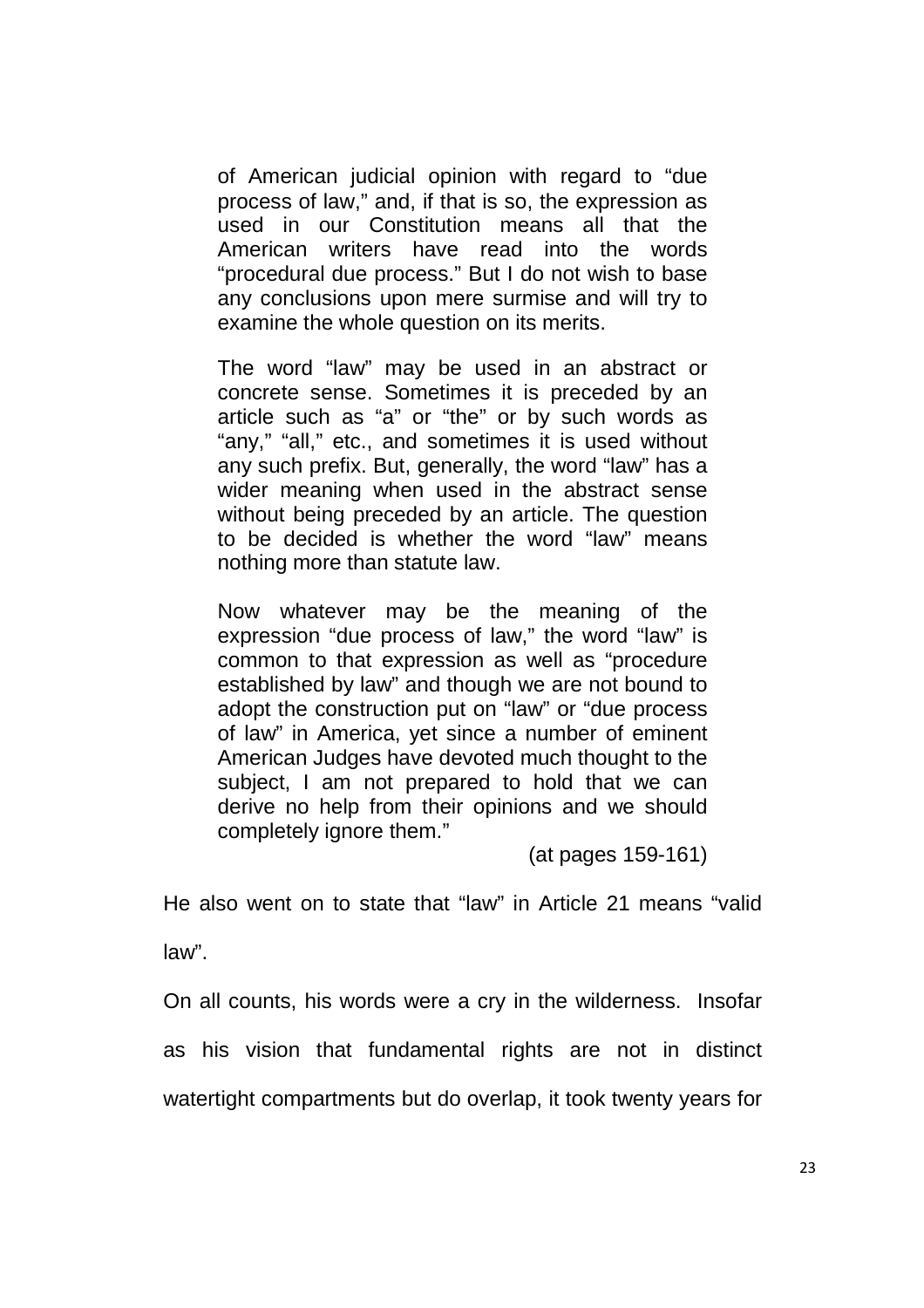> of American judicial opinion with regard to "due process of law," and, if that is so, the expression as used in our Constitution means all that the American writers have read into the words "procedural due process." But I do not wish to base any conclusions upon mere surmise and will try to examine the whole question on its merits.
>
> The word "law" may be used in an abstract or concrete sense. Sometimes it is preceded by an article such as "a" or "the" or by such words as "any," "all," etc., and sometimes it is used without any such prefix. But, generally, the word "law" has a wider meaning when used in the abstract sense without being preceded by an article. The question to be decided is whether the word "law" means nothing more than statute law.
>
> Now whatever may be the meaning of the expression "due process of law," the word "law" is common to that expression as well as "procedure established by law" and though we are not bound to adopt the construction put on "law" or "due process of law" in America, yet since a number of eminent American Judges have devoted much thought to the subject, I am not prepared to hold that we can derive no help from their opinions and we should completely ignore them."
>
> (at pages 159-161)

He also went on to state that "law" in Article 21 means "valid law".

On all counts, his words were a cry in the wilderness. Insofar as his vision that fundamental rights are not in distinct watertight compartments but do overlap, it took twenty years for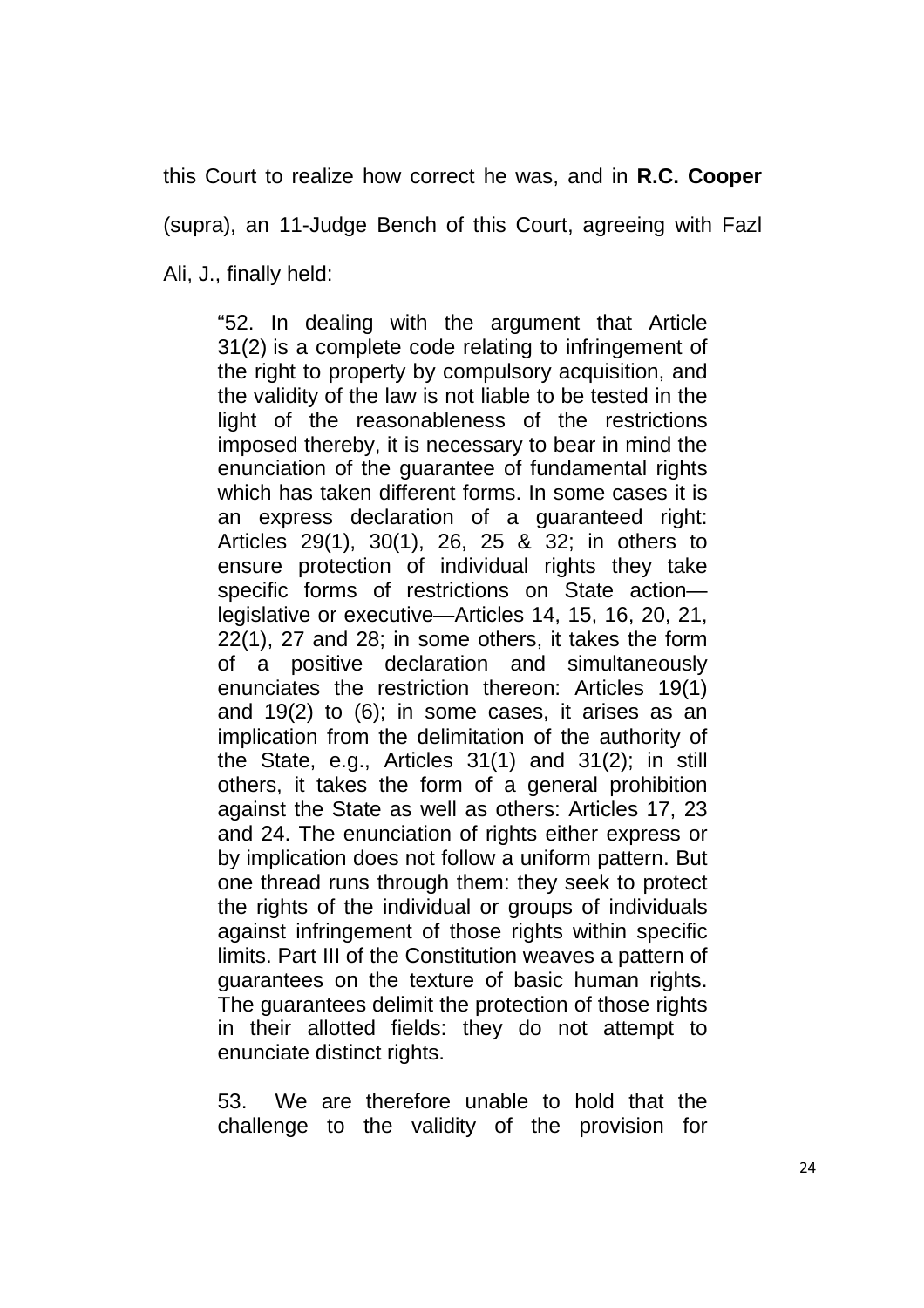this Court to realize how correct he was, and in **R.C. Cooper** (supra), an 11-Judge Bench of this Court, agreeing with Fazl Ali, J., finally held:

> "52. In dealing with the argument that Article 31(2) is a complete code relating to infringement of the right to property by compulsory acquisition, and the validity of the law is not liable to be tested in the light of the reasonableness of the restrictions imposed thereby, it is necessary to bear in mind the enunciation of the guarantee of fundamental rights which has taken different forms. In some cases it is an express declaration of a guaranteed right: Articles 29(1), 30(1), 26, 25 & 32; in others to ensure protection of individual rights they take specific forms of restrictions on State action—legislative or executive—Articles 14, 15, 16, 20, 21, 22(1), 27 and 28; in some others, it takes the form of a positive declaration and simultaneously enunciates the restriction thereon: Articles 19(1) and 19(2) to (6); in some cases, it arises as an implication from the delimitation of the authority of the State, e.g., Articles 31(1) and 31(2); in still others, it takes the form of a general prohibition against the State as well as others: Articles 17, 23 and 24. The enunciation of rights either express or by implication does not follow a uniform pattern. But one thread runs through them: they seek to protect the rights of the individual or groups of individuals against infringement of those rights within specific limits. Part III of the Constitution weaves a pattern of guarantees on the texture of basic human rights. The guarantees delimit the protection of those rights in their allotted fields: they do not attempt to enunciate distinct rights.
>
> 53. We are therefore unable to hold that the challenge to the validity of the provision for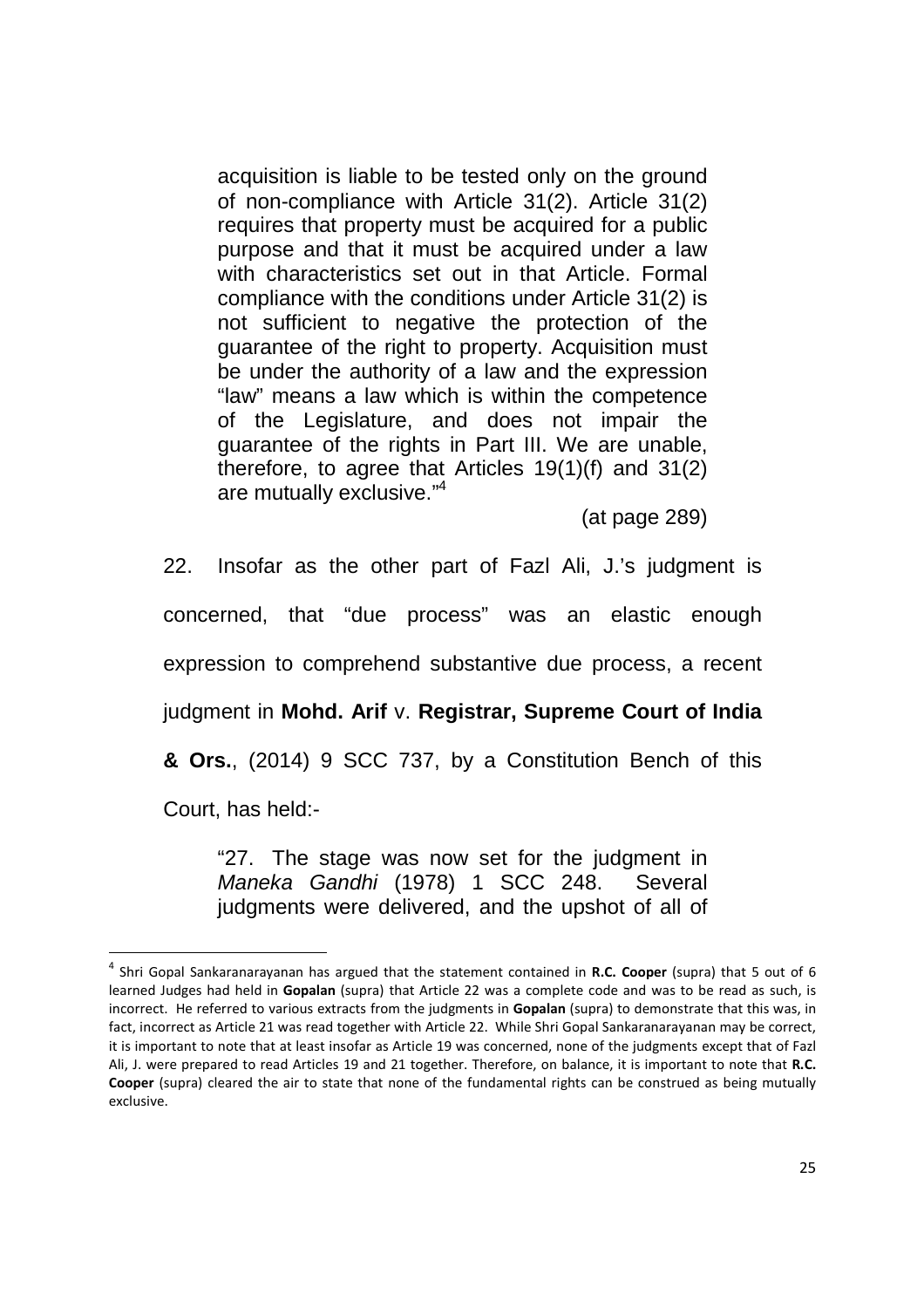> acquisition is liable to be tested only on the ground of non-compliance with Article 31(2). Article 31(2) requires that property must be acquired for a public purpose and that it must be acquired under a law with characteristics set out in that Article. Formal compliance with the conditions under Article 31(2) is not sufficient to negative the protection of the guarantee of the right to property. Acquisition must be under the authority of a law and the expression "law" means a law which is within the competence of the Legislature, and does not impair the guarantee of the rights in Part III. We are unable, therefore, to agree that Articles 19(1)(f) and 31(2) are mutually exclusive."[4]
>
> (at page 289)

22. Insofar as the other part of Fazl Ali, J.'s judgment is concerned, that "due process" was an elastic enough expression to comprehend substantive due process, a recent judgment in **Mohd. Arif** v. **Registrar, Supreme Court of India & Ors.**, (2014) 9 SCC 737, by a Constitution Bench of this Court, has held:-

> "27. The stage was now set for the judgment in *Maneka Gandhi* (1978) 1 SCC 248. Several judgments were delivered, and the upshot of all of

---

[4] Shri Gopal Sankaranarayanan has argued that the statement contained in **R.C. Cooper** (supra) that 5 out of 6 learned Judges had held in **Gopalan** (supra) that Article 22 was a complete code and was to be read as such, is incorrect. He referred to various extracts from the judgments in **Gopalan** (supra) to demonstrate that this was, in fact, incorrect as Article 21 was read together with Article 22. While Shri Gopal Sankaranarayanan may be correct, it is important to note that at least insofar as Article 19 was concerned, none of the judgments except that of Fazl Ali, J. were prepared to read Articles 19 and 21 together. Therefore, on balance, it is important to note that **R.C. Cooper** (supra) cleared the air to state that none of the fundamental rights can be construed as being mutually exclusive.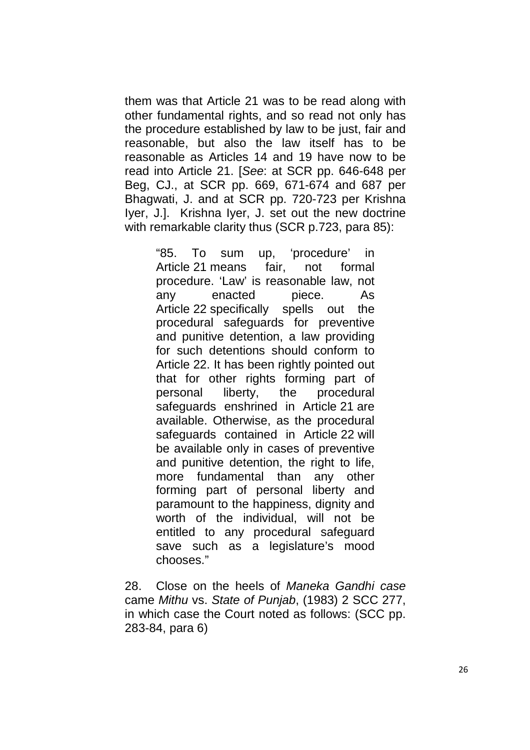them was that Article 21 was to be read along with other fundamental rights, and so read not only has the procedure established by law to be just, fair and reasonable, but also the law itself has to be reasonable as Articles 14 and 19 have now to be read into Article 21. [*See*: at SCR pp. 646-648 per Beg, CJ., at SCR pp. 669, 671-674 and 687 per Bhagwati, J. and at SCR pp. 720-723 per Krishna Iyer, J.]. Krishna Iyer, J. set out the new doctrine with remarkable clarity thus (SCR p.723, para 85):

> "85. To sum up, 'procedure' in Article 21 means fair, not formal procedure. 'Law' is reasonable law, not any enacted piece. As Article 22 specifically spells out the procedural safeguards for preventive and punitive detention, a law providing for such detentions should conform to Article 22. It has been rightly pointed out that for other rights forming part of personal liberty, the procedural safeguards enshrined in Article 21 are available. Otherwise, as the procedural safeguards contained in Article 22 will be available only in cases of preventive and punitive detention, the right to life, more fundamental than any other forming part of personal liberty and paramount to the happiness, dignity and worth of the individual, will not be entitled to any procedural safeguard save such as a legislature's mood chooses."

28. Close on the heels of *Maneka Gandhi case* came *Mithu* vs. *State of Punjab*, (1983) 2 SCC 277, in which case the Court noted as follows: (SCC pp. 283-84, para 6)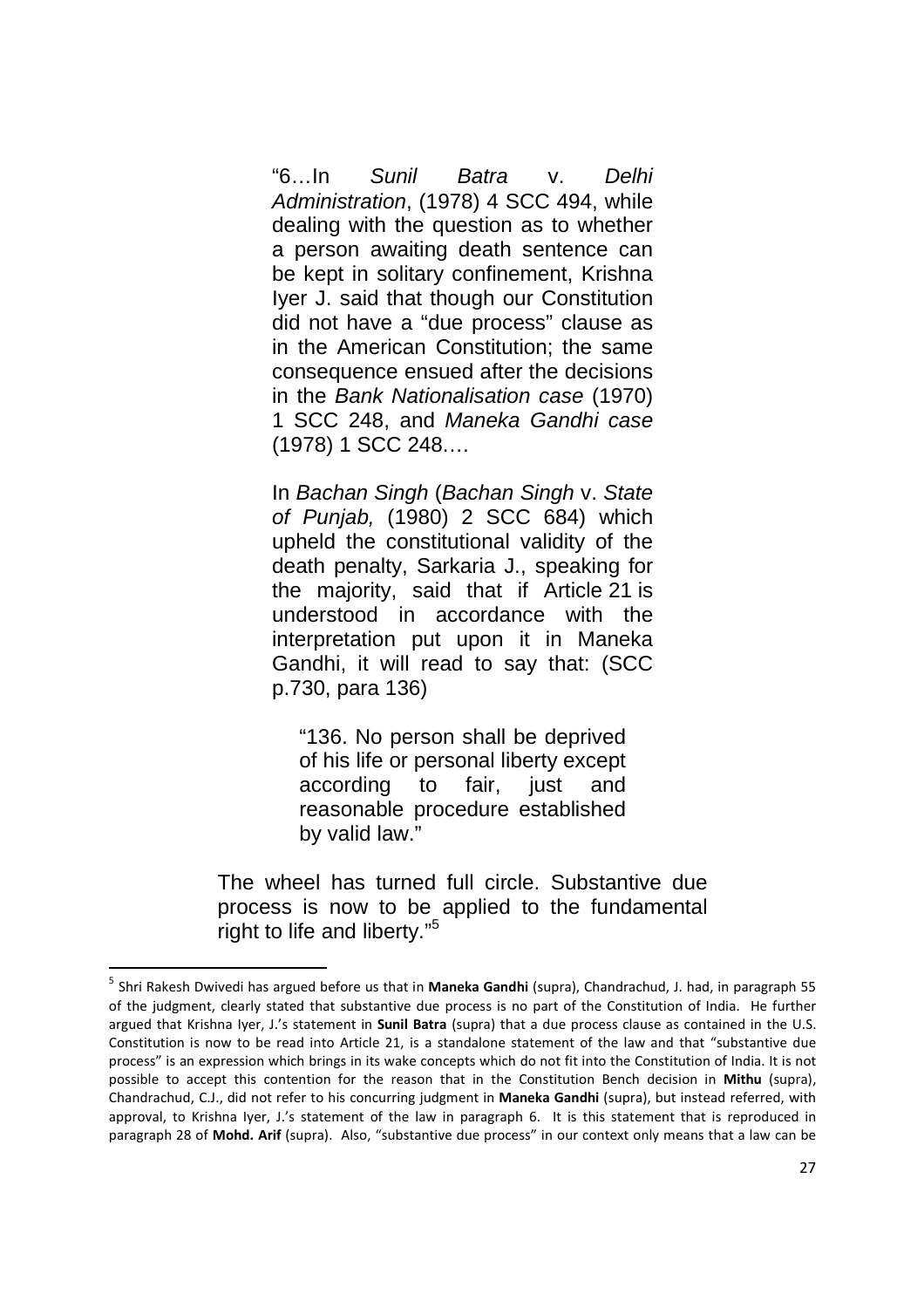> "6…In *Sunil Batra* v. *Delhi Administration*, (1978) 4 SCC 494, while dealing with the question as to whether a person awaiting death sentence can be kept in solitary confinement, Krishna Iyer J. said that though our Constitution did not have a "due process" clause as in the American Constitution; the same consequence ensued after the decisions in the *Bank Nationalisation case* (1970) 1 SCC 248, and *Maneka Gandhi case* (1978) 1 SCC 248….
>
> In *Bachan Singh* (*Bachan Singh* v. *State of Punjab,* (1980) 2 SCC 684) which upheld the constitutional validity of the death penalty, Sarkaria J., speaking for the majority, said that if Article 21 is understood in accordance with the interpretation put upon it in Maneka Gandhi, it will read to say that: (SCC p.730, para 136)
>
> > "136. No person shall be deprived of his life or personal liberty except according to fair, just and reasonable procedure established by valid law."
>
> The wheel has turned full circle. Substantive due process is now to be applied to the fundamental right to life and liberty."[5]

---

[5] Shri Rakesh Dwivedi has argued before us that in **Maneka Gandhi** (supra), Chandrachud, J. had, in paragraph 55 of the judgment, clearly stated that substantive due process is no part of the Constitution of India. He further argued that Krishna Iyer, J.'s statement in **Sunil Batra** (supra) that a due process clause as contained in the U.S. Constitution is now to be read into Article 21, is a standalone statement of the law and that "substantive due process" is an expression which brings in its wake concepts which do not fit into the Constitution of India. It is not possible to accept this contention for the reason that in the Constitution Bench decision in **Mithu** (supra), Chandrachud, C.J., did not refer to his concurring judgment in **Maneka Gandhi** (supra), but instead referred, with approval, to Krishna Iyer, J.'s statement of the law in paragraph 6. It is this statement that is reproduced in paragraph 28 of **Mohd. Arif** (supra). Also, "substantive due process" in our context only means that a law can be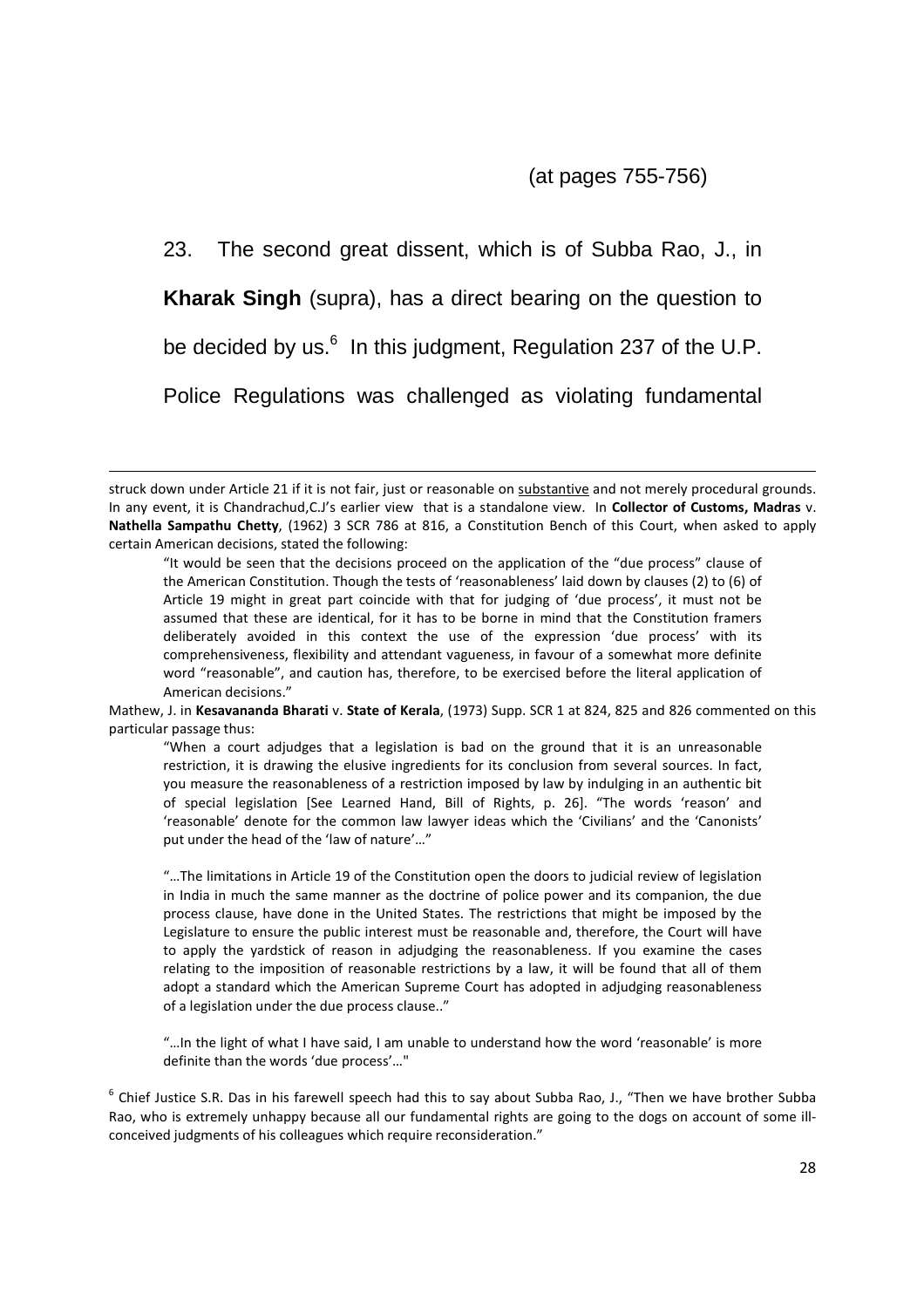(at pages 755-756)

23. The second great dissent, which is of Subba Rao, J., in **Kharak Singh** (supra), has a direct bearing on the question to be decided by us.[6] In this judgment, Regulation 237 of the U.P. Police Regulations was challenged as violating fundamental

---

struck down under Article 21 if it is not fair, just or reasonable on substantive and not merely procedural grounds. In any event, it is Chandrachud,C.J's earlier view that is a standalone view. In **Collector of Customs, Madras** v. **Nathella Sampathu Chetty**, (1962) 3 SCR 786 at 816, a Constitution Bench of this Court, when asked to apply certain American decisions, stated the following:

> "It would be seen that the decisions proceed on the application of the "due process" clause of the American Constitution. Though the tests of 'reasonableness' laid down by clauses (2) to (6) of Article 19 might in great part coincide with that for judging of 'due process', it must not be assumed that these are identical, for it has to be borne in mind that the Constitution framers deliberately avoided in this context the use of the expression 'due process' with its comprehensiveness, flexibility and attendant vagueness, in favour of a somewhat more definite word "reasonable", and caution has, therefore, to be exercised before the literal application of American decisions."

Mathew, J. in **Kesavananda Bharati** v. **State of Kerala**, (1973) Supp. SCR 1 at 824, 825 and 826 commented on this particular passage thus:

> "When a court adjudges that a legislation is bad on the ground that it is an unreasonable restriction, it is drawing the elusive ingredients for its conclusion from several sources. In fact, you measure the reasonableness of a restriction imposed by law by indulging in an authentic bit of special legislation [See Learned Hand, Bill of Rights, p. 26]. "The words 'reason' and 'reasonable' denote for the common law lawyer ideas which the 'Civilians' and the 'Canonists' put under the head of the 'law of nature'…"
>
> "…The limitations in Article 19 of the Constitution open the doors to judicial review of legislation in India in much the same manner as the doctrine of police power and its companion, the due process clause, have done in the United States. The restrictions that might be imposed by the Legislature to ensure the public interest must be reasonable and, therefore, the Court will have to apply the yardstick of reason in adjudging the reasonableness. If you examine the cases relating to the imposition of reasonable restrictions by a law, it will be found that all of them adopt a standard which the American Supreme Court has adopted in adjudging reasonableness of a legislation under the due process clause.."
>
> "…In the light of what I have said, I am unable to understand how the word 'reasonable' is more definite than the words 'due process'…"

[6] Chief Justice S.R. Das in his farewell speech had this to say about Subba Rao, J., "Then we have brother Subba Rao, who is extremely unhappy because all our fundamental rights are going to the dogs on account of some ill-conceived judgments of his colleagues which require reconsideration."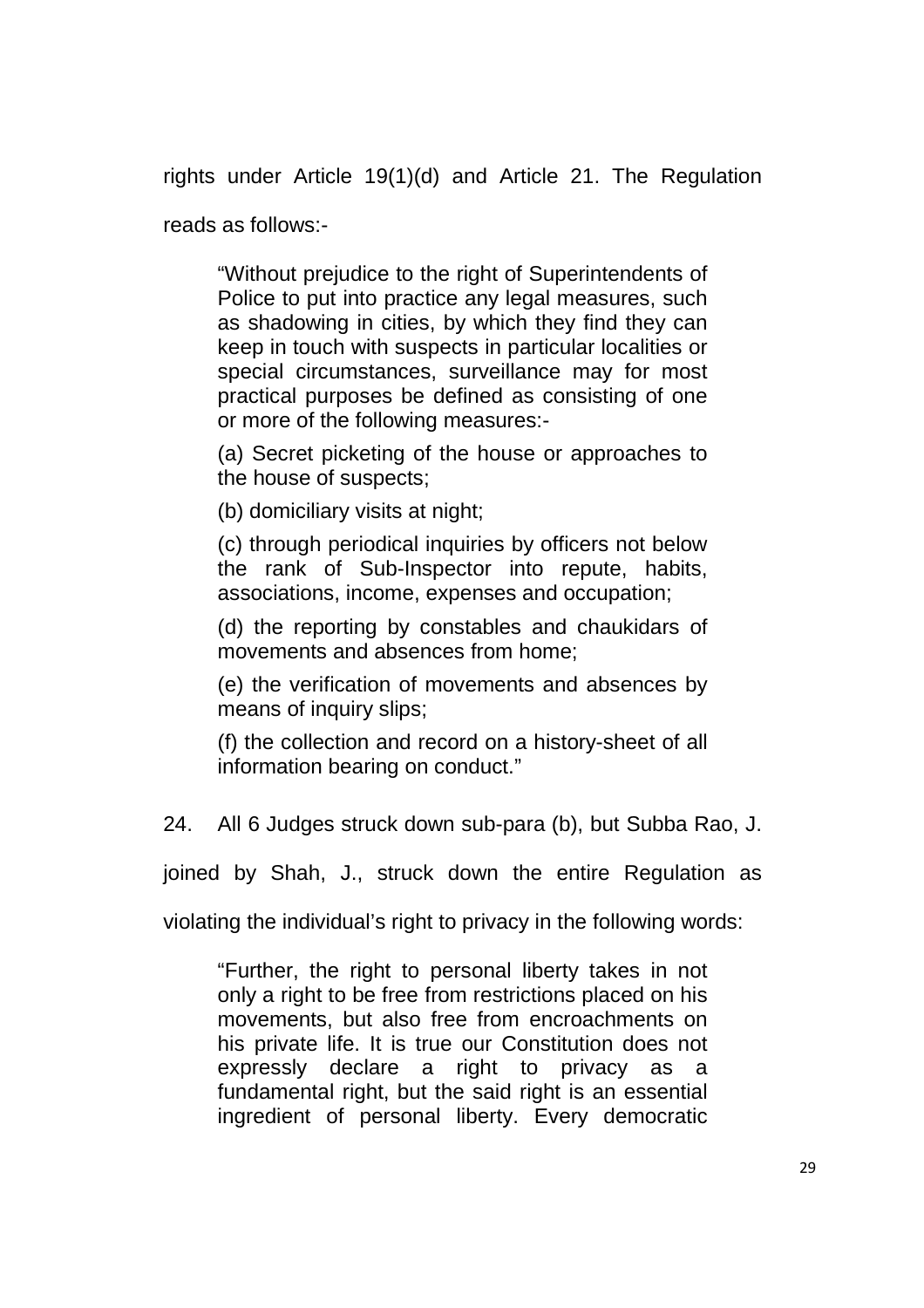rights under Article 19(1)(d) and Article 21. The Regulation reads as follows:-

> "Without prejudice to the right of Superintendents of Police to put into practice any legal measures, such as shadowing in cities, by which they find they can keep in touch with suspects in particular localities or special circumstances, surveillance may for most practical purposes be defined as consisting of one or more of the following measures:-
>
> (a) Secret picketing of the house or approaches to the house of suspects;
>
> (b) domiciliary visits at night;
>
> (c) through periodical inquiries by officers not below the rank of Sub-Inspector into repute, habits, associations, income, expenses and occupation;
>
> (d) the reporting by constables and chaukidars of movements and absences from home;
>
> (e) the verification of movements and absences by means of inquiry slips;
>
> (f) the collection and record on a history-sheet of all information bearing on conduct."

24. All 6 Judges struck down sub-para (b), but Subba Rao, J. joined by Shah, J., struck down the entire Regulation as violating the individual's right to privacy in the following words:

> "Further, the right to personal liberty takes in not only a right to be free from restrictions placed on his movements, but also free from encroachments on his private life. It is true our Constitution does not expressly declare a right to privacy as a fundamental right, but the said right is an essential ingredient of personal liberty. Every democratic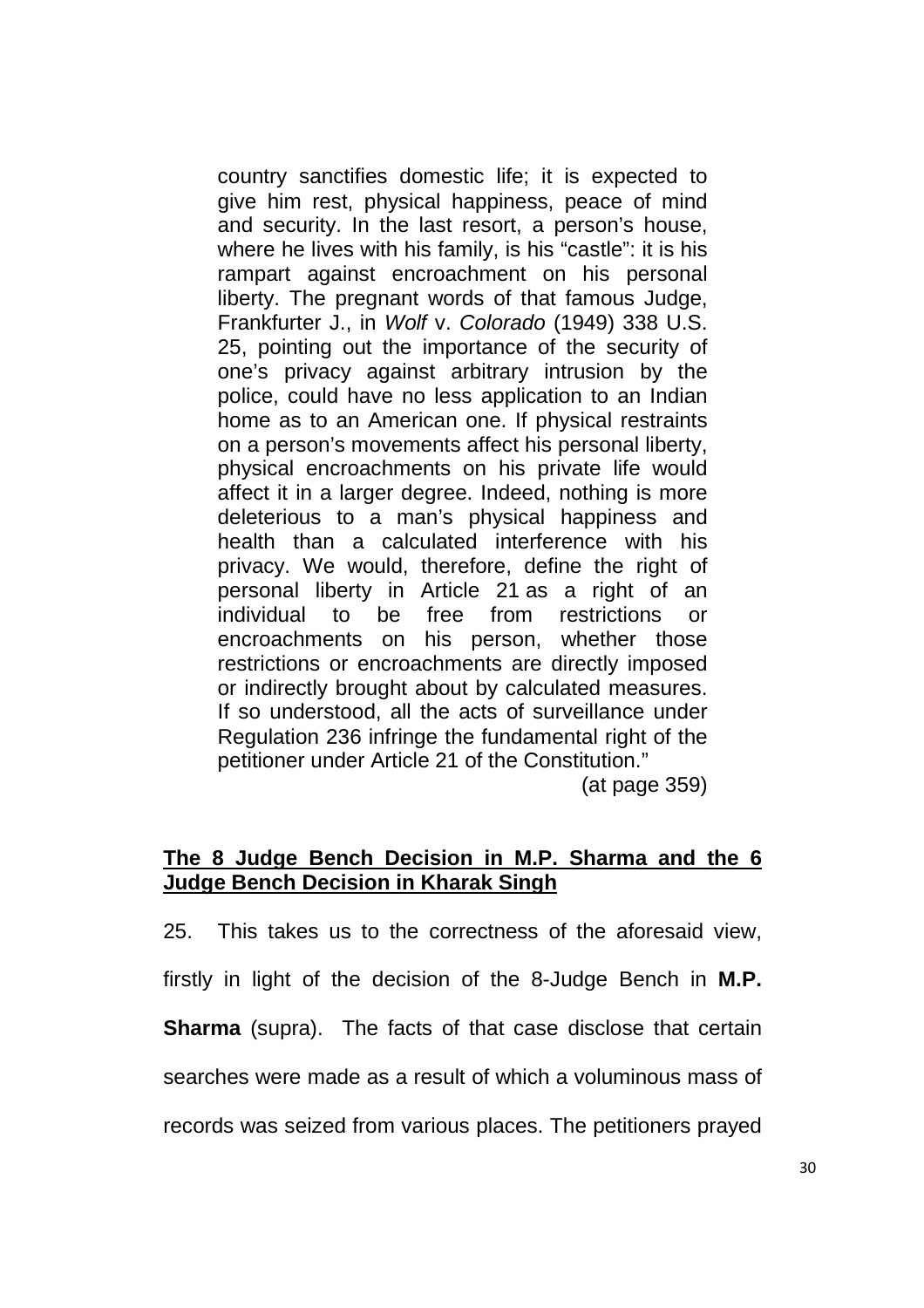> country sanctifies domestic life; it is expected to give him rest, physical happiness, peace of mind and security. In the last resort, a person's house, where he lives with his family, is his "castle": it is his rampart against encroachment on his personal liberty. The pregnant words of that famous Judge, Frankfurter J., in *Wolf* v. *Colorado* (1949) 338 U.S. 25, pointing out the importance of the security of one's privacy against arbitrary intrusion by the police, could have no less application to an Indian home as to an American one. If physical restraints on a person's movements affect his personal liberty, physical encroachments on his private life would affect it in a larger degree. Indeed, nothing is more deleterious to a man's physical happiness and health than a calculated interference with his privacy. We would, therefore, define the right of personal liberty in Article 21 as a right of an individual to be free from restrictions or encroachments on his person, whether those restrictions or encroachments are directly imposed or indirectly brought about by calculated measures. If so understood, all the acts of surveillance under Regulation 236 infringe the fundamental right of the petitioner under Article 21 of the Constitution."
>
> (at page 359)

**<u>The 8 Judge Bench Decision in M.P. Sharma and the 6 Judge Bench Decision in Kharak Singh</u>**

25. This takes us to the correctness of the aforesaid view, firstly in light of the decision of the 8-Judge Bench in **M.P. Sharma** (supra). The facts of that case disclose that certain searches were made as a result of which a voluminous mass of records was seized from various places. The petitioners prayed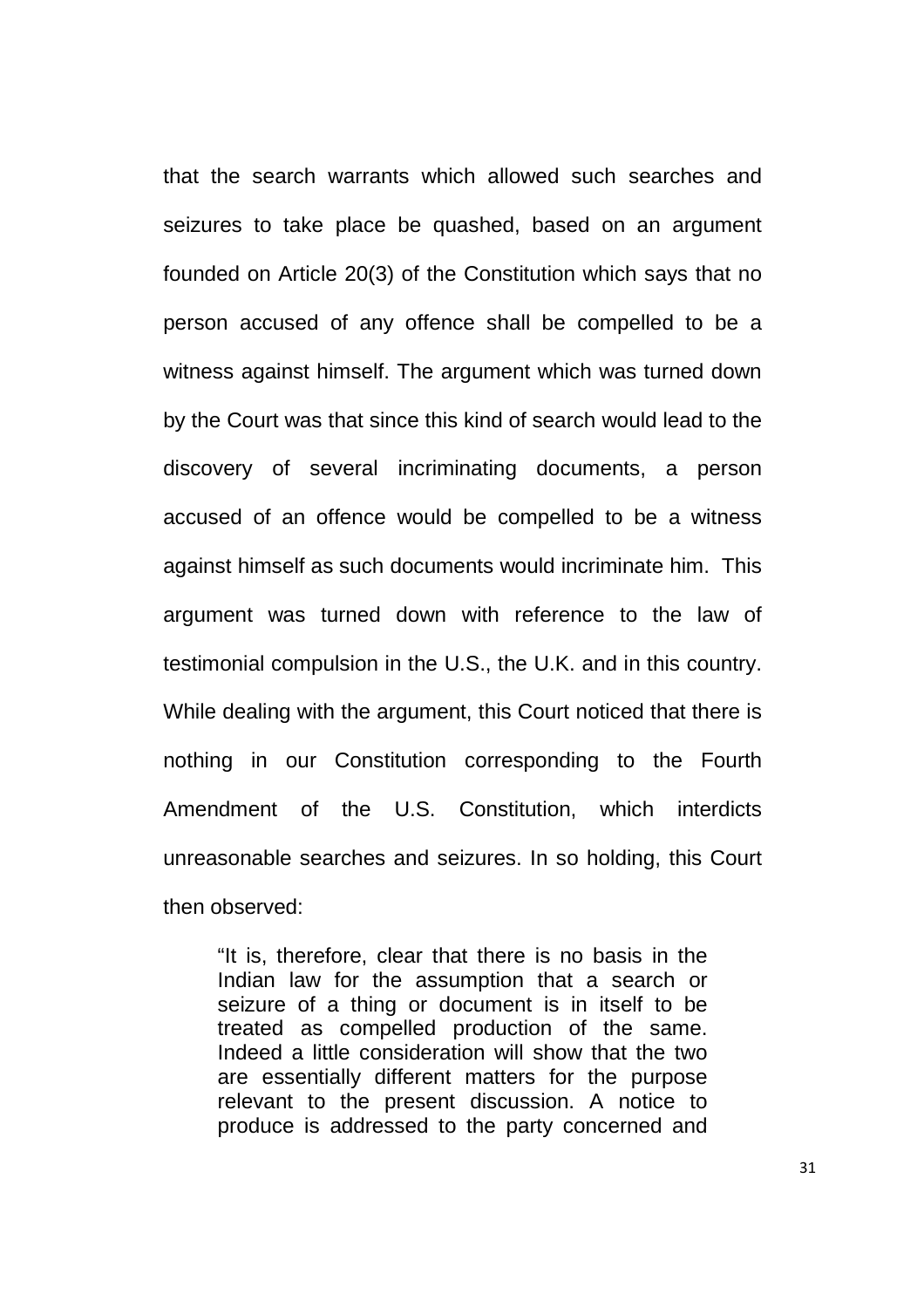that the search warrants which allowed such searches and seizures to take place be quashed, based on an argument founded on Article 20(3) of the Constitution which says that no person accused of any offence shall be compelled to be a witness against himself. The argument which was turned down by the Court was that since this kind of search would lead to the discovery of several incriminating documents, a person accused of an offence would be compelled to be a witness against himself as such documents would incriminate him. This argument was turned down with reference to the law of testimonial compulsion in the U.S., the U.K. and in this country. While dealing with the argument, this Court noticed that there is nothing in our Constitution corresponding to the Fourth Amendment of the U.S. Constitution, which interdicts unreasonable searches and seizures. In so holding, this Court then observed:

> "It is, therefore, clear that there is no basis in the Indian law for the assumption that a search or seizure of a thing or document is in itself to be treated as compelled production of the same. Indeed a little consideration will show that the two are essentially different matters for the purpose relevant to the present discussion. A notice to produce is addressed to the party concerned and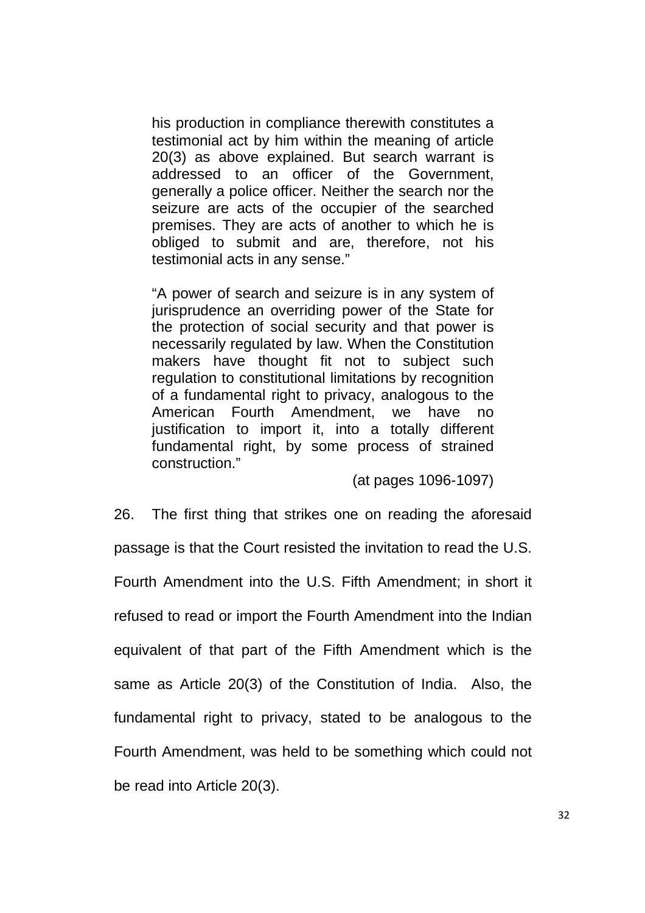> his production in compliance therewith constitutes a testimonial act by him within the meaning of article 20(3) as above explained. But search warrant is addressed to an officer of the Government, generally a police officer. Neither the search nor the seizure are acts of the occupier of the searched premises. They are acts of another to which he is obliged to submit and are, therefore, not his testimonial acts in any sense."
>
> "A power of search and seizure is in any system of jurisprudence an overriding power of the State for the protection of social security and that power is necessarily regulated by law. When the Constitution makers have thought fit not to subject such regulation to constitutional limitations by recognition of a fundamental right to privacy, analogous to the American Fourth Amendment, we have no justification to import it, into a totally different fundamental right, by some process of strained construction."
>
> (at pages 1096-1097)

26. The first thing that strikes one on reading the aforesaid passage is that the Court resisted the invitation to read the U.S. Fourth Amendment into the U.S. Fifth Amendment; in short it refused to read or import the Fourth Amendment into the Indian equivalent of that part of the Fifth Amendment which is the same as Article 20(3) of the Constitution of India. Also, the fundamental right to privacy, stated to be analogous to the Fourth Amendment, was held to be something which could not be read into Article 20(3).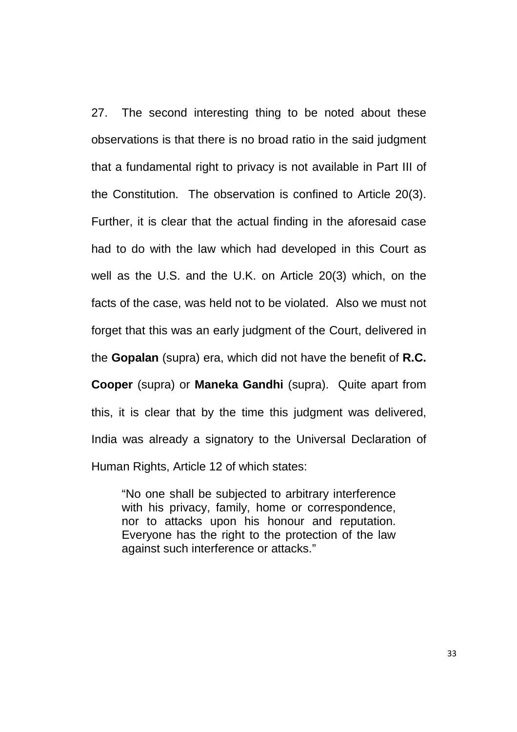27. The second interesting thing to be noted about these observations is that there is no broad ratio in the said judgment that a fundamental right to privacy is not available in Part III of the Constitution. The observation is confined to Article 20(3). Further, it is clear that the actual finding in the aforesaid case had to do with the law which had developed in this Court as well as the U.S. and the U.K. on Article 20(3) which, on the facts of the case, was held not to be violated. Also we must not forget that this was an early judgment of the Court, delivered in the **Gopalan** (supra) era, which did not have the benefit of **R.C. Cooper** (supra) or **Maneka Gandhi** (supra). Quite apart from this, it is clear that by the time this judgment was delivered, India was already a signatory to the Universal Declaration of Human Rights, Article 12 of which states:

> "No one shall be subjected to arbitrary interference with his privacy, family, home or correspondence, nor to attacks upon his honour and reputation. Everyone has the right to the protection of the law against such interference or attacks."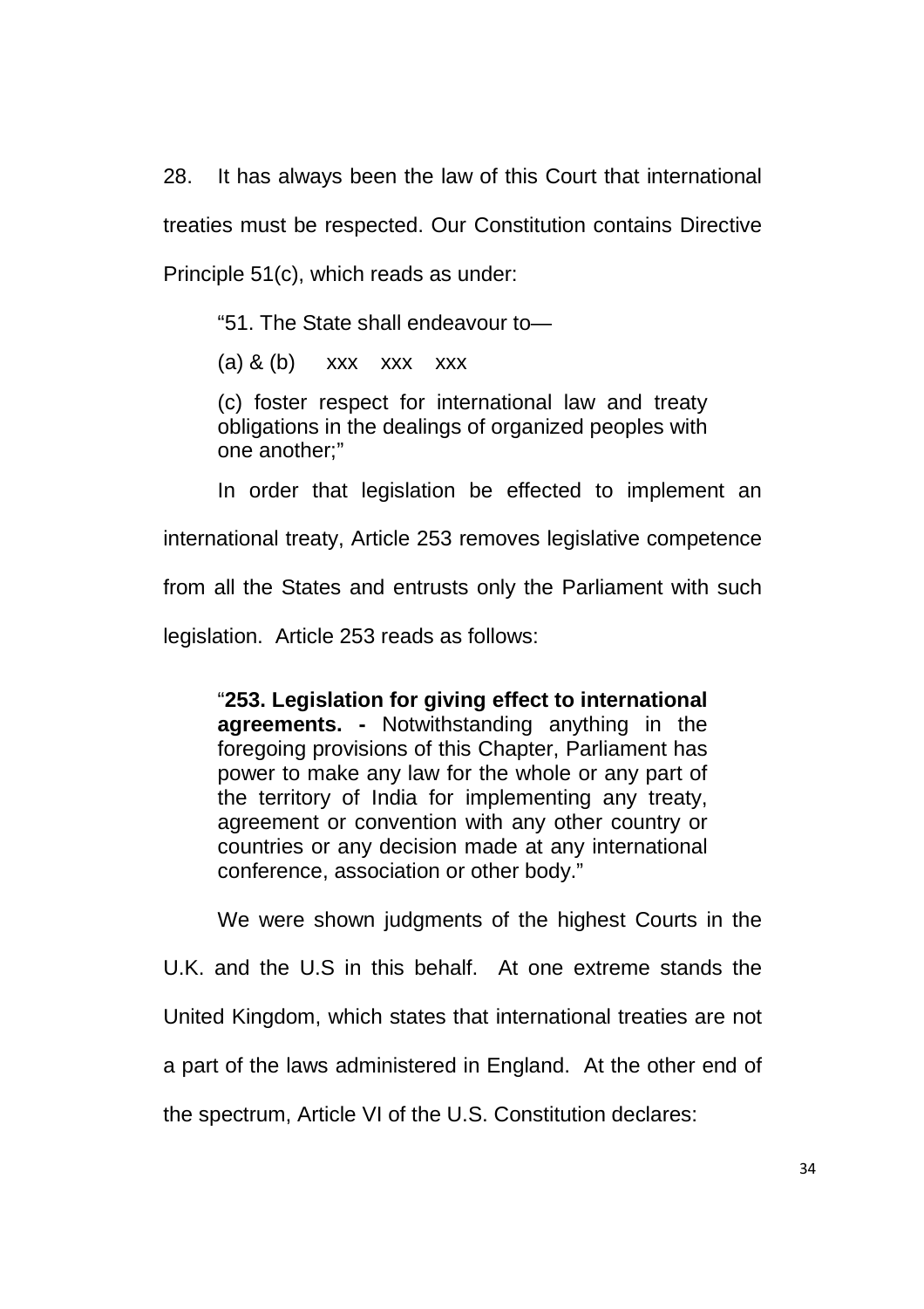28. It has always been the law of this Court that international treaties must be respected. Our Constitution contains Directive Principle 51(c), which reads as under:

> "51. The State shall endeavour to—
>
> (a) & (b) xxx xxx xxx
>
> (c) foster respect for international law and treaty obligations in the dealings of organized peoples with one another;"

In order that legislation be effected to implement an international treaty, Article 253 removes legislative competence from all the States and entrusts only the Parliament with such legislation. Article 253 reads as follows:

> "**253. Legislation for giving effect to international agreements. -** Notwithstanding anything in the foregoing provisions of this Chapter, Parliament has power to make any law for the whole or any part of the territory of India for implementing any treaty, agreement or convention with any other country or countries or any decision made at any international conference, association or other body."

We were shown judgments of the highest Courts in the U.K. and the U.S in this behalf. At one extreme stands the United Kingdom, which states that international treaties are not a part of the laws administered in England. At the other end of the spectrum, Article VI of the U.S. Constitution declares: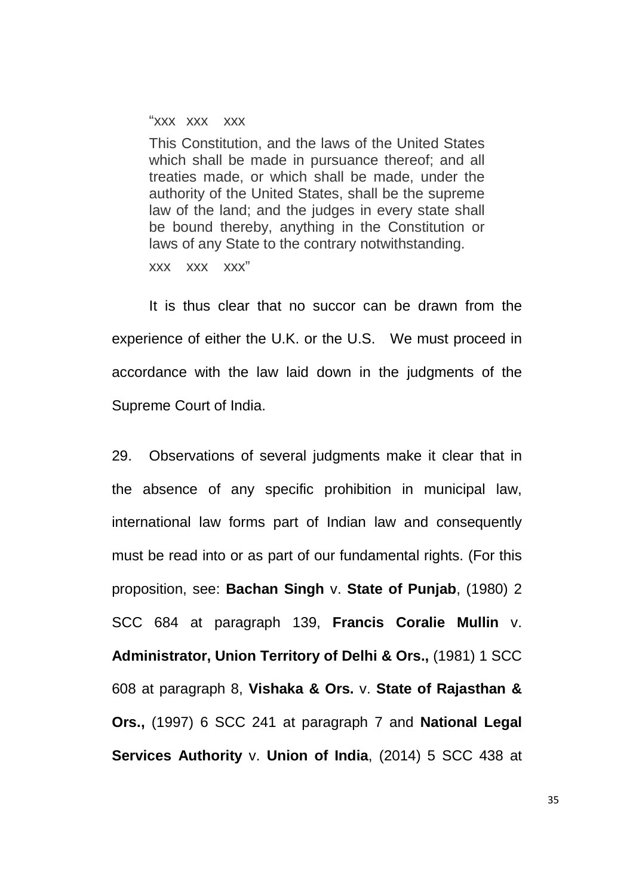> "xxx xxx xxx
>
> This Constitution, and the laws of the United States which shall be made in pursuance thereof; and all treaties made, or which shall be made, under the authority of the United States, shall be the supreme law of the land; and the judges in every state shall be bound thereby, anything in the Constitution or laws of any State to the contrary notwithstanding.
>
> xxx xxx xxx"

It is thus clear that no succor can be drawn from the experience of either the U.K. or the U.S. We must proceed in accordance with the law laid down in the judgments of the Supreme Court of India.

29. Observations of several judgments make it clear that in the absence of any specific prohibition in municipal law, international law forms part of Indian law and consequently must be read into or as part of our fundamental rights. (For this proposition, see: **Bachan Singh** v. **State of Punjab**, (1980) 2 SCC 684 at paragraph 139, **Francis Coralie Mullin** v. **Administrator, Union Territory of Delhi & Ors.,** (1981) 1 SCC 608 at paragraph 8, **Vishaka & Ors.** v. **State of Rajasthan & Ors.,** (1997) 6 SCC 241 at paragraph 7 and **National Legal Services Authority** v. **Union of India**, (2014) 5 SCC 438 at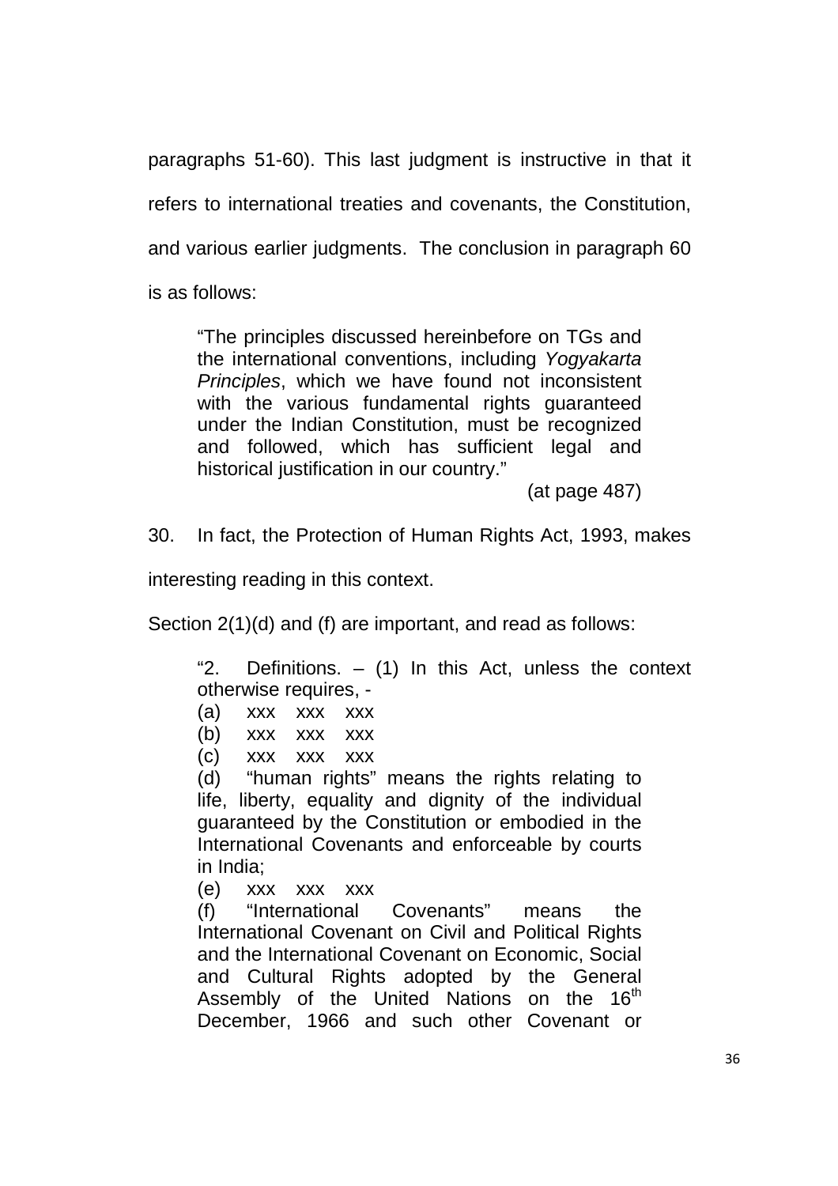paragraphs 51-60). This last judgment is instructive in that it refers to international treaties and covenants, the Constitution, and various earlier judgments. The conclusion in paragraph 60 is as follows:

> "The principles discussed hereinbefore on TGs and the international conventions, including *Yogyakarta Principles*, which we have found not inconsistent with the various fundamental rights guaranteed under the Indian Constitution, must be recognized and followed, which has sufficient legal and historical justification in our country."
>
> (at page 487)

30. In fact, the Protection of Human Rights Act, 1993, makes interesting reading in this context.

Section 2(1)(d) and (f) are important, and read as follows:

> "2. Definitions. – (1) In this Act, unless the context otherwise requires, -
>
> (a) xxx xxx xxx
>
> (b) xxx xxx xxx
>
> (c) xxx xxx xxx
>
> (d) "human rights" means the rights relating to life, liberty, equality and dignity of the individual guaranteed by the Constitution or embodied in the International Covenants and enforceable by courts in India;
>
> (e) xxx xxx xxx
>
> (f) "International Covenants" means the International Covenant on Civil and Political Rights and the International Covenant on Economic, Social and Cultural Rights adopted by the General Assembly of the United Nations on the 16th December, 1966 and such other Covenant or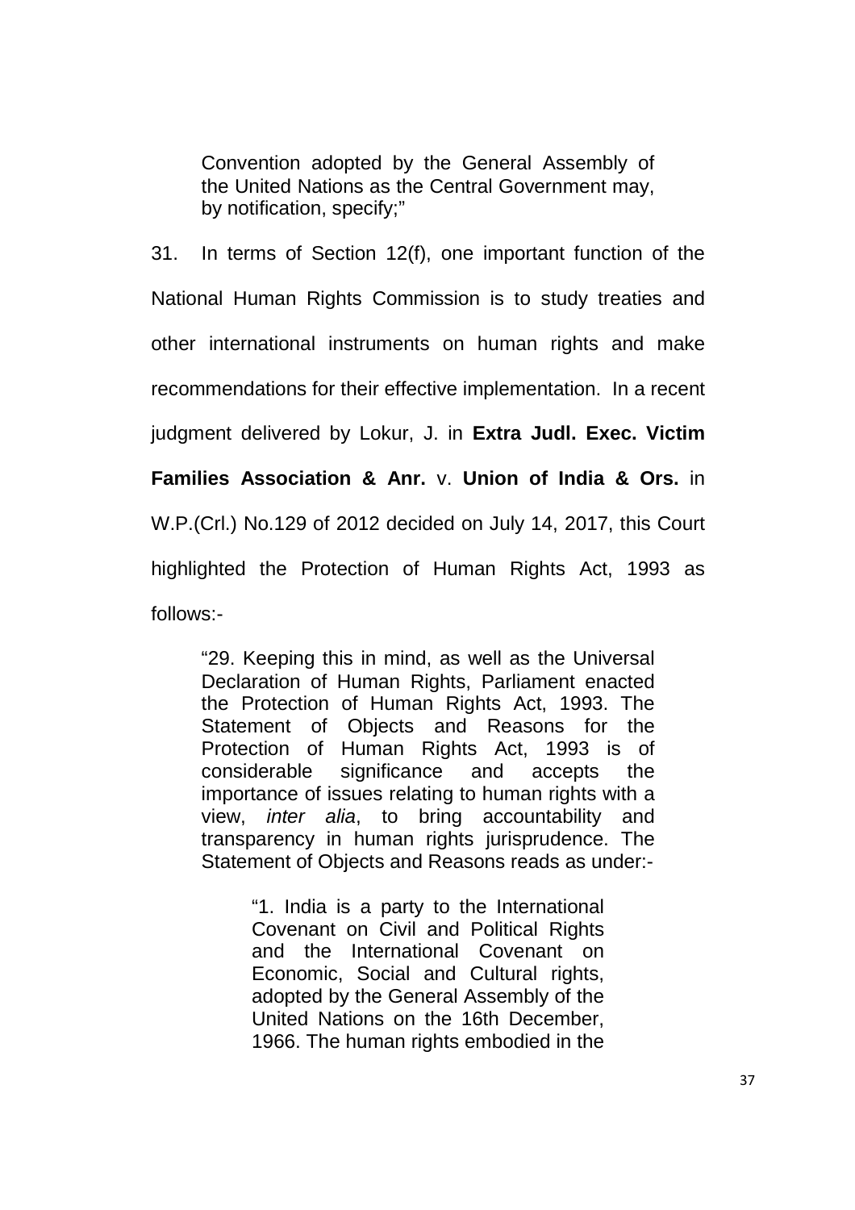> Convention adopted by the General Assembly of the United Nations as the Central Government may, by notification, specify;"

31. In terms of Section 12(f), one important function of the National Human Rights Commission is to study treaties and other international instruments on human rights and make recommendations for their effective implementation. In a recent judgment delivered by Lokur, J. in **Extra Judl. Exec. Victim Families Association & Anr.** v. **Union of India & Ors.** in W.P.(Crl.) No.129 of 2012 decided on July 14, 2017, this Court highlighted the Protection of Human Rights Act, 1993 as follows:-

> "29. Keeping this in mind, as well as the Universal Declaration of Human Rights, Parliament enacted the Protection of Human Rights Act, 1993. The Statement of Objects and Reasons for the Protection of Human Rights Act, 1993 is of considerable significance and accepts the importance of issues relating to human rights with a view, *inter alia*, to bring accountability and transparency in human rights jurisprudence. The Statement of Objects and Reasons reads as under:-
>
> > "1. India is a party to the International Covenant on Civil and Political Rights and the International Covenant on Economic, Social and Cultural rights, adopted by the General Assembly of the United Nations on the 16th December, 1966. The human rights embodied in the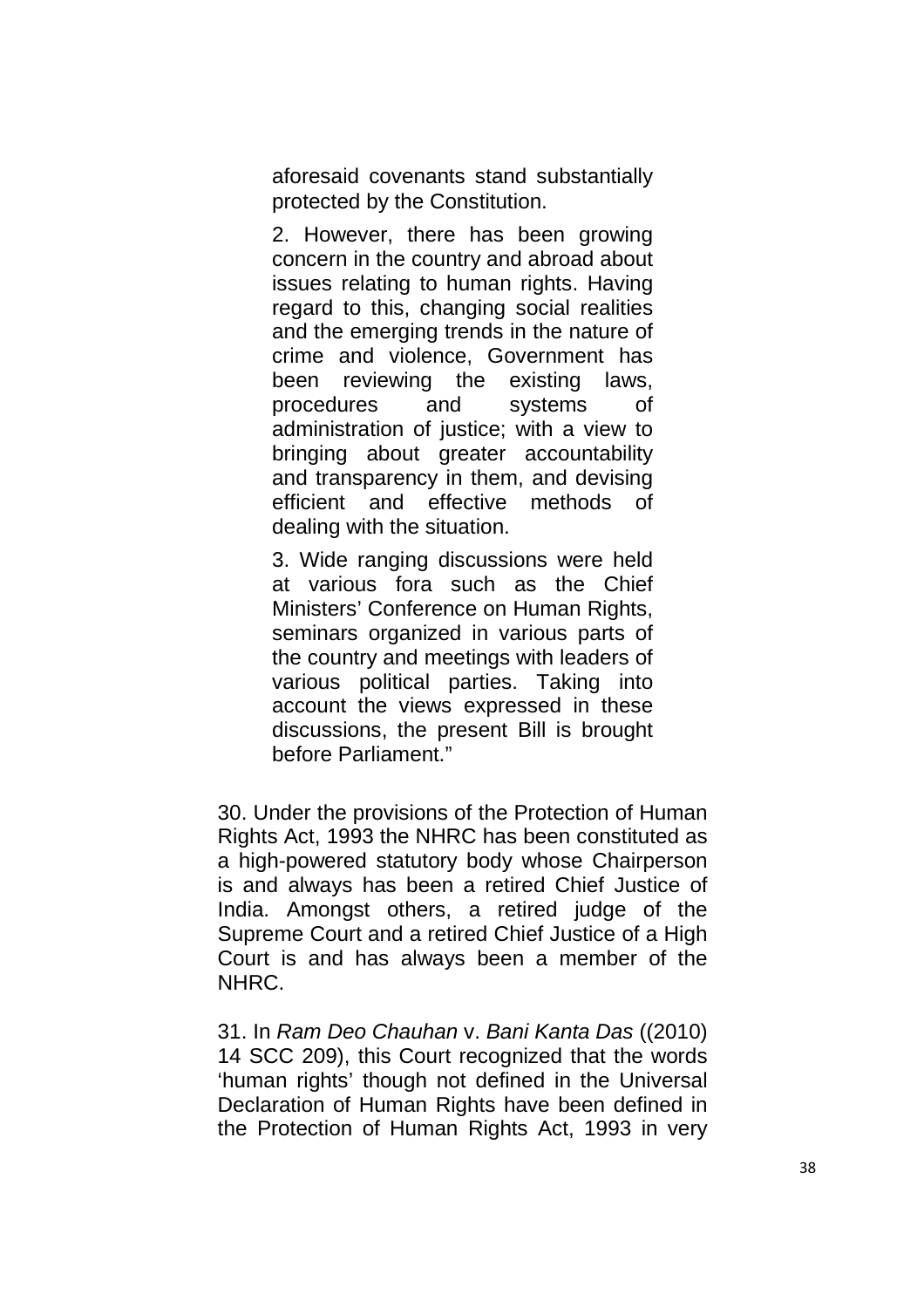> aforesaid covenants stand substantially protected by the Constitution.
>
> 2. However, there has been growing concern in the country and abroad about issues relating to human rights. Having regard to this, changing social realities and the emerging trends in the nature of crime and violence, Government has been reviewing the existing laws, procedures and systems of administration of justice; with a view to bringing about greater accountability and transparency in them, and devising efficient and effective methods of dealing with the situation.
>
> 3. Wide ranging discussions were held at various fora such as the Chief Ministers' Conference on Human Rights, seminars organized in various parts of the country and meetings with leaders of various political parties. Taking into account the views expressed in these discussions, the present Bill is brought before Parliament."

30. Under the provisions of the Protection of Human Rights Act, 1993 the NHRC has been constituted as a high-powered statutory body whose Chairperson is and always has been a retired Chief Justice of India. Amongst others, a retired judge of the Supreme Court and a retired Chief Justice of a High Court is and has always been a member of the NHRC.

31. In *Ram Deo Chauhan* v. *Bani Kanta Das* ((2010) 14 SCC 209), this Court recognized that the words 'human rights' though not defined in the Universal Declaration of Human Rights have been defined in the Protection of Human Rights Act, 1993 in very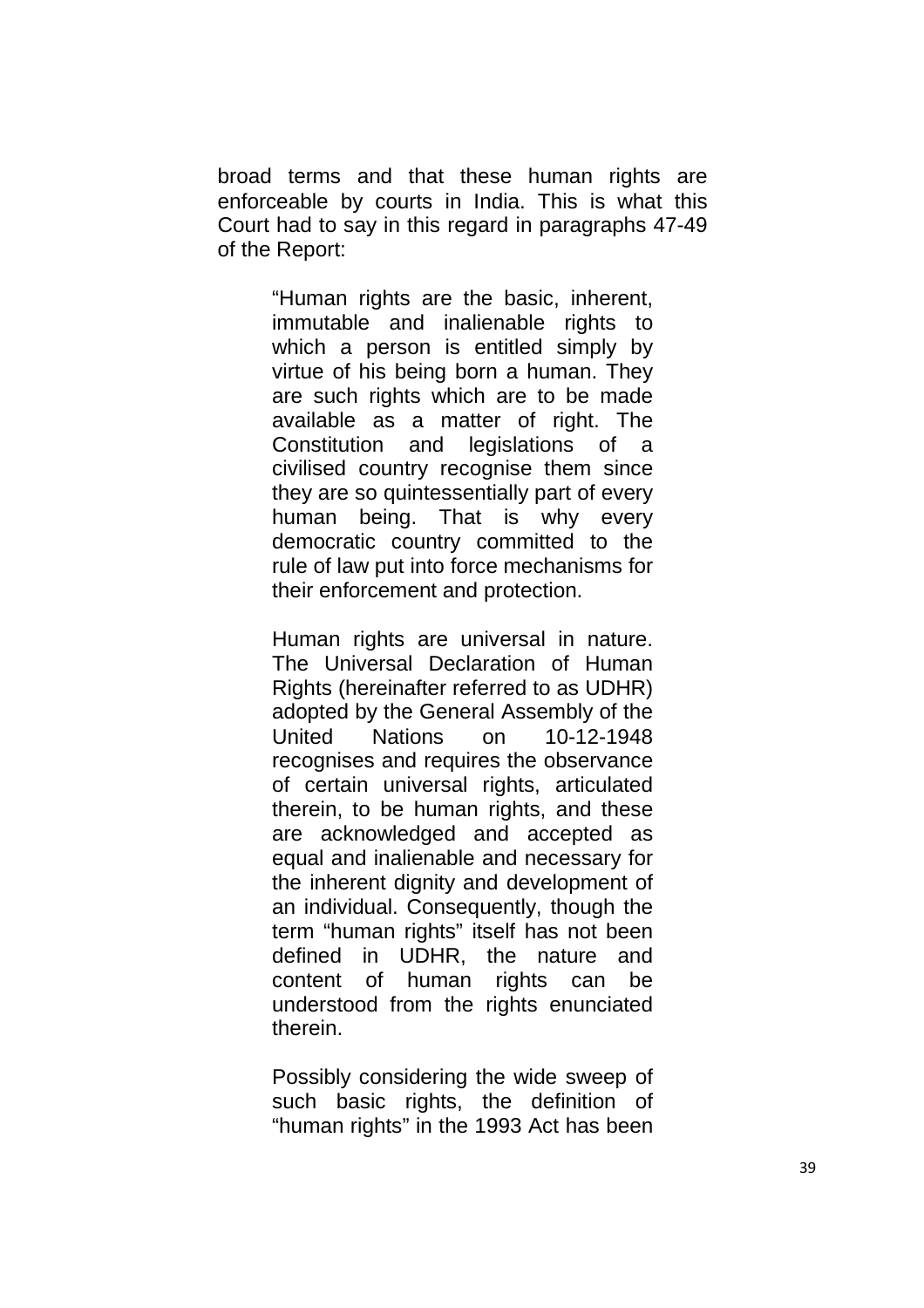broad terms and that these human rights are enforceable by courts in India. This is what this Court had to say in this regard in paragraphs 47-49 of the Report:

> "Human rights are the basic, inherent, immutable and inalienable rights to which a person is entitled simply by virtue of his being born a human. They are such rights which are to be made available as a matter of right. The Constitution and legislations of a civilised country recognise them since they are so quintessentially part of every human being. That is why every democratic country committed to the rule of law put into force mechanisms for their enforcement and protection.
>
> Human rights are universal in nature. The Universal Declaration of Human Rights (hereinafter referred to as UDHR) adopted by the General Assembly of the United Nations on 10-12-1948 recognises and requires the observance of certain universal rights, articulated therein, to be human rights, and these are acknowledged and accepted as equal and inalienable and necessary for the inherent dignity and development of an individual. Consequently, though the term "human rights" itself has not been defined in UDHR, the nature and content of human rights can be understood from the rights enunciated therein.
>
> Possibly considering the wide sweep of such basic rights, the definition of "human rights" in the 1993 Act has been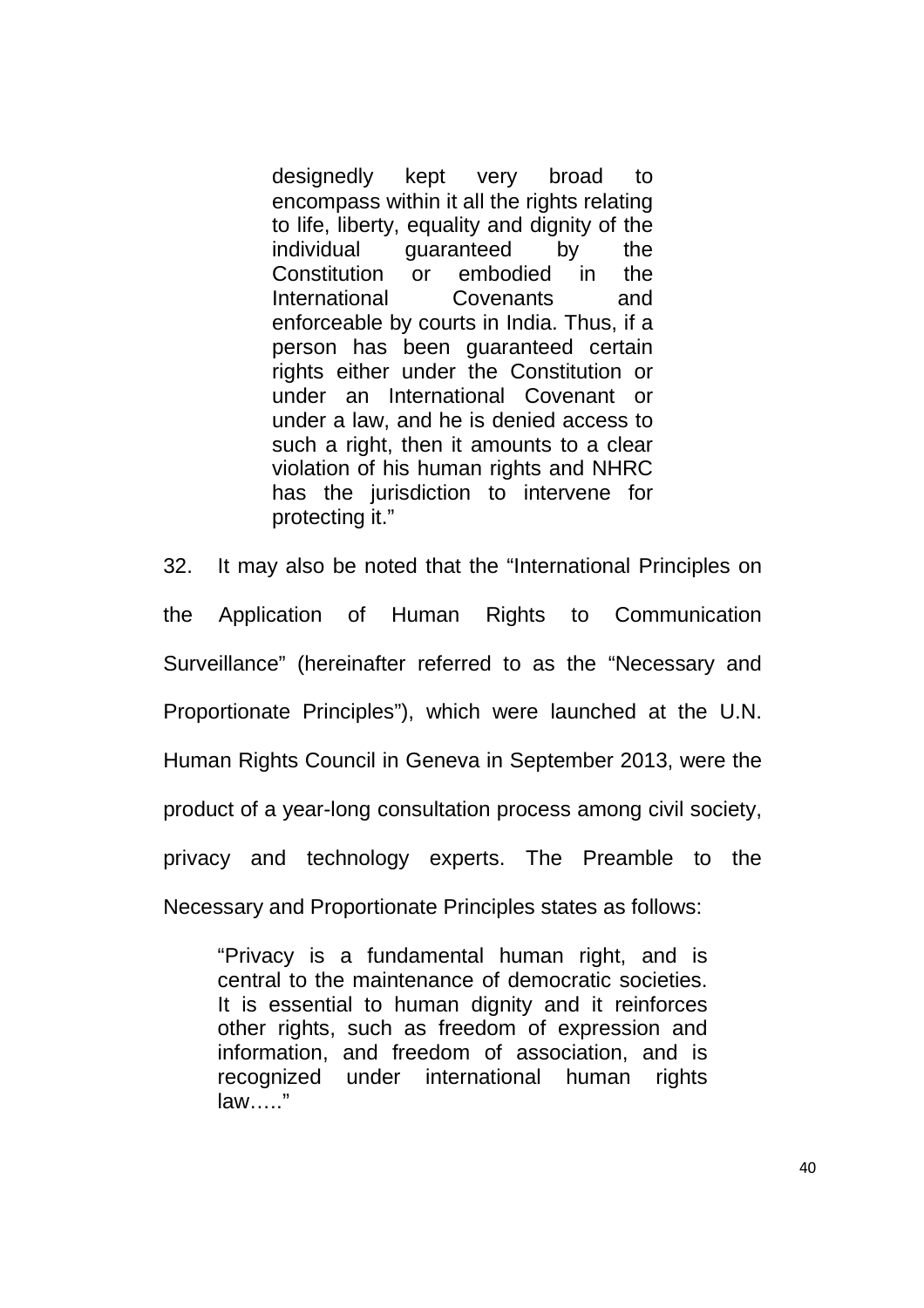> designedly kept very broad to encompass within it all the rights relating to life, liberty, equality and dignity of the individual guaranteed by the Constitution or embodied in the International Covenants and enforceable by courts in India. Thus, if a person has been guaranteed certain rights either under the Constitution or under an International Covenant or under a law, and he is denied access to such a right, then it amounts to a clear violation of his human rights and NHRC has the jurisdiction to intervene for protecting it."

32. It may also be noted that the "International Principles on the Application of Human Rights to Communication Surveillance" (hereinafter referred to as the "Necessary and Proportionate Principles"), which were launched at the U.N. Human Rights Council in Geneva in September 2013, were the product of a year-long consultation process among civil society, privacy and technology experts. The Preamble to the Necessary and Proportionate Principles states as follows:

> "Privacy is a fundamental human right, and is central to the maintenance of democratic societies. It is essential to human dignity and it reinforces other rights, such as freedom of expression and information, and freedom of association, and is recognized under international human rights law….."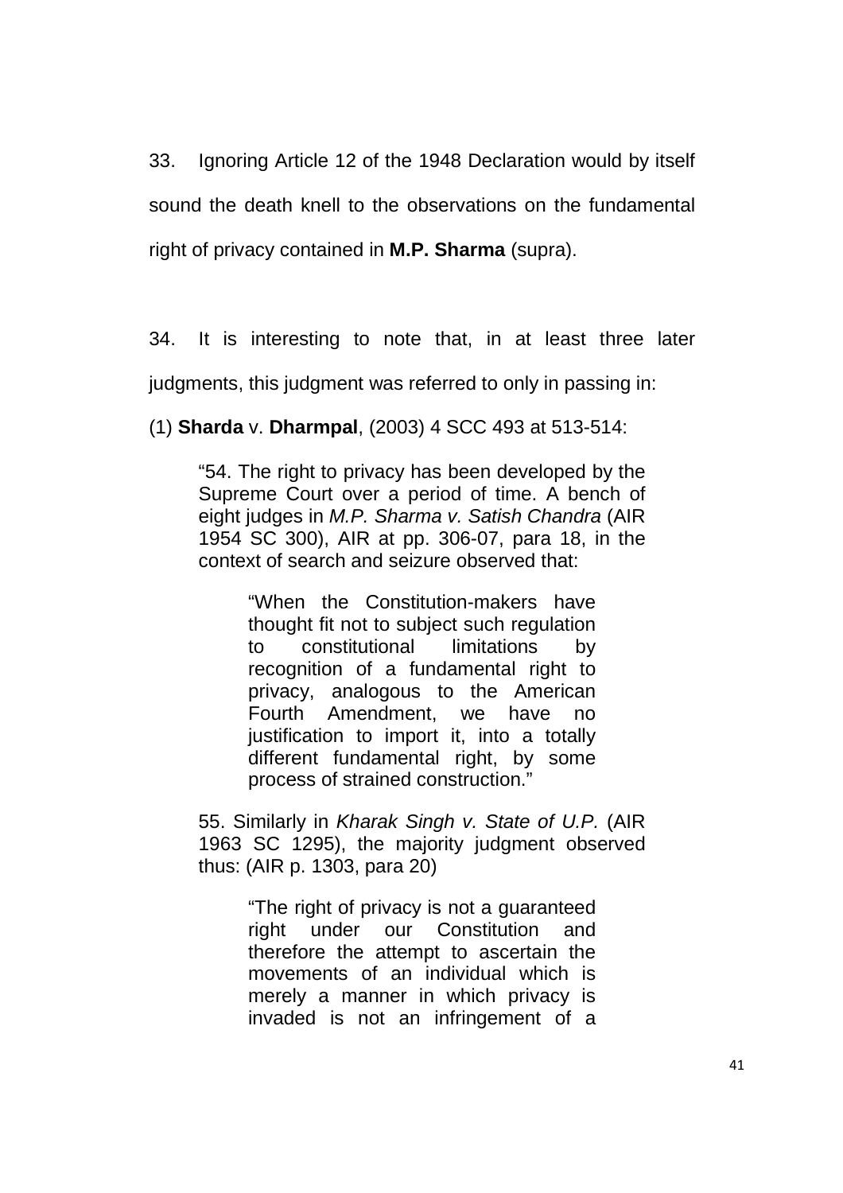33. Ignoring Article 12 of the 1948 Declaration would by itself sound the death knell to the observations on the fundamental right of privacy contained in **M.P. Sharma** (supra).

34. It is interesting to note that, in at least three later judgments, this judgment was referred to only in passing in:

(1) **Sharda** v. **Dharmpal**, (2003) 4 SCC 493 at 513-514:

> "54. The right to privacy has been developed by the Supreme Court over a period of time. A bench of eight judges in *M.P. Sharma v. Satish Chandra* (AIR 1954 SC 300), AIR at pp. 306-07, para 18, in the context of search and seizure observed that:
>
> > "When the Constitution-makers have thought fit not to subject such regulation to constitutional limitations by recognition of a fundamental right to privacy, analogous to the American Fourth Amendment, we have no justification to import it, into a totally different fundamental right, by some process of strained construction."
>
> 55. Similarly in *Kharak Singh v. State of U.P.* (AIR 1963 SC 1295), the majority judgment observed thus: (AIR p. 1303, para 20)
>
> > "The right of privacy is not a guaranteed right under our Constitution and therefore the attempt to ascertain the movements of an individual which is merely a manner in which privacy is invaded is not an infringement of a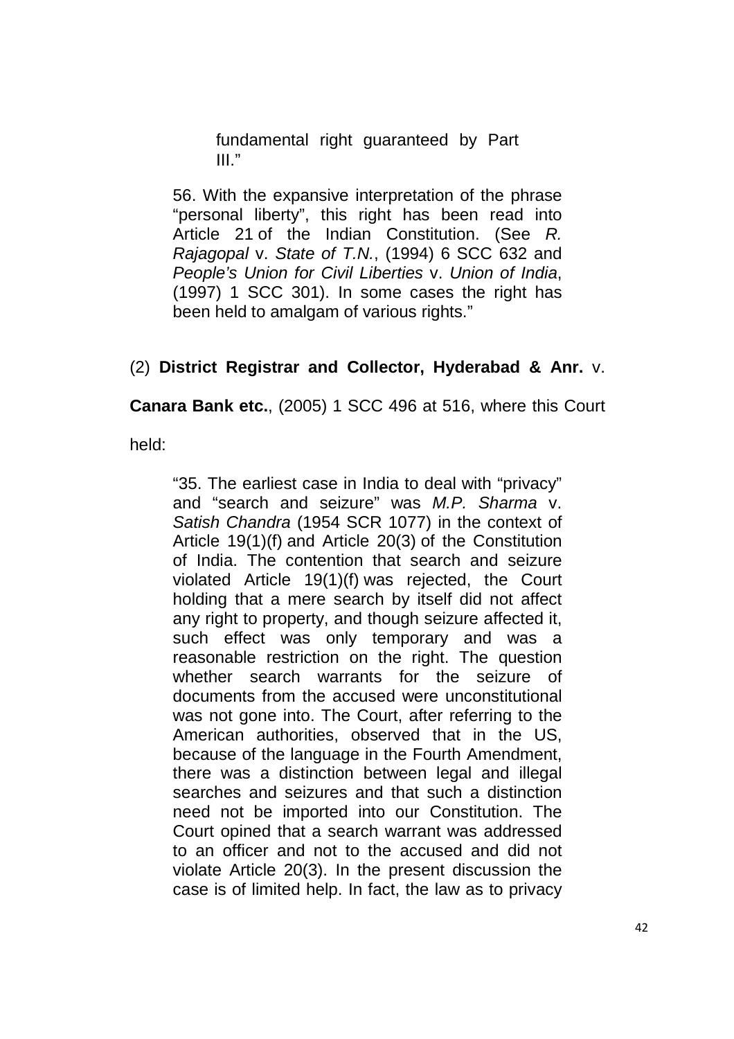> fundamental right guaranteed by Part III."
>
> 56. With the expansive interpretation of the phrase "personal liberty", this right has been read into Article 21 of the Indian Constitution. (See *R. Rajagopal* v. *State of T.N.*, (1994) 6 SCC 632 and *People's Union for Civil Liberties* v. *Union of India*, (1997) 1 SCC 301). In some cases the right has been held to amalgam of various rights."

(2) **District Registrar and Collector, Hyderabad & Anr.** v. **Canara Bank etc.**, (2005) 1 SCC 496 at 516, where this Court held:

> "35. The earliest case in India to deal with "privacy" and "search and seizure" was *M.P. Sharma* v. *Satish Chandra* (1954 SCR 1077) in the context of Article 19(1)(f) and Article 20(3) of the Constitution of India. The contention that search and seizure violated Article 19(1)(f) was rejected, the Court holding that a mere search by itself did not affect any right to property, and though seizure affected it, such effect was only temporary and was a reasonable restriction on the right. The question whether search warrants for the seizure of documents from the accused were unconstitutional was not gone into. The Court, after referring to the American authorities, observed that in the US, because of the language in the Fourth Amendment, there was a distinction between legal and illegal searches and seizures and that such a distinction need not be imported into our Constitution. The Court opined that a search warrant was addressed to an officer and not to the accused and did not violate Article 20(3). In the present discussion the case is of limited help. In fact, the law as to privacy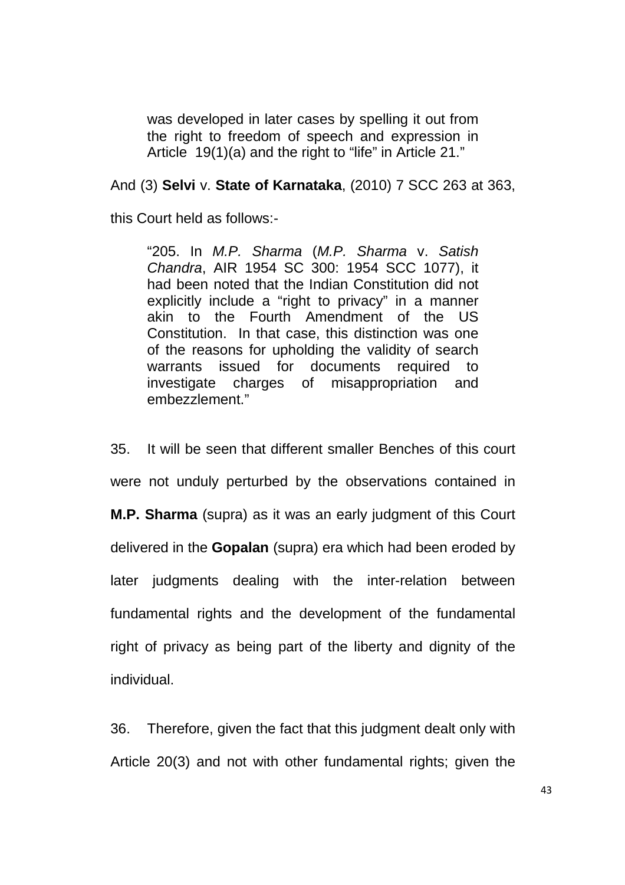> was developed in later cases by spelling it out from the right to freedom of speech and expression in Article 19(1)(a) and the right to "life" in Article 21."

And (3) **Selvi** v. **State of Karnataka**, (2010) 7 SCC 263 at 363, this Court held as follows:-

> "205. In *M.P. Sharma* (*M.P. Sharma* v. *Satish Chandra*, AIR 1954 SC 300: 1954 SCC 1077), it had been noted that the Indian Constitution did not explicitly include a "right to privacy" in a manner akin to the Fourth Amendment of the US Constitution. In that case, this distinction was one of the reasons for upholding the validity of search warrants issued for documents required to investigate charges of misappropriation and embezzlement."

35. It will be seen that different smaller Benches of this court were not unduly perturbed by the observations contained in **M.P. Sharma** (supra) as it was an early judgment of this Court delivered in the **Gopalan** (supra) era which had been eroded by later judgments dealing with the inter-relation between fundamental rights and the development of the fundamental right of privacy as being part of the liberty and dignity of the individual.

36. Therefore, given the fact that this judgment dealt only with Article 20(3) and not with other fundamental rights; given the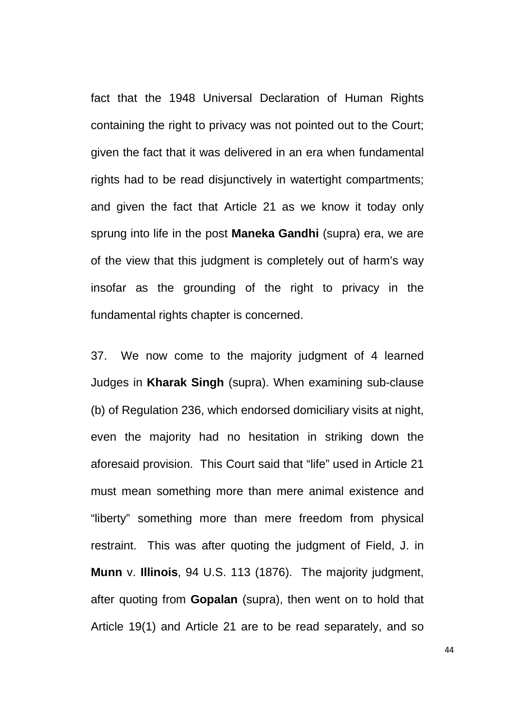fact that the 1948 Universal Declaration of Human Rights containing the right to privacy was not pointed out to the Court; given the fact that it was delivered in an era when fundamental rights had to be read disjunctively in watertight compartments; and given the fact that Article 21 as we know it today only sprung into life in the post **Maneka Gandhi** (supra) era, we are of the view that this judgment is completely out of harm's way insofar as the grounding of the right to privacy in the fundamental rights chapter is concerned.

37. We now come to the majority judgment of 4 learned Judges in **Kharak Singh** (supra). When examining sub-clause (b) of Regulation 236, which endorsed domiciliary visits at night, even the majority had no hesitation in striking down the aforesaid provision. This Court said that "life" used in Article 21 must mean something more than mere animal existence and "liberty" something more than mere freedom from physical restraint. This was after quoting the judgment of Field, J. in **Munn** v. **Illinois**, 94 U.S. 113 (1876). The majority judgment, after quoting from **Gopalan** (supra), then went on to hold that Article 19(1) and Article 21 are to be read separately, and so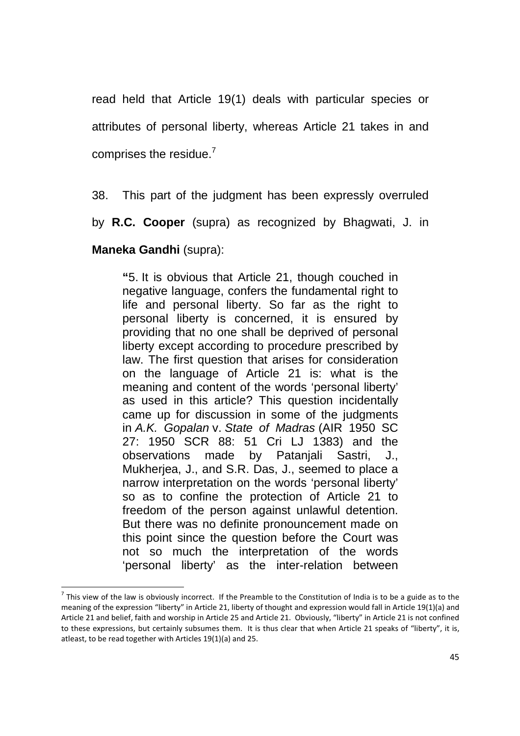read held that Article 19(1) deals with particular species or attributes of personal liberty, whereas Article 21 takes in and comprises the residue.[7]

38. This part of the judgment has been expressly overruled by **R.C. Cooper** (supra) as recognized by Bhagwati, J. in **Maneka Gandhi** (supra):

> **"**5. It is obvious that Article 21, though couched in negative language, confers the fundamental right to life and personal liberty. So far as the right to personal liberty is concerned, it is ensured by providing that no one shall be deprived of personal liberty except according to procedure prescribed by law. The first question that arises for consideration on the language of Article 21 is: what is the meaning and content of the words 'personal liberty' as used in this article? This question incidentally came up for discussion in some of the judgments in *A.K. Gopalan* v. *State of Madras* (AIR 1950 SC 27: 1950 SCR 88: 51 Cri LJ 1383) and the observations made by Patanjali Sastri, J., Mukherjea, J., and S.R. Das, J., seemed to place a narrow interpretation on the words 'personal liberty' so as to confine the protection of Article 21 to freedom of the person against unlawful detention. But there was no definite pronouncement made on this point since the question before the Court was not so much the interpretation of the words 'personal liberty' as the inter-relation between

---

[7] This view of the law is obviously incorrect. If the Preamble to the Constitution of India is to be a guide as to the meaning of the expression "liberty" in Article 21, liberty of thought and expression would fall in Article 19(1)(a) and Article 21 and belief, faith and worship in Article 25 and Article 21. Obviously, "liberty" in Article 21 is not confined to these expressions, but certainly subsumes them. It is thus clear that when Article 21 speaks of "liberty", it is, atleast, to be read together with Articles 19(1)(a) and 25.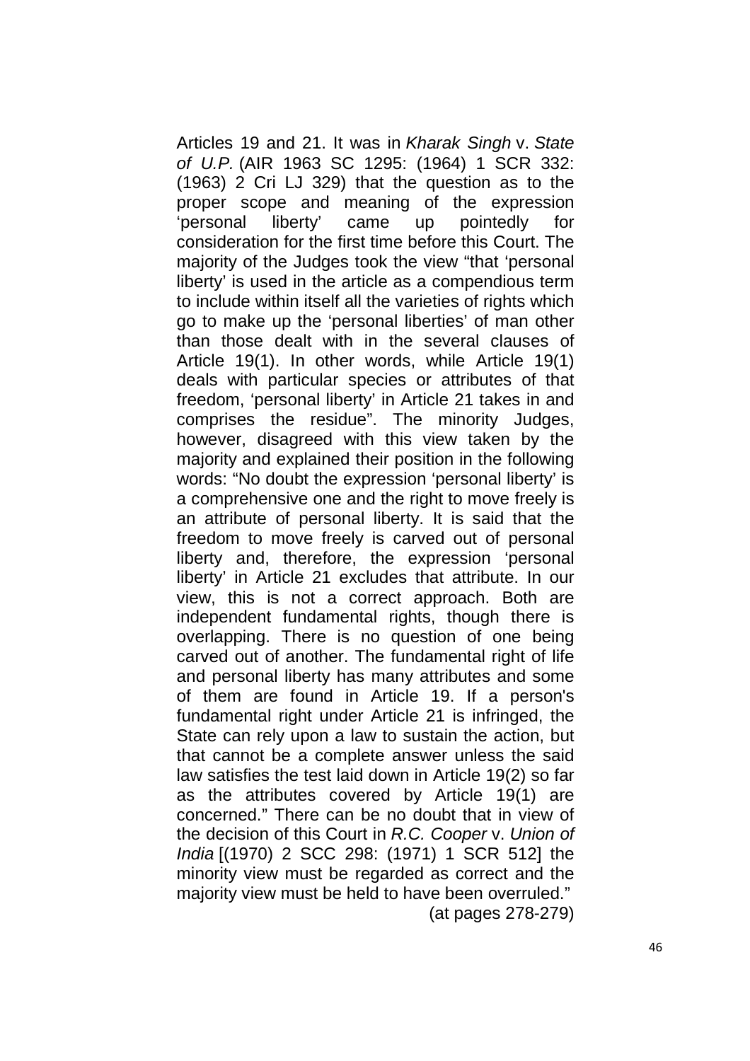Articles 19 and 21. It was in *Kharak Singh* v. *State of U.P.* (AIR 1963 SC 1295: (1964) 1 SCR 332: (1963) 2 Cri LJ 329) that the question as to the proper scope and meaning of the expression 'personal liberty' came up pointedly for consideration for the first time before this Court. The majority of the Judges took the view "that 'personal liberty' is used in the article as a compendious term to include within itself all the varieties of rights which go to make up the 'personal liberties' of man other than those dealt with in the several clauses of Article 19(1). In other words, while Article 19(1) deals with particular species or attributes of that freedom, 'personal liberty' in Article 21 takes in and comprises the residue". The minority Judges, however, disagreed with this view taken by the majority and explained their position in the following words: "No doubt the expression 'personal liberty' is a comprehensive one and the right to move freely is an attribute of personal liberty. It is said that the freedom to move freely is carved out of personal liberty and, therefore, the expression 'personal liberty' in Article 21 excludes that attribute. In our view, this is not a correct approach. Both are independent fundamental rights, though there is overlapping. There is no question of one being carved out of another. The fundamental right of life and personal liberty has many attributes and some of them are found in Article 19. If a person's fundamental right under Article 21 is infringed, the State can rely upon a law to sustain the action, but that cannot be a complete answer unless the said law satisfies the test laid down in Article 19(2) so far as the attributes covered by Article 19(1) are concerned." There can be no doubt that in view of the decision of this Court in *R.C. Cooper* v. *Union of India* [(1970) 2 SCC 298: (1971) 1 SCR 512] the minority view must be regarded as correct and the majority view must be held to have been overruled."

(at pages 278-279)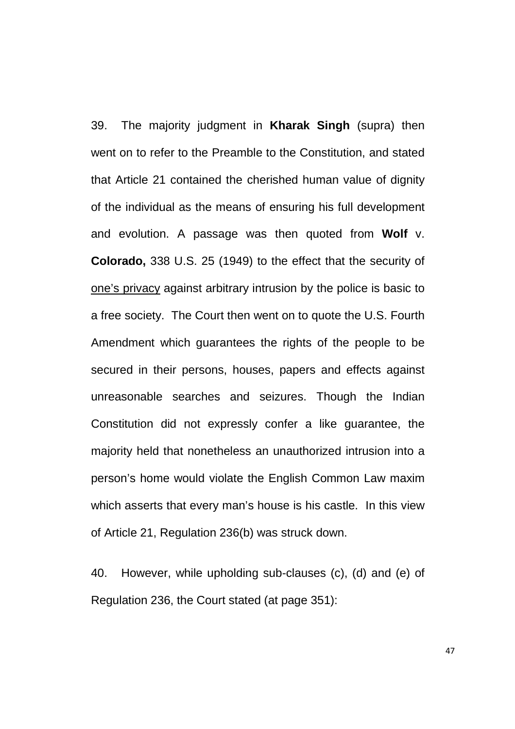39. The majority judgment in **Kharak Singh** (supra) then went on to refer to the Preamble to the Constitution, and stated that Article 21 contained the cherished human value of dignity of the individual as the means of ensuring his full development and evolution. A passage was then quoted from **Wolf** v. **Colorado,** 338 U.S. 25 (1949) to the effect that the security of <u>one's privacy</u> against arbitrary intrusion by the police is basic to a free society. The Court then went on to quote the U.S. Fourth Amendment which guarantees the rights of the people to be secured in their persons, houses, papers and effects against unreasonable searches and seizures. Though the Indian Constitution did not expressly confer a like guarantee, the majority held that nonetheless an unauthorized intrusion into a person's home would violate the English Common Law maxim which asserts that every man's house is his castle. In this view of Article 21, Regulation 236(b) was struck down.

40. However, while upholding sub-clauses (c), (d) and (e) of Regulation 236, the Court stated (at page 351):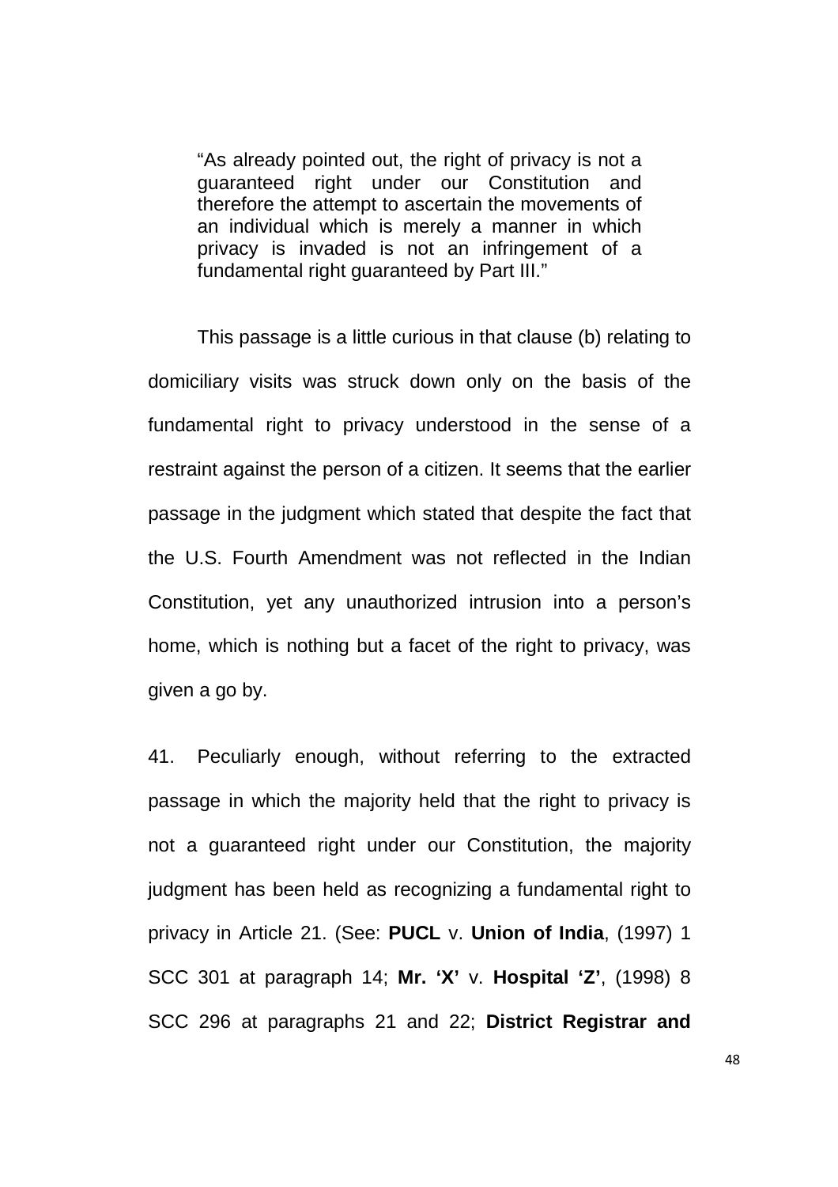> "As already pointed out, the right of privacy is not a guaranteed right under our Constitution and therefore the attempt to ascertain the movements of an individual which is merely a manner in which privacy is invaded is not an infringement of a fundamental right guaranteed by Part III."

This passage is a little curious in that clause (b) relating to domiciliary visits was struck down only on the basis of the fundamental right to privacy understood in the sense of a restraint against the person of a citizen. It seems that the earlier passage in the judgment which stated that despite the fact that the U.S. Fourth Amendment was not reflected in the Indian Constitution, yet any unauthorized intrusion into a person's home, which is nothing but a facet of the right to privacy, was given a go by.

41. Peculiarly enough, without referring to the extracted passage in which the majority held that the right to privacy is not a guaranteed right under our Constitution, the majority judgment has been held as recognizing a fundamental right to privacy in Article 21. (See: **PUCL** v. **Union of India**, (1997) 1 SCC 301 at paragraph 14; **Mr. 'X'** v. **Hospital 'Z'**, (1998) 8 SCC 296 at paragraphs 21 and 22; **District Registrar and**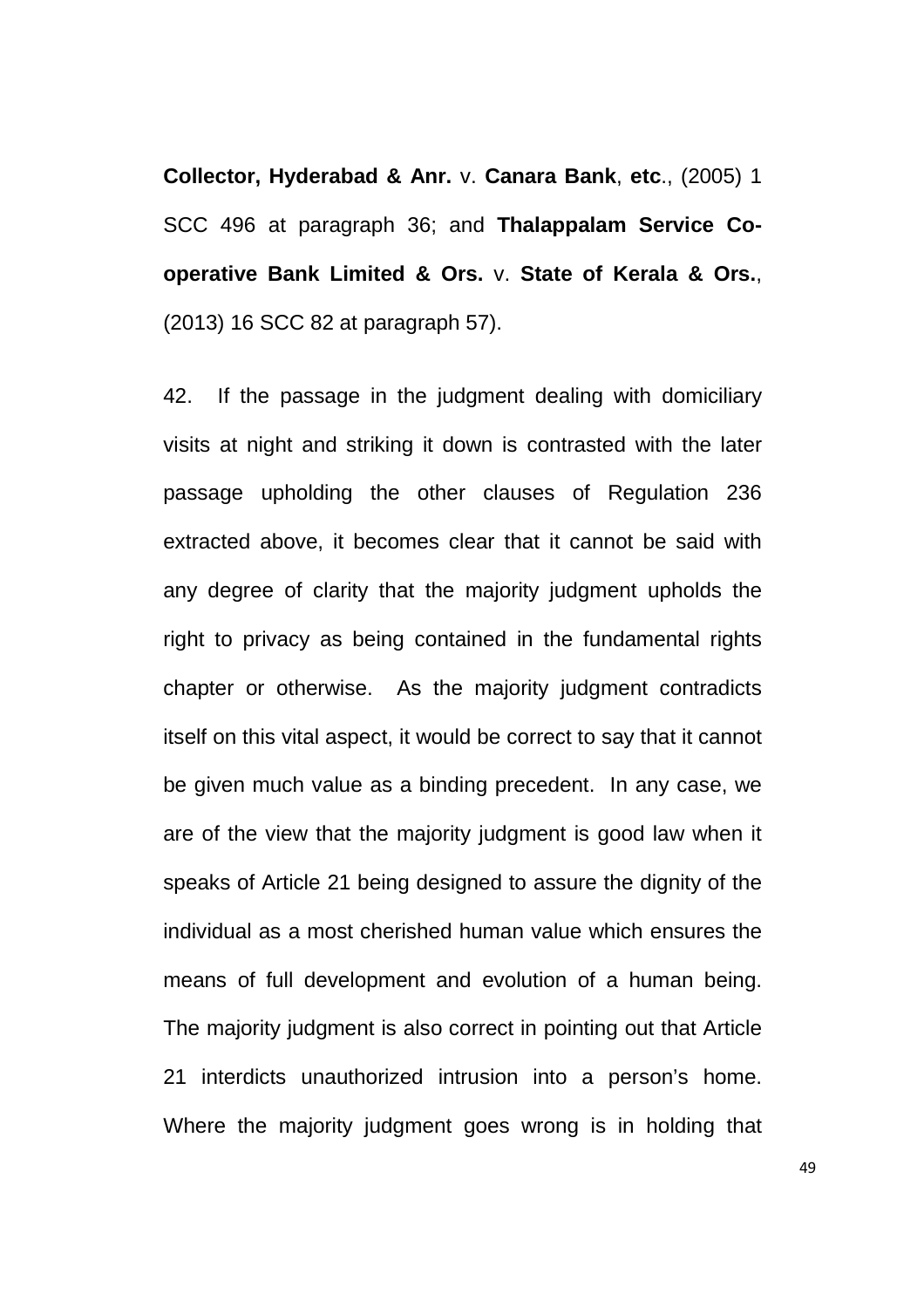**Collector, Hyderabad & Anr.** v. **Canara Bank**, **etc**., (2005) 1 SCC 496 at paragraph 36; and **Thalappalam Service Co-operative Bank Limited & Ors.** v. **State of Kerala & Ors.**, (2013) 16 SCC 82 at paragraph 57).

42. If the passage in the judgment dealing with domiciliary visits at night and striking it down is contrasted with the later passage upholding the other clauses of Regulation 236 extracted above, it becomes clear that it cannot be said with any degree of clarity that the majority judgment upholds the right to privacy as being contained in the fundamental rights chapter or otherwise. As the majority judgment contradicts itself on this vital aspect, it would be correct to say that it cannot be given much value as a binding precedent. In any case, we are of the view that the majority judgment is good law when it speaks of Article 21 being designed to assure the dignity of the individual as a most cherished human value which ensures the means of full development and evolution of a human being. The majority judgment is also correct in pointing out that Article 21 interdicts unauthorized intrusion into a person's home. Where the majority judgment goes wrong is in holding that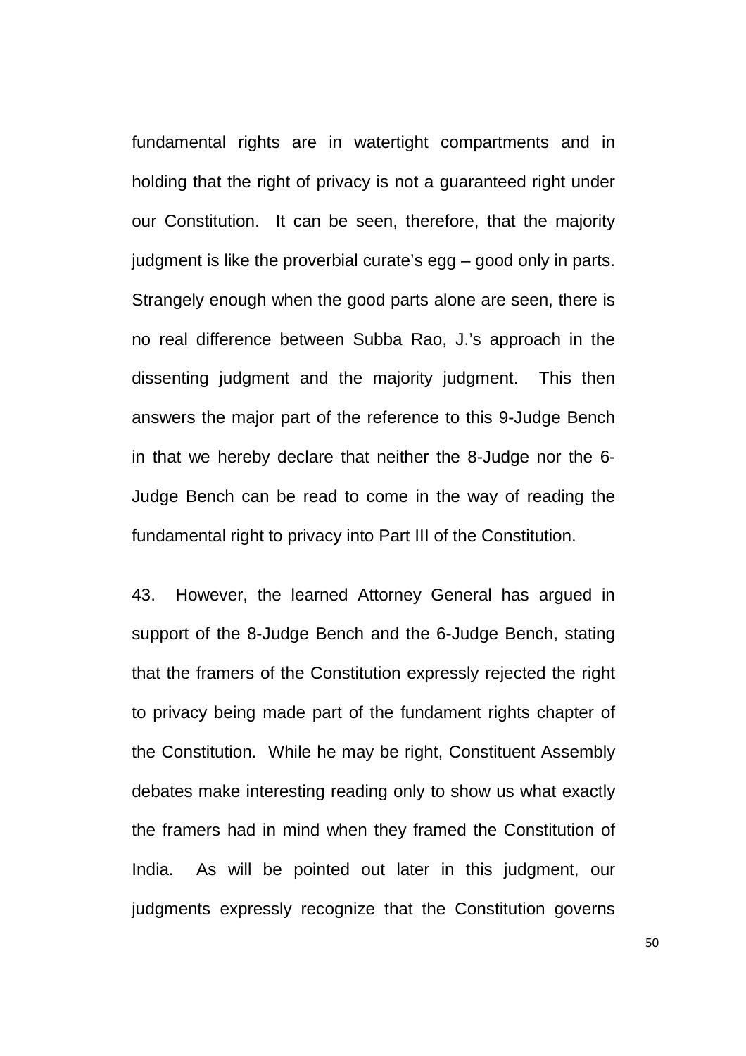fundamental rights are in watertight compartments and in holding that the right of privacy is not a guaranteed right under our Constitution. It can be seen, therefore, that the majority judgment is like the proverbial curate's egg – good only in parts. Strangely enough when the good parts alone are seen, there is no real difference between Subba Rao, J.'s approach in the dissenting judgment and the majority judgment. This then answers the major part of the reference to this 9-Judge Bench in that we hereby declare that neither the 8-Judge nor the 6-Judge Bench can be read to come in the way of reading the fundamental right to privacy into Part III of the Constitution.

43. However, the learned Attorney General has argued in support of the 8-Judge Bench and the 6-Judge Bench, stating that the framers of the Constitution expressly rejected the right to privacy being made part of the fundament rights chapter of the Constitution. While he may be right, Constituent Assembly debates make interesting reading only to show us what exactly the framers had in mind when they framed the Constitution of India. As will be pointed out later in this judgment, our judgments expressly recognize that the Constitution governs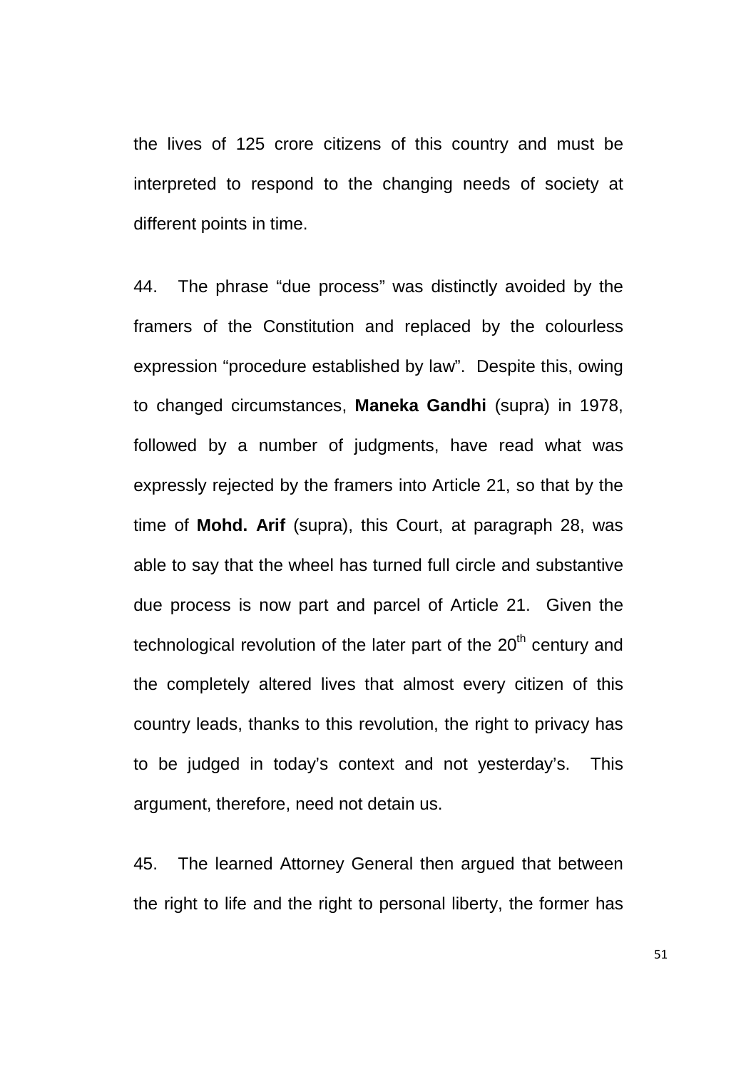the lives of 125 crore citizens of this country and must be interpreted to respond to the changing needs of society at different points in time.

44. The phrase "due process" was distinctly avoided by the framers of the Constitution and replaced by the colourless expression "procedure established by law". Despite this, owing to changed circumstances, **Maneka Gandhi** (supra) in 1978, followed by a number of judgments, have read what was expressly rejected by the framers into Article 21, so that by the time of **Mohd. Arif** (supra), this Court, at paragraph 28, was able to say that the wheel has turned full circle and substantive due process is now part and parcel of Article 21. Given the technological revolution of the later part of the 20th century and the completely altered lives that almost every citizen of this country leads, thanks to this revolution, the right to privacy has to be judged in today's context and not yesterday's. This argument, therefore, need not detain us.

45. The learned Attorney General then argued that between the right to life and the right to personal liberty, the former has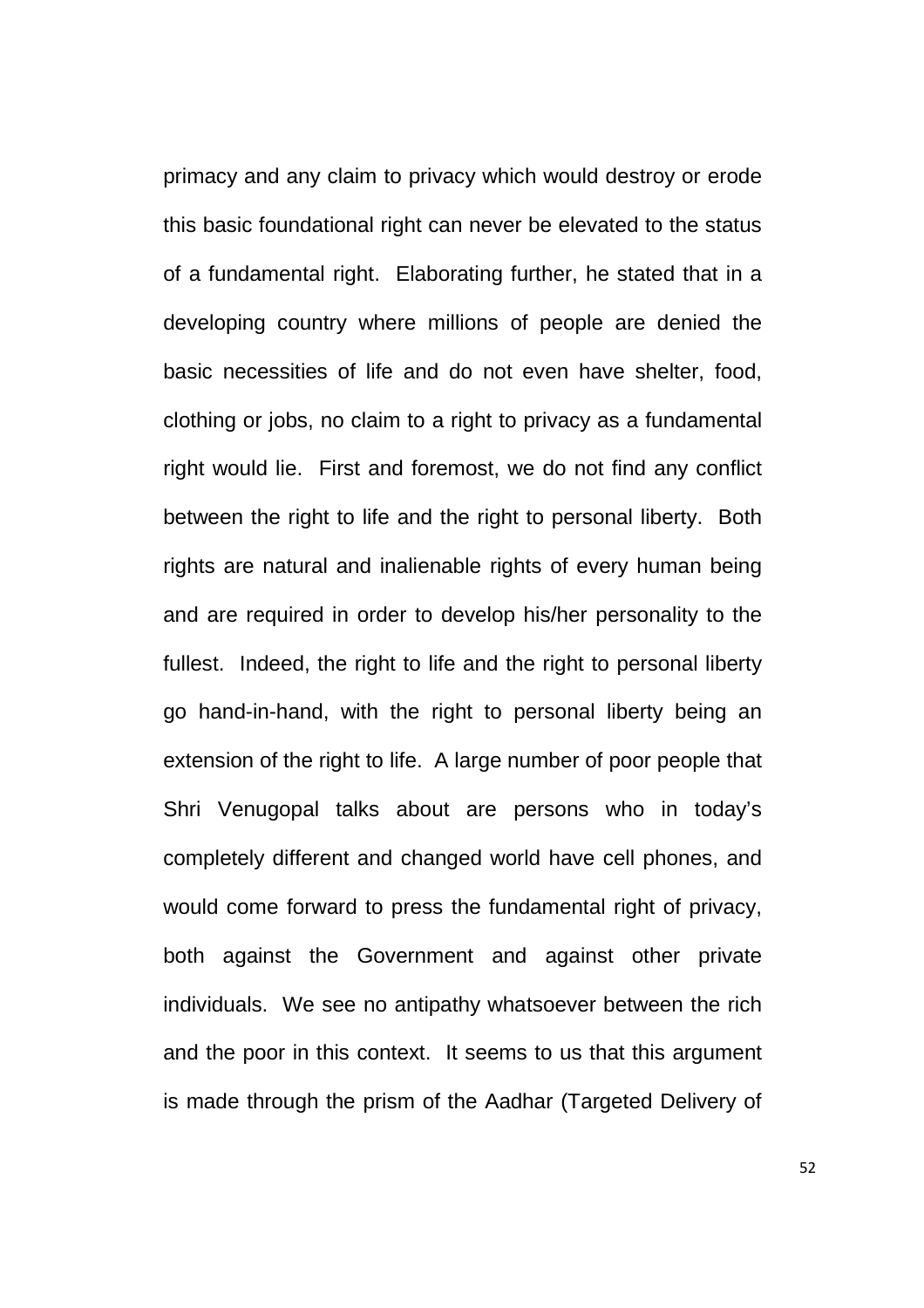primacy and any claim to privacy which would destroy or erode this basic foundational right can never be elevated to the status of a fundamental right. Elaborating further, he stated that in a developing country where millions of people are denied the basic necessities of life and do not even have shelter, food, clothing or jobs, no claim to a right to privacy as a fundamental right would lie. First and foremost, we do not find any conflict between the right to life and the right to personal liberty. Both rights are natural and inalienable rights of every human being and are required in order to develop his/her personality to the fullest. Indeed, the right to life and the right to personal liberty go hand-in-hand, with the right to personal liberty being an extension of the right to life. A large number of poor people that Shri Venugopal talks about are persons who in today's completely different and changed world have cell phones, and would come forward to press the fundamental right of privacy, both against the Government and against other private individuals. We see no antipathy whatsoever between the rich and the poor in this context. It seems to us that this argument is made through the prism of the Aadhar (Targeted Delivery of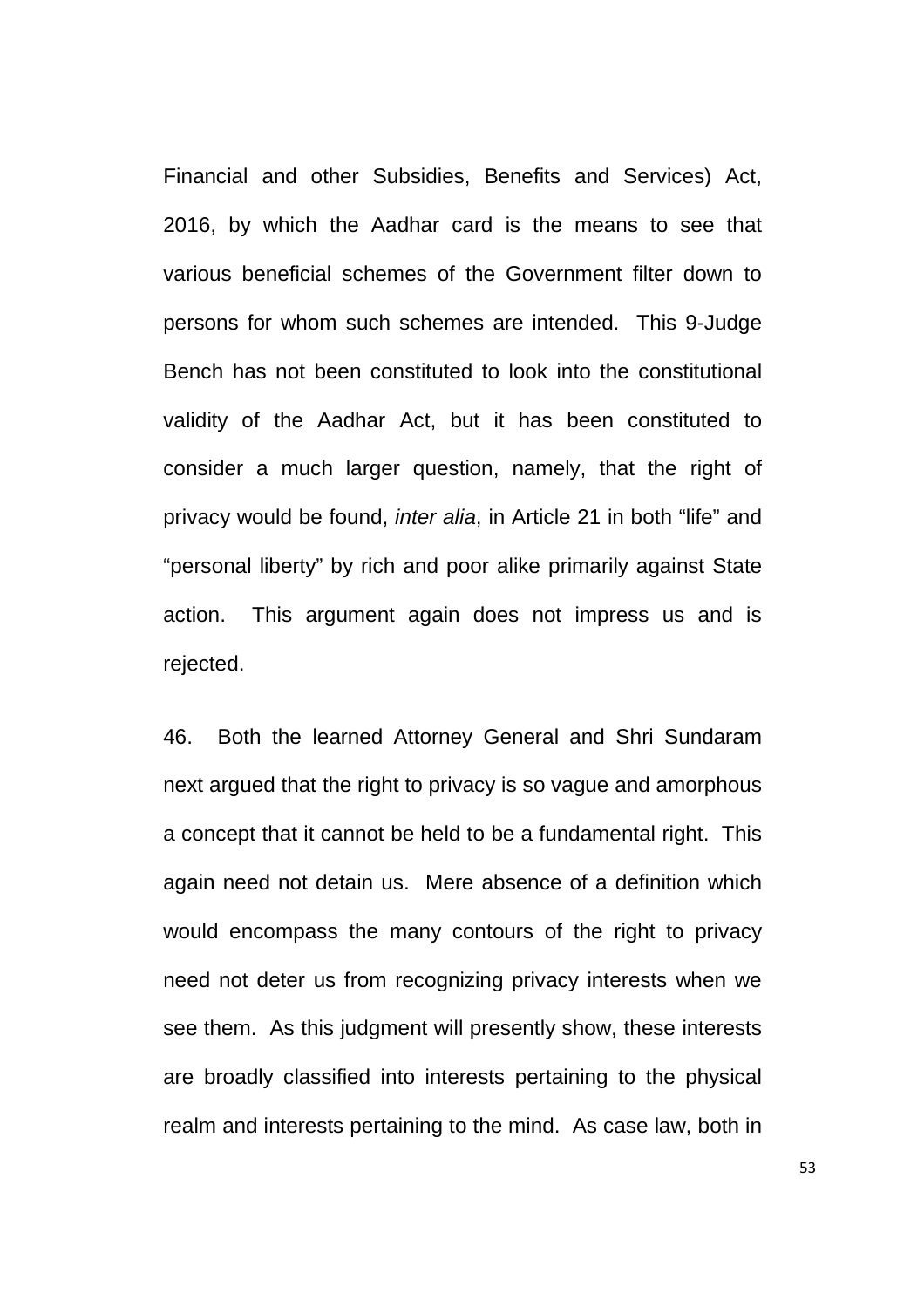Financial and other Subsidies, Benefits and Services) Act, 2016, by which the Aadhar card is the means to see that various beneficial schemes of the Government filter down to persons for whom such schemes are intended. This 9-Judge Bench has not been constituted to look into the constitutional validity of the Aadhar Act, but it has been constituted to consider a much larger question, namely, that the right of privacy would be found, *inter alia*, in Article 21 in both "life" and "personal liberty" by rich and poor alike primarily against State action. This argument again does not impress us and is rejected.

46. Both the learned Attorney General and Shri Sundaram next argued that the right to privacy is so vague and amorphous a concept that it cannot be held to be a fundamental right. This again need not detain us. Mere absence of a definition which would encompass the many contours of the right to privacy need not deter us from recognizing privacy interests when we see them. As this judgment will presently show, these interests are broadly classified into interests pertaining to the physical realm and interests pertaining to the mind. As case law, both in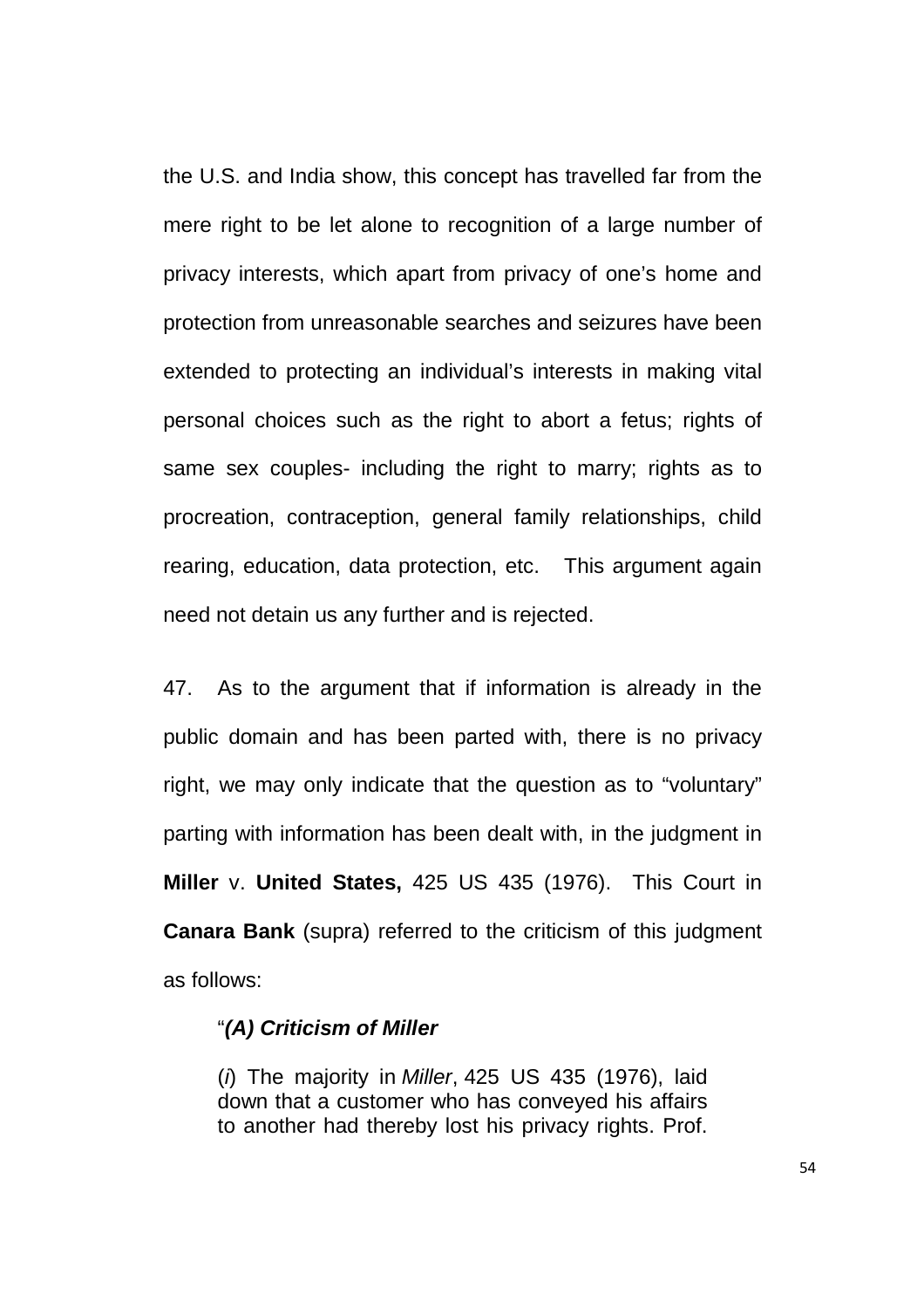the U.S. and India show, this concept has travelled far from the mere right to be let alone to recognition of a large number of privacy interests, which apart from privacy of one's home and protection from unreasonable searches and seizures have been extended to protecting an individual's interests in making vital personal choices such as the right to abort a fetus; rights of same sex couples- including the right to marry; rights as to procreation, contraception, general family relationships, child rearing, education, data protection, etc. This argument again need not detain us any further and is rejected.

47. As to the argument that if information is already in the public domain and has been parted with, there is no privacy right, we may only indicate that the question as to "voluntary" parting with information has been dealt with, in the judgment in **Miller** v. **United States,** 425 US 435 (1976). This Court in **Canara Bank** (supra) referred to the criticism of this judgment as follows:

> "***(A) Criticism of Miller***
>
> (*i*) The majority in *Miller*, 425 US 435 (1976), laid down that a customer who has conveyed his affairs to another had thereby lost his privacy rights. Prof.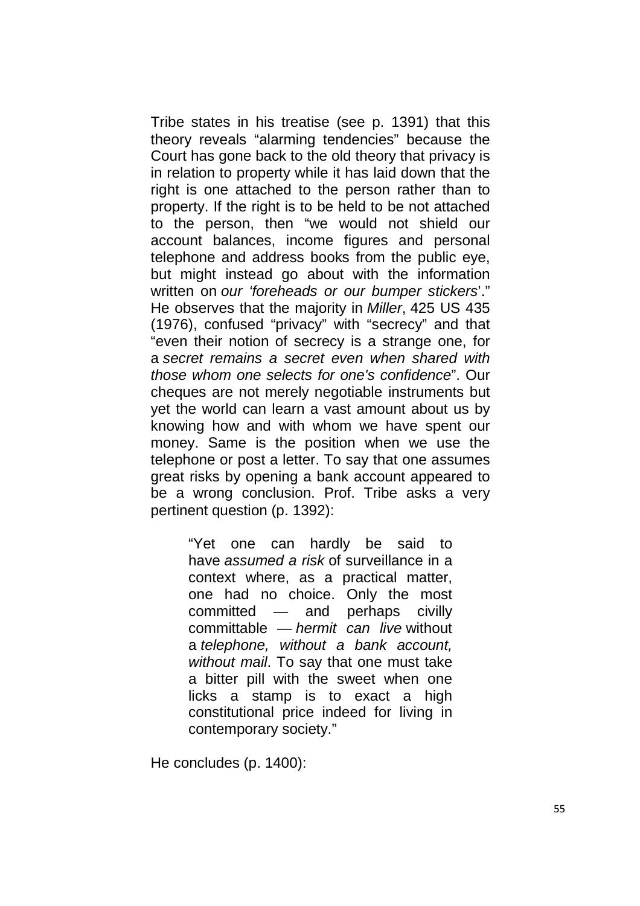Tribe states in his treatise (see p. 1391) that this theory reveals "alarming tendencies" because the Court has gone back to the old theory that privacy is in relation to property while it has laid down that the right is one attached to the person rather than to property. If the right is to be held to be not attached to the person, then "we would not shield our account balances, income figures and personal telephone and address books from the public eye, but might instead go about with the information written on *our 'foreheads or our bumper stickers*'." He observes that the majority in *Miller*, 425 US 435 (1976), confused "privacy" with "secrecy" and that "even their notion of secrecy is a strange one, for a *secret remains a secret even when shared with those whom one selects for one's confidence*". Our cheques are not merely negotiable instruments but yet the world can learn a vast amount about us by knowing how and with whom we have spent our money. Same is the position when we use the telephone or post a letter. To say that one assumes great risks by opening a bank account appeared to be a wrong conclusion. Prof. Tribe asks a very pertinent question (p. 1392):

> "Yet one can hardly be said to have *assumed a risk* of surveillance in a context where, as a practical matter, one had no choice. Only the most committed — and perhaps civilly committable — *hermit can live* without a *telephone, without a bank account, without mail*. To say that one must take a bitter pill with the sweet when one licks a stamp is to exact a high constitutional price indeed for living in contemporary society."

He concludes (p. 1400):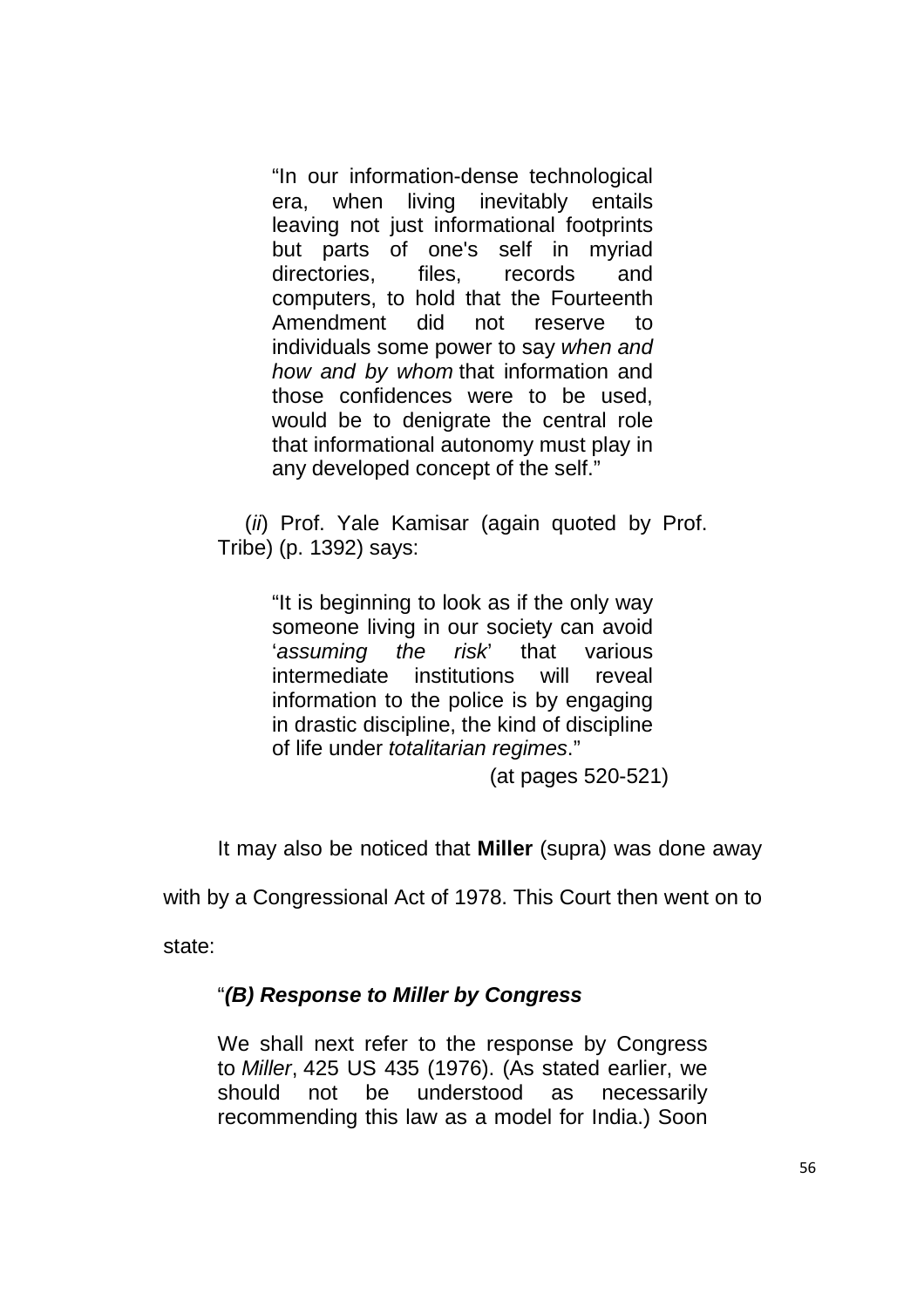> "In our information-dense technological era, when living inevitably entails leaving not just informational footprints but parts of one's self in myriad directories, files, records and computers, to hold that the Fourteenth Amendment did not reserve to individuals some power to say *when and how and by whom* that information and those confidences were to be used, would be to denigrate the central role that informational autonomy must play in any developed concept of the self."

(*ii*) Prof. Yale Kamisar (again quoted by Prof. Tribe) (p. 1392) says:

> "It is beginning to look as if the only way someone living in our society can avoid '*assuming the risk*' that various intermediate institutions will reveal information to the police is by engaging in drastic discipline, the kind of discipline of life under *totalitarian regimes*."
>
> (at pages 520-521)

It may also be noticed that **Miller** (supra) was done away with by a Congressional Act of 1978. This Court then went on to state:

> "***(B) Response to Miller by Congress***
>
> We shall next refer to the response by Congress to *Miller*, 425 US 435 (1976). (As stated earlier, we should not be understood as necessarily recommending this law as a model for India.) Soon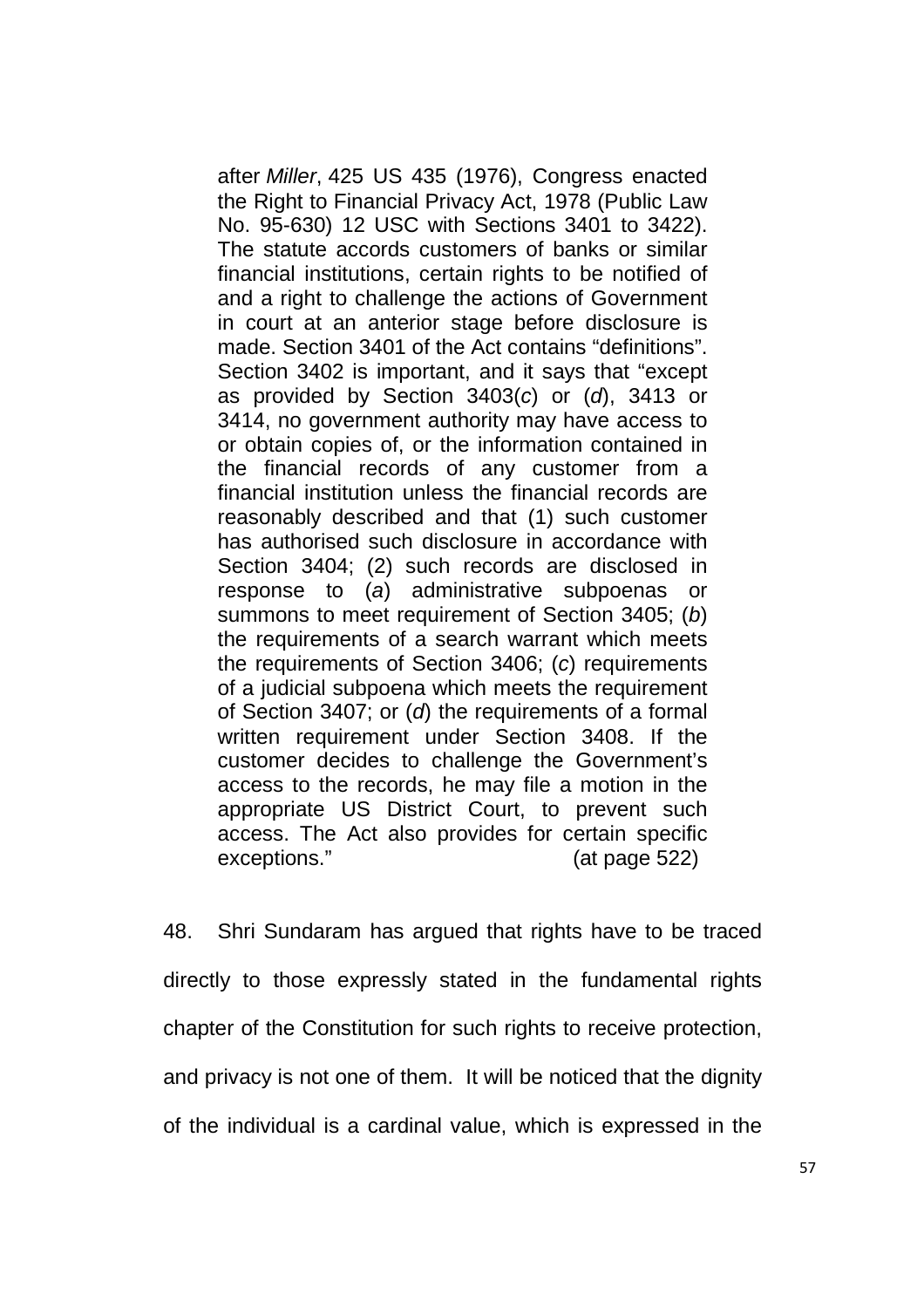> after *Miller*, 425 US 435 (1976), Congress enacted the Right to Financial Privacy Act, 1978 (Public Law No. 95-630) 12 USC with Sections 3401 to 3422). The statute accords customers of banks or similar financial institutions, certain rights to be notified of and a right to challenge the actions of Government in court at an anterior stage before disclosure is made. Section 3401 of the Act contains "definitions". Section 3402 is important, and it says that "except as provided by Section 3403(*c*) or (*d*), 3413 or 3414, no government authority may have access to or obtain copies of, or the information contained in the financial records of any customer from a financial institution unless the financial records are reasonably described and that (1) such customer has authorised such disclosure in accordance with Section 3404; (2) such records are disclosed in response to (*a*) administrative subpoenas or summons to meet requirement of Section 3405; (*b*) the requirements of a search warrant which meets the requirements of Section 3406; (*c*) requirements of a judicial subpoena which meets the requirement of Section 3407; or (*d*) the requirements of a formal written requirement under Section 3408. If the customer decides to challenge the Government's access to the records, he may file a motion in the appropriate US District Court, to prevent such access. The Act also provides for certain specific exceptions." (at page 522)

48. Shri Sundaram has argued that rights have to be traced directly to those expressly stated in the fundamental rights chapter of the Constitution for such rights to receive protection, and privacy is not one of them. It will be noticed that the dignity of the individual is a cardinal value, which is expressed in the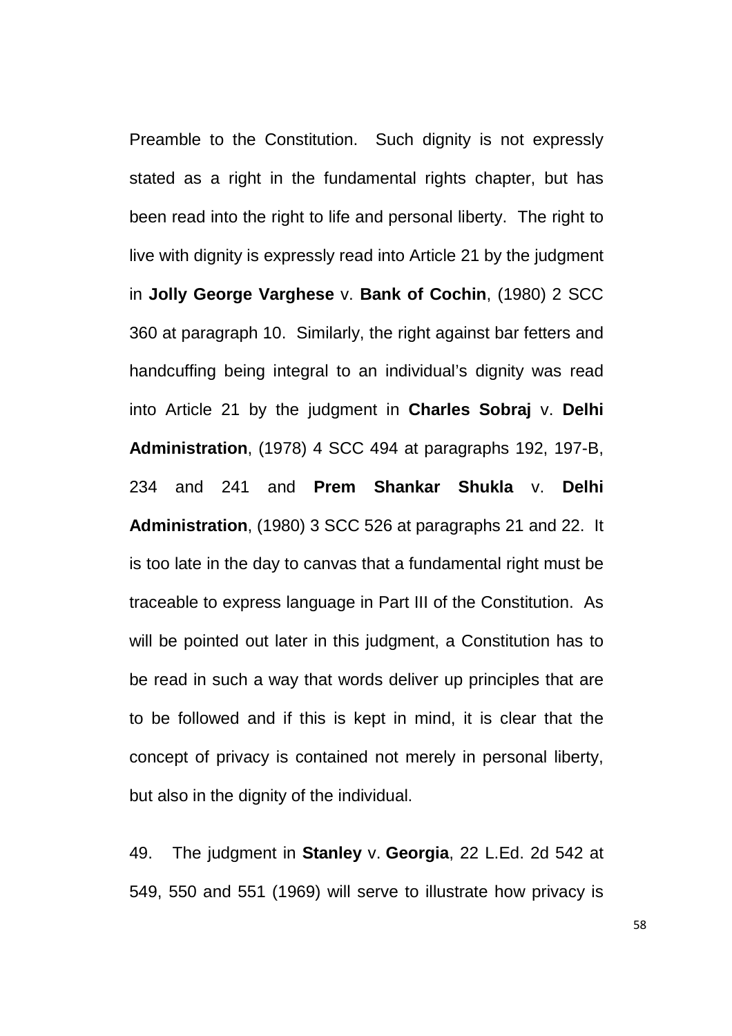Preamble to the Constitution. Such dignity is not expressly stated as a right in the fundamental rights chapter, but has been read into the right to life and personal liberty. The right to live with dignity is expressly read into Article 21 by the judgment in **Jolly George Varghese** v. **Bank of Cochin**, (1980) 2 SCC 360 at paragraph 10. Similarly, the right against bar fetters and handcuffing being integral to an individual's dignity was read into Article 21 by the judgment in **Charles Sobraj** v. **Delhi Administration**, (1978) 4 SCC 494 at paragraphs 192, 197-B, 234 and 241 and **Prem Shankar Shukla** v. **Delhi Administration**, (1980) 3 SCC 526 at paragraphs 21 and 22. It is too late in the day to canvas that a fundamental right must be traceable to express language in Part III of the Constitution. As will be pointed out later in this judgment, a Constitution has to be read in such a way that words deliver up principles that are to be followed and if this is kept in mind, it is clear that the concept of privacy is contained not merely in personal liberty, but also in the dignity of the individual.

49. The judgment in **Stanley** v. **Georgia**, 22 L.Ed. 2d 542 at 549, 550 and 551 (1969) will serve to illustrate how privacy is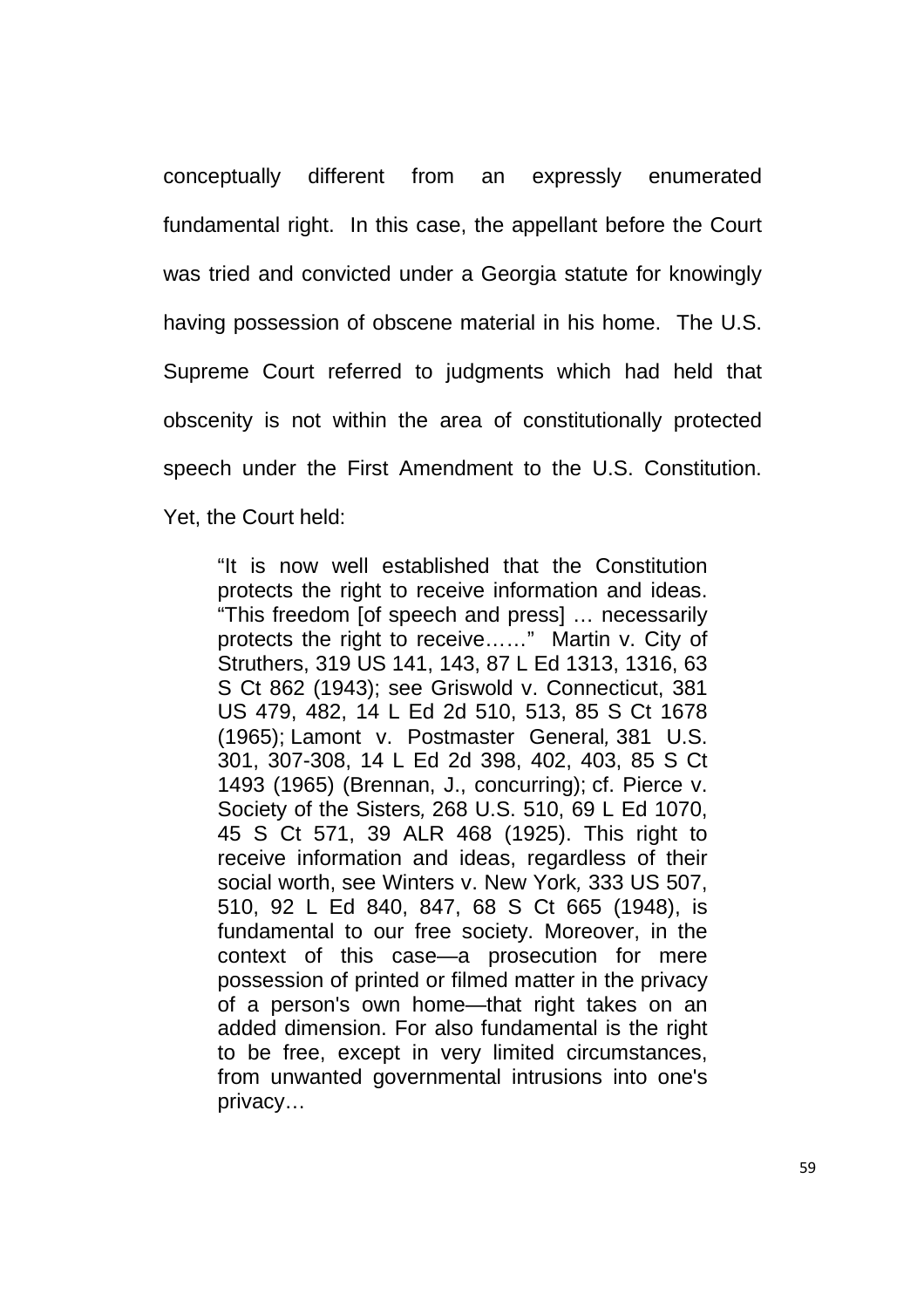conceptually different from an expressly enumerated fundamental right. In this case, the appellant before the Court was tried and convicted under a Georgia statute for knowingly having possession of obscene material in his home. The U.S. Supreme Court referred to judgments which had held that obscenity is not within the area of constitutionally protected speech under the First Amendment to the U.S. Constitution. Yet, the Court held:

> "It is now well established that the Constitution protects the right to receive information and ideas. "This freedom [of speech and press] … necessarily protects the right to receive……" Martin v. City of Struthers, 319 US 141, 143, 87 L Ed 1313, 1316, 63 S Ct 862 (1943); see Griswold v. Connecticut, 381 US 479, 482, 14 L Ed 2d 510, 513, 85 S Ct 1678 (1965); Lamont v. Postmaster General, 381 U.S. 301, 307-308, 14 L Ed 2d 398, 402, 403, 85 S Ct 1493 (1965) (Brennan, J., concurring); cf. Pierce v. Society of the Sisters, 268 U.S. 510, 69 L Ed 1070, 45 S Ct 571, 39 ALR 468 (1925). This right to receive information and ideas, regardless of their social worth, see Winters v. New York, 333 US 507, 510, 92 L Ed 840, 847, 68 S Ct 665 (1948), is fundamental to our free society. Moreover, in the context of this case—a prosecution for mere possession of printed or filmed matter in the privacy of a person's own home—that right takes on an added dimension. For also fundamental is the right to be free, except in very limited circumstances, from unwanted governmental intrusions into one's privacy…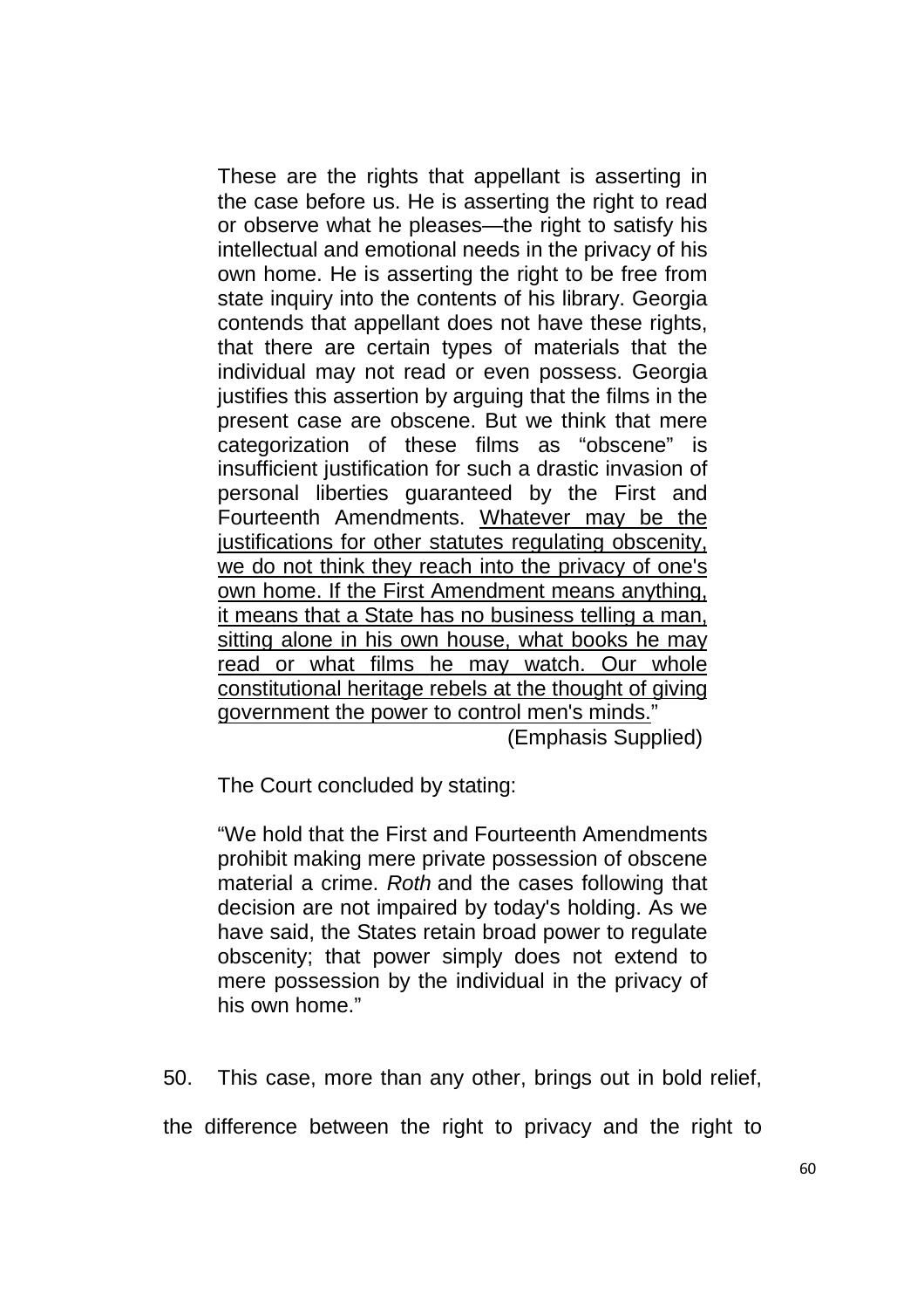> These are the rights that appellant is asserting in the case before us. He is asserting the right to read or observe what he pleases—the right to satisfy his intellectual and emotional needs in the privacy of his own home. He is asserting the right to be free from state inquiry into the contents of his library. Georgia contends that appellant does not have these rights, that there are certain types of materials that the individual may not read or even possess. Georgia justifies this assertion by arguing that the films in the present case are obscene. But we think that mere categorization of these films as "obscene" is insufficient justification for such a drastic invasion of personal liberties guaranteed by the First and Fourteenth Amendments. <u>Whatever may be the justifications for other statutes regulating obscenity, we do not think they reach into the privacy of one's own home. If the First Amendment means anything, it means that a State has no business telling a man, sitting alone in his own house, what books he may read or what films he may watch. Our whole constitutional heritage rebels at the thought of giving government the power to control men's minds.</u>"
>
> (Emphasis Supplied)

The Court concluded by stating:

> "We hold that the First and Fourteenth Amendments prohibit making mere private possession of obscene material a crime. *Roth* and the cases following that decision are not impaired by today's holding. As we have said, the States retain broad power to regulate obscenity; that power simply does not extend to mere possession by the individual in the privacy of his own home."

50. This case, more than any other, brings out in bold relief, the difference between the right to privacy and the right to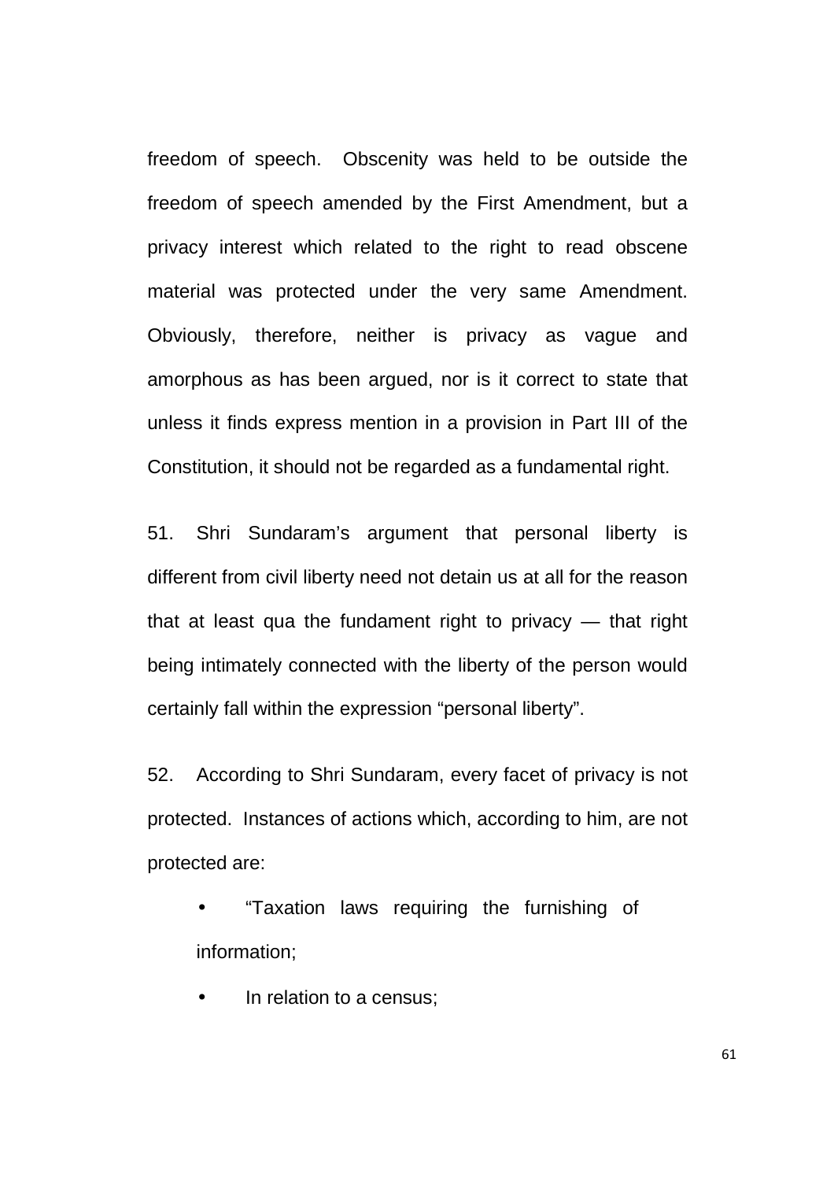freedom of speech. Obscenity was held to be outside the freedom of speech amended by the First Amendment, but a privacy interest which related to the right to read obscene material was protected under the very same Amendment. Obviously, therefore, neither is privacy as vague and amorphous as has been argued, nor is it correct to state that unless it finds express mention in a provision in Part III of the Constitution, it should not be regarded as a fundamental right.

51. Shri Sundaram's argument that personal liberty is different from civil liberty need not detain us at all for the reason that at least qua the fundament right to privacy — that right being intimately connected with the liberty of the person would certainly fall within the expression "personal liberty".

52. According to Shri Sundaram, every facet of privacy is not protected. Instances of actions which, according to him, are not protected are:

- "Taxation laws requiring the furnishing of information;
- In relation to a census;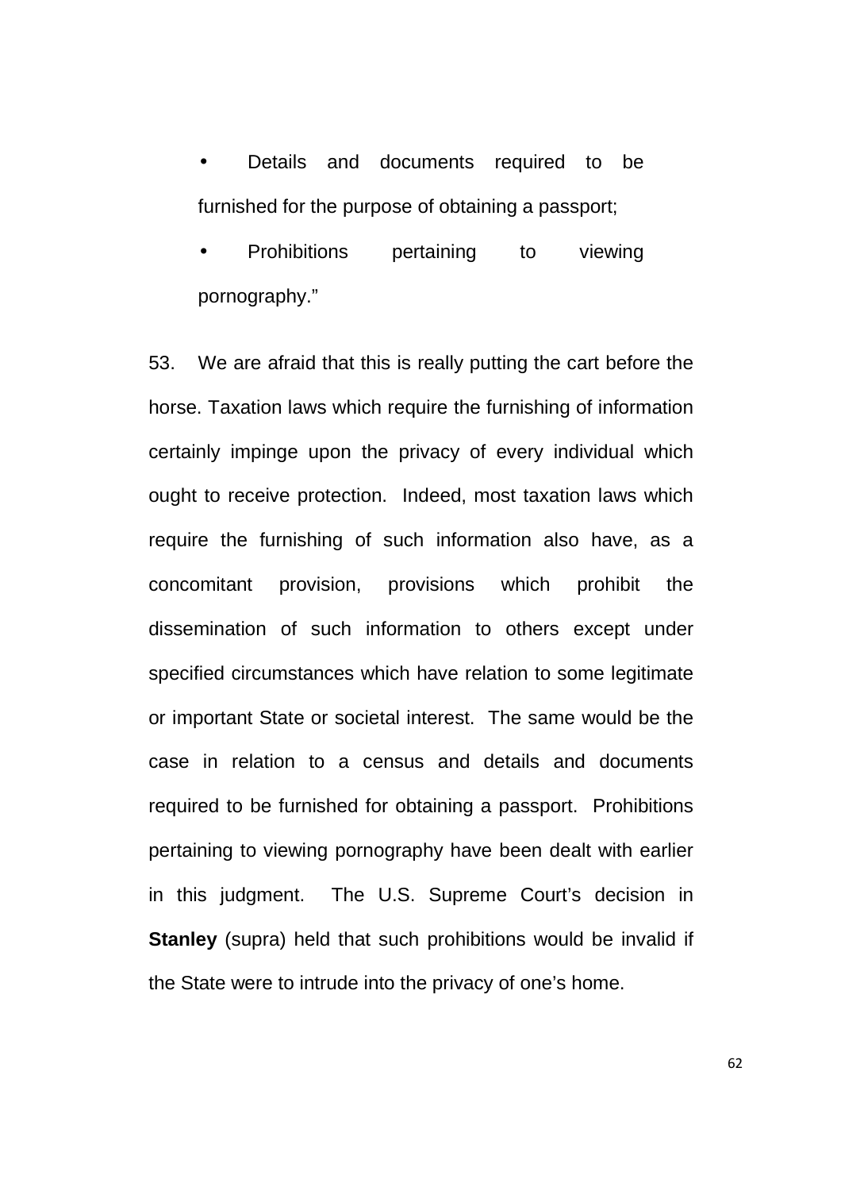- Details and documents required to be furnished for the purpose of obtaining a passport;
- Prohibitions pertaining to viewing pornography."

53. We are afraid that this is really putting the cart before the horse. Taxation laws which require the furnishing of information certainly impinge upon the privacy of every individual which ought to receive protection. Indeed, most taxation laws which require the furnishing of such information also have, as a concomitant provision, provisions which prohibit the dissemination of such information to others except under specified circumstances which have relation to some legitimate or important State or societal interest. The same would be the case in relation to a census and details and documents required to be furnished for obtaining a passport. Prohibitions pertaining to viewing pornography have been dealt with earlier in this judgment. The U.S. Supreme Court's decision in **Stanley** (supra) held that such prohibitions would be invalid if the State were to intrude into the privacy of one's home.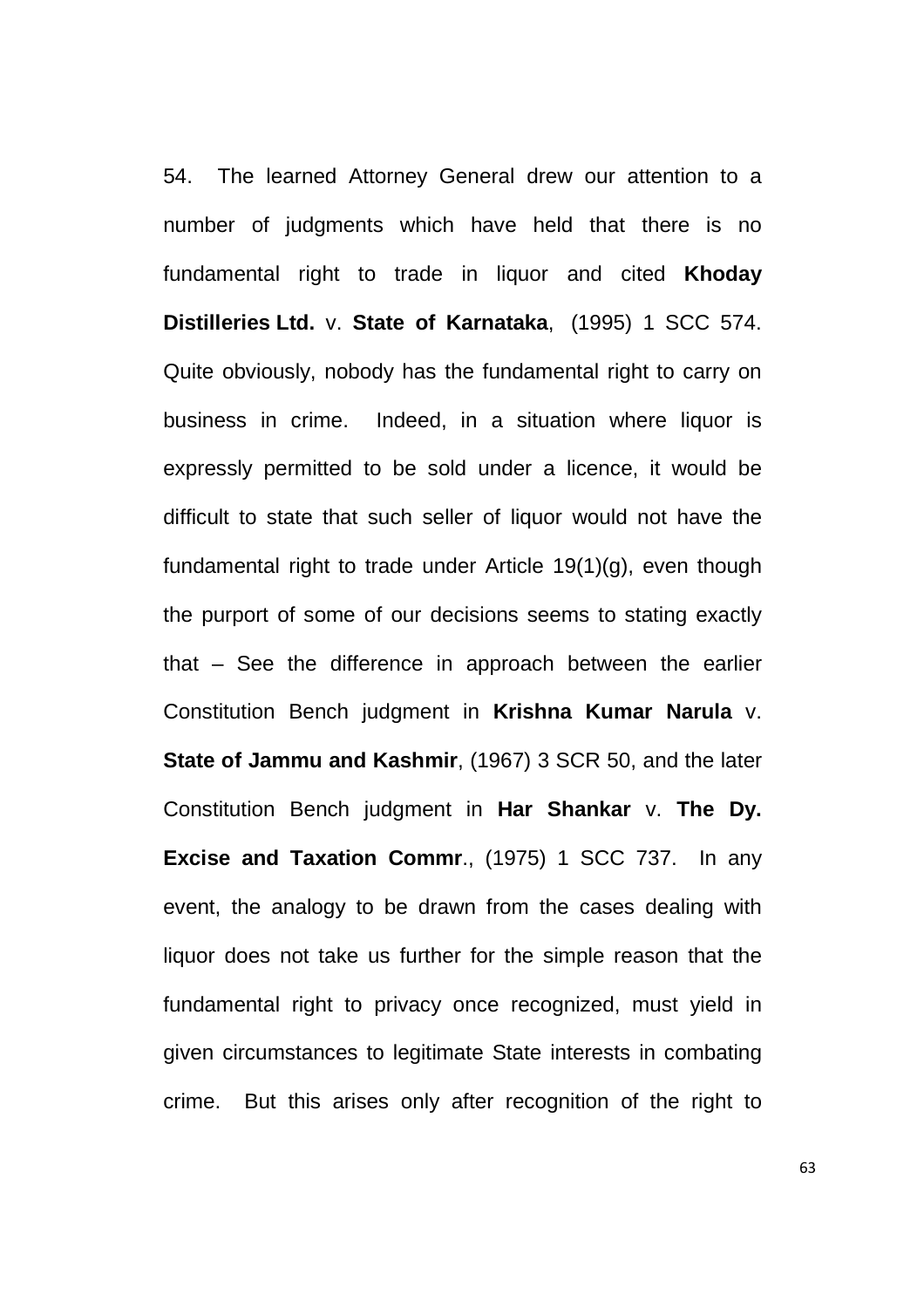54. The learned Attorney General drew our attention to a number of judgments which have held that there is no fundamental right to trade in liquor and cited **Khoday Distilleries Ltd.** v. **State of Karnataka**, (1995) 1 SCC 574. Quite obviously, nobody has the fundamental right to carry on business in crime. Indeed, in a situation where liquor is expressly permitted to be sold under a licence, it would be difficult to state that such seller of liquor would not have the fundamental right to trade under Article 19(1)(g), even though the purport of some of our decisions seems to stating exactly that – See the difference in approach between the earlier Constitution Bench judgment in **Krishna Kumar Narula** v. **State of Jammu and Kashmir**, (1967) 3 SCR 50, and the later Constitution Bench judgment in **Har Shankar** v. **The Dy. Excise and Taxation Commr**., (1975) 1 SCC 737. In any event, the analogy to be drawn from the cases dealing with liquor does not take us further for the simple reason that the fundamental right to privacy once recognized, must yield in given circumstances to legitimate State interests in combating crime. But this arises only after recognition of the right to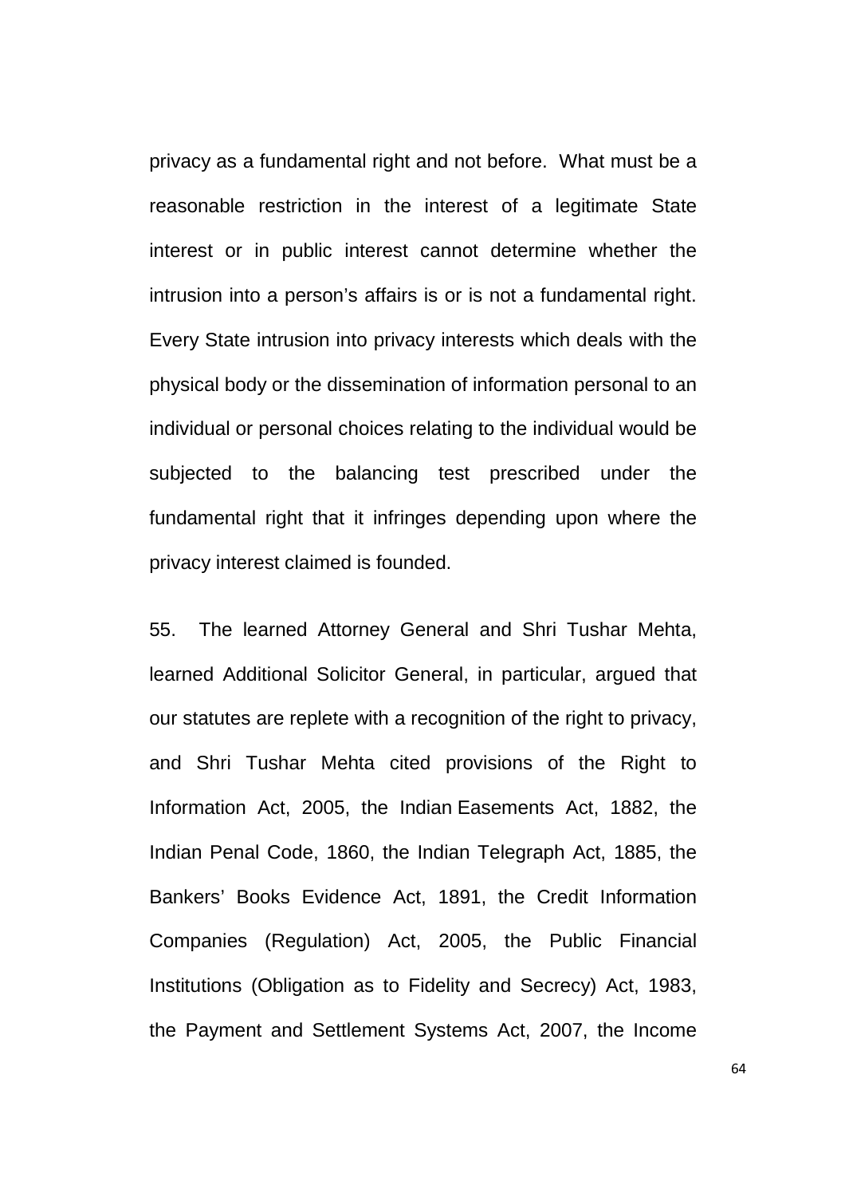privacy as a fundamental right and not before. What must be a reasonable restriction in the interest of a legitimate State interest or in public interest cannot determine whether the intrusion into a person's affairs is or is not a fundamental right. Every State intrusion into privacy interests which deals with the physical body or the dissemination of information personal to an individual or personal choices relating to the individual would be subjected to the balancing test prescribed under the fundamental right that it infringes depending upon where the privacy interest claimed is founded.

55. The learned Attorney General and Shri Tushar Mehta, learned Additional Solicitor General, in particular, argued that our statutes are replete with a recognition of the right to privacy, and Shri Tushar Mehta cited provisions of the Right to Information Act, 2005, the Indian Easements Act, 1882, the Indian Penal Code, 1860, the Indian Telegraph Act, 1885, the Bankers' Books Evidence Act, 1891, the Credit Information Companies (Regulation) Act, 2005, the Public Financial Institutions (Obligation as to Fidelity and Secrecy) Act, 1983, the Payment and Settlement Systems Act, 2007, the Income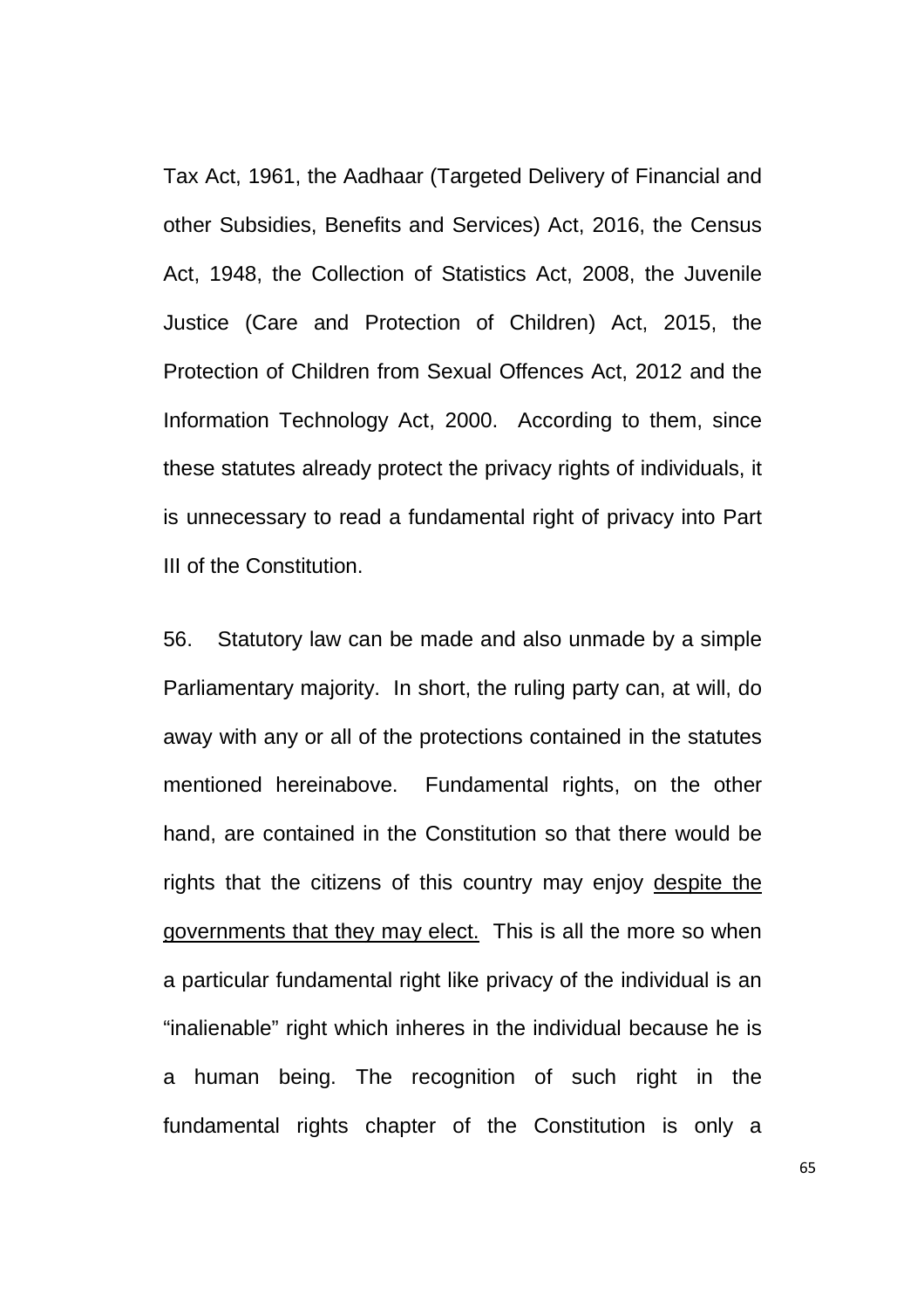Tax Act, 1961, the Aadhaar (Targeted Delivery of Financial and other Subsidies, Benefits and Services) Act, 2016, the Census Act, 1948, the Collection of Statistics Act, 2008, the Juvenile Justice (Care and Protection of Children) Act, 2015, the Protection of Children from Sexual Offences Act, 2012 and the Information Technology Act, 2000. According to them, since these statutes already protect the privacy rights of individuals, it is unnecessary to read a fundamental right of privacy into Part III of the Constitution.

56. Statutory law can be made and also unmade by a simple Parliamentary majority. In short, the ruling party can, at will, do away with any or all of the protections contained in the statutes mentioned hereinabove. Fundamental rights, on the other hand, are contained in the Constitution so that there would be rights that the citizens of this country may enjoy <u>despite the governments that they may elect.</u> This is all the more so when a particular fundamental right like privacy of the individual is an "inalienable" right which inheres in the individual because he is a human being. The recognition of such right in the fundamental rights chapter of the Constitution is only a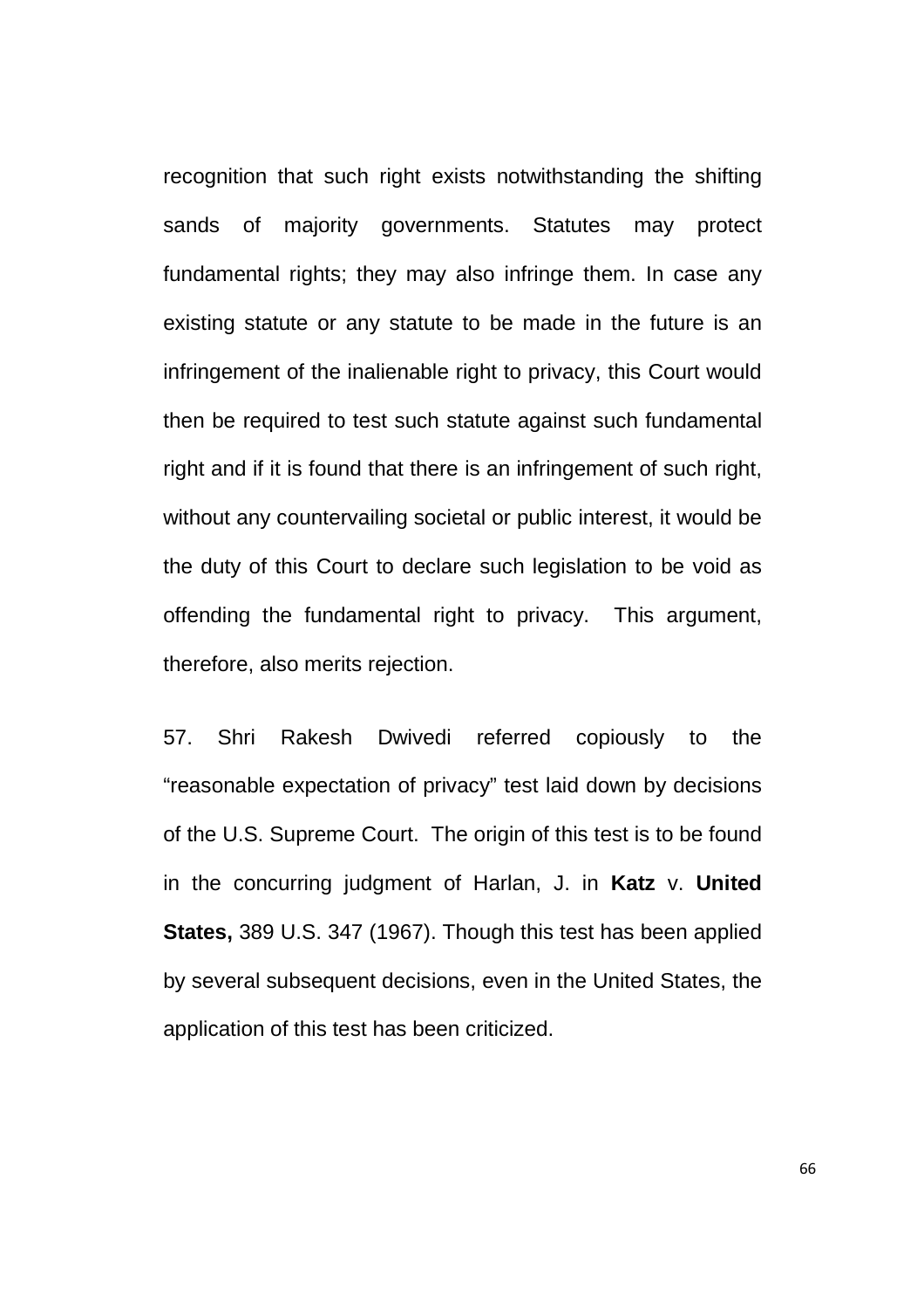recognition that such right exists notwithstanding the shifting sands of majority governments. Statutes may protect fundamental rights; they may also infringe them. In case any existing statute or any statute to be made in the future is an infringement of the inalienable right to privacy, this Court would then be required to test such statute against such fundamental right and if it is found that there is an infringement of such right, without any countervailing societal or public interest, it would be the duty of this Court to declare such legislation to be void as offending the fundamental right to privacy. This argument, therefore, also merits rejection.

57. Shri Rakesh Dwivedi referred copiously to the "reasonable expectation of privacy" test laid down by decisions of the U.S. Supreme Court. The origin of this test is to be found in the concurring judgment of Harlan, J. in **Katz** v. **United States,** 389 U.S. 347 (1967). Though this test has been applied by several subsequent decisions, even in the United States, the application of this test has been criticized.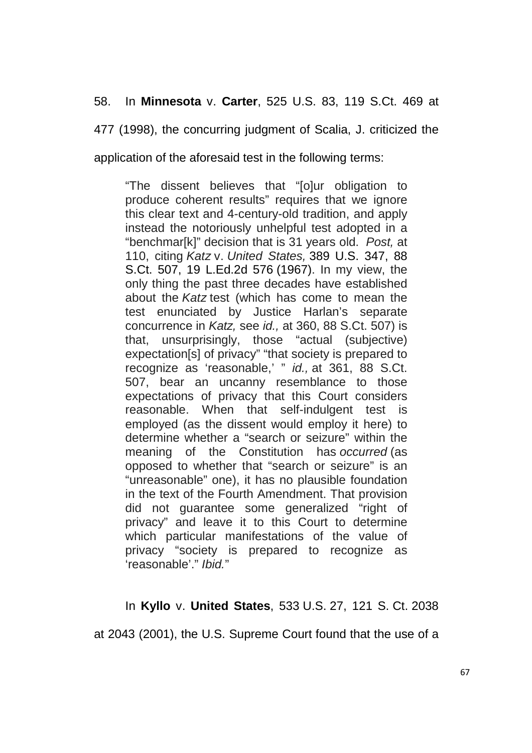58. In **Minnesota** v. **Carter**, 525 U.S. 83, 119 S.Ct. 469 at 477 (1998), the concurring judgment of Scalia, J. criticized the application of the aforesaid test in the following terms:

> "The dissent believes that "[o]ur obligation to produce coherent results" requires that we ignore this clear text and 4-century-old tradition, and apply instead the notoriously unhelpful test adopted in a "benchmar[k]" decision that is 31 years old. *Post,* at 110, citing *Katz* v. *United States,* 389 U.S. 347, 88 S.Ct. 507, 19 L.Ed.2d 576 (1967). In my view, the only thing the past three decades have established about the *Katz* test (which has come to mean the test enunciated by Justice Harlan's separate concurrence in *Katz,* see *id.,* at 360, 88 S.Ct. 507) is that, unsurprisingly, those "actual (subjective) expectation[s] of privacy" "that society is prepared to recognize as 'reasonable,' " *id.,* at 361, 88 S.Ct. 507, bear an uncanny resemblance to those expectations of privacy that this Court considers reasonable. When that self-indulgent test is employed (as the dissent would employ it here) to determine whether a "search or seizure" within the meaning of the Constitution has *occurred* (as opposed to whether that "search or seizure" is an "unreasonable" one), it has no plausible foundation in the text of the Fourth Amendment. That provision did not guarantee some generalized "right of privacy" and leave it to this Court to determine which particular manifestations of the value of privacy "society is prepared to recognize as 'reasonable'." *Ibid.*"

In **Kyllo** v. **United States**, 533 U.S. 27, 121 S. Ct. 2038 at 2043 (2001), the U.S. Supreme Court found that the use of a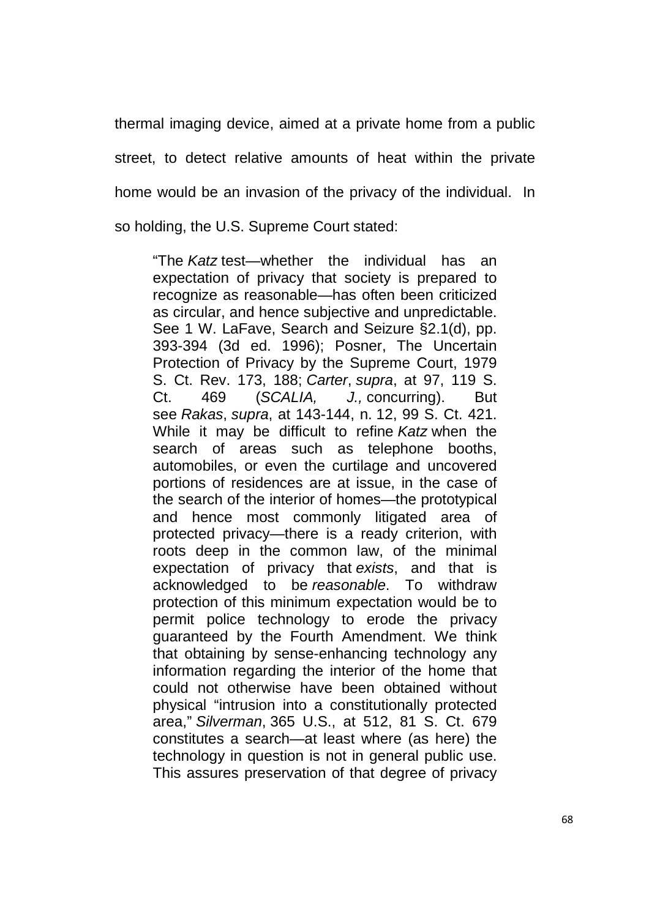thermal imaging device, aimed at a private home from a public street, to detect relative amounts of heat within the private home would be an invasion of the privacy of the individual. In so holding, the U.S. Supreme Court stated:

> "The *Katz* test—whether the individual has an expectation of privacy that society is prepared to recognize as reasonable—has often been criticized as circular, and hence subjective and unpredictable. See 1 W. LaFave, Search and Seizure §2.1(d), pp. 393-394 (3d ed. 1996); Posner, The Uncertain Protection of Privacy by the Supreme Court, 1979 S. Ct. Rev. 173, 188; *Carter*, *supra*, at 97, 119 S. Ct. 469 (*SCALIA, J.,* concurring). But see *Rakas*, *supra*, at 143-144, n. 12, 99 S. Ct. 421. While it may be difficult to refine *Katz* when the search of areas such as telephone booths, automobiles, or even the curtilage and uncovered portions of residences are at issue, in the case of the search of the interior of homes—the prototypical and hence most commonly litigated area of protected privacy—there is a ready criterion, with roots deep in the common law, of the minimal expectation of privacy that *exists*, and that is acknowledged to be *reasonable*. To withdraw protection of this minimum expectation would be to permit police technology to erode the privacy guaranteed by the Fourth Amendment. We think that obtaining by sense-enhancing technology any information regarding the interior of the home that could not otherwise have been obtained without physical "intrusion into a constitutionally protected area," *Silverman*, 365 U.S., at 512, 81 S. Ct. 679 constitutes a search—at least where (as here) the technology in question is not in general public use. This assures preservation of that degree of privacy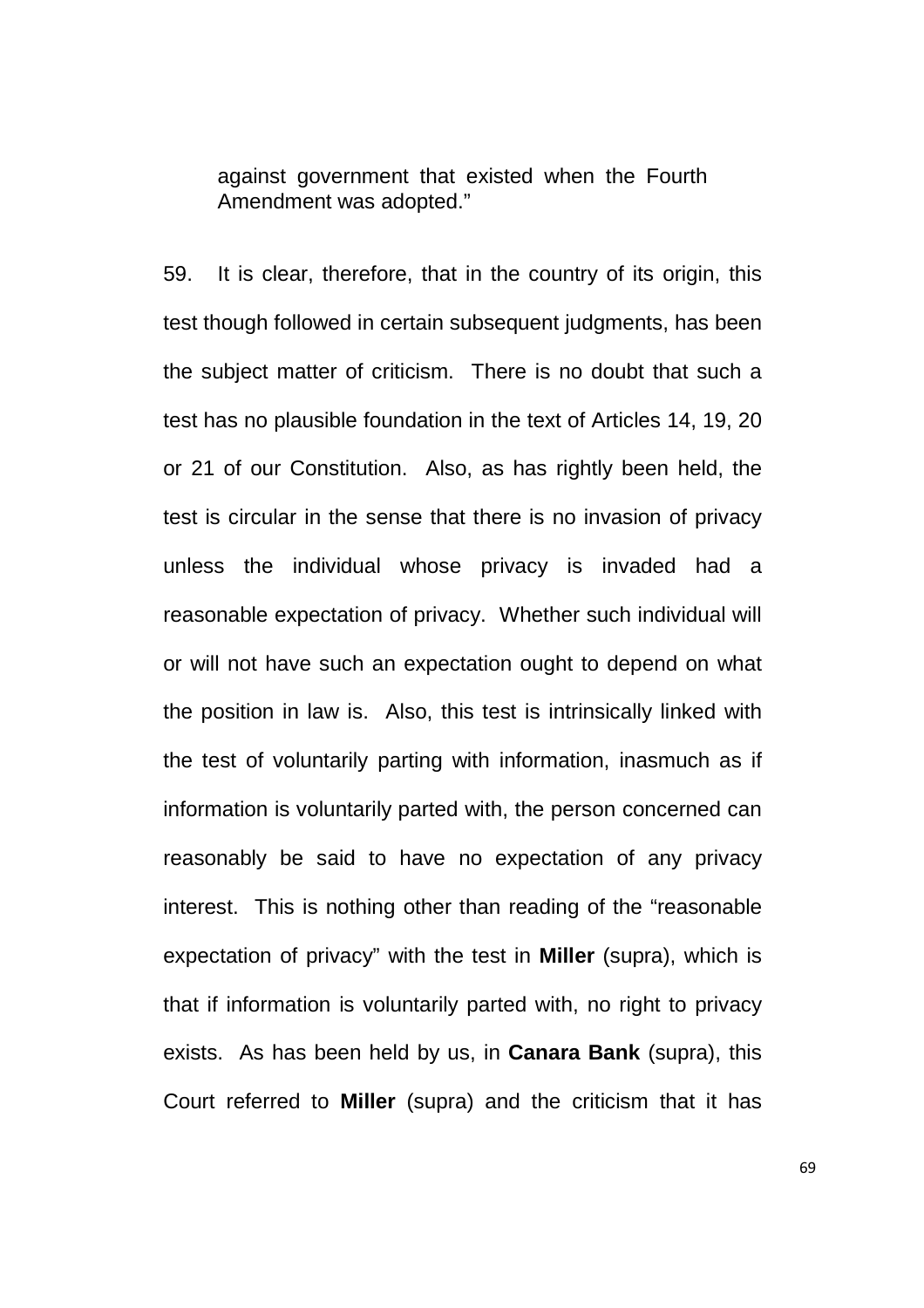against government that existed when the Fourth Amendment was adopted."

59. It is clear, therefore, that in the country of its origin, this test though followed in certain subsequent judgments, has been the subject matter of criticism. There is no doubt that such a test has no plausible foundation in the text of Articles 14, 19, 20 or 21 of our Constitution. Also, as has rightly been held, the test is circular in the sense that there is no invasion of privacy unless the individual whose privacy is invaded had a reasonable expectation of privacy. Whether such individual will or will not have such an expectation ought to depend on what the position in law is. Also, this test is intrinsically linked with the test of voluntarily parting with information, inasmuch as if information is voluntarily parted with, the person concerned can reasonably be said to have no expectation of any privacy interest. This is nothing other than reading of the "reasonable expectation of privacy" with the test in **Miller** (supra), which is that if information is voluntarily parted with, no right to privacy exists. As has been held by us, in **Canara Bank** (supra), this Court referred to **Miller** (supra) and the criticism that it has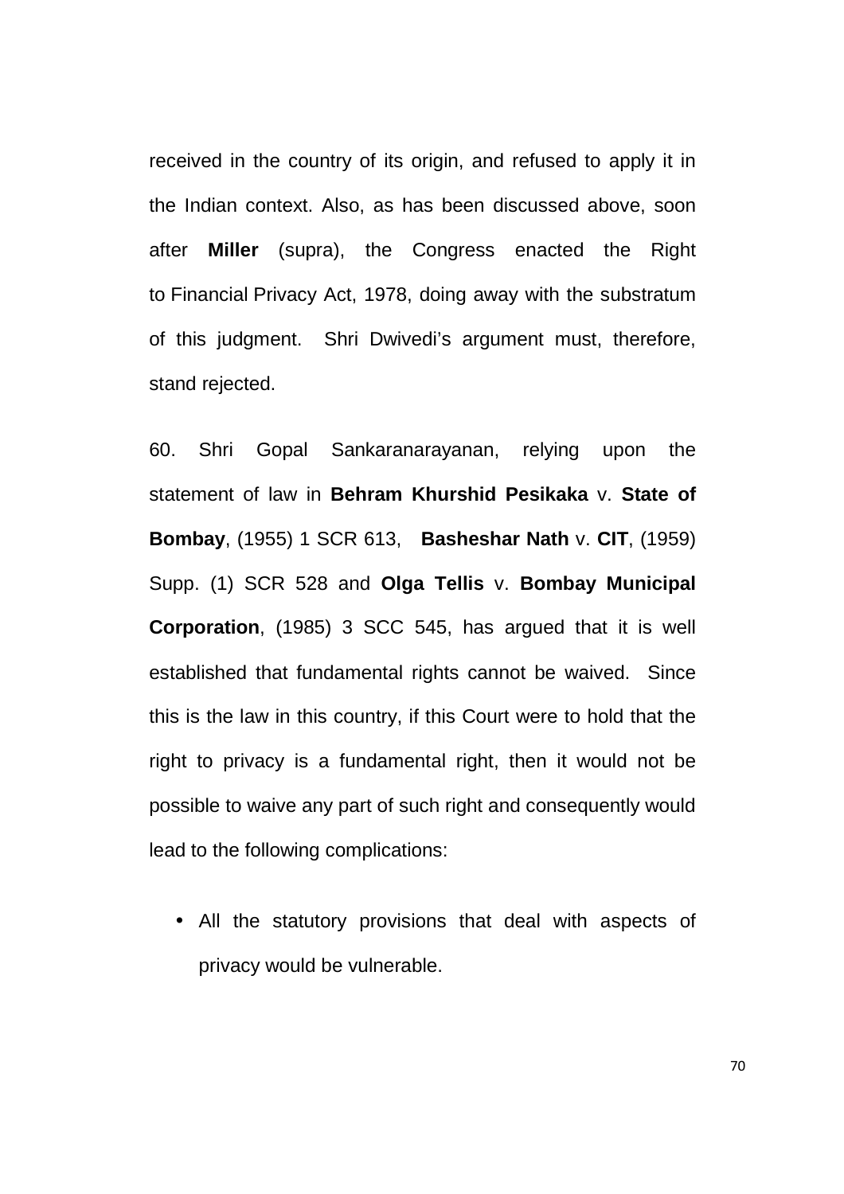received in the country of its origin, and refused to apply it in the Indian context. Also, as has been discussed above, soon after **Miller** (supra), the Congress enacted the Right to Financial Privacy Act, 1978, doing away with the substratum of this judgment. Shri Dwivedi's argument must, therefore, stand rejected.

60. Shri Gopal Sankaranarayanan, relying upon the statement of law in **Behram Khurshid Pesikaka** v. **State of Bombay**, (1955) 1 SCR 613, **Basheshar Nath** v. **CIT**, (1959) Supp. (1) SCR 528 and **Olga Tellis** v. **Bombay Municipal Corporation**, (1985) 3 SCC 545, has argued that it is well established that fundamental rights cannot be waived. Since this is the law in this country, if this Court were to hold that the right to privacy is a fundamental right, then it would not be possible to waive any part of such right and consequently would lead to the following complications:

- All the statutory provisions that deal with aspects of privacy would be vulnerable.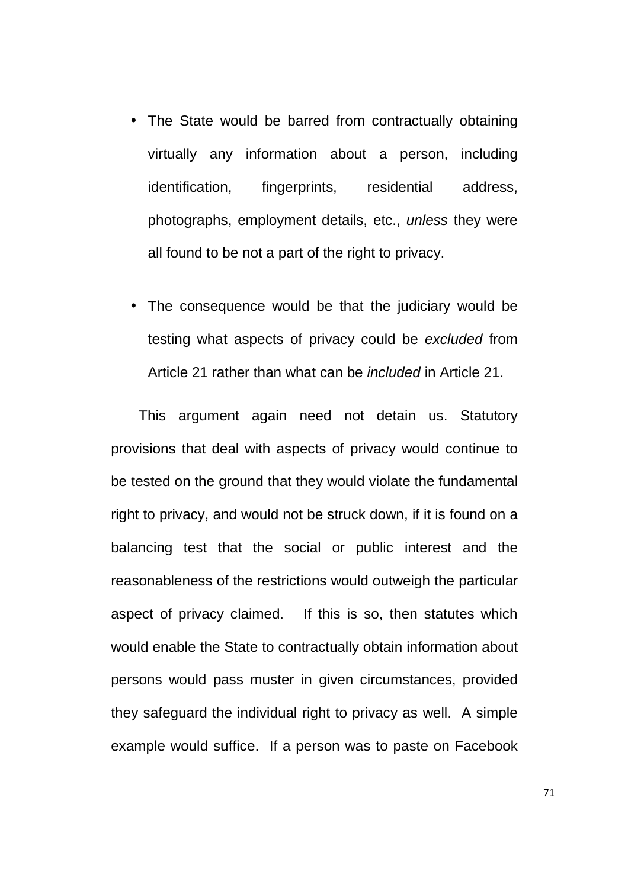- The State would be barred from contractually obtaining virtually any information about a person, including identification, fingerprints, residential address, photographs, employment details, etc., *unless* they were all found to be not a part of the right to privacy.

- The consequence would be that the judiciary would be testing what aspects of privacy could be *excluded* from Article 21 rather than what can be *included* in Article 21.

This argument again need not detain us. Statutory provisions that deal with aspects of privacy would continue to be tested on the ground that they would violate the fundamental right to privacy, and would not be struck down, if it is found on a balancing test that the social or public interest and the reasonableness of the restrictions would outweigh the particular aspect of privacy claimed. If this is so, then statutes which would enable the State to contractually obtain information about persons would pass muster in given circumstances, provided they safeguard the individual right to privacy as well. A simple example would suffice. If a person was to paste on Facebook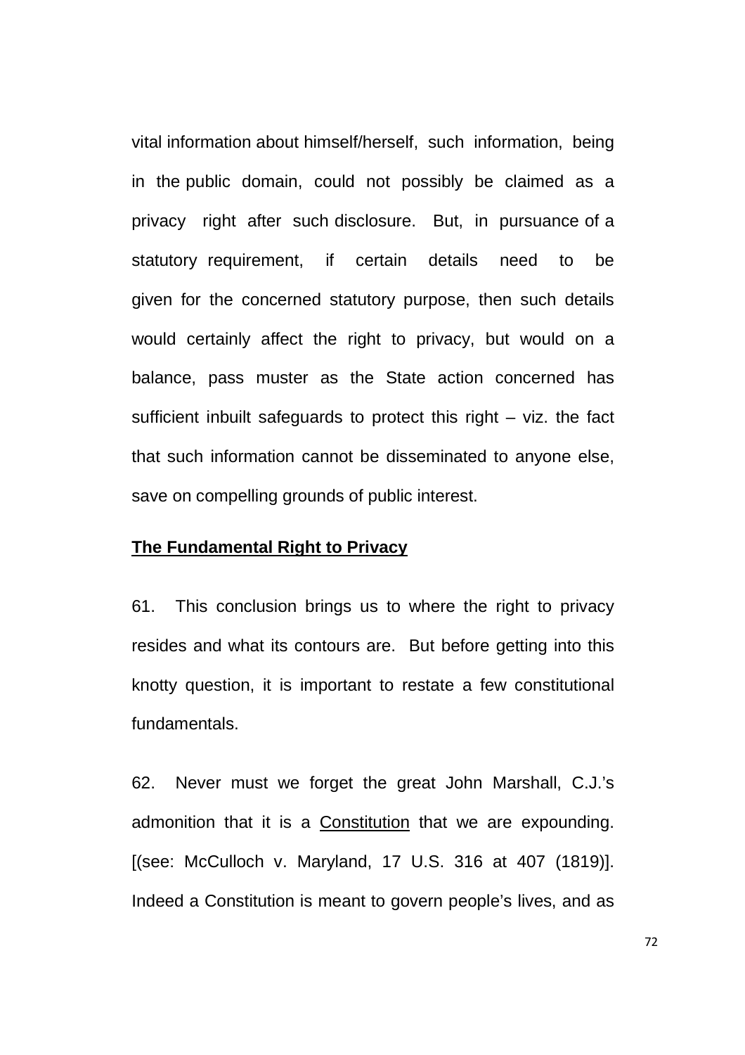vital information about himself/herself, such information, being in the public domain, could not possibly be claimed as a privacy right after such disclosure. But, in pursuance of a statutory requirement, if certain details need to be given for the concerned statutory purpose, then such details would certainly affect the right to privacy, but would on a balance, pass muster as the State action concerned has sufficient inbuilt safeguards to protect this right – viz. the fact that such information cannot be disseminated to anyone else, save on compelling grounds of public interest.

**The Fundamental Right to Privacy**

61. This conclusion brings us to where the right to privacy resides and what its contours are. But before getting into this knotty question, it is important to restate a few constitutional fundamentals.

62. Never must we forget the great John Marshall, C.J.'s admonition that it is a <u>Constitution</u> that we are expounding. [(see: McCulloch v. Maryland, 17 U.S. 316 at 407 (1819)]. Indeed a Constitution is meant to govern people's lives, and as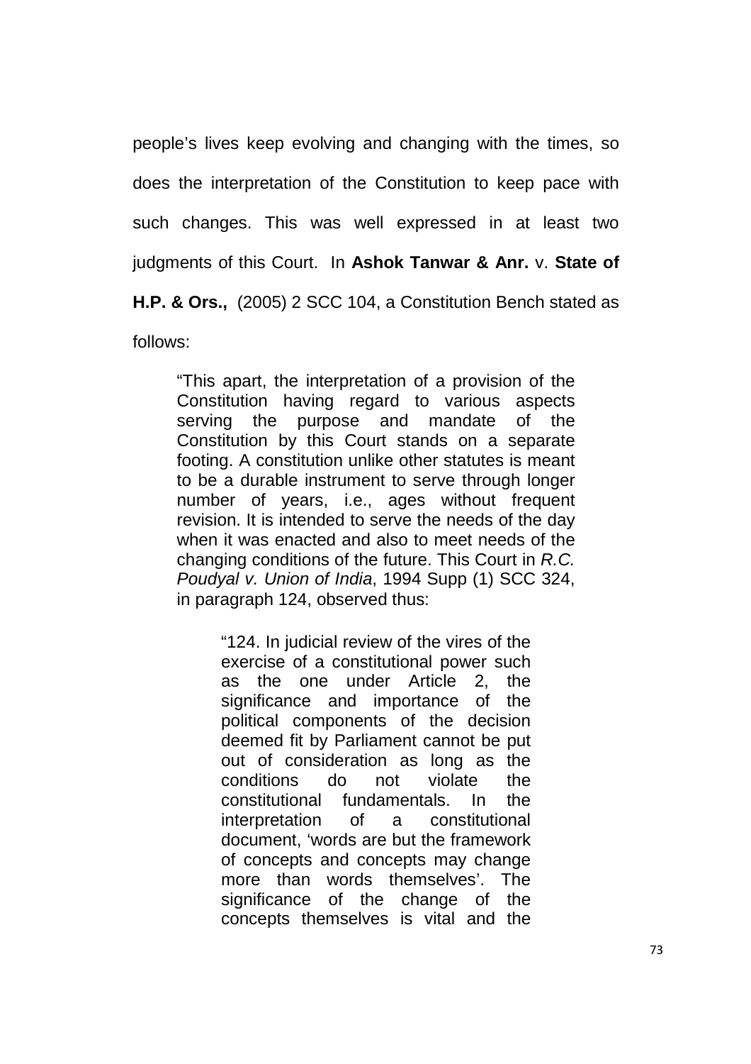people's lives keep evolving and changing with the times, so does the interpretation of the Constitution to keep pace with such changes. This was well expressed in at least two judgments of this Court. In **Ashok Tanwar & Anr.** v. **State of H.P. & Ors.,** (2005) 2 SCC 104, a Constitution Bench stated as follows:

> "This apart, the interpretation of a provision of the Constitution having regard to various aspects serving the purpose and mandate of the Constitution by this Court stands on a separate footing. A constitution unlike other statutes is meant to be a durable instrument to serve through longer number of years, i.e., ages without frequent revision. It is intended to serve the needs of the day when it was enacted and also to meet needs of the changing conditions of the future. This Court in *R.C. Poudyal v. Union of India*, 1994 Supp (1) SCC 324, in paragraph 124, observed thus:
>
> > "124. In judicial review of the vires of the exercise of a constitutional power such as the one under Article 2, the significance and importance of the political components of the decision deemed fit by Parliament cannot be put out of consideration as long as the conditions do not violate the constitutional fundamentals. In the interpretation of a constitutional document, 'words are but the framework of concepts and concepts may change more than words themselves'. The significance of the change of the concepts themselves is vital and the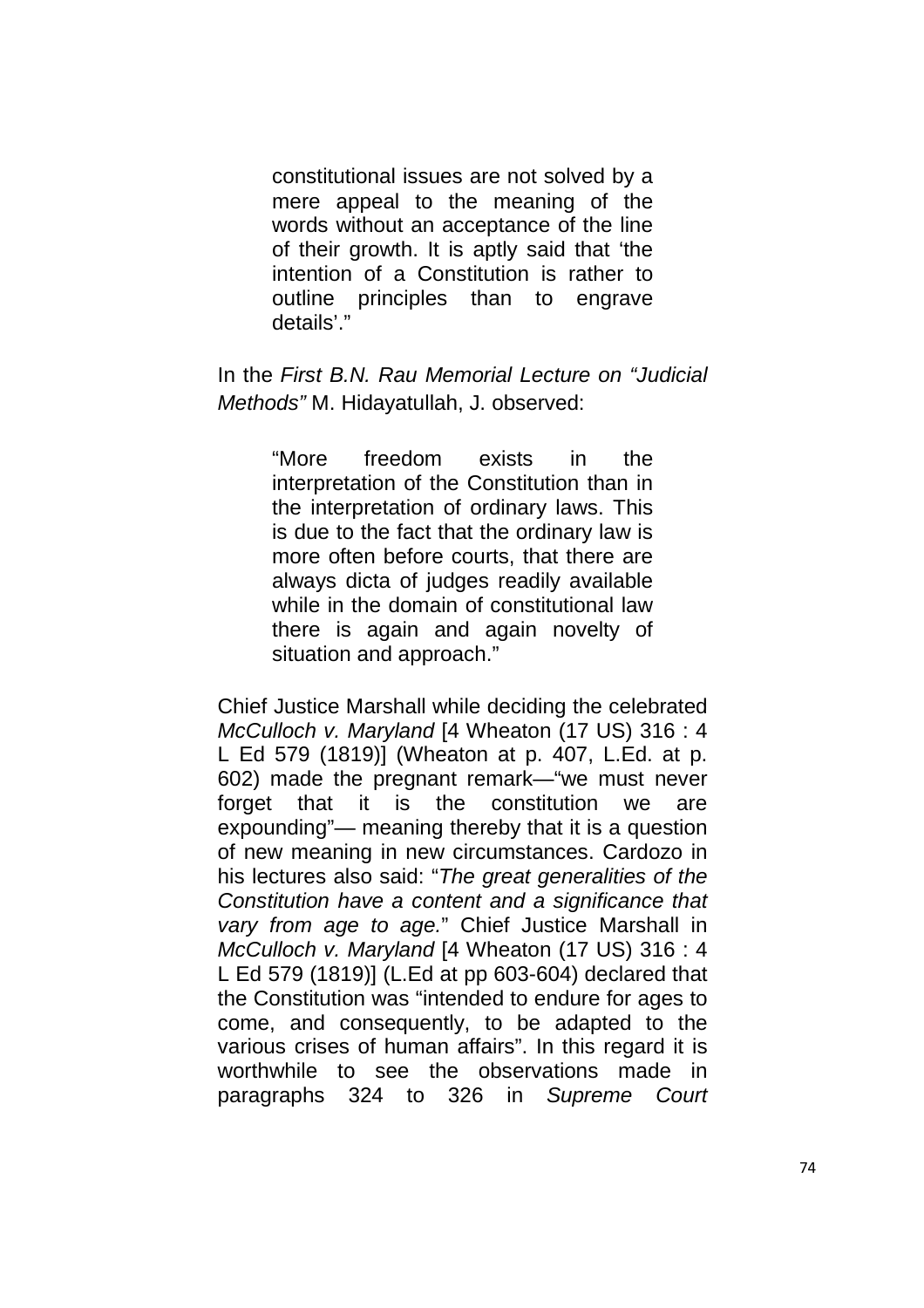> constitutional issues are not solved by a mere appeal to the meaning of the words without an acceptance of the line of their growth. It is aptly said that 'the intention of a Constitution is rather to outline principles than to engrave details'."

In the *First B.N. Rau Memorial Lecture on "Judicial Methods"* M. Hidayatullah, J. observed:

> "More freedom exists in the interpretation of the Constitution than in the interpretation of ordinary laws. This is due to the fact that the ordinary law is more often before courts, that there are always dicta of judges readily available while in the domain of constitutional law there is again and again novelty of situation and approach."

Chief Justice Marshall while deciding the celebrated *McCulloch v. Maryland* [4 Wheaton (17 US) 316 : 4 L Ed 579 (1819)] (Wheaton at p. 407, L.Ed. at p. 602) made the pregnant remark—"we must never forget that it is the constitution we are expounding"— meaning thereby that it is a question of new meaning in new circumstances. Cardozo in his lectures also said: "*The great generalities of the Constitution have a content and a significance that vary from age to age.*" Chief Justice Marshall in *McCulloch v. Maryland* [4 Wheaton (17 US) 316 : 4 L Ed 579 (1819)] (L.Ed at pp 603-604) declared that the Constitution was "intended to endure for ages to come, and consequently, to be adapted to the various crises of human affairs". In this regard it is worthwhile to see the observations made in paragraphs 324 to 326 in *Supreme Court*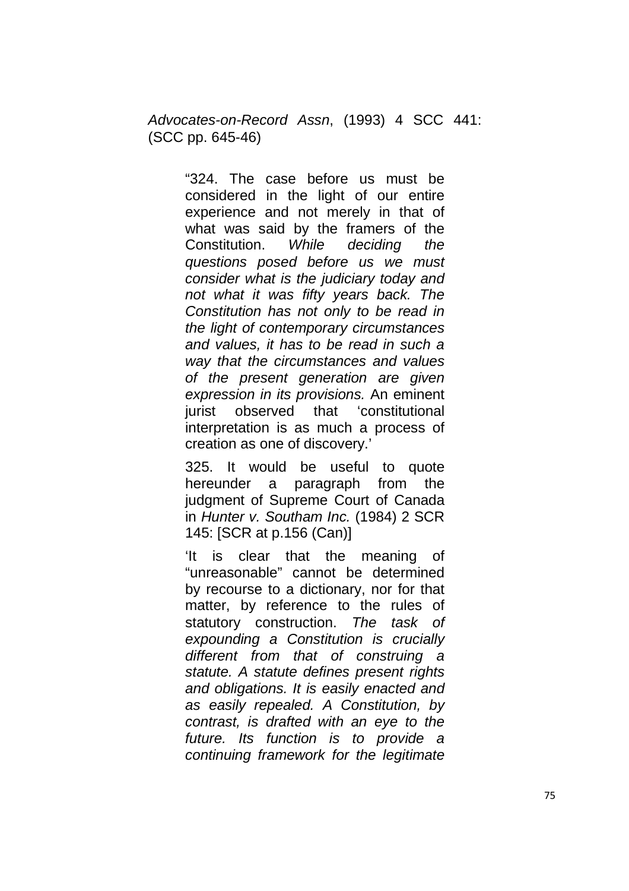*Advocates-on-Record Assn*, (1993) 4 SCC 441: (SCC pp. 645-46)

> "324. The case before us must be considered in the light of our entire experience and not merely in that of what was said by the framers of the Constitution. *While deciding the questions posed before us we must consider what is the judiciary today and not what it was fifty years back. The Constitution has not only to be read in the light of contemporary circumstances and values, it has to be read in such a way that the circumstances and values of the present generation are given expression in its provisions.* An eminent jurist observed that 'constitutional interpretation is as much a process of creation as one of discovery.'
>
> 325. It would be useful to quote hereunder a paragraph from the judgment of Supreme Court of Canada in *Hunter v. Southam Inc.* (1984) 2 SCR 145: [SCR at p.156 (Can)]
>
> 'It is clear that the meaning of "unreasonable" cannot be determined by recourse to a dictionary, nor for that matter, by reference to the rules of statutory construction. *The task of expounding a Constitution is crucially different from that of construing a statute. A statute defines present rights and obligations. It is easily enacted and as easily repealed. A Constitution, by contrast, is drafted with an eye to the future. Its function is to provide a continuing framework for the legitimate*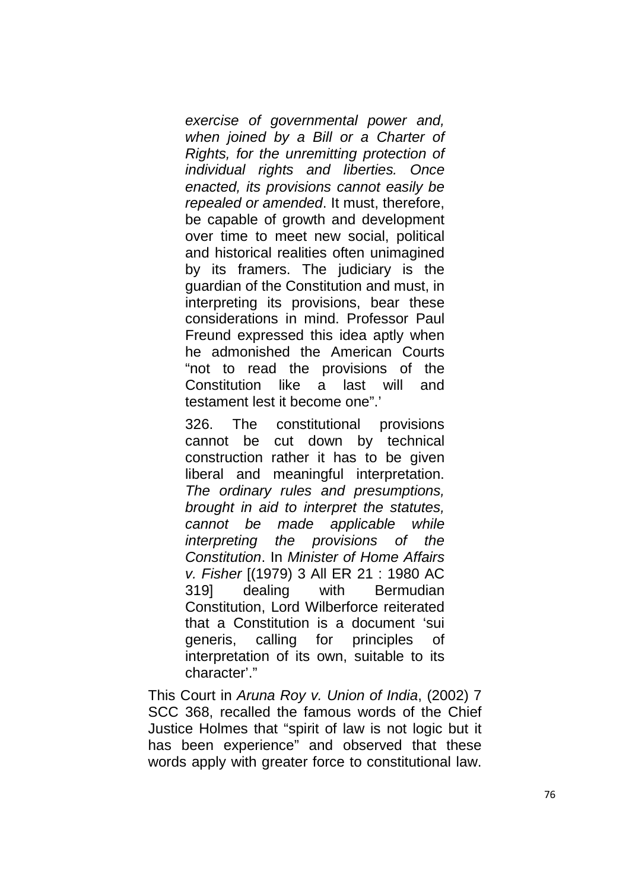> *exercise of governmental power and, when joined by a Bill or a Charter of Rights, for the unremitting protection of individual rights and liberties. Once enacted, its provisions cannot easily be repealed or amended*. It must, therefore, be capable of growth and development over time to meet new social, political and historical realities often unimagined by its framers. The judiciary is the guardian of the Constitution and must, in interpreting its provisions, bear these considerations in mind. Professor Paul Freund expressed this idea aptly when he admonished the American Courts "not to read the provisions of the Constitution like a last will and testament lest it become one".'
>
> 326. The constitutional provisions cannot be cut down by technical construction rather it has to be given liberal and meaningful interpretation. *The ordinary rules and presumptions, brought in aid to interpret the statutes, cannot be made applicable while interpreting the provisions of the Constitution*. In *Minister of Home Affairs v. Fisher* [(1979) 3 All ER 21 : 1980 AC 319] dealing with Bermudian Constitution, Lord Wilberforce reiterated that a Constitution is a document 'sui generis, calling for principles of interpretation of its own, suitable to its character'."

This Court in *Aruna Roy v. Union of India*, (2002) 7 SCC 368, recalled the famous words of the Chief Justice Holmes that "spirit of law is not logic but it has been experience" and observed that these words apply with greater force to constitutional law.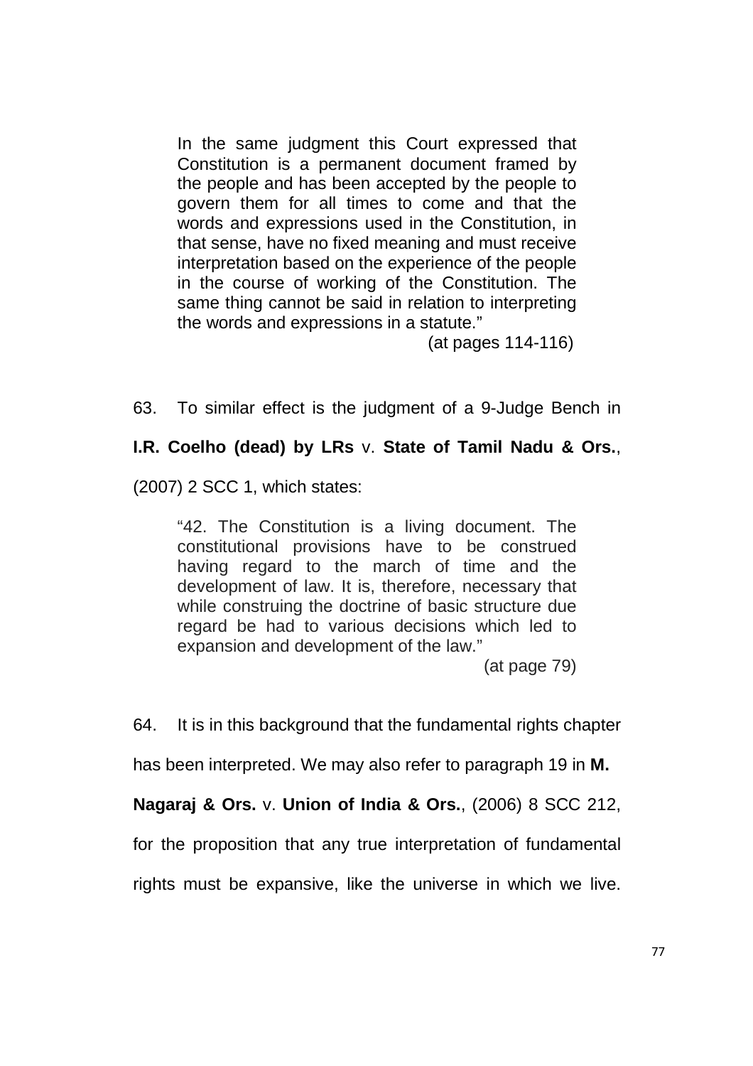> In the same judgment this Court expressed that Constitution is a permanent document framed by the people and has been accepted by the people to govern them for all times to come and that the words and expressions used in the Constitution, in that sense, have no fixed meaning and must receive interpretation based on the experience of the people in the course of working of the Constitution. The same thing cannot be said in relation to interpreting the words and expressions in a statute."
>
> (at pages 114-116)

63. To similar effect is the judgment of a 9-Judge Bench in **I.R. Coelho (dead) by LRs** v. **State of Tamil Nadu & Ors.**, (2007) 2 SCC 1, which states:

> "42. The Constitution is a living document. The constitutional provisions have to be construed having regard to the march of time and the development of law. It is, therefore, necessary that while construing the doctrine of basic structure due regard be had to various decisions which led to expansion and development of the law."
>
> (at page 79)

64. It is in this background that the fundamental rights chapter has been interpreted. We may also refer to paragraph 19 in **M. Nagaraj & Ors.** v. **Union of India & Ors.**, (2006) 8 SCC 212, for the proposition that any true interpretation of fundamental rights must be expansive, like the universe in which we live.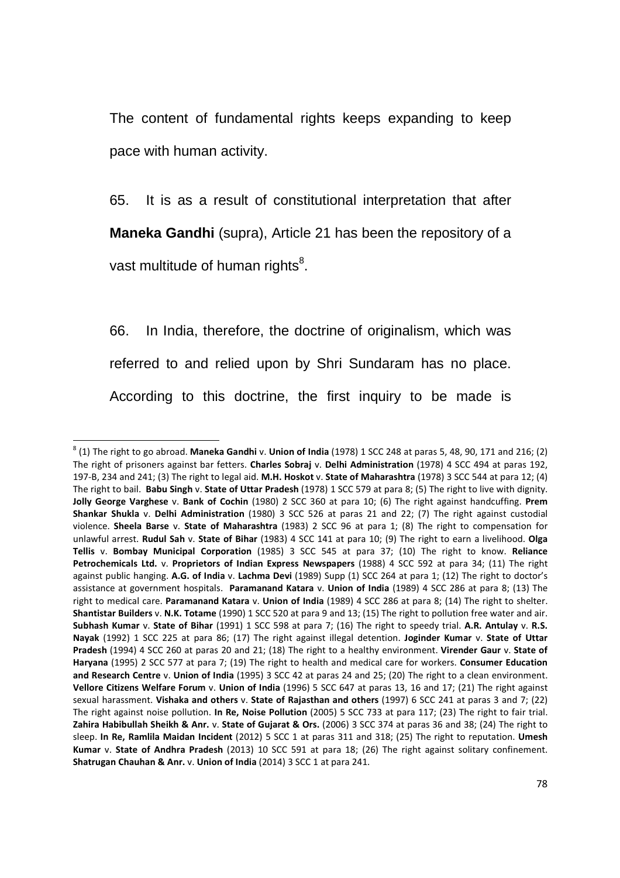The content of fundamental rights keeps expanding to keep pace with human activity.

65. It is as a result of constitutional interpretation that after **Maneka Gandhi** (supra), Article 21 has been the repository of a vast multitude of human rights[8].

66. In India, therefore, the doctrine of originalism, which was referred to and relied upon by Shri Sundaram has no place. According to this doctrine, the first inquiry to be made is

---

[8] (1) The right to go abroad. **Maneka Gandhi** v. **Union of India** (1978) 1 SCC 248 at paras 5, 48, 90, 171 and 216; (2) The right of prisoners against bar fetters. **Charles Sobraj** v. **Delhi Administration** (1978) 4 SCC 494 at paras 192, 197-B, 234 and 241; (3) The right to legal aid. **M.H. Hoskot** v. **State of Maharashtra** (1978) 3 SCC 544 at para 12; (4) The right to bail. **Babu Singh** v. **State of Uttar Pradesh** (1978) 1 SCC 579 at para 8; (5) The right to live with dignity. **Jolly George Varghese** v. **Bank of Cochin** (1980) 2 SCC 360 at para 10; (6) The right against handcuffing. **Prem Shankar Shukla** v. **Delhi Administration** (1980) 3 SCC 526 at paras 21 and 22; (7) The right against custodial violence. **Sheela Barse** v. **State of Maharashtra** (1983) 2 SCC 96 at para 1; (8) The right to compensation for unlawful arrest. **Rudul Sah** v. **State of Bihar** (1983) 4 SCC 141 at para 10; (9) The right to earn a livelihood. **Olga Tellis** v. **Bombay Municipal Corporation** (1985) 3 SCC 545 at para 37; (10) The right to know. **Reliance Petrochemicals Ltd.** v. **Proprietors of Indian Express Newspapers** (1988) 4 SCC 592 at para 34; (11) The right against public hanging. **A.G. of India** v. **Lachma Devi** (1989) Supp (1) SCC 264 at para 1; (12) The right to doctor's assistance at government hospitals. **Paramanand Katara** v. **Union of India** (1989) 4 SCC 286 at para 8; (13) The right to medical care. **Paramanand Katara** v. **Union of India** (1989) 4 SCC 286 at para 8; (14) The right to shelter. **Shantistar Builders** v. **N.K. Totame** (1990) 1 SCC 520 at para 9 and 13; (15) The right to pollution free water and air. **Subhash Kumar** v. **State of Bihar** (1991) 1 SCC 598 at para 7; (16) The right to speedy trial. **A.R. Antulay** v. **R.S. Nayak** (1992) 1 SCC 225 at para 86; (17) The right against illegal detention. **Joginder Kumar** v. **State of Uttar Pradesh** (1994) 4 SCC 260 at paras 20 and 21; (18) The right to a healthy environment. **Virender Gaur** v. **State of Haryana** (1995) 2 SCC 577 at para 7; (19) The right to health and medical care for workers. **Consumer Education and Research Centre** v. **Union of India** (1995) 3 SCC 42 at paras 24 and 25; (20) The right to a clean environment. **Vellore Citizens Welfare Forum** v. **Union of India** (1996) 5 SCC 647 at paras 13, 16 and 17; (21) The right against sexual harassment. **Vishaka and others** v. **State of Rajasthan and others** (1997) 6 SCC 241 at paras 3 and 7; (22) The right against noise pollution. **In Re, Noise Pollution** (2005) 5 SCC 733 at para 117; (23) The right to fair trial. **Zahira Habibullah Sheikh & Anr.** v. **State of Gujarat & Ors.** (2006) 3 SCC 374 at paras 36 and 38; (24) The right to sleep. **In Re, Ramlila Maidan Incident** (2012) 5 SCC 1 at paras 311 and 318; (25) The right to reputation. **Umesh Kumar** v. **State of Andhra Pradesh** (2013) 10 SCC 591 at para 18; (26) The right against solitary confinement. **Shatrugan Chauhan & Anr.** v. **Union of India** (2014) 3 SCC 1 at para 241.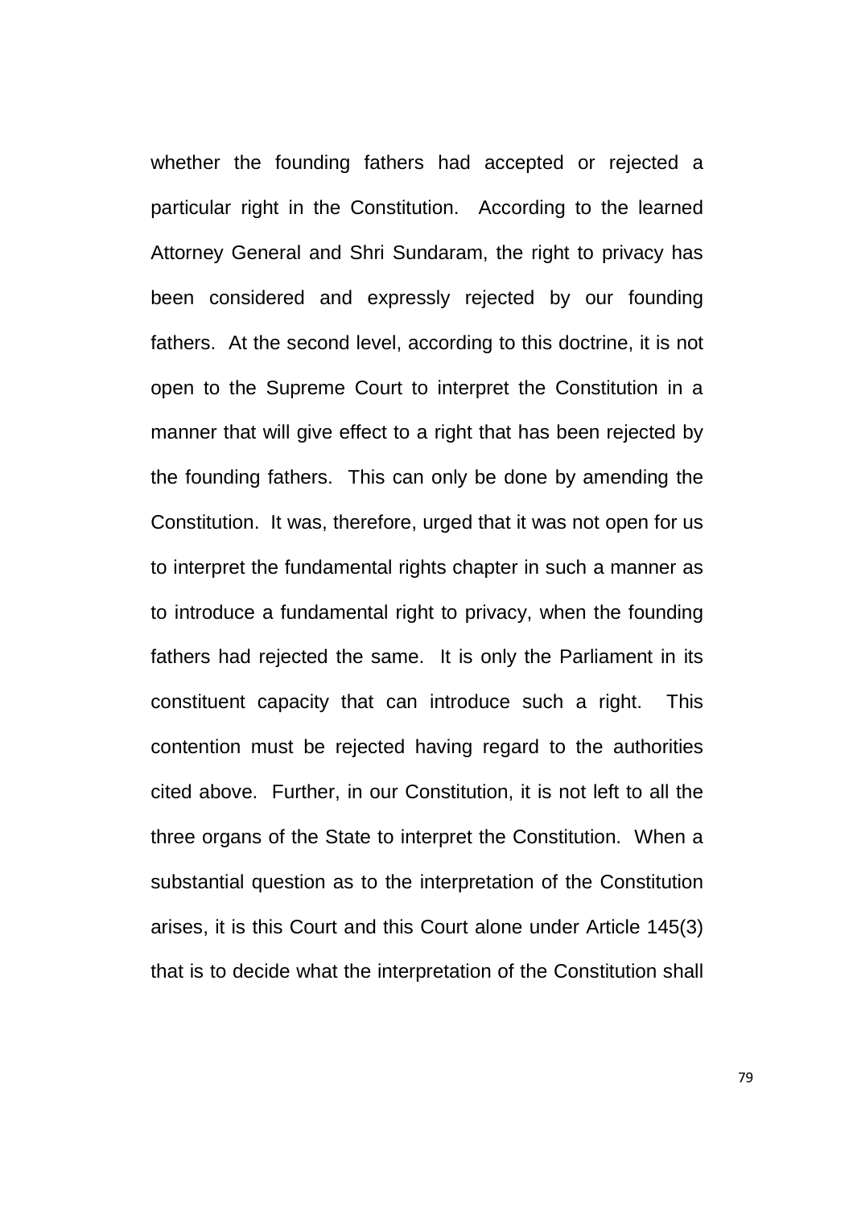whether the founding fathers had accepted or rejected a particular right in the Constitution. According to the learned Attorney General and Shri Sundaram, the right to privacy has been considered and expressly rejected by our founding fathers. At the second level, according to this doctrine, it is not open to the Supreme Court to interpret the Constitution in a manner that will give effect to a right that has been rejected by the founding fathers. This can only be done by amending the Constitution. It was, therefore, urged that it was not open for us to interpret the fundamental rights chapter in such a manner as to introduce a fundamental right to privacy, when the founding fathers had rejected the same. It is only the Parliament in its constituent capacity that can introduce such a right. This contention must be rejected having regard to the authorities cited above. Further, in our Constitution, it is not left to all the three organs of the State to interpret the Constitution. When a substantial question as to the interpretation of the Constitution arises, it is this Court and this Court alone under Article 145(3) that is to decide what the interpretation of the Constitution shall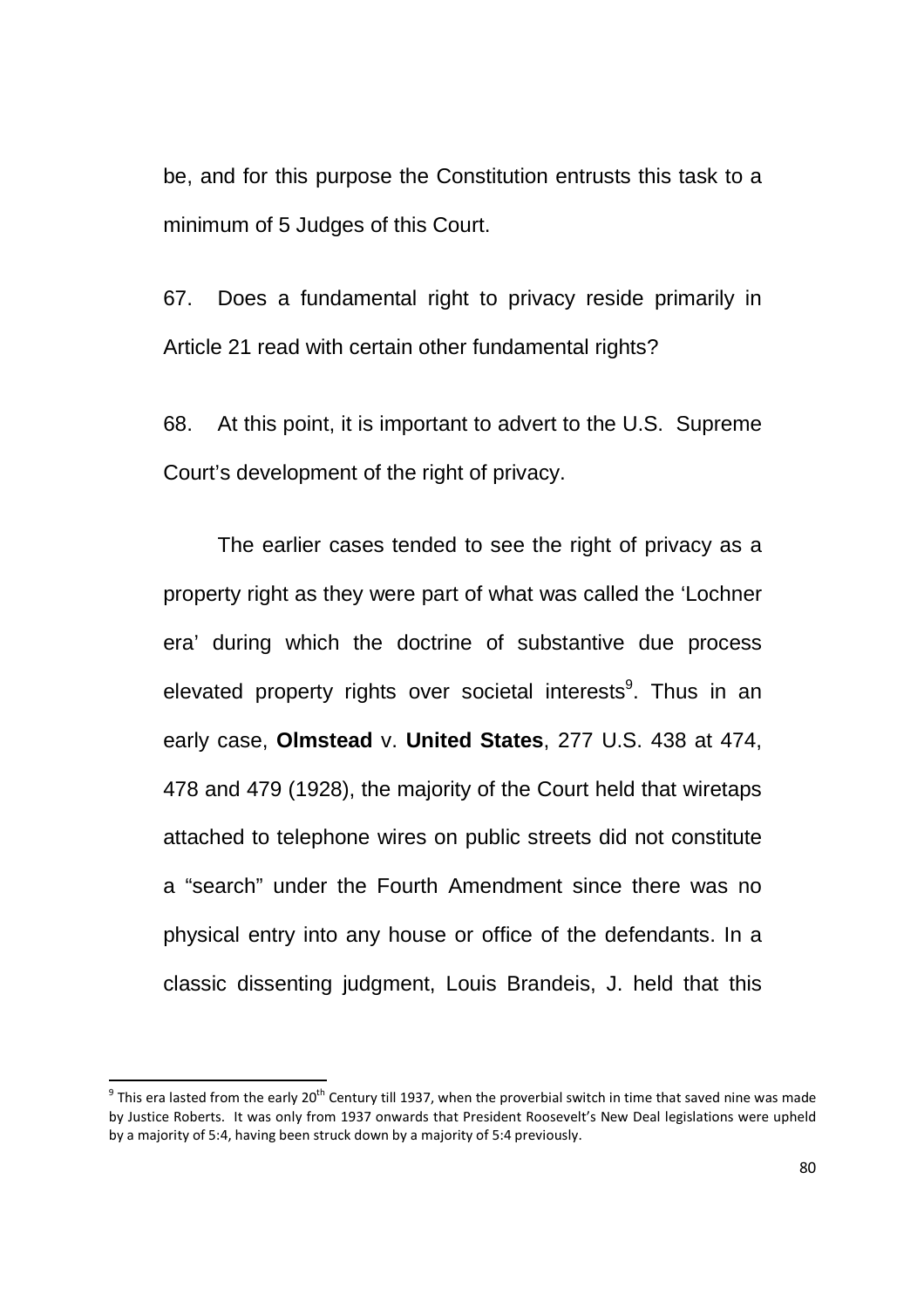be, and for this purpose the Constitution entrusts this task to a minimum of 5 Judges of this Court.

67. Does a fundamental right to privacy reside primarily in Article 21 read with certain other fundamental rights?

68. At this point, it is important to advert to the U.S. Supreme Court's development of the right of privacy.

The earlier cases tended to see the right of privacy as a property right as they were part of what was called the 'Lochner era' during which the doctrine of substantive due process elevated property rights over societal interests[9]. Thus in an early case, **Olmstead** v. **United States**, 277 U.S. 438 at 474, 478 and 479 (1928), the majority of the Court held that wiretaps attached to telephone wires on public streets did not constitute a "search" under the Fourth Amendment since there was no physical entry into any house or office of the defendants. In a classic dissenting judgment, Louis Brandeis, J. held that this

---

[9] This era lasted from the early 20th Century till 1937, when the proverbial switch in time that saved nine was made by Justice Roberts. It was only from 1937 onwards that President Roosevelt's New Deal legislations were upheld by a majority of 5:4, having been struck down by a majority of 5:4 previously.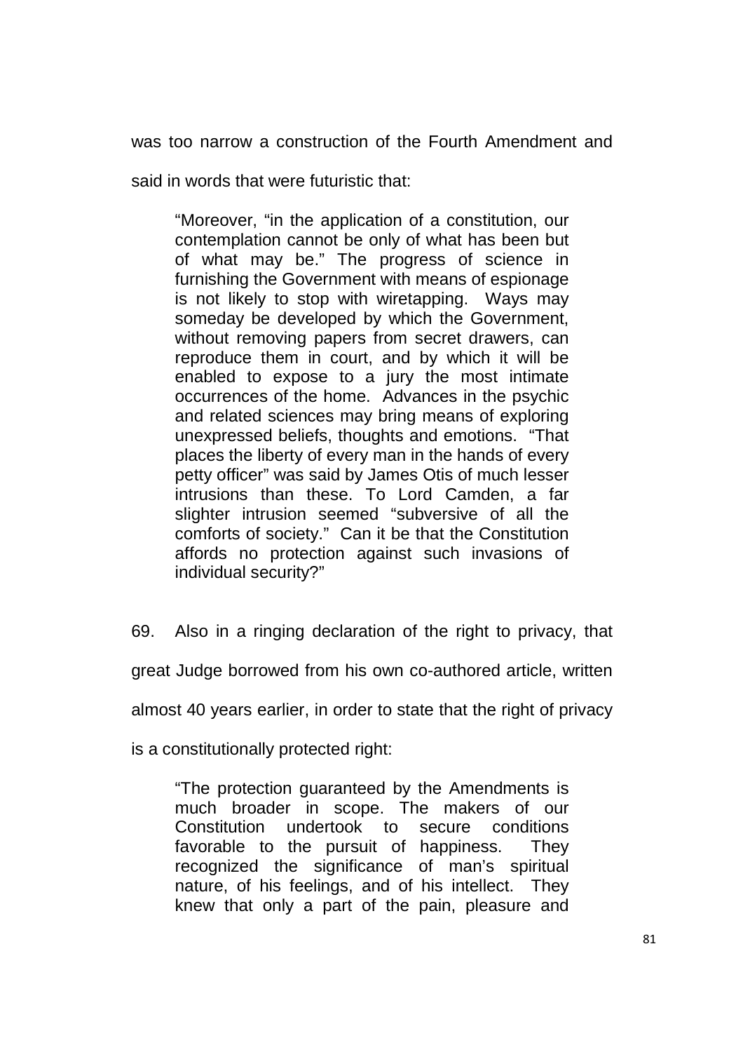was too narrow a construction of the Fourth Amendment and said in words that were futuristic that:

> "Moreover, "in the application of a constitution, our contemplation cannot be only of what has been but of what may be." The progress of science in furnishing the Government with means of espionage is not likely to stop with wiretapping. Ways may someday be developed by which the Government, without removing papers from secret drawers, can reproduce them in court, and by which it will be enabled to expose to a jury the most intimate occurrences of the home. Advances in the psychic and related sciences may bring means of exploring unexpressed beliefs, thoughts and emotions. "That places the liberty of every man in the hands of every petty officer" was said by James Otis of much lesser intrusions than these. To Lord Camden, a far slighter intrusion seemed "subversive of all the comforts of society." Can it be that the Constitution affords no protection against such invasions of individual security?"

69. Also in a ringing declaration of the right to privacy, that great Judge borrowed from his own co-authored article, written almost 40 years earlier, in order to state that the right of privacy is a constitutionally protected right:

> "The protection guaranteed by the Amendments is much broader in scope. The makers of our Constitution undertook to secure conditions favorable to the pursuit of happiness. They recognized the significance of man's spiritual nature, of his feelings, and of his intellect. They knew that only a part of the pain, pleasure and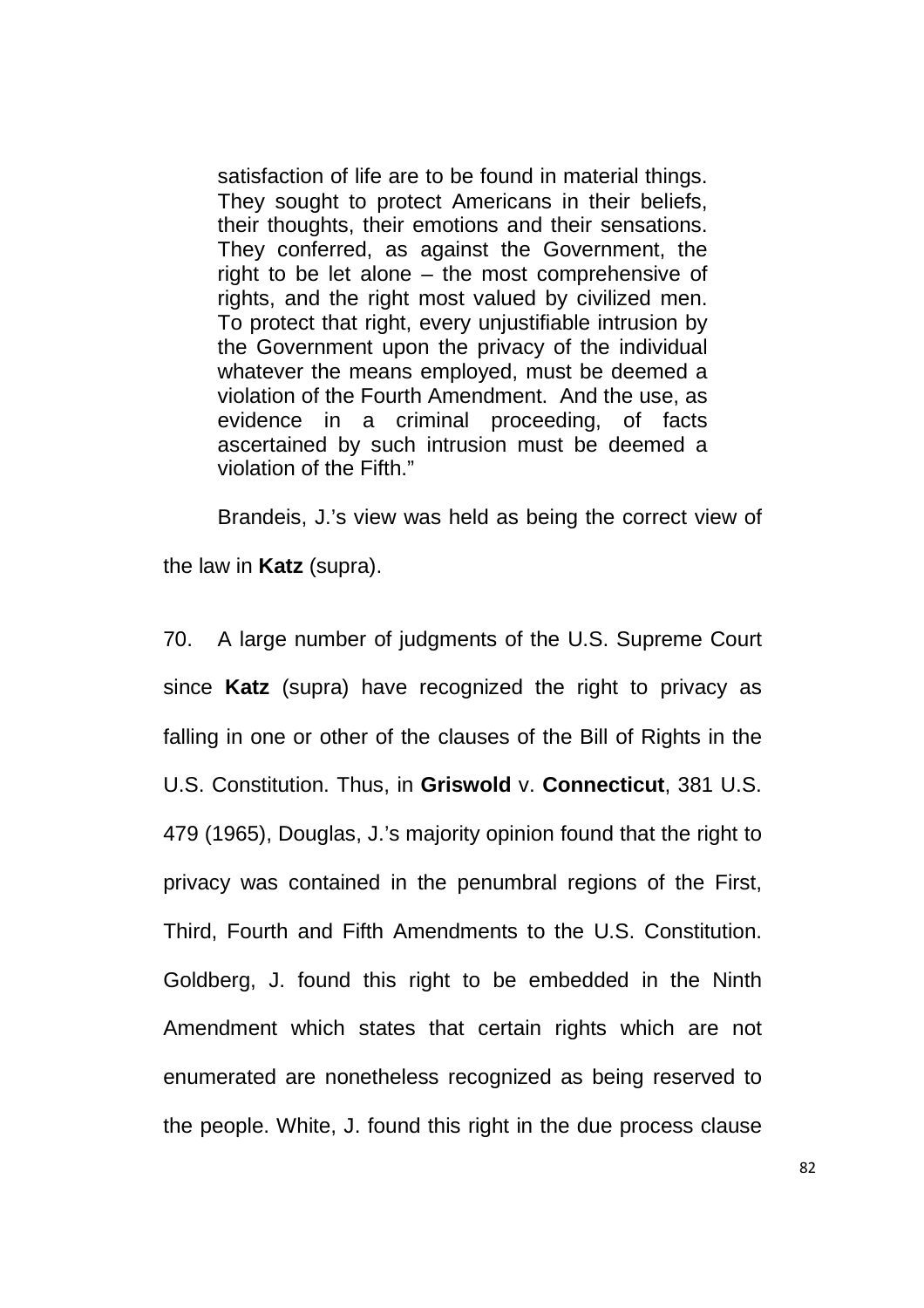> satisfaction of life are to be found in material things. They sought to protect Americans in their beliefs, their thoughts, their emotions and their sensations. They conferred, as against the Government, the right to be let alone – the most comprehensive of rights, and the right most valued by civilized men. To protect that right, every unjustifiable intrusion by the Government upon the privacy of the individual whatever the means employed, must be deemed a violation of the Fourth Amendment. And the use, as evidence in a criminal proceeding, of facts ascertained by such intrusion must be deemed a violation of the Fifth."

Brandeis, J.'s view was held as being the correct view of the law in **Katz** (supra).

70. A large number of judgments of the U.S. Supreme Court since **Katz** (supra) have recognized the right to privacy as falling in one or other of the clauses of the Bill of Rights in the U.S. Constitution. Thus, in **Griswold** v. **Connecticut**, 381 U.S. 479 (1965), Douglas, J.'s majority opinion found that the right to privacy was contained in the penumbral regions of the First, Third, Fourth and Fifth Amendments to the U.S. Constitution. Goldberg, J. found this right to be embedded in the Ninth Amendment which states that certain rights which are not enumerated are nonetheless recognized as being reserved to the people. White, J. found this right in the due process clause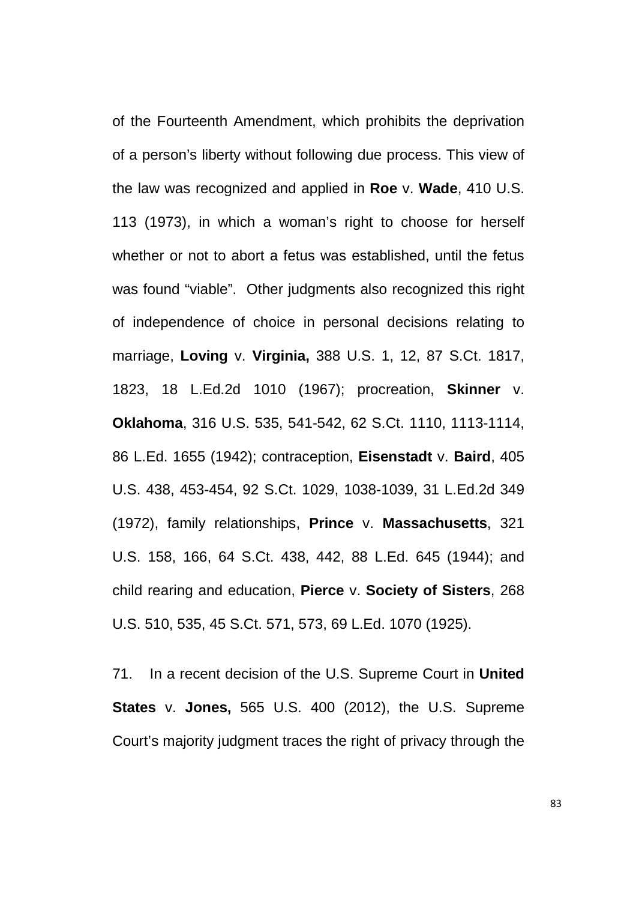of the Fourteenth Amendment, which prohibits the deprivation of a person's liberty without following due process. This view of the law was recognized and applied in **Roe** v. **Wade**, 410 U.S. 113 (1973), in which a woman's right to choose for herself whether or not to abort a fetus was established, until the fetus was found "viable". Other judgments also recognized this right of independence of choice in personal decisions relating to marriage, **Loving** v. **Virginia,** 388 U.S. 1, 12, 87 S.Ct. 1817, 1823, 18 L.Ed.2d 1010 (1967); procreation, **Skinner** v. **Oklahoma**, 316 U.S. 535, 541-542, 62 S.Ct. 1110, 1113-1114, 86 L.Ed. 1655 (1942); contraception, **Eisenstadt** v. **Baird**, 405 U.S. 438, 453-454, 92 S.Ct. 1029, 1038-1039, 31 L.Ed.2d 349 (1972), family relationships, **Prince** v. **Massachusetts**, 321 U.S. 158, 166, 64 S.Ct. 438, 442, 88 L.Ed. 645 (1944); and child rearing and education, **Pierce** v. **Society of Sisters**, 268 U.S. 510, 535, 45 S.Ct. 571, 573, 69 L.Ed. 1070 (1925).

71. In a recent decision of the U.S. Supreme Court in **United States** v. **Jones,** 565 U.S. 400 (2012), the U.S. Supreme Court's majority judgment traces the right of privacy through the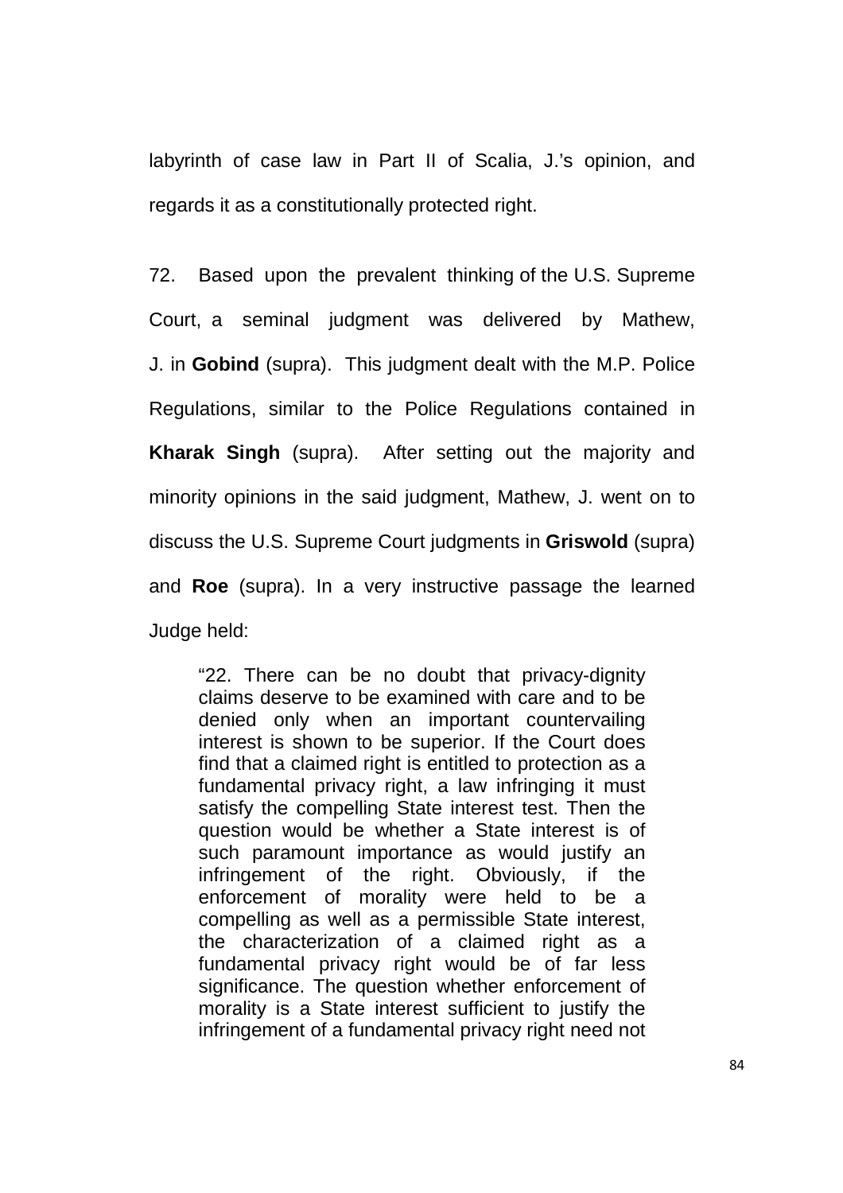labyrinth of case law in Part II of Scalia, J.'s opinion, and regards it as a constitutionally protected right.

72. Based upon the prevalent thinking of the U.S. Supreme Court, a seminal judgment was delivered by Mathew, J. in **Gobind** (supra). This judgment dealt with the M.P. Police Regulations, similar to the Police Regulations contained in **Kharak Singh** (supra). After setting out the majority and minority opinions in the said judgment, Mathew, J. went on to discuss the U.S. Supreme Court judgments in **Griswold** (supra) and **Roe** (supra). In a very instructive passage the learned Judge held:

> "22. There can be no doubt that privacy-dignity claims deserve to be examined with care and to be denied only when an important countervailing interest is shown to be superior. If the Court does find that a claimed right is entitled to protection as a fundamental privacy right, a law infringing it must satisfy the compelling State interest test. Then the question would be whether a State interest is of such paramount importance as would justify an infringement of the right. Obviously, if the enforcement of morality were held to be a compelling as well as a permissible State interest, the characterization of a claimed right as a fundamental privacy right would be of far less significance. The question whether enforcement of morality is a State interest sufficient to justify the infringement of a fundamental privacy right need not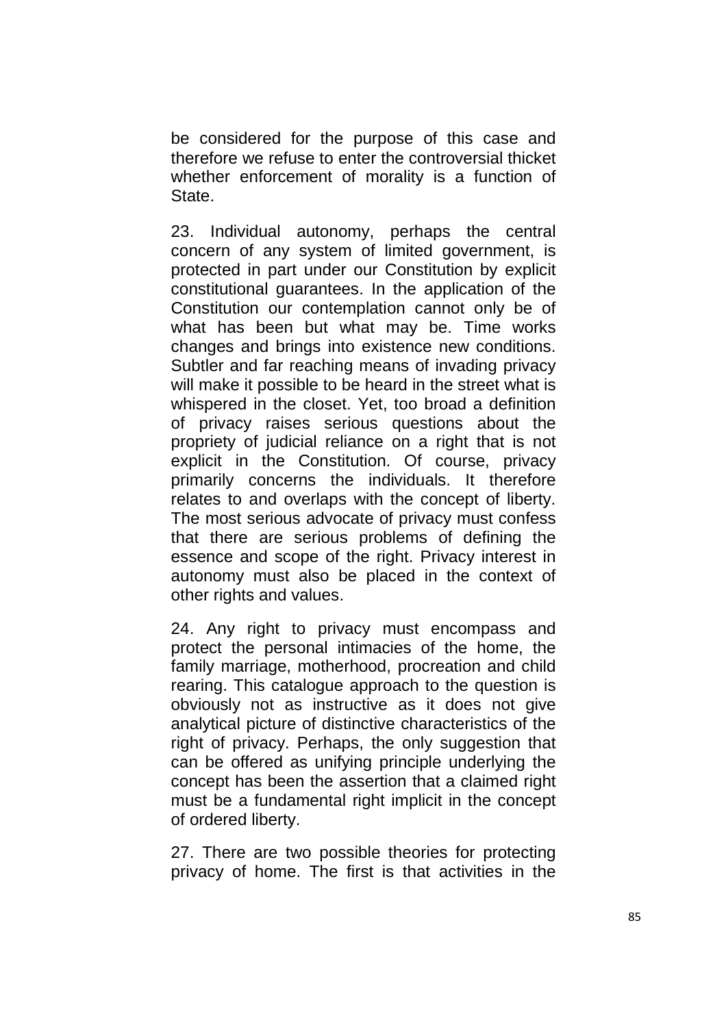be considered for the purpose of this case and therefore we refuse to enter the controversial thicket whether enforcement of morality is a function of State.

23. Individual autonomy, perhaps the central concern of any system of limited government, is protected in part under our Constitution by explicit constitutional guarantees. In the application of the Constitution our contemplation cannot only be of what has been but what may be. Time works changes and brings into existence new conditions. Subtler and far reaching means of invading privacy will make it possible to be heard in the street what is whispered in the closet. Yet, too broad a definition of privacy raises serious questions about the propriety of judicial reliance on a right that is not explicit in the Constitution. Of course, privacy primarily concerns the individuals. It therefore relates to and overlaps with the concept of liberty. The most serious advocate of privacy must confess that there are serious problems of defining the essence and scope of the right. Privacy interest in autonomy must also be placed in the context of other rights and values.

24. Any right to privacy must encompass and protect the personal intimacies of the home, the family marriage, motherhood, procreation and child rearing. This catalogue approach to the question is obviously not as instructive as it does not give analytical picture of distinctive characteristics of the right of privacy. Perhaps, the only suggestion that can be offered as unifying principle underlying the concept has been the assertion that a claimed right must be a fundamental right implicit in the concept of ordered liberty.

27. There are two possible theories for protecting privacy of home. The first is that activities in the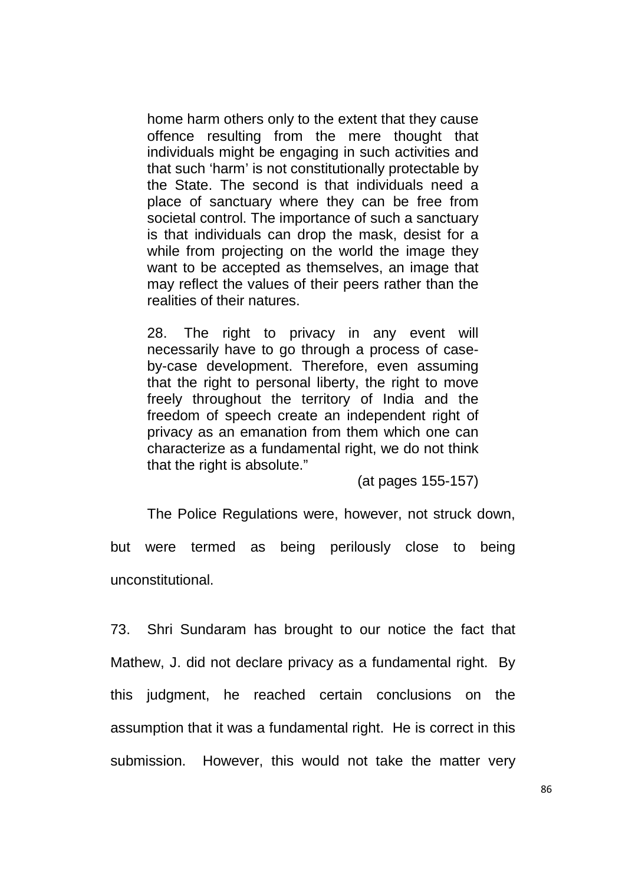> home harm others only to the extent that they cause offence resulting from the mere thought that individuals might be engaging in such activities and that such 'harm' is not constitutionally protectable by the State. The second is that individuals need a place of sanctuary where they can be free from societal control. The importance of such a sanctuary is that individuals can drop the mask, desist for a while from projecting on the world the image they want to be accepted as themselves, an image that may reflect the values of their peers rather than the realities of their natures.
>
> 28. The right to privacy in any event will necessarily have to go through a process of case-by-case development. Therefore, even assuming that the right to personal liberty, the right to move freely throughout the territory of India and the freedom of speech create an independent right of privacy as an emanation from them which one can characterize as a fundamental right, we do not think that the right is absolute."
>
> (at pages 155-157)

The Police Regulations were, however, not struck down, but were termed as being perilously close to being unconstitutional.

73. Shri Sundaram has brought to our notice the fact that Mathew, J. did not declare privacy as a fundamental right. By this judgment, he reached certain conclusions on the assumption that it was a fundamental right. He is correct in this submission. However, this would not take the matter very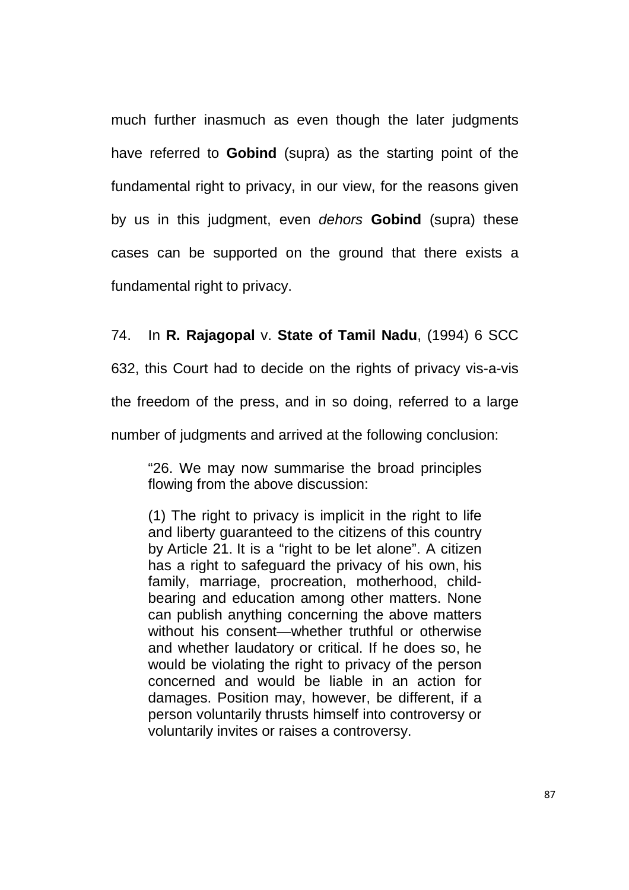much further inasmuch as even though the later judgments have referred to **Gobind** (supra) as the starting point of the fundamental right to privacy, in our view, for the reasons given by us in this judgment, even *dehors* **Gobind** (supra) these cases can be supported on the ground that there exists a fundamental right to privacy.

74. In **R. Rajagopal** v. **State of Tamil Nadu**, (1994) 6 SCC 632, this Court had to decide on the rights of privacy vis-a-vis the freedom of the press, and in so doing, referred to a large number of judgments and arrived at the following conclusion:

> "26. We may now summarise the broad principles flowing from the above discussion:
>
> (1) The right to privacy is implicit in the right to life and liberty guaranteed to the citizens of this country by Article 21. It is a "right to be let alone". A citizen has a right to safeguard the privacy of his own, his family, marriage, procreation, motherhood, child-bearing and education among other matters. None can publish anything concerning the above matters without his consent—whether truthful or otherwise and whether laudatory or critical. If he does so, he would be violating the right to privacy of the person concerned and would be liable in an action for damages. Position may, however, be different, if a person voluntarily thrusts himself into controversy or voluntarily invites or raises a controversy.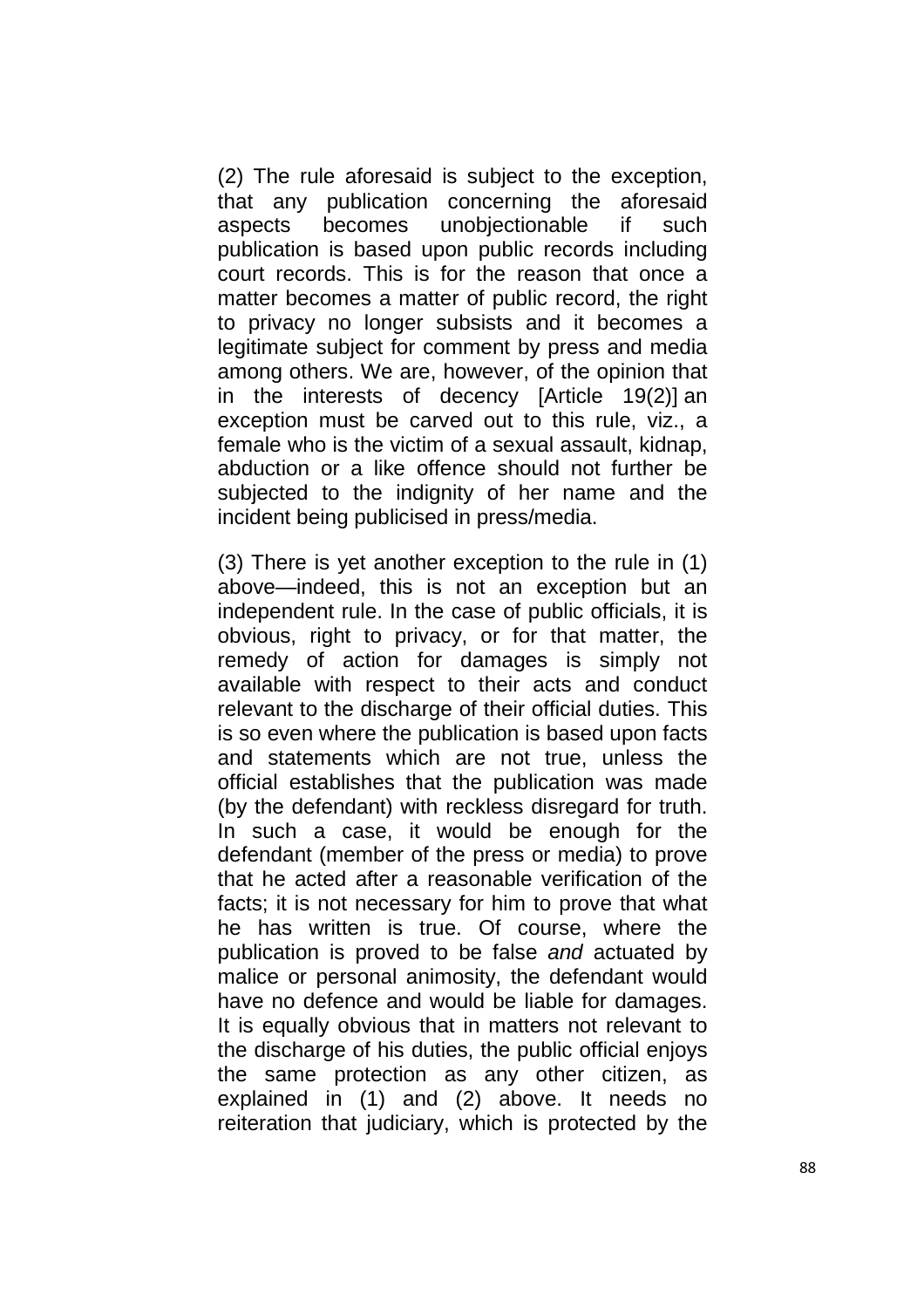(2) The rule aforesaid is subject to the exception, that any publication concerning the aforesaid aspects becomes unobjectionable if such publication is based upon public records including court records. This is for the reason that once a matter becomes a matter of public record, the right to privacy no longer subsists and it becomes a legitimate subject for comment by press and media among others. We are, however, of the opinion that in the interests of decency [Article 19(2)] an exception must be carved out to this rule, viz., a female who is the victim of a sexual assault, kidnap, abduction or a like offence should not further be subjected to the indignity of her name and the incident being publicised in press/media.

(3) There is yet another exception to the rule in (1) above—indeed, this is not an exception but an independent rule. In the case of public officials, it is obvious, right to privacy, or for that matter, the remedy of action for damages is simply not available with respect to their acts and conduct relevant to the discharge of their official duties. This is so even where the publication is based upon facts and statements which are not true, unless the official establishes that the publication was made (by the defendant) with reckless disregard for truth. In such a case, it would be enough for the defendant (member of the press or media) to prove that he acted after a reasonable verification of the facts; it is not necessary for him to prove that what he has written is true. Of course, where the publication is proved to be false *and* actuated by malice or personal animosity, the defendant would have no defence and would be liable for damages. It is equally obvious that in matters not relevant to the discharge of his duties, the public official enjoys the same protection as any other citizen, as explained in (1) and (2) above. It needs no reiteration that judiciary, which is protected by the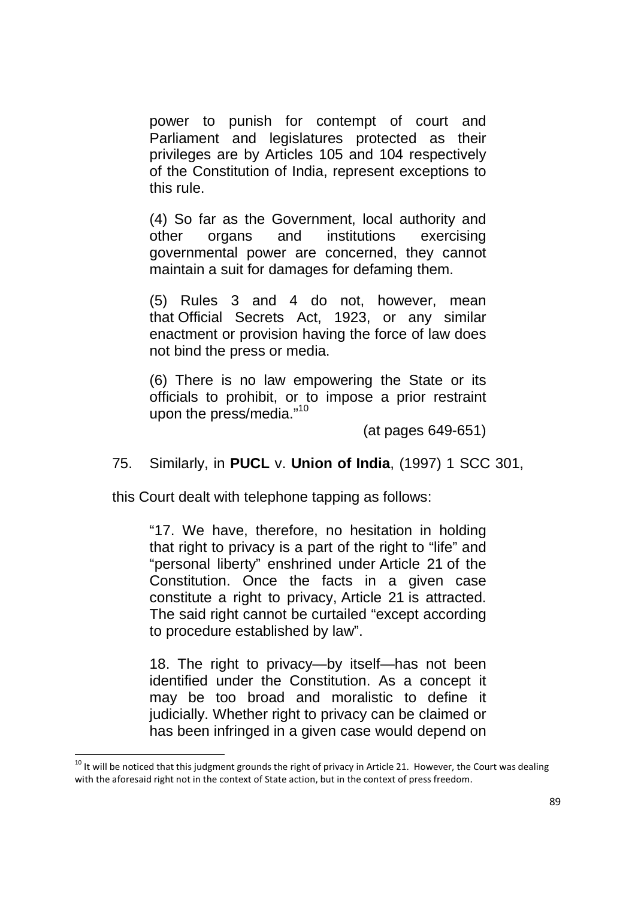> power to punish for contempt of court and Parliament and legislatures protected as their privileges are by Articles 105 and 104 respectively of the Constitution of India, represent exceptions to this rule.
>
> (4) So far as the Government, local authority and other organs and institutions exercising governmental power are concerned, they cannot maintain a suit for damages for defaming them.
>
> (5) Rules 3 and 4 do not, however, mean that Official Secrets Act, 1923, or any similar enactment or provision having the force of law does not bind the press or media.
>
> (6) There is no law empowering the State or its officials to prohibit, or to impose a prior restraint upon the press/media."[10]
>
> (at pages 649-651)

75. Similarly, in **PUCL** v. **Union of India**, (1997) 1 SCC 301, this Court dealt with telephone tapping as follows:

> "17. We have, therefore, no hesitation in holding that right to privacy is a part of the right to "life" and "personal liberty" enshrined under Article 21 of the Constitution. Once the facts in a given case constitute a right to privacy, Article 21 is attracted. The said right cannot be curtailed "except according to procedure established by law".
>
> 18. The right to privacy—by itself—has not been identified under the Constitution. As a concept it may be too broad and moralistic to define it judicially. Whether right to privacy can be claimed or has been infringed in a given case would depend on

---

[10] It will be noticed that this judgment grounds the right of privacy in Article 21. However, the Court was dealing with the aforesaid right not in the context of State action, but in the context of press freedom.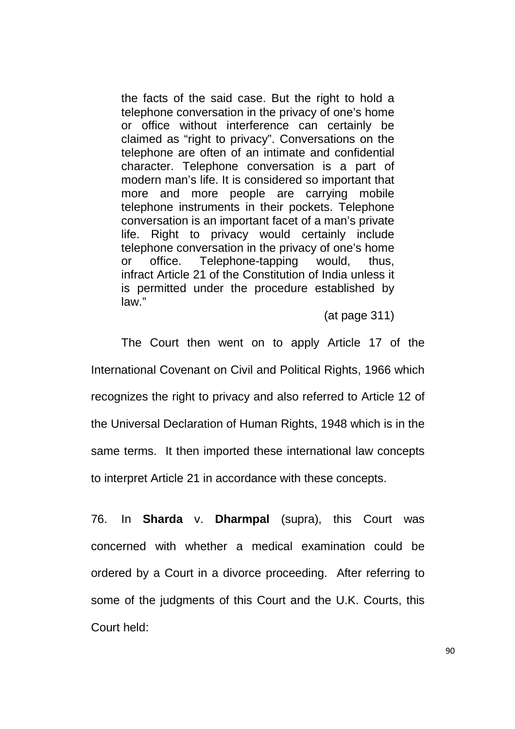> the facts of the said case. But the right to hold a telephone conversation in the privacy of one's home or office without interference can certainly be claimed as "right to privacy". Conversations on the telephone are often of an intimate and confidential character. Telephone conversation is a part of modern man's life. It is considered so important that more and more people are carrying mobile telephone instruments in their pockets. Telephone conversation is an important facet of a man's private life. Right to privacy would certainly include telephone conversation in the privacy of one's home or office. Telephone-tapping would, thus, infract Article 21 of the Constitution of India unless it is permitted under the procedure established by law."
>
> (at page 311)

The Court then went on to apply Article 17 of the International Covenant on Civil and Political Rights, 1966 which recognizes the right to privacy and also referred to Article 12 of the Universal Declaration of Human Rights, 1948 which is in the same terms. It then imported these international law concepts to interpret Article 21 in accordance with these concepts.

76. In **Sharda** v. **Dharmpal** (supra), this Court was concerned with whether a medical examination could be ordered by a Court in a divorce proceeding. After referring to some of the judgments of this Court and the U.K. Courts, this Court held: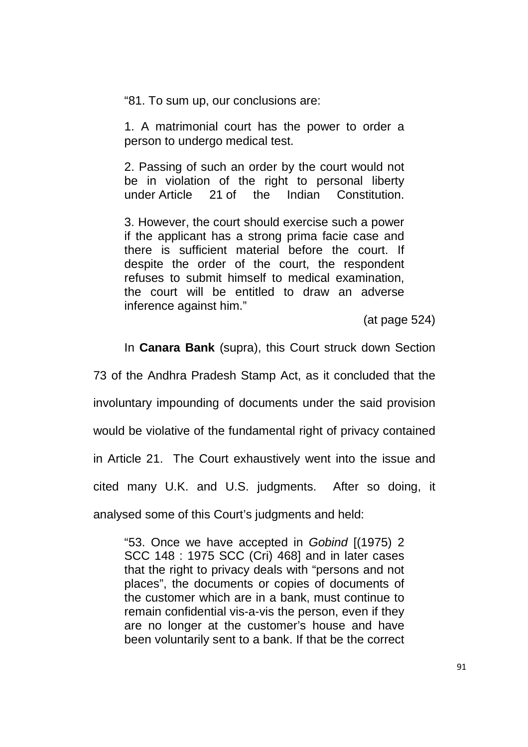> "81. To sum up, our conclusions are:
>
> 1. A matrimonial court has the power to order a person to undergo medical test.
>
> 2. Passing of such an order by the court would not be in violation of the right to personal liberty under Article 21 of the Indian Constitution.
>
> 3. However, the court should exercise such a power if the applicant has a strong prima facie case and there is sufficient material before the court. If despite the order of the court, the respondent refuses to submit himself to medical examination, the court will be entitled to draw an adverse inference against him."
>
> (at page 524)

In **Canara Bank** (supra), this Court struck down Section 73 of the Andhra Pradesh Stamp Act, as it concluded that the involuntary impounding of documents under the said provision would be violative of the fundamental right of privacy contained in Article 21. The Court exhaustively went into the issue and cited many U.K. and U.S. judgments. After so doing, it analysed some of this Court's judgments and held:

> "53. Once we have accepted in *Gobind* [(1975) 2 SCC 148 : 1975 SCC (Cri) 468] and in later cases that the right to privacy deals with "persons and not places", the documents or copies of documents of the customer which are in a bank, must continue to remain confidential vis-a-vis the person, even if they are no longer at the customer's house and have been voluntarily sent to a bank. If that be the correct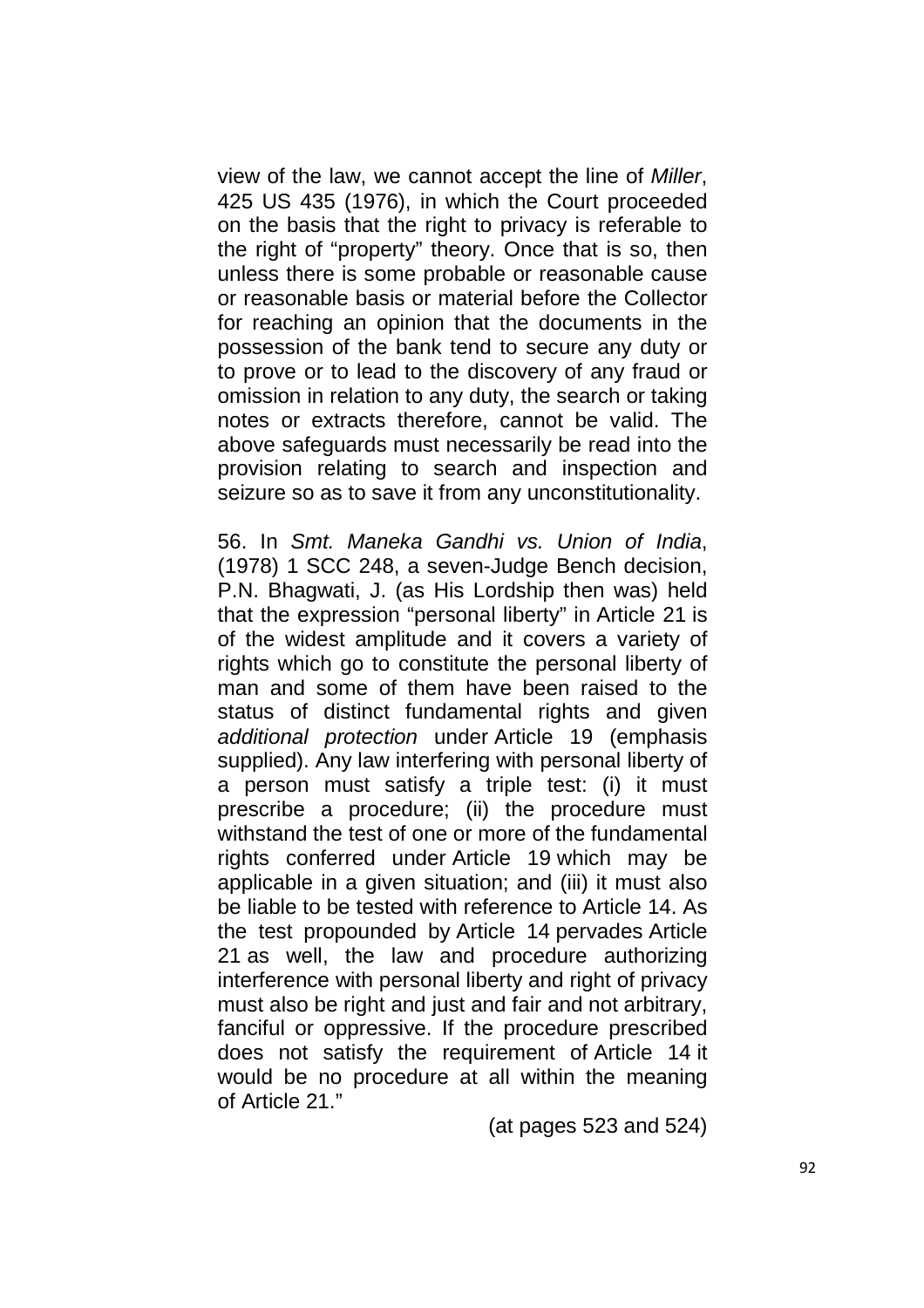view of the law, we cannot accept the line of *Miller*, 425 US 435 (1976), in which the Court proceeded on the basis that the right to privacy is referable to the right of "property" theory. Once that is so, then unless there is some probable or reasonable cause or reasonable basis or material before the Collector for reaching an opinion that the documents in the possession of the bank tend to secure any duty or to prove or to lead to the discovery of any fraud or omission in relation to any duty, the search or taking notes or extracts therefore, cannot be valid. The above safeguards must necessarily be read into the provision relating to search and inspection and seizure so as to save it from any unconstitutionality.

56. In *Smt. Maneka Gandhi vs. Union of India*, (1978) 1 SCC 248, a seven-Judge Bench decision, P.N. Bhagwati, J. (as His Lordship then was) held that the expression "personal liberty" in Article 21 is of the widest amplitude and it covers a variety of rights which go to constitute the personal liberty of man and some of them have been raised to the status of distinct fundamental rights and given *additional protection* under Article 19 (emphasis supplied). Any law interfering with personal liberty of a person must satisfy a triple test: (i) it must prescribe a procedure; (ii) the procedure must withstand the test of one or more of the fundamental rights conferred under Article 19 which may be applicable in a given situation; and (iii) it must also be liable to be tested with reference to Article 14. As the test propounded by Article 14 pervades Article 21 as well, the law and procedure authorizing interference with personal liberty and right of privacy must also be right and just and fair and not arbitrary, fanciful or oppressive. If the procedure prescribed does not satisfy the requirement of Article 14 it would be no procedure at all within the meaning of Article 21."

(at pages 523 and 524)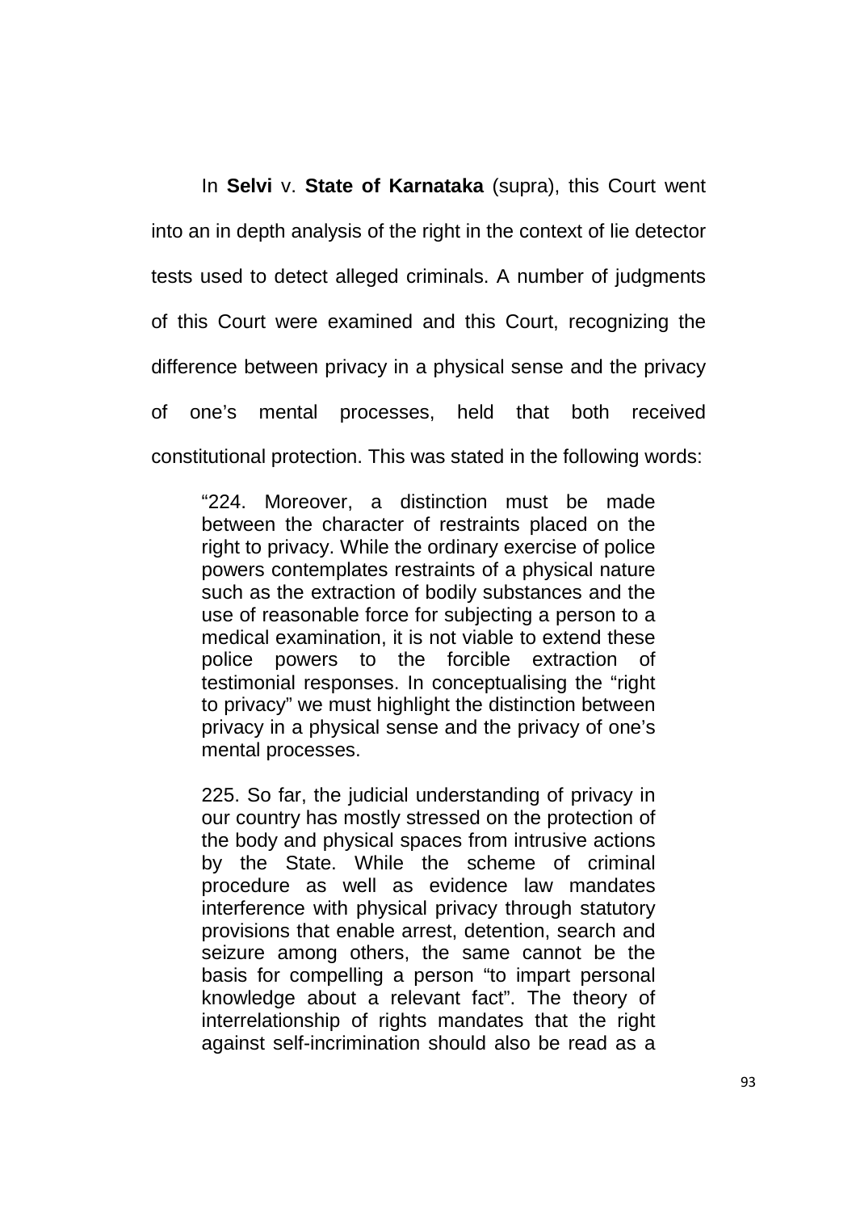In **Selvi** v. **State of Karnataka** (supra), this Court went into an in depth analysis of the right in the context of lie detector tests used to detect alleged criminals. A number of judgments of this Court were examined and this Court, recognizing the difference between privacy in a physical sense and the privacy of one's mental processes, held that both received constitutional protection. This was stated in the following words:

> "224. Moreover, a distinction must be made between the character of restraints placed on the right to privacy. While the ordinary exercise of police powers contemplates restraints of a physical nature such as the extraction of bodily substances and the use of reasonable force for subjecting a person to a medical examination, it is not viable to extend these police powers to the forcible extraction of testimonial responses. In conceptualising the "right to privacy" we must highlight the distinction between privacy in a physical sense and the privacy of one's mental processes.
>
> 225. So far, the judicial understanding of privacy in our country has mostly stressed on the protection of the body and physical spaces from intrusive actions by the State. While the scheme of criminal procedure as well as evidence law mandates interference with physical privacy through statutory provisions that enable arrest, detention, search and seizure among others, the same cannot be the basis for compelling a person "to impart personal knowledge about a relevant fact". The theory of interrelationship of rights mandates that the right against self-incrimination should also be read as a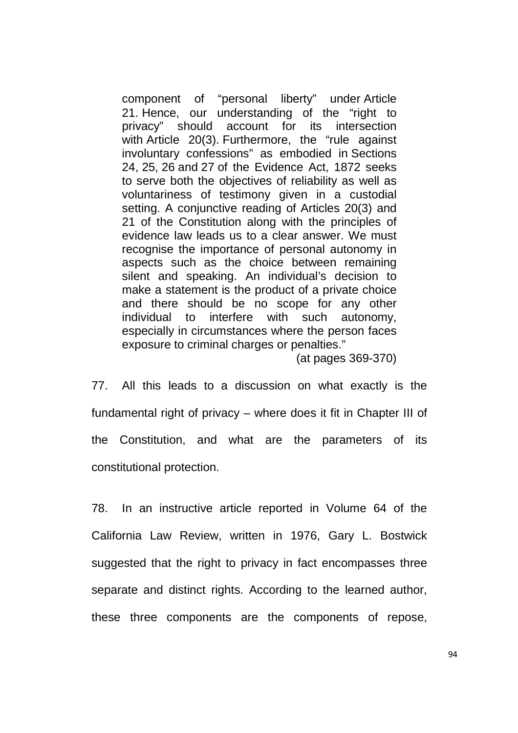> component of "personal liberty" under Article 21. Hence, our understanding of the "right to privacy" should account for its intersection with Article 20(3). Furthermore, the "rule against involuntary confessions" as embodied in Sections 24, 25, 26 and 27 of the Evidence Act, 1872 seeks to serve both the objectives of reliability as well as voluntariness of testimony given in a custodial setting. A conjunctive reading of Articles 20(3) and 21 of the Constitution along with the principles of evidence law leads us to a clear answer. We must recognise the importance of personal autonomy in aspects such as the choice between remaining silent and speaking. An individual's decision to make a statement is the product of a private choice and there should be no scope for any other individual to interfere with such autonomy, especially in circumstances where the person faces exposure to criminal charges or penalties."
>
> (at pages 369-370)

77. All this leads to a discussion on what exactly is the fundamental right of privacy – where does it fit in Chapter III of the Constitution, and what are the parameters of its constitutional protection.

78. In an instructive article reported in Volume 64 of the California Law Review, written in 1976, Gary L. Bostwick suggested that the right to privacy in fact encompasses three separate and distinct rights. According to the learned author, these three components are the components of repose,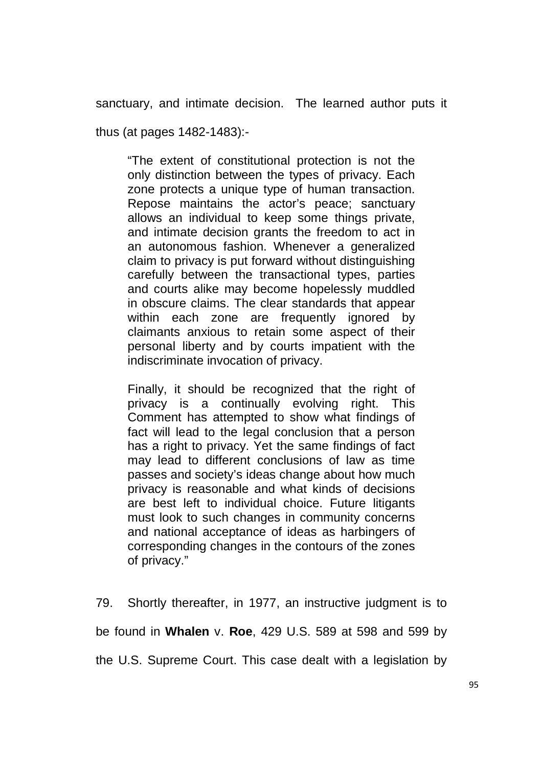sanctuary, and intimate decision. The learned author puts it thus (at pages 1482-1483):-

> "The extent of constitutional protection is not the only distinction between the types of privacy. Each zone protects a unique type of human transaction. Repose maintains the actor's peace; sanctuary allows an individual to keep some things private, and intimate decision grants the freedom to act in an autonomous fashion. Whenever a generalized claim to privacy is put forward without distinguishing carefully between the transactional types, parties and courts alike may become hopelessly muddled in obscure claims. The clear standards that appear within each zone are frequently ignored by claimants anxious to retain some aspect of their personal liberty and by courts impatient with the indiscriminate invocation of privacy.
>
> Finally, it should be recognized that the right of privacy is a continually evolving right. This Comment has attempted to show what findings of fact will lead to the legal conclusion that a person has a right to privacy. Yet the same findings of fact may lead to different conclusions of law as time passes and society's ideas change about how much privacy is reasonable and what kinds of decisions are best left to individual choice. Future litigants must look to such changes in community concerns and national acceptance of ideas as harbingers of corresponding changes in the contours of the zones of privacy."

79. Shortly thereafter, in 1977, an instructive judgment is to be found in **Whalen** v. **Roe**, 429 U.S. 589 at 598 and 599 by the U.S. Supreme Court. This case dealt with a legislation by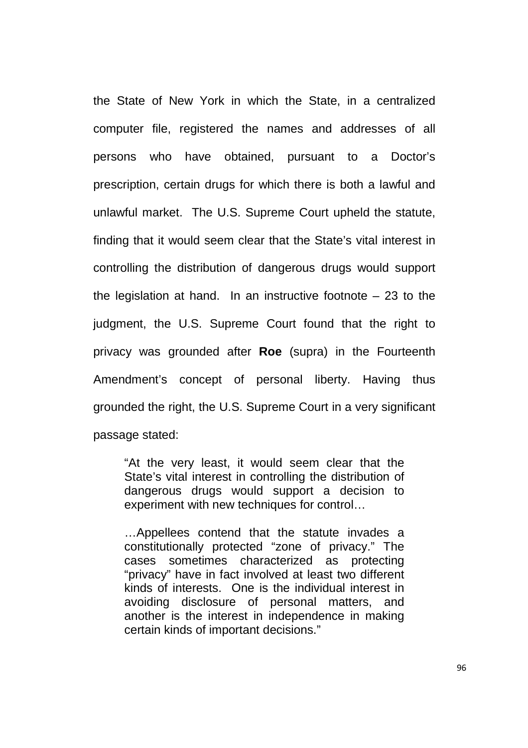the State of New York in which the State, in a centralized computer file, registered the names and addresses of all persons who have obtained, pursuant to a Doctor's prescription, certain drugs for which there is both a lawful and unlawful market. The U.S. Supreme Court upheld the statute, finding that it would seem clear that the State's vital interest in controlling the distribution of dangerous drugs would support the legislation at hand. In an instructive footnote – 23 to the judgment, the U.S. Supreme Court found that the right to privacy was grounded after **Roe** (supra) in the Fourteenth Amendment's concept of personal liberty. Having thus grounded the right, the U.S. Supreme Court in a very significant passage stated:

> "At the very least, it would seem clear that the State's vital interest in controlling the distribution of dangerous drugs would support a decision to experiment with new techniques for control…
>
> …Appellees contend that the statute invades a constitutionally protected "zone of privacy." The cases sometimes characterized as protecting "privacy" have in fact involved at least two different kinds of interests. One is the individual interest in avoiding disclosure of personal matters, and another is the interest in independence in making certain kinds of important decisions."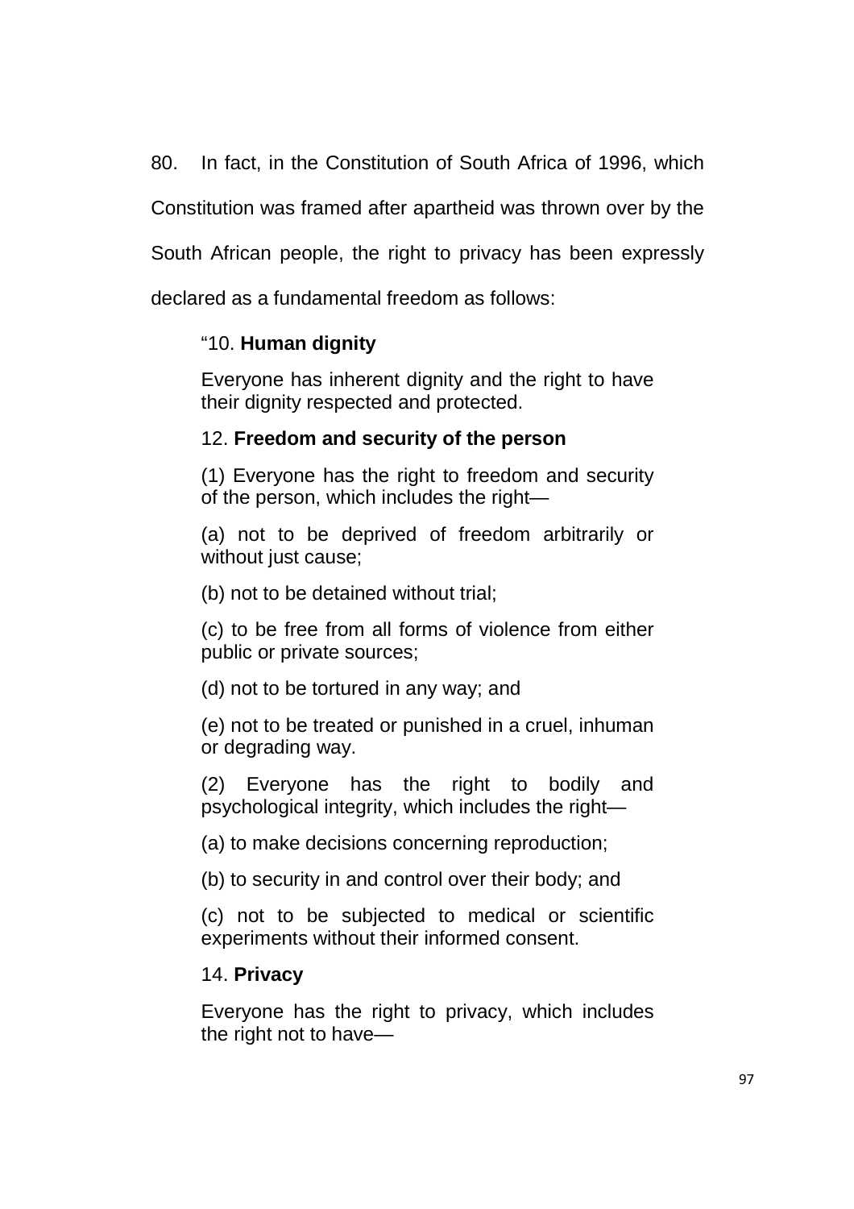80. In fact, in the Constitution of South Africa of 1996, which Constitution was framed after apartheid was thrown over by the South African people, the right to privacy has been expressly declared as a fundamental freedom as follows:

> "10. **Human dignity**
>
> Everyone has inherent dignity and the right to have their dignity respected and protected.
>
> 12. **Freedom and security of the person**
>
> (1) Everyone has the right to freedom and security of the person, which includes the right—
>
> (a) not to be deprived of freedom arbitrarily or without just cause;
>
> (b) not to be detained without trial;
>
> (c) to be free from all forms of violence from either public or private sources;
>
> (d) not to be tortured in any way; and
>
> (e) not to be treated or punished in a cruel, inhuman or degrading way.
>
> (2) Everyone has the right to bodily and psychological integrity, which includes the right—
>
> (a) to make decisions concerning reproduction;
>
> (b) to security in and control over their body; and
>
> (c) not to be subjected to medical or scientific experiments without their informed consent.
>
> 14. **Privacy**
>
> Everyone has the right to privacy, which includes the right not to have—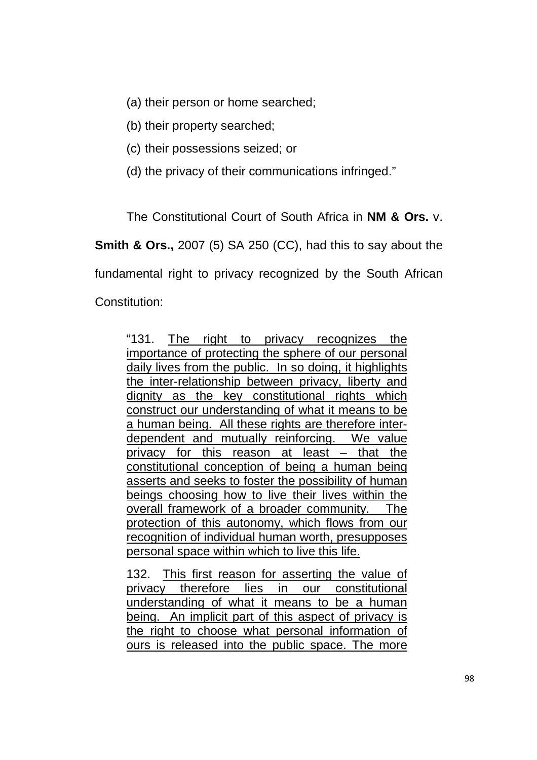(a) their person or home searched;

(b) their property searched;

(c) their possessions seized; or

(d) the privacy of their communications infringed."

The Constitutional Court of South Africa in **NM & Ors.** v. **Smith & Ors.,** 2007 (5) SA 250 (CC), had this to say about the fundamental right to privacy recognized by the South African Constitution:

> "131. <u>The right to privacy recognizes the importance of protecting the sphere of our personal daily lives from the public. In so doing, it highlights the inter-relationship between privacy, liberty and dignity as the key constitutional rights which construct our understanding of what it means to be a human being. All these rights are therefore inter-dependent and mutually reinforcing. We value privacy for this reason at least – that the constitutional conception of being a human being asserts and seeks to foster the possibility of human beings choosing how to live their lives within the overall framework of a broader community. The protection of this autonomy, which flows from our recognition of individual human worth, presupposes personal space within which to live this life.</u>
>
> 132. <u>This first reason for asserting the value of privacy therefore lies in our constitutional understanding of what it means to be a human being. An implicit part of this aspect of privacy is the right to choose what personal information of ours is released into the public space. The more</u>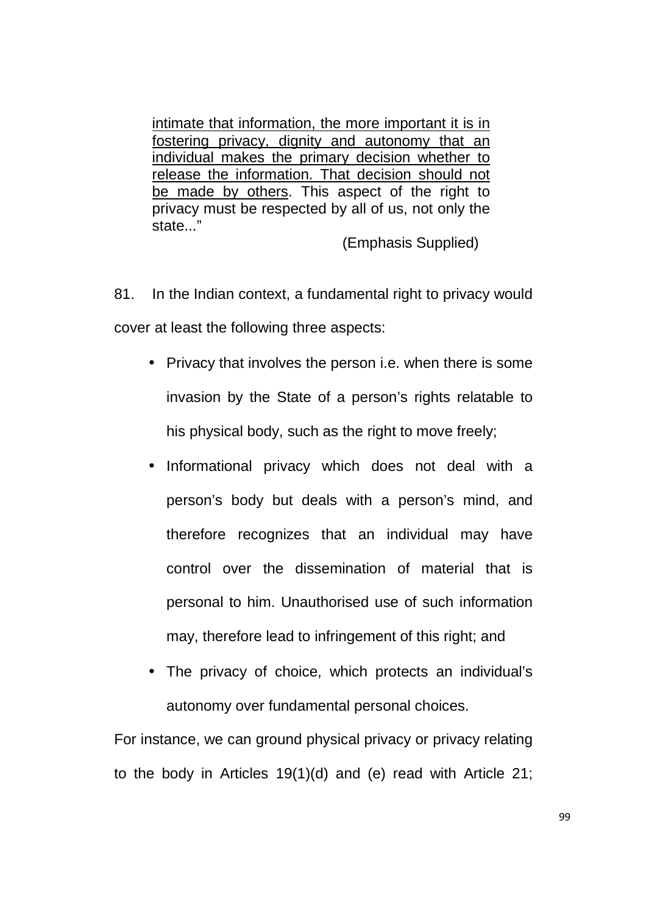> intimate that information, the more important it is in fostering privacy, dignity and autonomy that an individual makes the primary decision whether to release the information. That decision should not be made by others. This aspect of the right to privacy must be respected by all of us, not only the state..."
>
> (Emphasis Supplied)

81. In the Indian context, a fundamental right to privacy would cover at least the following three aspects:

- Privacy that involves the person i.e. when there is some invasion by the State of a person's rights relatable to his physical body, such as the right to move freely;
- Informational privacy which does not deal with a person's body but deals with a person's mind, and therefore recognizes that an individual may have control over the dissemination of material that is personal to him. Unauthorised use of such information may, therefore lead to infringement of this right; and
- The privacy of choice, which protects an individual's autonomy over fundamental personal choices.

For instance, we can ground physical privacy or privacy relating to the body in Articles 19(1)(d) and (e) read with Article 21;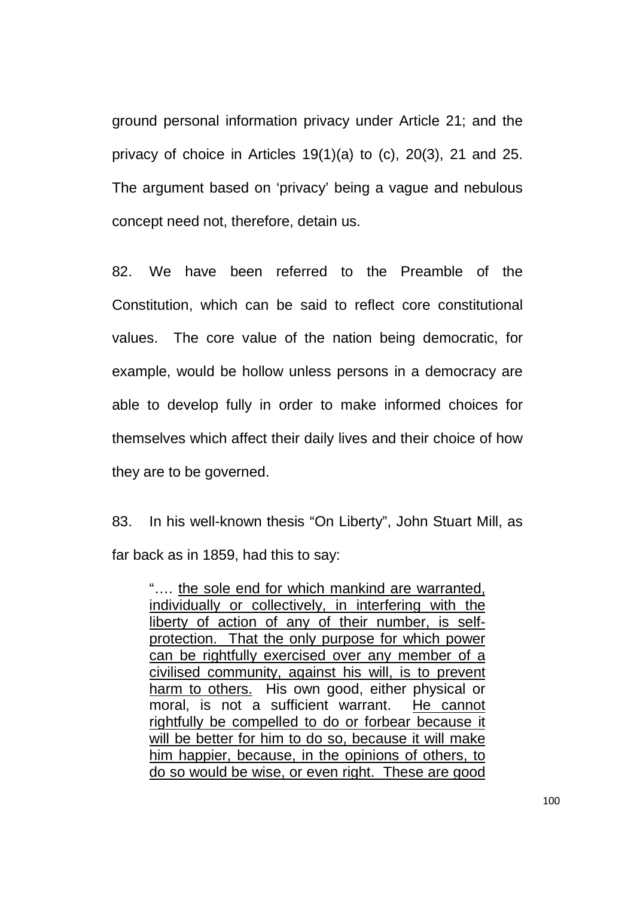ground personal information privacy under Article 21; and the privacy of choice in Articles 19(1)(a) to (c), 20(3), 21 and 25. The argument based on 'privacy' being a vague and nebulous concept need not, therefore, detain us.

82. We have been referred to the Preamble of the Constitution, which can be said to reflect core constitutional values. The core value of the nation being democratic, for example, would be hollow unless persons in a democracy are able to develop fully in order to make informed choices for themselves which affect their daily lives and their choice of how they are to be governed.

83. In his well-known thesis "On Liberty", John Stuart Mill, as far back as in 1859, had this to say:

> "…. <u>the sole end for which mankind are warranted, individually or collectively, in interfering with the liberty of action of any of their number, is self-protection. That the only purpose for which power can be rightfully exercised over any member of a civilised community, against his will, is to prevent harm to others.</u> His own good, either physical or moral, is not a sufficient warrant. <u>He cannot rightfully be compelled to do or forbear because it will be better for him to do so, because it will make him happier, because, in the opinions of others, to do so would be wise, or even right. These are good</u>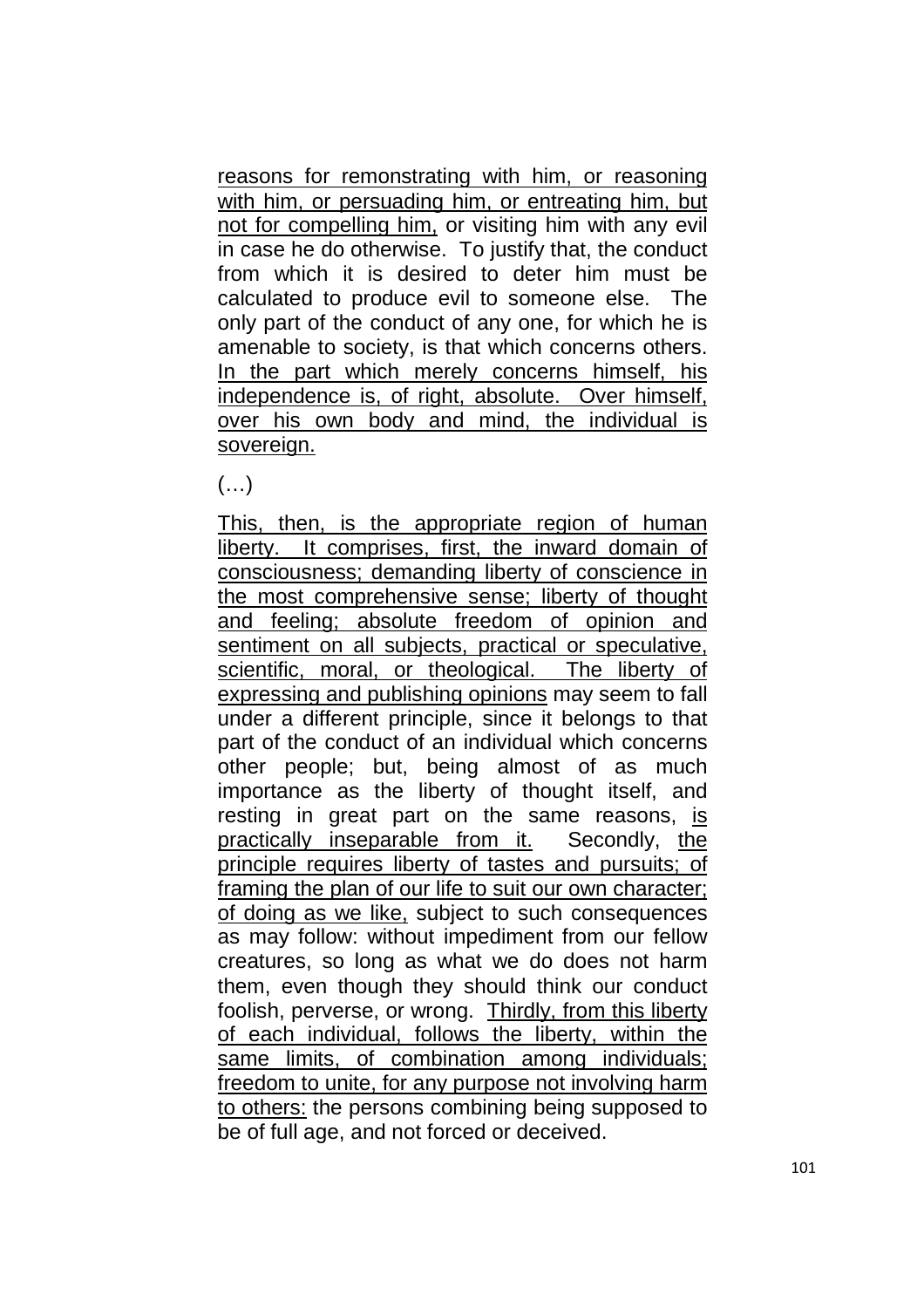reasons for remonstrating with him, or reasoning with him, or persuading him, or entreating him, but not for compelling him, or visiting him with any evil in case he do otherwise. To justify that, the conduct from which it is desired to deter him must be calculated to produce evil to someone else. The only part of the conduct of any one, for which he is amenable to society, is that which concerns others. In the part which merely concerns himself, his independence is, of right, absolute. Over himself, over his own body and mind, the individual is sovereign.

(…)

This, then, is the appropriate region of human liberty. It comprises, first, the inward domain of consciousness; demanding liberty of conscience in the most comprehensive sense; liberty of thought and feeling; absolute freedom of opinion and sentiment on all subjects, practical or speculative, scientific, moral, or theological. The liberty of expressing and publishing opinions may seem to fall under a different principle, since it belongs to that part of the conduct of an individual which concerns other people; but, being almost of as much importance as the liberty of thought itself, and resting in great part on the same reasons, is practically inseparable from it. Secondly, the principle requires liberty of tastes and pursuits; of framing the plan of our life to suit our own character; of doing as we like, subject to such consequences as may follow: without impediment from our fellow creatures, so long as what we do does not harm them, even though they should think our conduct foolish, perverse, or wrong. Thirdly, from this liberty of each individual, follows the liberty, within the same limits, of combination among individuals; freedom to unite, for any purpose not involving harm to others: the persons combining being supposed to be of full age, and not forced or deceived.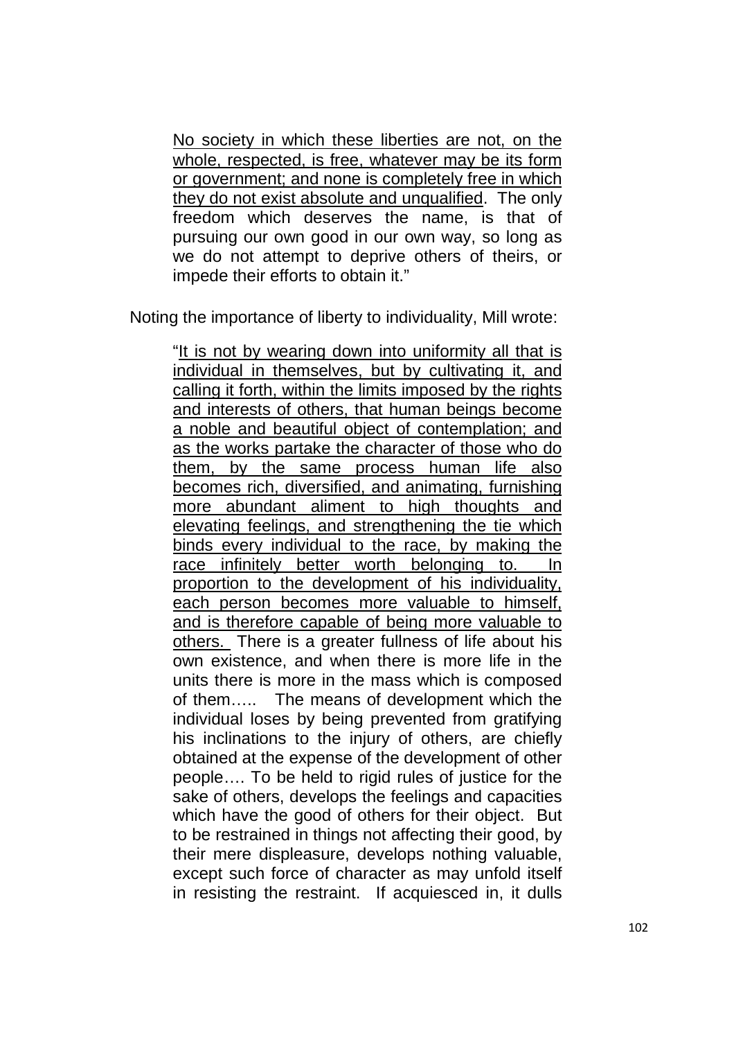> <u>No society in which these liberties are not, on the whole, respected, is free, whatever may be its form or government; and none is completely free in which they do not exist absolute and unqualified</u>. The only freedom which deserves the name, is that of pursuing our own good in our own way, so long as we do not attempt to deprive others of theirs, or impede their efforts to obtain it."

Noting the importance of liberty to individuality, Mill wrote:

> "<u>It is not by wearing down into uniformity all that is individual in themselves, but by cultivating it, and calling it forth, within the limits imposed by the rights and interests of others, that human beings become a noble and beautiful object of contemplation; and as the works partake the character of those who do them, by the same process human life also becomes rich, diversified, and animating, furnishing more abundant aliment to high thoughts and elevating feelings, and strengthening the tie which binds every individual to the race, by making the race infinitely better worth belonging to. In proportion to the development of his individuality, each person becomes more valuable to himself, and is therefore capable of being more valuable to others.</u> There is a greater fullness of life about his own existence, and when there is more life in the units there is more in the mass which is composed of them….. The means of development which the individual loses by being prevented from gratifying his inclinations to the injury of others, are chiefly obtained at the expense of the development of other people…. To be held to rigid rules of justice for the sake of others, develops the feelings and capacities which have the good of others for their object. But to be restrained in things not affecting their good, by their mere displeasure, develops nothing valuable, except such force of character as may unfold itself in resisting the restraint. If acquiesced in, it dulls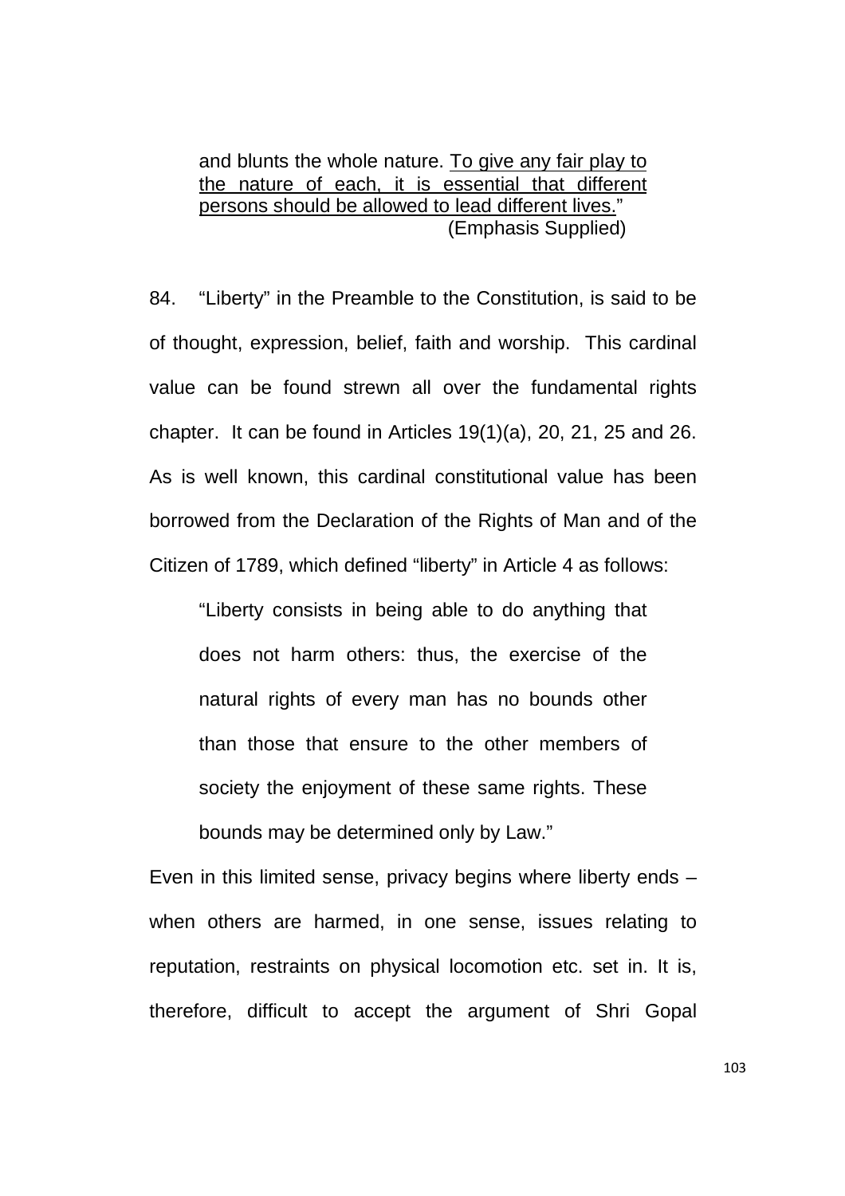> and blunts the whole nature. <u>To give any fair play to the nature of each, it is essential that different persons should be allowed to lead different lives.</u>"
> (Emphasis Supplied)

84. "Liberty" in the Preamble to the Constitution, is said to be of thought, expression, belief, faith and worship. This cardinal value can be found strewn all over the fundamental rights chapter. It can be found in Articles 19(1)(a), 20, 21, 25 and 26. As is well known, this cardinal constitutional value has been borrowed from the Declaration of the Rights of Man and of the Citizen of 1789, which defined "liberty" in Article 4 as follows:

> "Liberty consists in being able to do anything that does not harm others: thus, the exercise of the natural rights of every man has no bounds other than those that ensure to the other members of society the enjoyment of these same rights. These bounds may be determined only by Law."

Even in this limited sense, privacy begins where liberty ends – when others are harmed, in one sense, issues relating to reputation, restraints on physical locomotion etc. set in. It is, therefore, difficult to accept the argument of Shri Gopal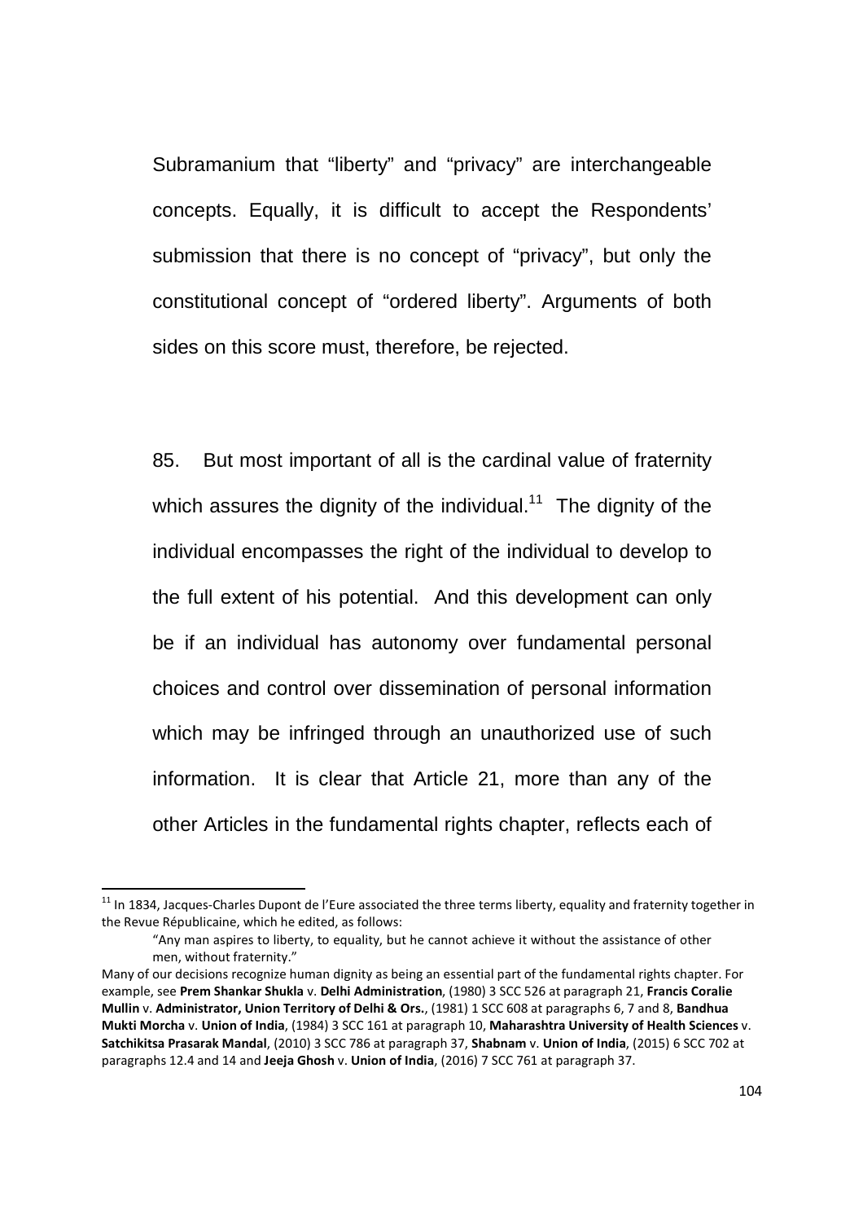Subramanium that "liberty" and "privacy" are interchangeable concepts. Equally, it is difficult to accept the Respondents' submission that there is no concept of "privacy", but only the constitutional concept of "ordered liberty". Arguments of both sides on this score must, therefore, be rejected.

85. But most important of all is the cardinal value of fraternity which assures the dignity of the individual.[11] The dignity of the individual encompasses the right of the individual to develop to the full extent of his potential. And this development can only be if an individual has autonomy over fundamental personal choices and control over dissemination of personal information which may be infringed through an unauthorized use of such information. It is clear that Article 21, more than any of the other Articles in the fundamental rights chapter, reflects each of

---

[11] In 1834, Jacques-Charles Dupont de l'Eure associated the three terms liberty, equality and fraternity together in the Revue Républicaine, which he edited, as follows:

> "Any man aspires to liberty, to equality, but he cannot achieve it without the assistance of other men, without fraternity."

Many of our decisions recognize human dignity as being an essential part of the fundamental rights chapter. For example, see **Prem Shankar Shukla** v. **Delhi Administration**, (1980) 3 SCC 526 at paragraph 21, **Francis Coralie Mullin** v. **Administrator, Union Territory of Delhi & Ors.**, (1981) 1 SCC 608 at paragraphs 6, 7 and 8, **Bandhua Mukti Morcha** v. **Union of India**, (1984) 3 SCC 161 at paragraph 10, **Maharashtra University of Health Sciences** v. **Satchikitsa Prasarak Mandal**, (2010) 3 SCC 786 at paragraph 37, **Shabnam** v. **Union of India**, (2015) 6 SCC 702 at paragraphs 12.4 and 14 and **Jeeja Ghosh** v. **Union of India**, (2016) 7 SCC 761 at paragraph 37.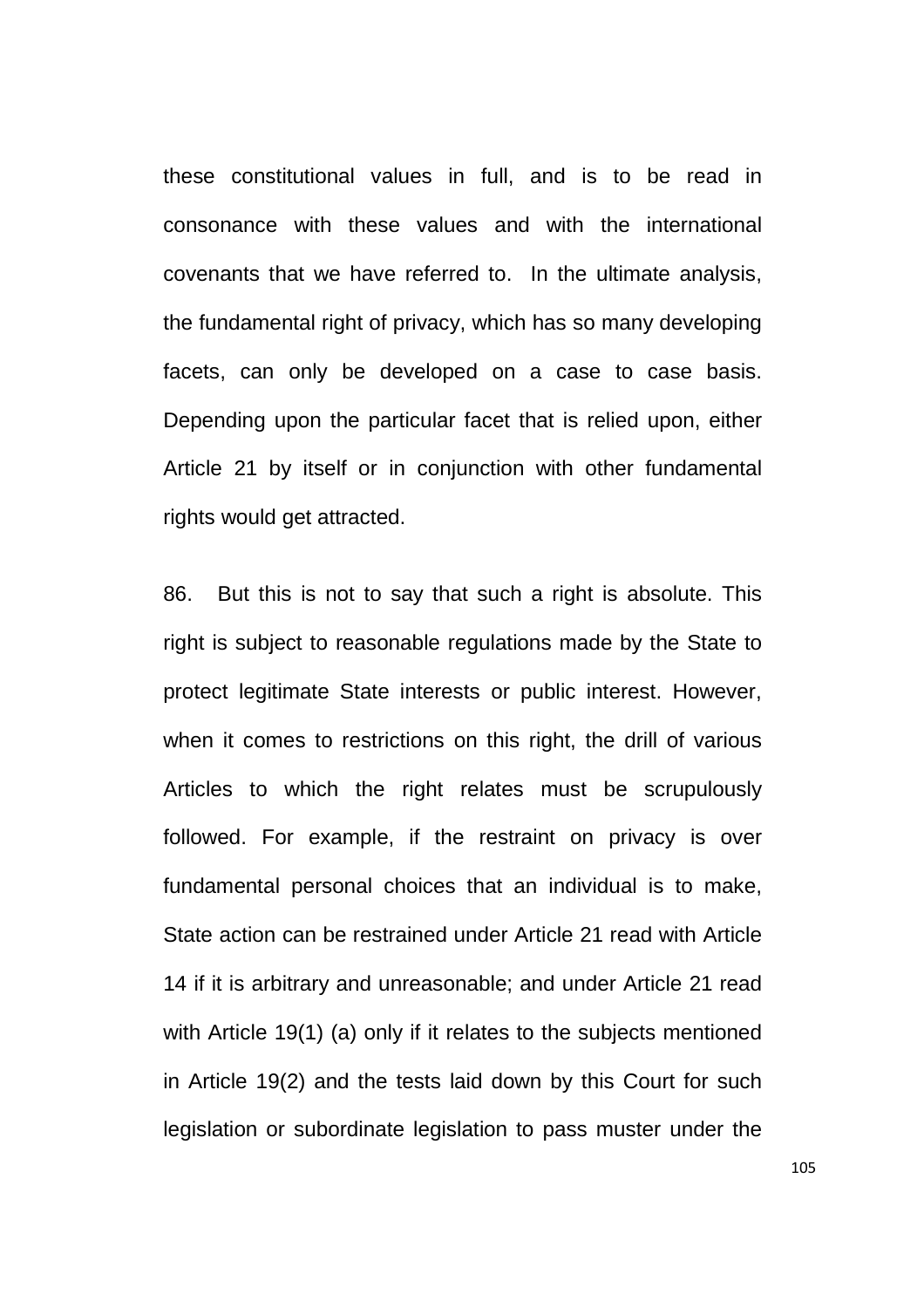these constitutional values in full, and is to be read in consonance with these values and with the international covenants that we have referred to. In the ultimate analysis, the fundamental right of privacy, which has so many developing facets, can only be developed on a case to case basis. Depending upon the particular facet that is relied upon, either Article 21 by itself or in conjunction with other fundamental rights would get attracted.

86. But this is not to say that such a right is absolute. This right is subject to reasonable regulations made by the State to protect legitimate State interests or public interest. However, when it comes to restrictions on this right, the drill of various Articles to which the right relates must be scrupulously followed. For example, if the restraint on privacy is over fundamental personal choices that an individual is to make, State action can be restrained under Article 21 read with Article 14 if it is arbitrary and unreasonable; and under Article 21 read with Article 19(1) (a) only if it relates to the subjects mentioned in Article 19(2) and the tests laid down by this Court for such legislation or subordinate legislation to pass muster under the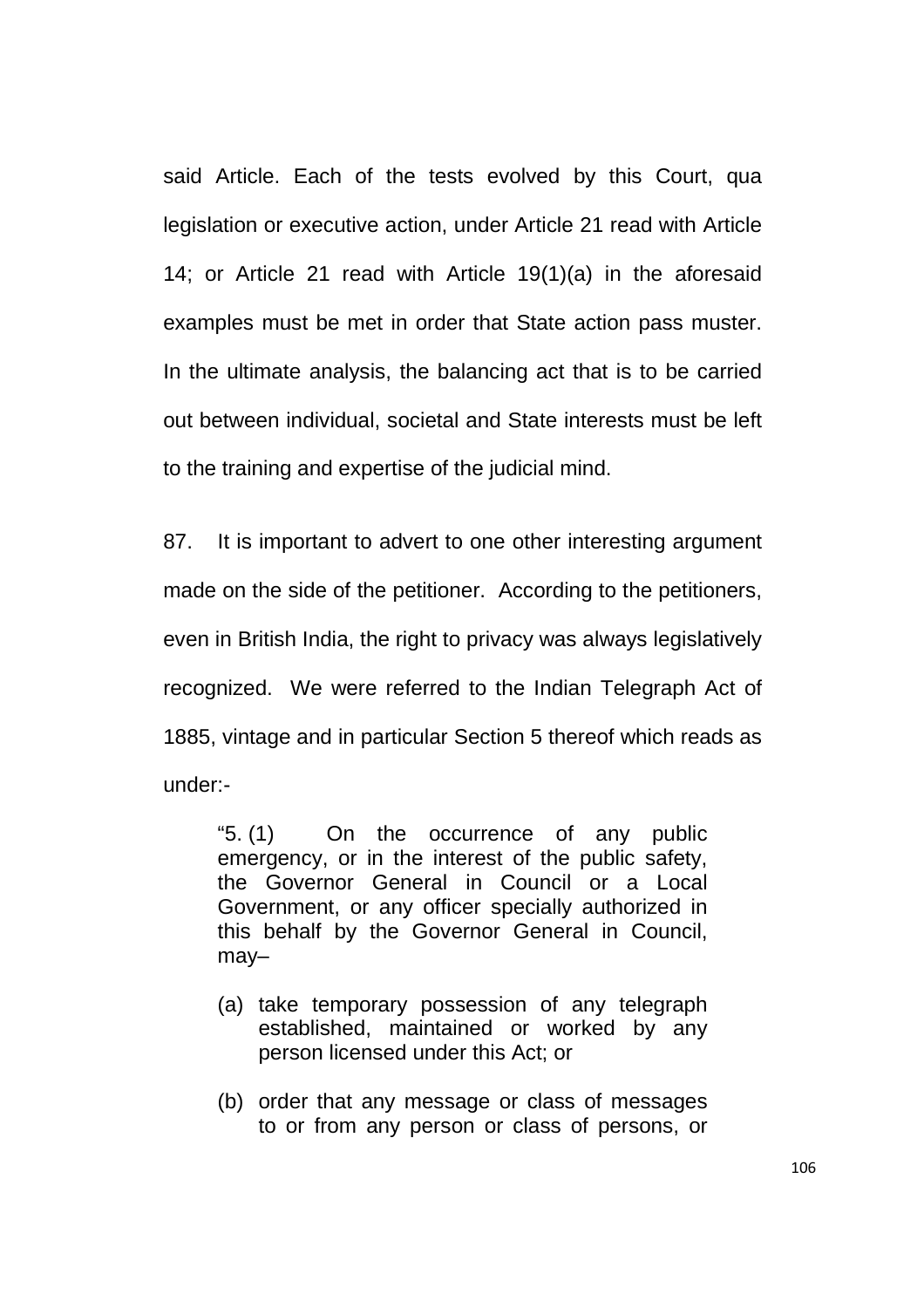said Article. Each of the tests evolved by this Court, qua legislation or executive action, under Article 21 read with Article 14; or Article 21 read with Article 19(1)(a) in the aforesaid examples must be met in order that State action pass muster. In the ultimate analysis, the balancing act that is to be carried out between individual, societal and State interests must be left to the training and expertise of the judicial mind.

87. It is important to advert to one other interesting argument made on the side of the petitioner. According to the petitioners, even in British India, the right to privacy was always legislatively recognized. We were referred to the Indian Telegraph Act of 1885, vintage and in particular Section 5 thereof which reads as under:-

> "5. (1) On the occurrence of any public emergency, or in the interest of the public safety, the Governor General in Council or a Local Government, or any officer specially authorized in this behalf by the Governor General in Council, may–
>
> (a) take temporary possession of any telegraph established, maintained or worked by any person licensed under this Act; or
>
> (b) order that any message or class of messages to or from any person or class of persons, or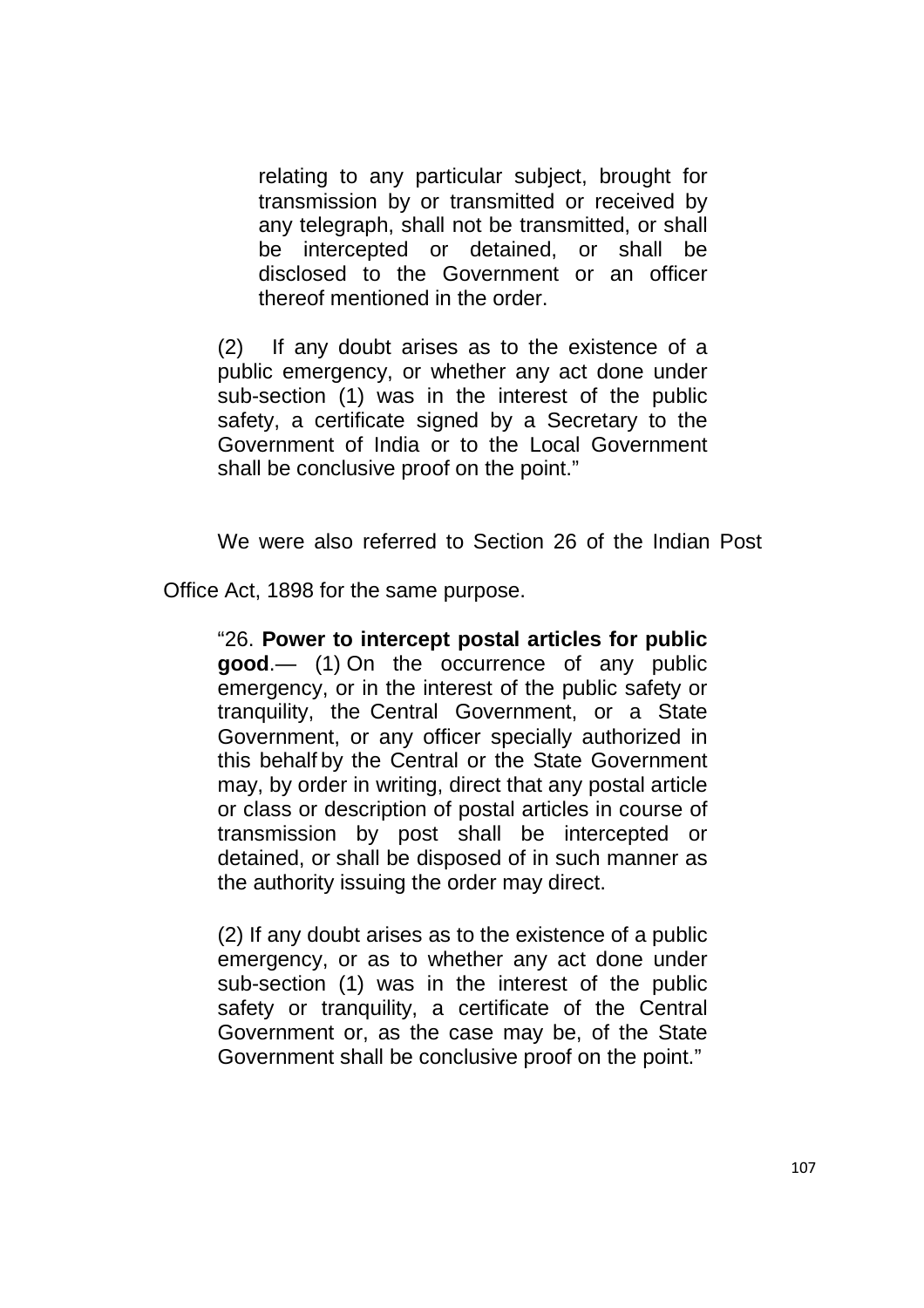> relating to any particular subject, brought for transmission by or transmitted or received by any telegraph, shall not be transmitted, or shall be intercepted or detained, or shall be disclosed to the Government or an officer thereof mentioned in the order.
>
> (2) If any doubt arises as to the existence of a public emergency, or whether any act done under sub-section (1) was in the interest of the public safety, a certificate signed by a Secretary to the Government of India or to the Local Government shall be conclusive proof on the point."

We were also referred to Section 26 of the Indian Post Office Act, 1898 for the same purpose.

> "26. **Power to intercept postal articles for public good**.— (1) On the occurrence of any public emergency, or in the interest of the public safety or tranquility, the Central Government, or a State Government, or any officer specially authorized in this behalf by the Central or the State Government may, by order in writing, direct that any postal article or class or description of postal articles in course of transmission by post shall be intercepted or detained, or shall be disposed of in such manner as the authority issuing the order may direct.
>
> (2) If any doubt arises as to the existence of a public emergency, or as to whether any act done under sub-section (1) was in the interest of the public safety or tranquility, a certificate of the Central Government or, as the case may be, of the State Government shall be conclusive proof on the point."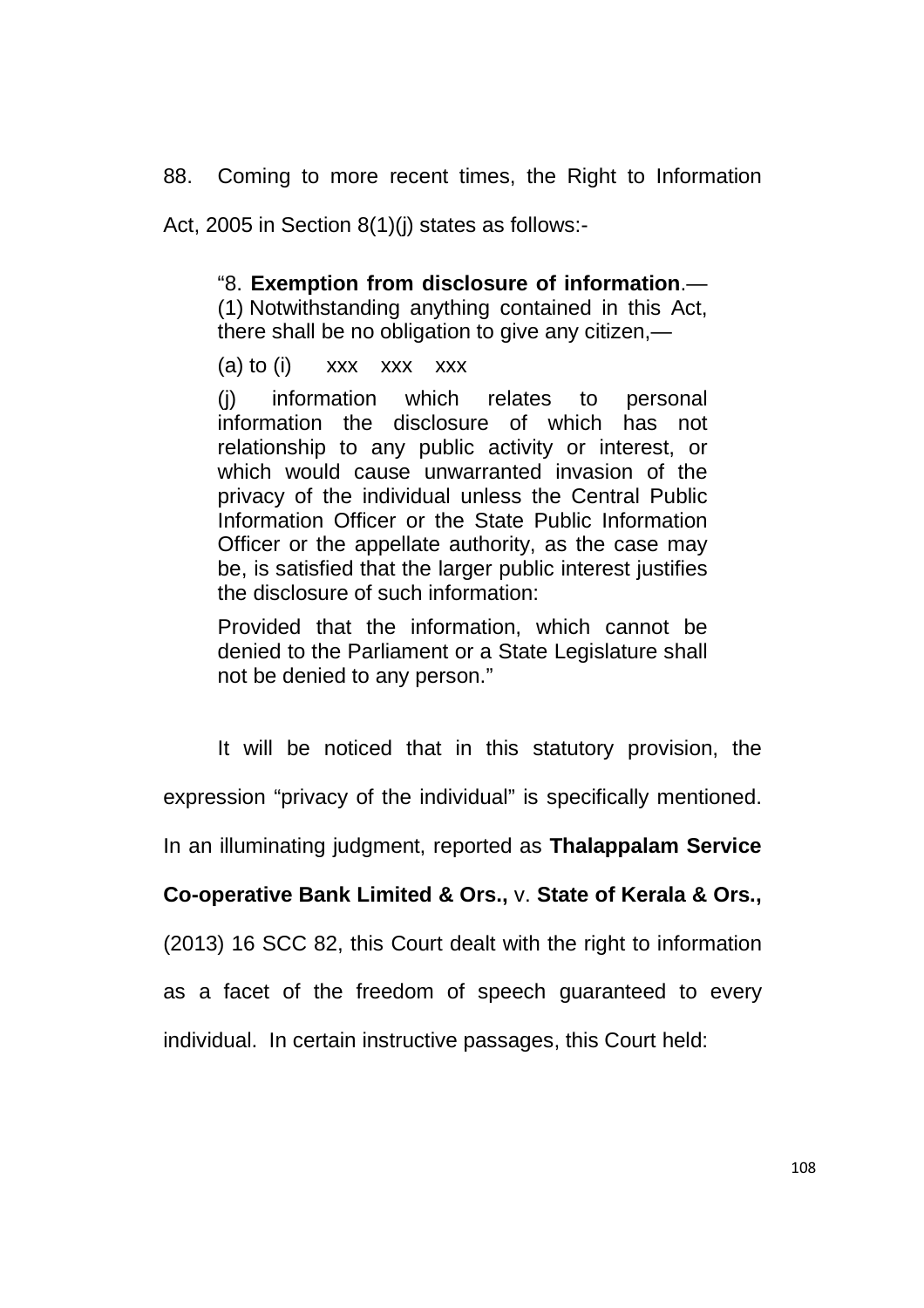88. Coming to more recent times, the Right to Information Act, 2005 in Section 8(1)(j) states as follows:-

> "8. **Exemption from disclosure of information**.—(1) Notwithstanding anything contained in this Act, there shall be no obligation to give any citizen,—
>
> (a) to (i) xxx xxx xxx
>
> (j) information which relates to personal information the disclosure of which has not relationship to any public activity or interest, or which would cause unwarranted invasion of the privacy of the individual unless the Central Public Information Officer or the State Public Information Officer or the appellate authority, as the case may be, is satisfied that the larger public interest justifies the disclosure of such information:
>
> Provided that the information, which cannot be denied to the Parliament or a State Legislature shall not be denied to any person."

It will be noticed that in this statutory provision, the expression "privacy of the individual" is specifically mentioned. In an illuminating judgment, reported as **Thalappalam Service Co-operative Bank Limited & Ors.,** v. **State of Kerala & Ors.,** (2013) 16 SCC 82, this Court dealt with the right to information as a facet of the freedom of speech guaranteed to every individual. In certain instructive passages, this Court held: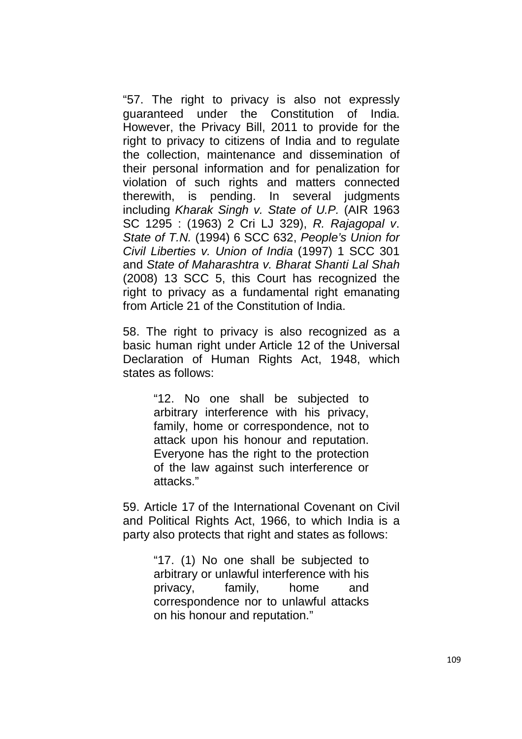"57. The right to privacy is also not expressly guaranteed under the Constitution of India. However, the Privacy Bill, 2011 to provide for the right to privacy to citizens of India and to regulate the collection, maintenance and dissemination of their personal information and for penalization for violation of such rights and matters connected therewith, is pending. In several judgments including *Kharak Singh v. State of U.P.* (AIR 1963 SC 1295 : (1963) 2 Cri LJ 329), *R. Rajagopal v. State of T.N.* (1994) 6 SCC 632, *People's Union for Civil Liberties v. Union of India* (1997) 1 SCC 301 and *State of Maharashtra v. Bharat Shanti Lal Shah* (2008) 13 SCC 5, this Court has recognized the right to privacy as a fundamental right emanating from Article 21 of the Constitution of India.

58. The right to privacy is also recognized as a basic human right under Article 12 of the Universal Declaration of Human Rights Act, 1948, which states as follows:

> "12. No one shall be subjected to arbitrary interference with his privacy, family, home or correspondence, not to attack upon his honour and reputation. Everyone has the right to the protection of the law against such interference or attacks."

59. Article 17 of the International Covenant on Civil and Political Rights Act, 1966, to which India is a party also protects that right and states as follows:

> "17. (1) No one shall be subjected to arbitrary or unlawful interference with his privacy, family, home and correspondence nor to unlawful attacks on his honour and reputation."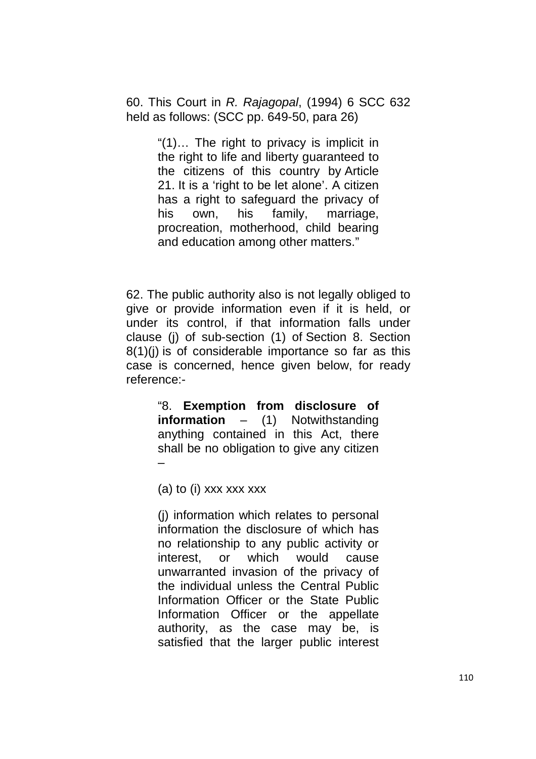60. This Court in *R. Rajagopal*, (1994) 6 SCC 632 held as follows: (SCC pp. 649-50, para 26)

> "(1)… The right to privacy is implicit in the right to life and liberty guaranteed to the citizens of this country by Article 21. It is a 'right to be let alone'. A citizen has a right to safeguard the privacy of his own, his family, marriage, procreation, motherhood, child bearing and education among other matters."

62. The public authority also is not legally obliged to give or provide information even if it is held, or under its control, if that information falls under clause (j) of sub-section (1) of Section 8. Section 8(1)(j) is of considerable importance so far as this case is concerned, hence given below, for ready reference:-

> "8. **Exemption from disclosure of information** – (1) Notwithstanding anything contained in this Act, there shall be no obligation to give any citizen –
>
> (a) to (i) xxx xxx xxx
>
> (j) information which relates to personal information the disclosure of which has no relationship to any public activity or interest, or which would cause unwarranted invasion of the privacy of the individual unless the Central Public Information Officer or the State Public Information Officer or the appellate authority, as the case may be, is satisfied that the larger public interest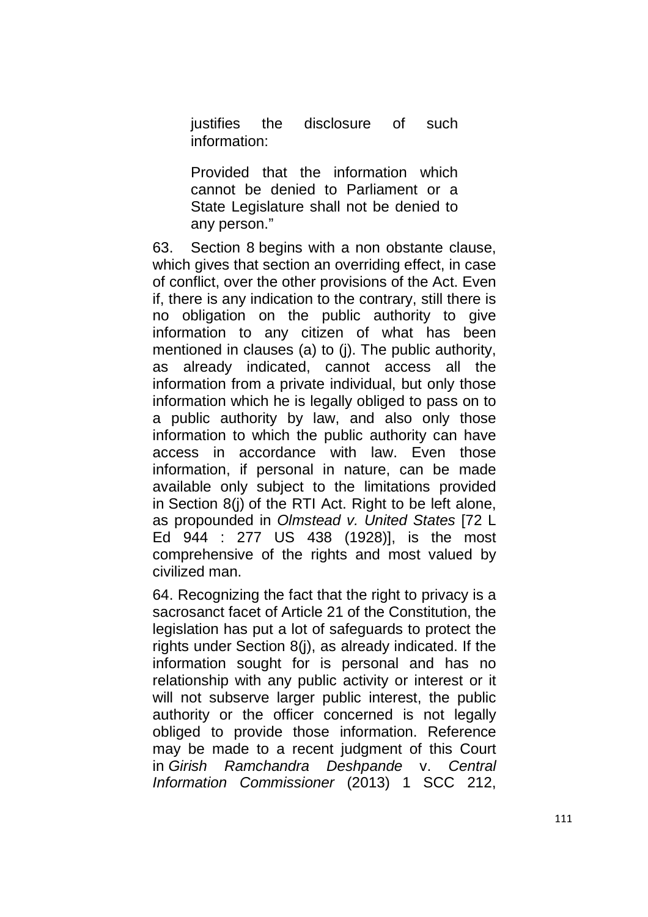> justifies the disclosure of such information:
>
> Provided that the information which cannot be denied to Parliament or a State Legislature shall not be denied to any person."

63. Section 8 begins with a non obstante clause, which gives that section an overriding effect, in case of conflict, over the other provisions of the Act. Even if, there is any indication to the contrary, still there is no obligation on the public authority to give information to any citizen of what has been mentioned in clauses (a) to (j). The public authority, as already indicated, cannot access all the information from a private individual, but only those information which he is legally obliged to pass on to a public authority by law, and also only those information to which the public authority can have access in accordance with law. Even those information, if personal in nature, can be made available only subject to the limitations provided in Section 8(j) of the RTI Act. Right to be left alone, as propounded in *Olmstead v. United States* [72 L Ed 944 : 277 US 438 (1928)], is the most comprehensive of the rights and most valued by civilized man.

64. Recognizing the fact that the right to privacy is a sacrosanct facet of Article 21 of the Constitution, the legislation has put a lot of safeguards to protect the rights under Section 8(j), as already indicated. If the information sought for is personal and has no relationship with any public activity or interest or it will not subserve larger public interest, the public authority or the officer concerned is not legally obliged to provide those information. Reference may be made to a recent judgment of this Court in *Girish Ramchandra Deshpande* v. *Central Information Commissioner* (2013) 1 SCC 212,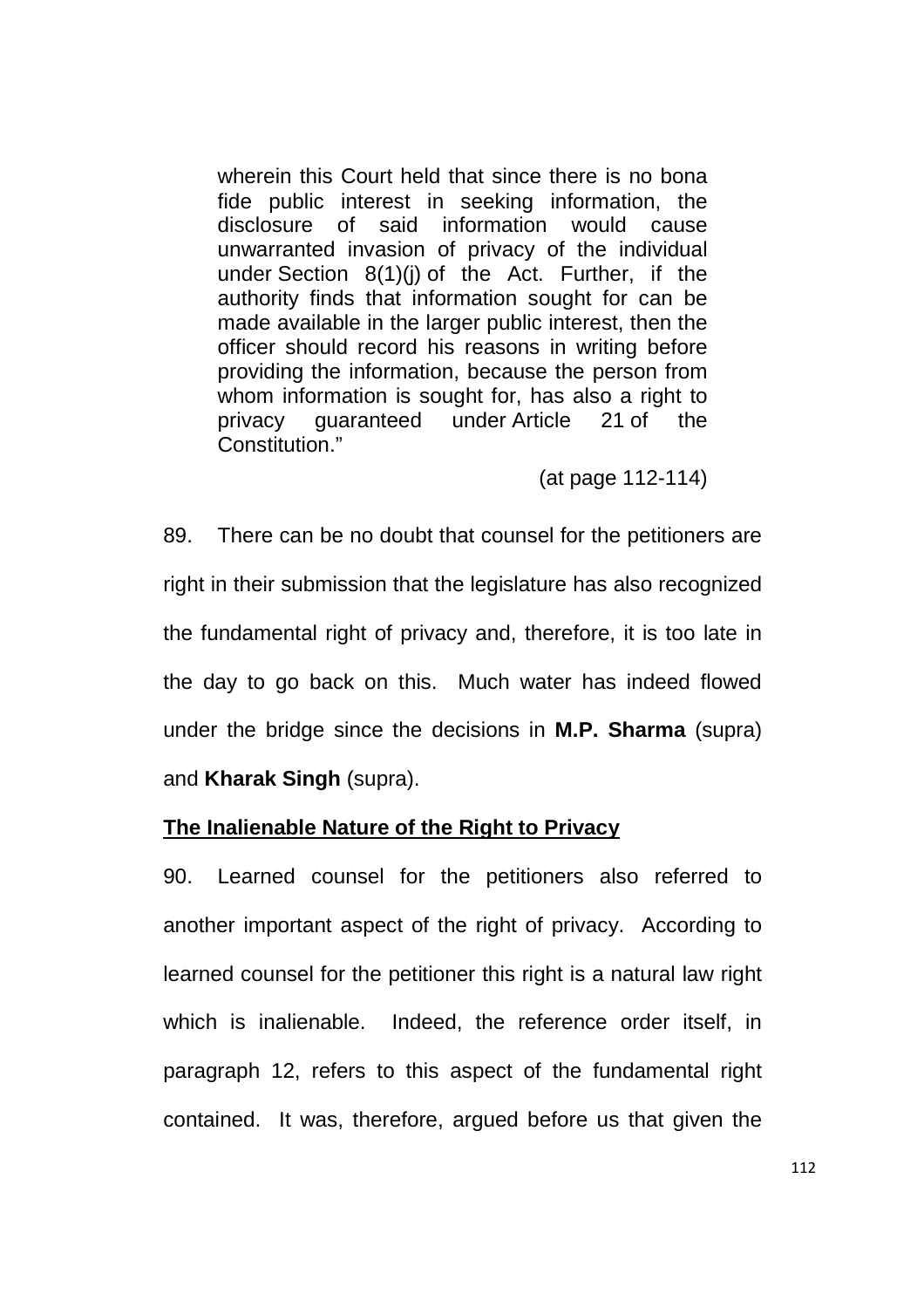> wherein this Court held that since there is no bona fide public interest in seeking information, the disclosure of said information would cause unwarranted invasion of privacy of the individual under Section 8(1)(j) of the Act. Further, if the authority finds that information sought for can be made available in the larger public interest, then the officer should record his reasons in writing before providing the information, because the person from whom information is sought for, has also a right to privacy guaranteed under Article 21 of the Constitution."
>
> (at page 112-114)

89. There can be no doubt that counsel for the petitioners are right in their submission that the legislature has also recognized the fundamental right of privacy and, therefore, it is too late in the day to go back on this. Much water has indeed flowed under the bridge since the decisions in **M.P. Sharma** (supra) and **Kharak Singh** (supra).

**<u>The Inalienable Nature of the Right to Privacy</u>**

90. Learned counsel for the petitioners also referred to another important aspect of the right of privacy. According to learned counsel for the petitioner this right is a natural law right which is inalienable. Indeed, the reference order itself, in paragraph 12, refers to this aspect of the fundamental right contained. It was, therefore, argued before us that given the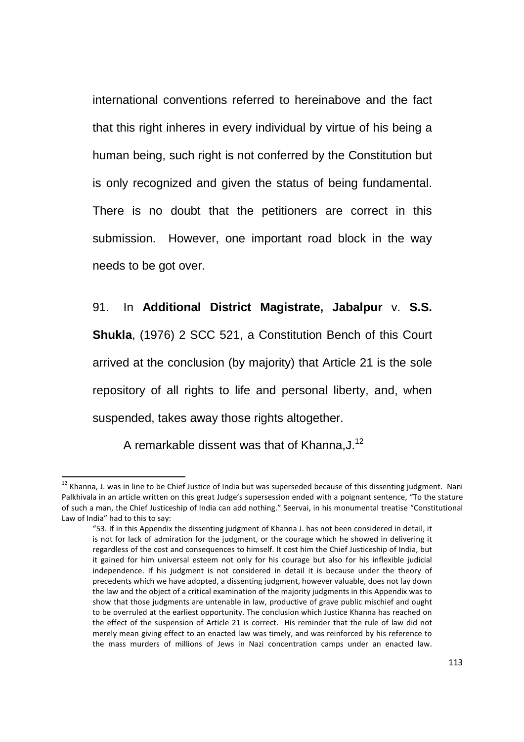international conventions referred to hereinabove and the fact that this right inheres in every individual by virtue of his being a human being, such right is not conferred by the Constitution but is only recognized and given the status of being fundamental. There is no doubt that the petitioners are correct in this submission. However, one important road block in the way needs to be got over.

91. In **Additional District Magistrate, Jabalpur** v. **S.S. Shukla**, (1976) 2 SCC 521, a Constitution Bench of this Court arrived at the conclusion (by majority) that Article 21 is the sole repository of all rights to life and personal liberty, and, when suspended, takes away those rights altogether.

A remarkable dissent was that of Khanna,J.[12]

---

[12] Khanna, J. was in line to be Chief Justice of India but was superseded because of this dissenting judgment. Nani Palkhivala in an article written on this great Judge's supersession ended with a poignant sentence, "To the stature of such a man, the Chief Justiceship of India can add nothing." Seervai, in his monumental treatise "Constitutional Law of India" had to this to say:

> "53. If in this Appendix the dissenting judgment of Khanna J. has not been considered in detail, it is not for lack of admiration for the judgment, or the courage which he showed in delivering it regardless of the cost and consequences to himself. It cost him the Chief Justiceship of India, but it gained for him universal esteem not only for his courage but also for his inflexible judicial independence. If his judgment is not considered in detail it is because under the theory of precedents which we have adopted, a dissenting judgment, however valuable, does not lay down the law and the object of a critical examination of the majority judgments in this Appendix was to show that those judgments are untenable in law, productive of grave public mischief and ought to be overruled at the earliest opportunity. The conclusion which Justice Khanna has reached on the effect of the suspension of Article 21 is correct. His reminder that the rule of law did not merely mean giving effect to an enacted law was timely, and was reinforced by his reference to the mass murders of millions of Jews in Nazi concentration camps under an enacted law.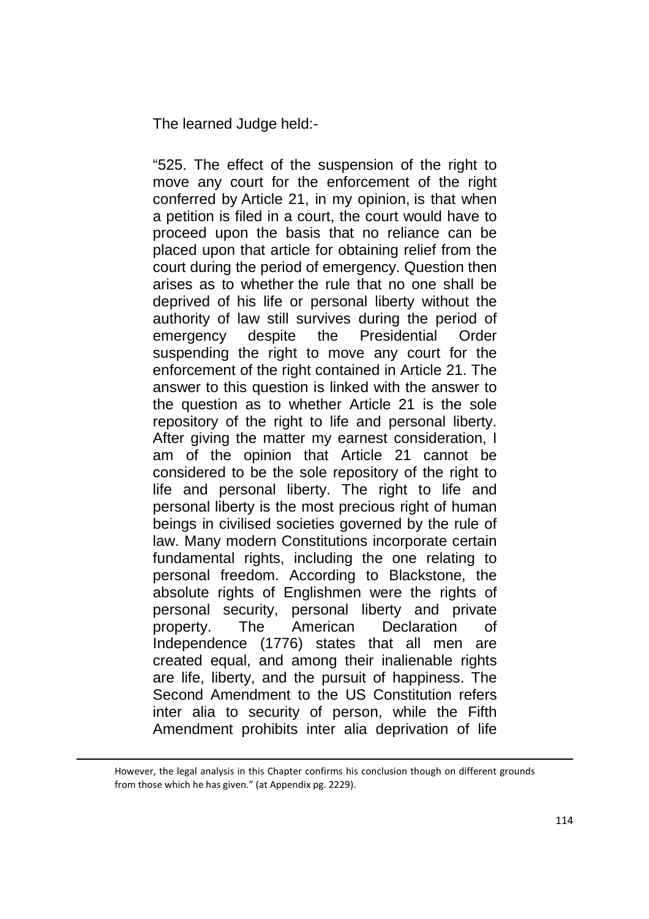The learned Judge held:-

> "525. The effect of the suspension of the right to move any court for the enforcement of the right conferred by Article 21, in my opinion, is that when a petition is filed in a court, the court would have to proceed upon the basis that no reliance can be placed upon that article for obtaining relief from the court during the period of emergency. Question then arises as to whether the rule that no one shall be deprived of his life or personal liberty without the authority of law still survives during the period of emergency despite the Presidential Order suspending the right to move any court for the enforcement of the right contained in Article 21. The answer to this question is linked with the answer to the question as to whether Article 21 is the sole repository of the right to life and personal liberty. After giving the matter my earnest consideration, I am of the opinion that Article 21 cannot be considered to be the sole repository of the right to life and personal liberty. The right to life and personal liberty is the most precious right of human beings in civilised societies governed by the rule of law. Many modern Constitutions incorporate certain fundamental rights, including the one relating to personal freedom. According to Blackstone, the absolute rights of Englishmen were the rights of personal security, personal liberty and private property. The American Declaration of Independence (1776) states that all men are created equal, and among their inalienable rights are life, liberty, and the pursuit of happiness. The Second Amendment to the US Constitution refers inter alia to security of person, while the Fifth Amendment prohibits inter alia deprivation of life

---

However, the legal analysis in this Chapter confirms his conclusion though on different grounds from those which he has given." (at Appendix pg. 2229).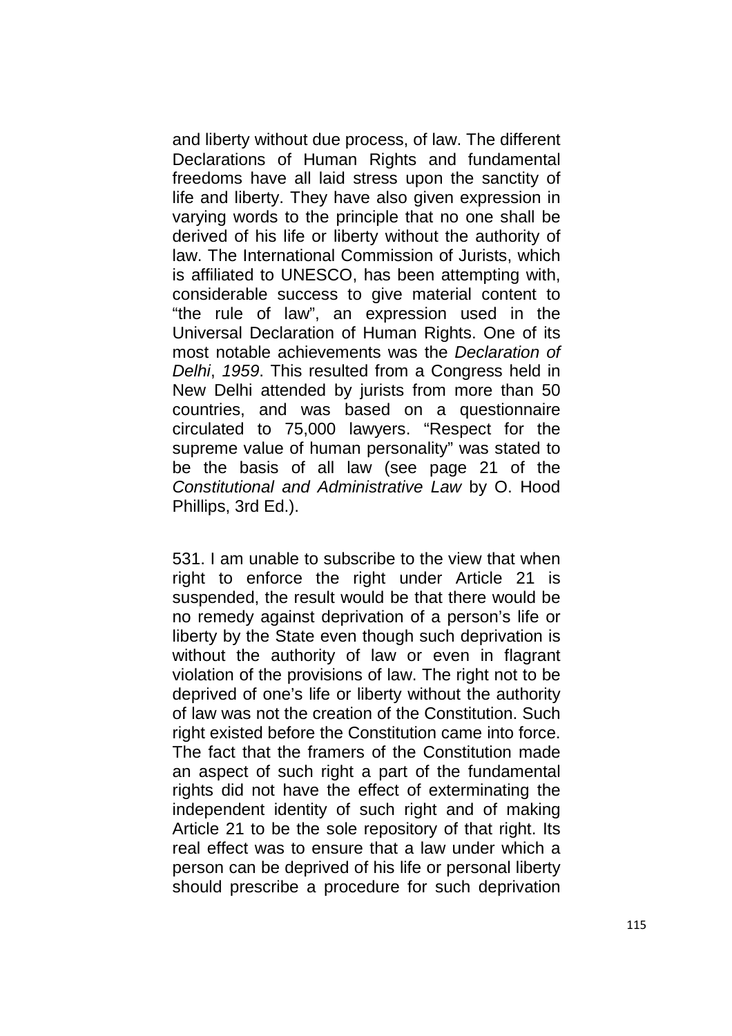and liberty without due process, of law. The different Declarations of Human Rights and fundamental freedoms have all laid stress upon the sanctity of life and liberty. They have also given expression in varying words to the principle that no one shall be derived of his life or liberty without the authority of law. The International Commission of Jurists, which is affiliated to UNESCO, has been attempting with, considerable success to give material content to "the rule of law", an expression used in the Universal Declaration of Human Rights. One of its most notable achievements was the *Declaration of Delhi*, *1959*. This resulted from a Congress held in New Delhi attended by jurists from more than 50 countries, and was based on a questionnaire circulated to 75,000 lawyers. "Respect for the supreme value of human personality" was stated to be the basis of all law (see page 21 of the *Constitutional and Administrative Law* by O. Hood Phillips, 3rd Ed.).

531. I am unable to subscribe to the view that when right to enforce the right under Article 21 is suspended, the result would be that there would be no remedy against deprivation of a person's life or liberty by the State even though such deprivation is without the authority of law or even in flagrant violation of the provisions of law. The right not to be deprived of one's life or liberty without the authority of law was not the creation of the Constitution. Such right existed before the Constitution came into force. The fact that the framers of the Constitution made an aspect of such right a part of the fundamental rights did not have the effect of exterminating the independent identity of such right and of making Article 21 to be the sole repository of that right. Its real effect was to ensure that a law under which a person can be deprived of his life or personal liberty should prescribe a procedure for such deprivation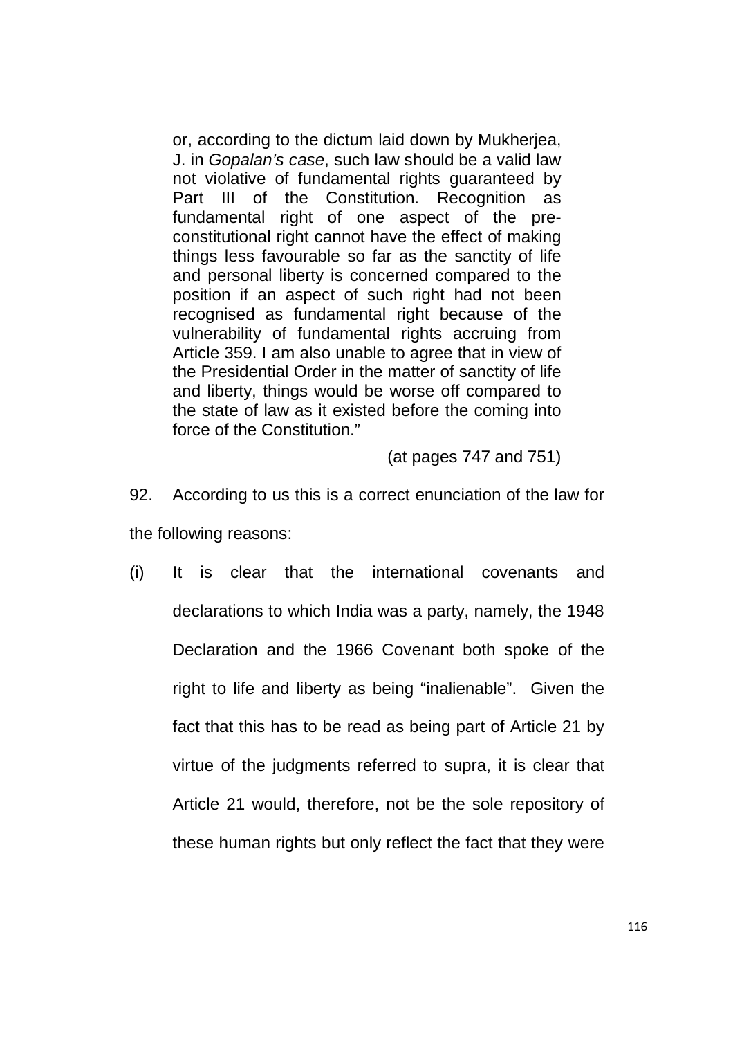> or, according to the dictum laid down by Mukherjea, J. in *Gopalan's case*, such law should be a valid law not violative of fundamental rights guaranteed by Part III of the Constitution. Recognition as fundamental right of one aspect of the pre-constitutional right cannot have the effect of making things less favourable so far as the sanctity of life and personal liberty is concerned compared to the position if an aspect of such right had not been recognised as fundamental right because of the vulnerability of fundamental rights accruing from Article 359. I am also unable to agree that in view of the Presidential Order in the matter of sanctity of life and liberty, things would be worse off compared to the state of law as it existed before the coming into force of the Constitution."
>
> (at pages 747 and 751)

92. According to us this is a correct enunciation of the law for the following reasons:

(i) It is clear that the international covenants and declarations to which India was a party, namely, the 1948 Declaration and the 1966 Covenant both spoke of the right to life and liberty as being "inalienable". Given the fact that this has to be read as being part of Article 21 by virtue of the judgments referred to supra, it is clear that Article 21 would, therefore, not be the sole repository of these human rights but only reflect the fact that they were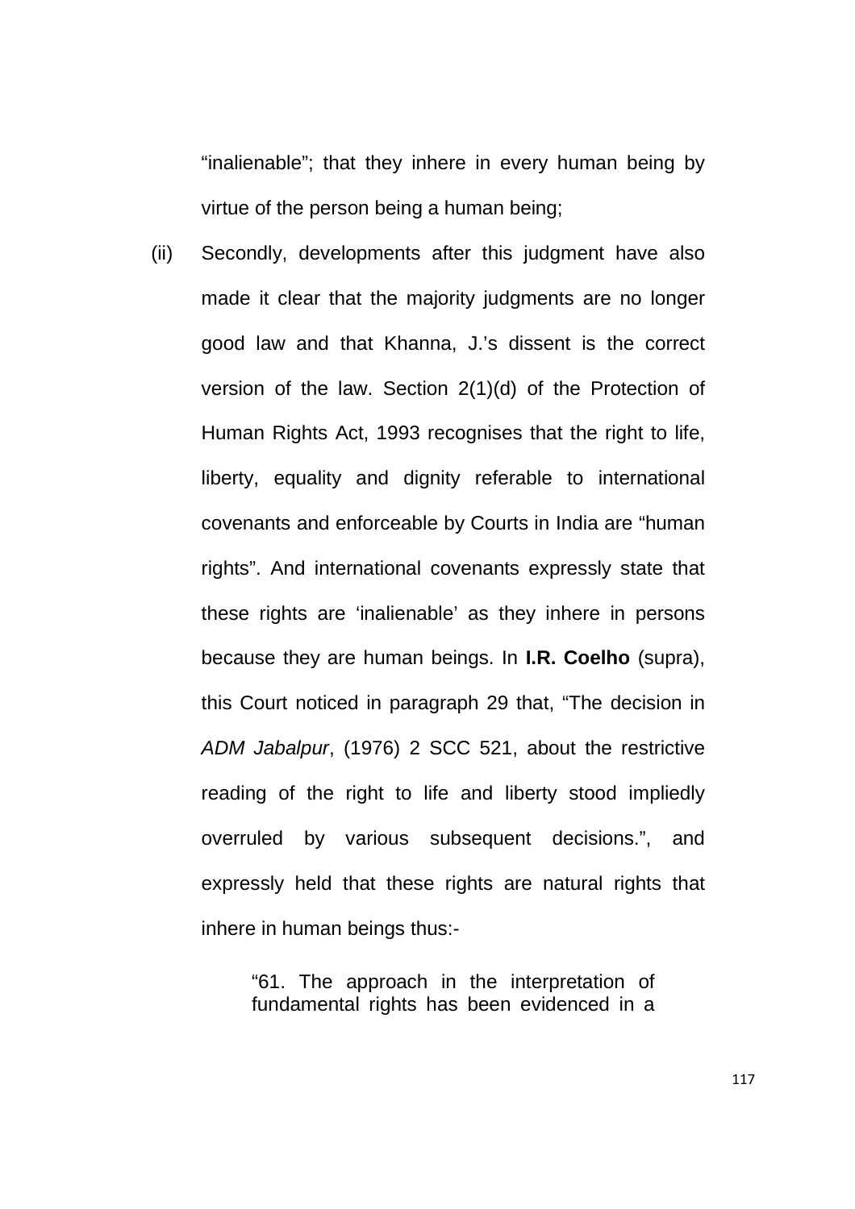"inalienable"; that they inhere in every human being by virtue of the person being a human being;

(ii) Secondly, developments after this judgment have also made it clear that the majority judgments are no longer good law and that Khanna, J.'s dissent is the correct version of the law. Section 2(1)(d) of the Protection of Human Rights Act, 1993 recognises that the right to life, liberty, equality and dignity referable to international covenants and enforceable by Courts in India are "human rights". And international covenants expressly state that these rights are 'inalienable' as they inhere in persons because they are human beings. In **I.R. Coelho** (supra), this Court noticed in paragraph 29 that, "The decision in *ADM Jabalpur*, (1976) 2 SCC 521, about the restrictive reading of the right to life and liberty stood impliedly overruled by various subsequent decisions.", and expressly held that these rights are natural rights that inhere in human beings thus:-

> "61. The approach in the interpretation of fundamental rights has been evidenced in a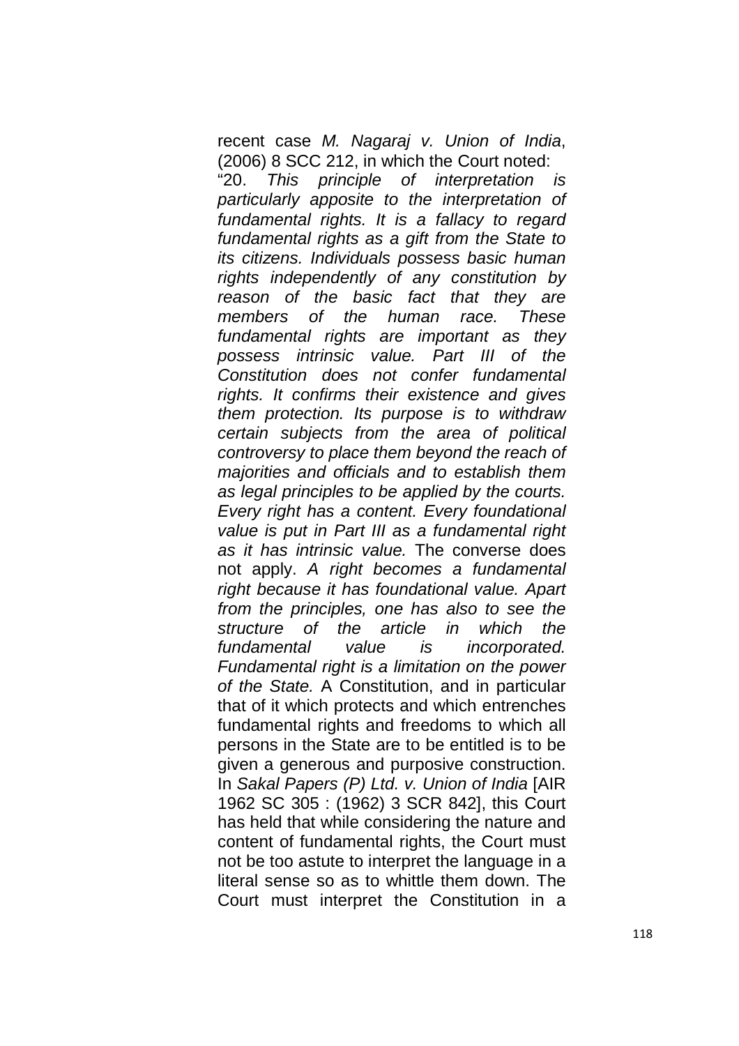recent case *M. Nagaraj v. Union of India*, (2006) 8 SCC 212, in which the Court noted:

"20. *This principle of interpretation is particularly apposite to the interpretation of fundamental rights. It is a fallacy to regard fundamental rights as a gift from the State to its citizens. Individuals possess basic human rights independently of any constitution by reason of the basic fact that they are members of the human race. These fundamental rights are important as they possess intrinsic value. Part III of the Constitution does not confer fundamental rights. It confirms their existence and gives them protection. Its purpose is to withdraw certain subjects from the area of political controversy to place them beyond the reach of majorities and officials and to establish them as legal principles to be applied by the courts. Every right has a content. Every foundational value is put in Part III as a fundamental right as it has intrinsic value.* The converse does not apply. *A right becomes a fundamental right because it has foundational value. Apart from the principles, one has also to see the structure of the article in which the fundamental value is incorporated. Fundamental right is a limitation on the power of the State.* A Constitution, and in particular that of it which protects and which entrenches fundamental rights and freedoms to which all persons in the State are to be entitled is to be given a generous and purposive construction. In *Sakal Papers (P) Ltd. v. Union of India* [AIR 1962 SC 305 : (1962) 3 SCR 842], this Court has held that while considering the nature and content of fundamental rights, the Court must not be too astute to interpret the language in a literal sense so as to whittle them down. The Court must interpret the Constitution in a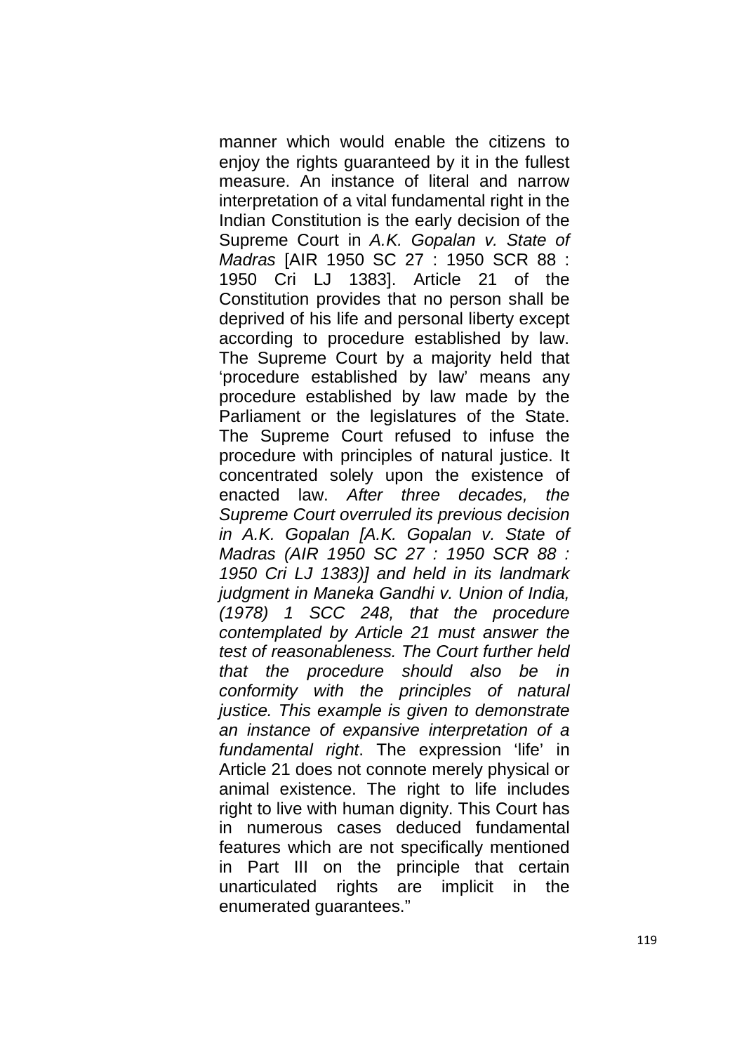manner which would enable the citizens to enjoy the rights guaranteed by it in the fullest measure. An instance of literal and narrow interpretation of a vital fundamental right in the Indian Constitution is the early decision of the Supreme Court in *A.K. Gopalan v. State of Madras* [AIR 1950 SC 27 : 1950 SCR 88 : 1950 Cri LJ 1383]. Article 21 of the Constitution provides that no person shall be deprived of his life and personal liberty except according to procedure established by law. The Supreme Court by a majority held that 'procedure established by law' means any procedure established by law made by the Parliament or the legislatures of the State. The Supreme Court refused to infuse the procedure with principles of natural justice. It concentrated solely upon the existence of enacted law. *After three decades, the Supreme Court overruled its previous decision in A.K. Gopalan [A.K. Gopalan v. State of Madras (AIR 1950 SC 27 : 1950 SCR 88 : 1950 Cri LJ 1383)] and held in its landmark judgment in Maneka Gandhi v. Union of India, (1978) 1 SCC 248, that the procedure contemplated by Article 21 must answer the test of reasonableness. The Court further held that the procedure should also be in conformity with the principles of natural justice. This example is given to demonstrate an instance of expansive interpretation of a fundamental right*. The expression 'life' in Article 21 does not connote merely physical or animal existence. The right to life includes right to live with human dignity. This Court has in numerous cases deduced fundamental features which are not specifically mentioned in Part III on the principle that certain unarticulated rights are implicit in the enumerated guarantees."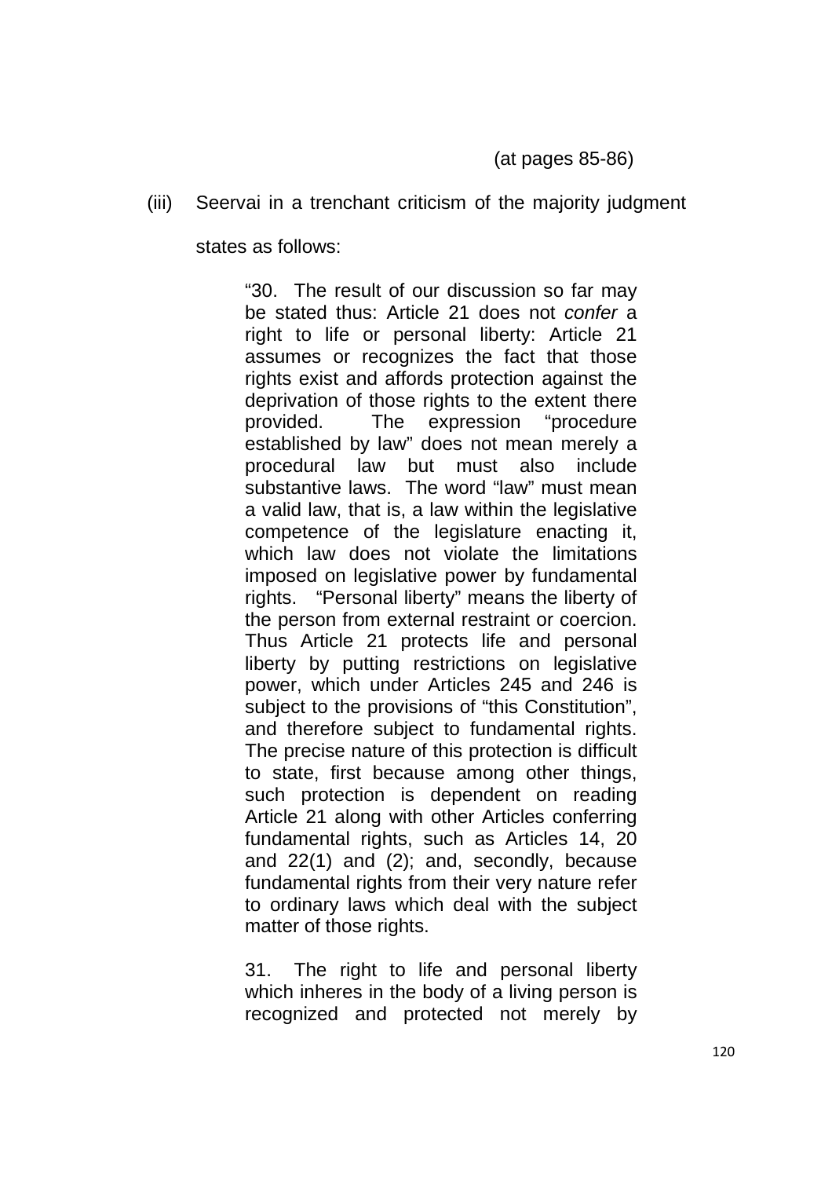(at pages 85-86)

(iii) Seervai in a trenchant criticism of the majority judgment states as follows:

> "30. The result of our discussion so far may be stated thus: Article 21 does not *confer* a right to life or personal liberty: Article 21 assumes or recognizes the fact that those rights exist and affords protection against the deprivation of those rights to the extent there provided. The expression "procedure established by law" does not mean merely a procedural law but must also include substantive laws. The word "law" must mean a valid law, that is, a law within the legislative competence of the legislature enacting it, which law does not violate the limitations imposed on legislative power by fundamental rights. "Personal liberty" means the liberty of the person from external restraint or coercion. Thus Article 21 protects life and personal liberty by putting restrictions on legislative power, which under Articles 245 and 246 is subject to the provisions of "this Constitution", and therefore subject to fundamental rights. The precise nature of this protection is difficult to state, first because among other things, such protection is dependent on reading Article 21 along with other Articles conferring fundamental rights, such as Articles 14, 20 and 22(1) and (2); and, secondly, because fundamental rights from their very nature refer to ordinary laws which deal with the subject matter of those rights.
>
> 31. The right to life and personal liberty which inheres in the body of a living person is recognized and protected not merely by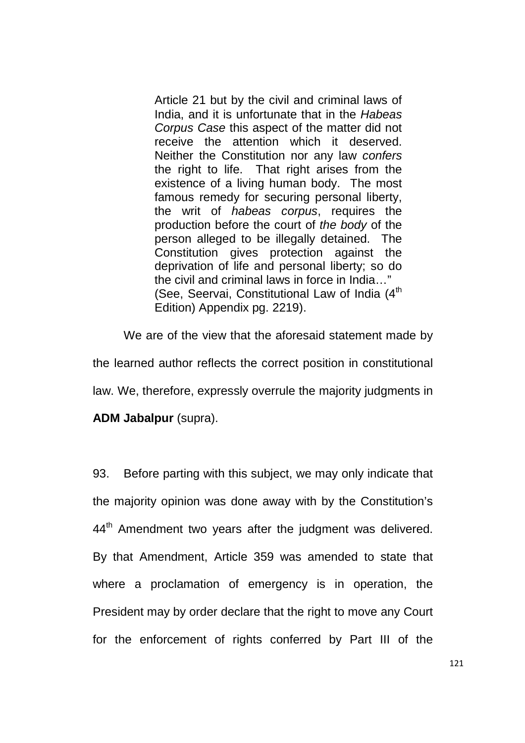> Article 21 but by the civil and criminal laws of India, and it is unfortunate that in the *Habeas Corpus Case* this aspect of the matter did not receive the attention which it deserved. Neither the Constitution nor any law *confers* the right to life. That right arises from the existence of a living human body. The most famous remedy for securing personal liberty, the writ of *habeas corpus*, requires the production before the court of *the body* of the person alleged to be illegally detained. The Constitution gives protection against the deprivation of life and personal liberty; so do the civil and criminal laws in force in India…"
> (See, Seervai, Constitutional Law of India (4th Edition) Appendix pg. 2219).

We are of the view that the aforesaid statement made by the learned author reflects the correct position in constitutional law. We, therefore, expressly overrule the majority judgments in **ADM Jabalpur** (supra).

93. Before parting with this subject, we may only indicate that the majority opinion was done away with by the Constitution's 44th Amendment two years after the judgment was delivered. By that Amendment, Article 359 was amended to state that where a proclamation of emergency is in operation, the President may by order declare that the right to move any Court for the enforcement of rights conferred by Part III of the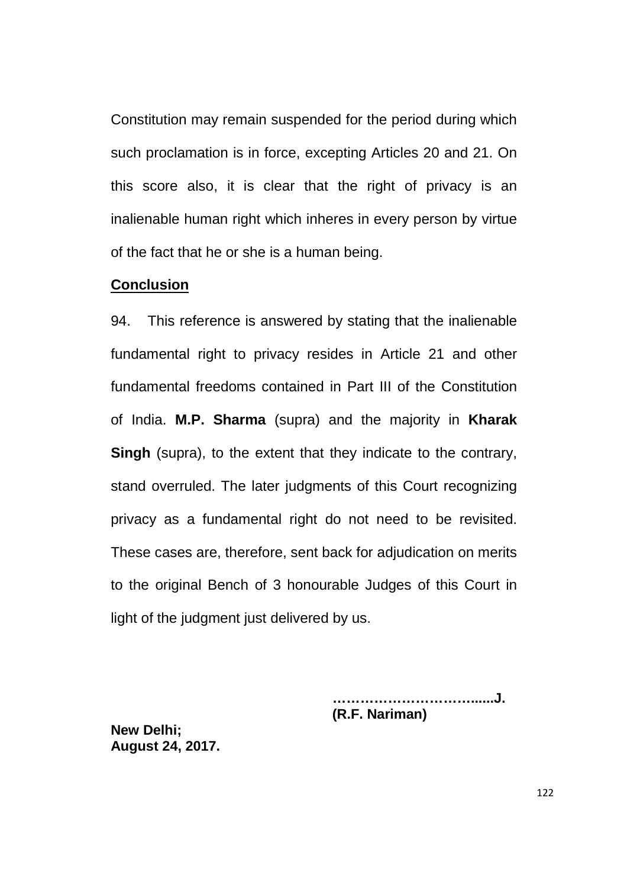Constitution may remain suspended for the period during which such proclamation is in force, excepting Articles 20 and 21. On this score also, it is clear that the right of privacy is an inalienable human right which inheres in every person by virtue of the fact that he or she is a human being.

## Conclusion

94. This reference is answered by stating that the inalienable fundamental right to privacy resides in Article 21 and other fundamental freedoms contained in Part III of the Constitution of India. **M.P. Sharma** (supra) and the majority in **Kharak Singh** (supra), to the extent that they indicate to the contrary, stand overruled. The later judgments of this Court recognizing privacy as a fundamental right do not need to be revisited. These cases are, therefore, sent back for adjudication on merits to the original Bench of 3 honourable Judges of this Court in light of the judgment just delivered by us.

**…………………………......J.**
**(R.F. Nariman)**

**New Delhi;**
**August 24, 2017.**